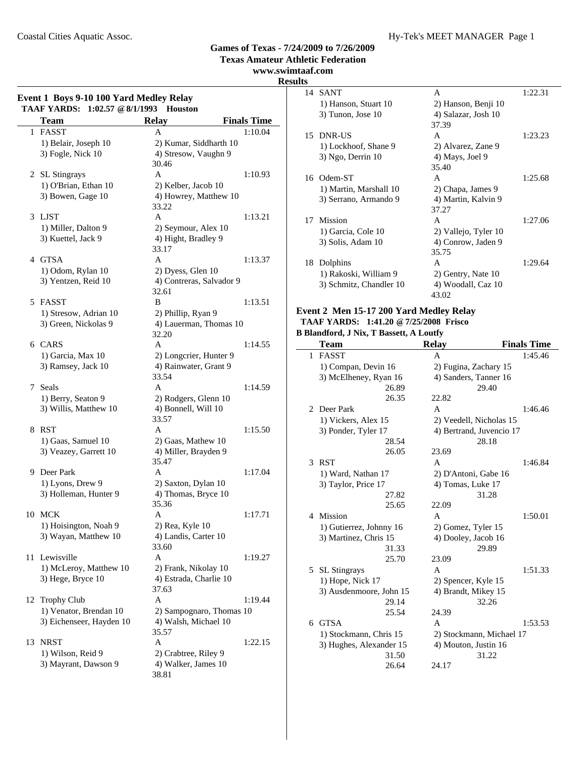**Games of Texas - 7/24/2009 to 7/26/2009**
**Texas Amateur Athletic Federation**
**www.swimtaaf.com**
**Results**

## Event 1 Boys 9-10 100 Yard Medley Relay

**TAAF YARDS: 1:02.57 @ 8/1/1993 Houston**

| | Team | Relay | Finals Time |
|---|---|---|---|
| 1 | FASST | A | 1:10.04 |
| | 1) Belair, Joseph 10 | 2) Kumar, Siddharth 10 | |
| | 3) Fogle, Nick 10 | 4) Stresow, Vaughn 9 | |
| | | 30.46 | |
| 2 | SL Stingrays | A | 1:10.93 |
| | 1) O'Brian, Ethan 10 | 2) Kelber, Jacob 10 | |
| | 3) Bowen, Gage 10 | 4) Howrey, Matthew 10 | |
| | | 33.22 | |
| 3 | LJST | A | 1:13.21 |
| | 1) Miller, Dalton 9 | 2) Seymour, Alex 10 | |
| | 3) Kuettel, Jack 9 | 4) Hight, Bradley 9 | |
| | | 33.17 | |
| 4 | GTSA | A | 1:13.37 |
| | 1) Odom, Rylan 10 | 2) Dyess, Glen 10 | |
| | 3) Yentzen, Reid 10 | 4) Contreras, Salvador 9 | |
| | | 32.61 | |
| 5 | FASST | B | 1:13.51 |
| | 1) Stresow, Adrian 10 | 2) Phillip, Ryan 9 | |
| | 3) Green, Nickolas 9 | 4) Lauerman, Thomas 10 | |
| | | 32.20 | |
| 6 | CARS | A | 1:14.55 |
| | 1) Garcia, Max 10 | 2) Longcrier, Hunter 9 | |
| | 3) Ramsey, Jack 10 | 4) Rainwater, Grant 9 | |
| | | 33.54 | |
| 7 | Seals | A | 1:14.59 |
| | 1) Berry, Seaton 9 | 2) Rodgers, Glenn 10 | |
| | 3) Willis, Matthew 10 | 4) Bonnell, Will 10 | |
| | | 33.57 | |
| 8 | RST | A | 1:15.50 |
| | 1) Gaas, Samuel 10 | 2) Gaas, Mathew 10 | |
| | 3) Veazey, Garrett 10 | 4) Miller, Brayden 9 | |
| | | 35.47 | |
| 9 | Deer Park | A | 1:17.04 |
| | 1) Lyons, Drew 9 | 2) Saxton, Dylan 10 | |
| | 3) Holleman, Hunter 9 | 4) Thomas, Bryce 10 | |
| | | 35.36 | |
| 10 | MCK | A | 1:17.71 |
| | 1) Hoisington, Noah 9 | 2) Rea, Kyle 10 | |
| | 3) Wayan, Matthew 10 | 4) Landis, Carter 10 | |
| | | 33.60 | |
| 11 | Lewisville | A | 1:19.27 |
| | 1) McLeroy, Matthew 10 | 2) Frank, Nikolay 10 | |
| | 3) Hege, Bryce 10 | 4) Estrada, Charlie 10 | |
| | | 37.63 | |
| 12 | Trophy Club | A | 1:19.44 |
| | 1) Venator, Brendan 10 | 2) Sampognaro, Thomas 10 | |
| | 3) Eichenseer, Hayden 10 | 4) Walsh, Michael 10 | |
| | | 35.57 | |
| 13 | NRST | A | 1:22.15 |
| | 1) Wilson, Reid 9 | 2) Crabtree, Riley 9 | |
| | 3) Mayrant, Dawson 9 | 4) Walker, James 10 | |
| | | 38.81 | |
| 14 | SANT | A | 1:22.31 |
| | 1) Hanson, Stuart 10 | 2) Hanson, Benji 10 | |
| | 3) Tunon, Jose 10 | 4) Salazar, Josh 10 | |
| | | 37.39 | |
| 15 | DNR-US | A | 1:23.23 |
| | 1) Lockhoof, Shane 9 | 2) Alvarez, Zane 9 | |
| | 3) Ngo, Derrin 10 | 4) Mays, Joel 9 | |
| | | 35.40 | |
| 16 | Odem-ST | A | 1:25.68 |
| | 1) Martin, Marshall 10 | 2) Chapa, James 9 | |
| | 3) Serrano, Armando 9 | 4) Martin, Kalvin 9 | |
| | | 37.27 | |
| 17 | Mission | A | 1:27.06 |
| | 1) Garcia, Cole 10 | 2) Vallejo, Tyler 10 | |
| | 3) Solis, Adam 10 | 4) Conrow, Jaden 9 | |
| | | 35.75 | |
| 18 | Dolphins | A | 1:29.64 |
| | 1) Rakoski, William 9 | 2) Gentry, Nate 10 | |
| | 3) Schmitz, Chandler 10 | 4) Woodall, Caz 10 | |
| | | 43.02 | |

## Event 2 Men 15-17 200 Yard Medley Relay

**TAAF YARDS: 1:41.20 @ 7/25/2008 Frisco**
**B Blandford, J Nix, T Bassett, A Loutfy**

| | Team | Relay | Finals Time |
|---|---|---|---|
| 1 | FASST | A | 1:45.46 |
| | 1) Compan, Devin 16 | 2) Fugina, Zachary 15 | |
| | 3) McElheney, Ryan 16 | 4) Sanders, Tanner 16 | |
| | 26.89 | 29.40 | |
| | 26.35 | 22.82 | |
| 2 | Deer Park | A | 1:46.46 |
| | 1) Vickers, Alex 15 | 2) Veedell, Nicholas 15 | |
| | 3) Ponder, Tyler 17 | 4) Bertrand, Juvencio 17 | |
| | 28.54 | 28.18 | |
| | 26.05 | 23.69 | |
| 3 | RST | A | 1:46.84 |
| | 1) Ward, Nathan 17 | 2) D'Antoni, Gabe 16 | |
| | 3) Taylor, Price 17 | 4) Tomas, Luke 17 | |
| | 27.82 | 31.28 | |
| | 25.65 | 22.09 | |
| 4 | Mission | A | 1:50.01 |
| | 1) Gutierrez, Johnny 16 | 2) Gomez, Tyler 15 | |
| | 3) Martinez, Chris 15 | 4) Dooley, Jacob 16 | |
| | 31.33 | 29.89 | |
| | 25.70 | 23.09 | |
| 5 | SL Stingrays | A | 1:51.33 |
| | 1) Hope, Nick 17 | 2) Spencer, Kyle 15 | |
| | 3) Ausdenmoore, John 15 | 4) Brandt, Mikey 15 | |
| | 29.14 | 32.26 | |
| | 25.54 | 24.39 | |
| 6 | GTSA | A | 1:53.53 |
| | 1) Stockmann, Chris 15 | 2) Stockmann, Michael 17 | |
| | 3) Hughes, Alexander 15 | 4) Mouton, Justin 16 | |
| | 31.50 | 31.22 | |
| | 26.64 | 24.17 | |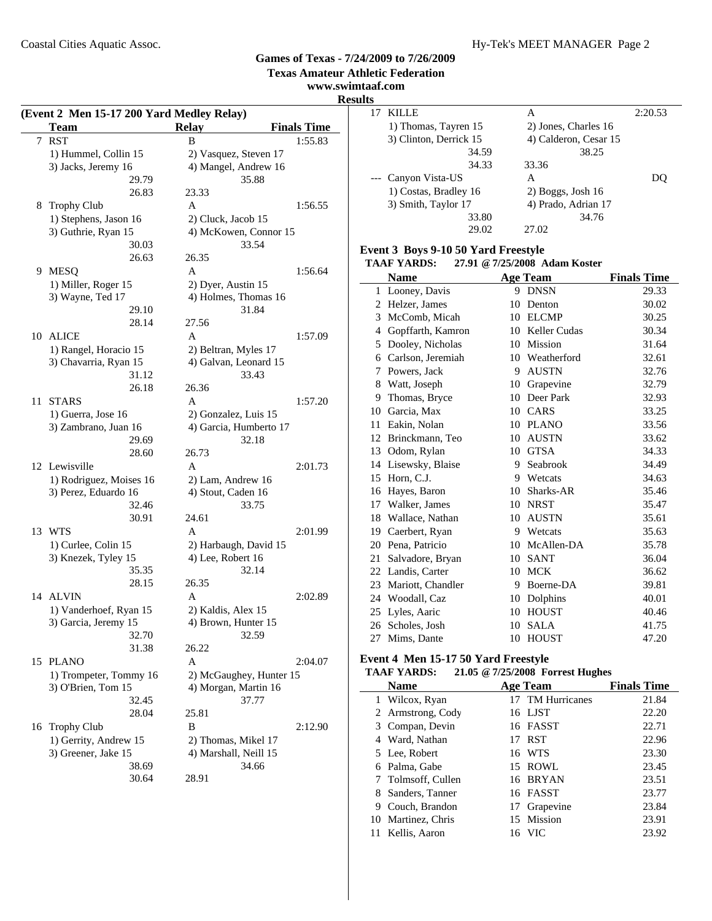## Games of Texas - 7/24/2009 to 7/26/2009

**Texas Amateur Athletic Federation**

**www.swimtaaf.com**

**Results**

### (Event 2 Men 15-17 200 Yard Medley Relay)

| | Team | Relay | Finals Time |
|---|---|---|---|
| 7 | RST | B | 1:55.83 |
| | 1) Hummel, Collin 15 | 2) Vasquez, Steven 17 | |
| | 3) Jacks, Jeremy 16 | 4) Mangel, Andrew 16 | |
| | 29.79 | 35.88 | |
| | 26.83 | 23.33 | |
| 8 | Trophy Club | A | 1:56.55 |
| | 1) Stephens, Jason 16 | 2) Cluck, Jacob 15 | |
| | 3) Guthrie, Ryan 15 | 4) McKowen, Connor 15 | |
| | 30.03 | 33.54 | |
| | 26.63 | 26.35 | |
| 9 | MESQ | A | 1:56.64 |
| | 1) Miller, Roger 15 | 2) Dyer, Austin 15 | |
| | 3) Wayne, Ted 17 | 4) Holmes, Thomas 16 | |
| | 29.10 | 31.84 | |
| | 28.14 | 27.56 | |
| 10 | ALICE | A | 1:57.09 |
| | 1) Rangel, Horacio 15 | 2) Beltran, Myles 17 | |
| | 3) Chavarria, Ryan 15 | 4) Galvan, Leonard 15 | |
| | 31.12 | 33.43 | |
| | 26.18 | 26.36 | |
| 11 | STARS | A | 1:57.20 |
| | 1) Guerra, Jose 16 | 2) Gonzalez, Luis 15 | |
| | 3) Zambrano, Juan 16 | 4) Garcia, Humberto 17 | |
| | 29.69 | 32.18 | |
| | 28.60 | 26.73 | |
| 12 | Lewisville | A | 2:01.73 |
| | 1) Rodriguez, Moises 16 | 2) Lam, Andrew 16 | |
| | 3) Perez, Eduardo 16 | 4) Stout, Caden 16 | |
| | 32.46 | 33.75 | |
| | 30.91 | 24.61 | |
| 13 | WTS | A | 2:01.99 |
| | 1) Curlee, Colin 15 | 2) Harbaugh, David 15 | |
| | 3) Knezek, Tyley 15 | 4) Lee, Robert 16 | |
| | 35.35 | 32.14 | |
| | 28.15 | 26.35 | |
| 14 | ALVIN | A | 2:02.89 |
| | 1) Vanderhoef, Ryan 15 | 2) Kaldis, Alex 15 | |
| | 3) Garcia, Jeremy 15 | 4) Brown, Hunter 15 | |
| | 32.70 | 32.59 | |
| | 31.38 | 26.22 | |
| 15 | PLANO | A | 2:04.07 |
| | 1) Trompeter, Tommy 16 | 2) McGaughey, Hunter 15 | |
| | 3) O'Brien, Tom 15 | 4) Morgan, Martin 16 | |
| | 32.45 | 37.77 | |
| | 28.04 | 25.81 | |
| 16 | Trophy Club | B | 2:12.90 |
| | 1) Gerrity, Andrew 15 | 2) Thomas, Mikel 17 | |
| | 3) Greener, Jake 15 | 4) Marshall, Neill 15 | |
| | 38.69 | 34.66 | |
| | 30.64 | 28.91 | |
| 17 | KILLE | A | 2:20.53 |
| | 1) Thomas, Tayren 15 | 2) Jones, Charles 16 | |
| | 3) Clinton, Derrick 15 | 4) Calderon, Cesar 15 | |
| | 34.59 | 38.25 | |
| | 34.33 | 33.36 | |
| --- | Canyon Vista-US | A | DQ |
| | 1) Costas, Bradley 16 | 2) Boggs, Josh 16 | |
| | 3) Smith, Taylor 17 | 4) Prado, Adrian 17 | |
| | 33.80 | 34.76 | |
| | 29.02 | 27.02 | |

### Event 3 Boys 9-10 50 Yard Freestyle

**TAAF YARDS: 27.91 @ 7/25/2008 Adam Koster**

| | Name | Age | Team | Finals Time |
|---|---|---|---|---|
| 1 | Looney, Davis | 9 | DNSN | 29.33 |
| 2 | Helzer, James | 10 | Denton | 30.02 |
| 3 | McComb, Micah | 10 | ELCMP | 30.25 |
| 4 | Gopffarth, Kamron | 10 | Keller Cudas | 30.34 |
| 5 | Dooley, Nicholas | 10 | Mission | 31.64 |
| 6 | Carlson, Jeremiah | 10 | Weatherford | 32.61 |
| 7 | Powers, Jack | 9 | AUSTN | 32.76 |
| 8 | Watt, Joseph | 10 | Grapevine | 32.79 |
| 9 | Thomas, Bryce | 10 | Deer Park | 32.93 |
| 10 | Garcia, Max | 10 | CARS | 33.25 |
| 11 | Eakin, Nolan | 10 | PLANO | 33.56 |
| 12 | Brinckmann, Teo | 10 | AUSTN | 33.62 |
| 13 | Odom, Rylan | 10 | GTSA | 34.33 |
| 14 | Lisewsky, Blaise | 9 | Seabrook | 34.49 |
| 15 | Horn, C.J. | 9 | Wetcats | 34.63 |
| 16 | Hayes, Baron | 10 | Sharks-AR | 35.46 |
| 17 | Walker, James | 10 | NRST | 35.47 |
| 18 | Wallace, Nathan | 10 | AUSTN | 35.61 |
| 19 | Caerbert, Ryan | 9 | Wetcats | 35.63 |
| 20 | Pena, Patricio | 10 | McAllen-DA | 35.78 |
| 21 | Salvadore, Bryan | 10 | SANT | 36.04 |
| 22 | Landis, Carter | 10 | MCK | 36.62 |
| 23 | Mariott, Chandler | 9 | Boerne-DA | 39.81 |
| 24 | Woodall, Caz | 10 | Dolphins | 40.01 |
| 25 | Lyles, Aaric | 10 | HOUST | 40.46 |
| 26 | Scholes, Josh | 10 | SALA | 41.75 |
| 27 | Mims, Dante | 10 | HOUST | 47.20 |

### Event 4 Men 15-17 50 Yard Freestyle

**TAAF YARDS: 21.05 @ 7/25/2008 Forrest Hughes**

| | Name | Age | Team | Finals Time |
|---|---|---|---|---|
| 1 | Wilcox, Ryan | 17 | TM Hurricanes | 21.84 |
| 2 | Armstrong, Cody | 16 | LJST | 22.20 |
| 3 | Compan, Devin | 16 | FASST | 22.71 |
| 4 | Ward, Nathan | 17 | RST | 22.96 |
| 5 | Lee, Robert | 16 | WTS | 23.30 |
| 6 | Palma, Gabe | 15 | ROWL | 23.45 |
| 7 | Tolmsoff, Cullen | 16 | BRYAN | 23.51 |
| 8 | Sanders, Tanner | 16 | FASST | 23.77 |
| 9 | Couch, Brandon | 17 | Grapevine | 23.84 |
| 10 | Martinez, Chris | 15 | Mission | 23.91 |
| 11 | Kellis, Aaron | 16 | VIC | 23.92 |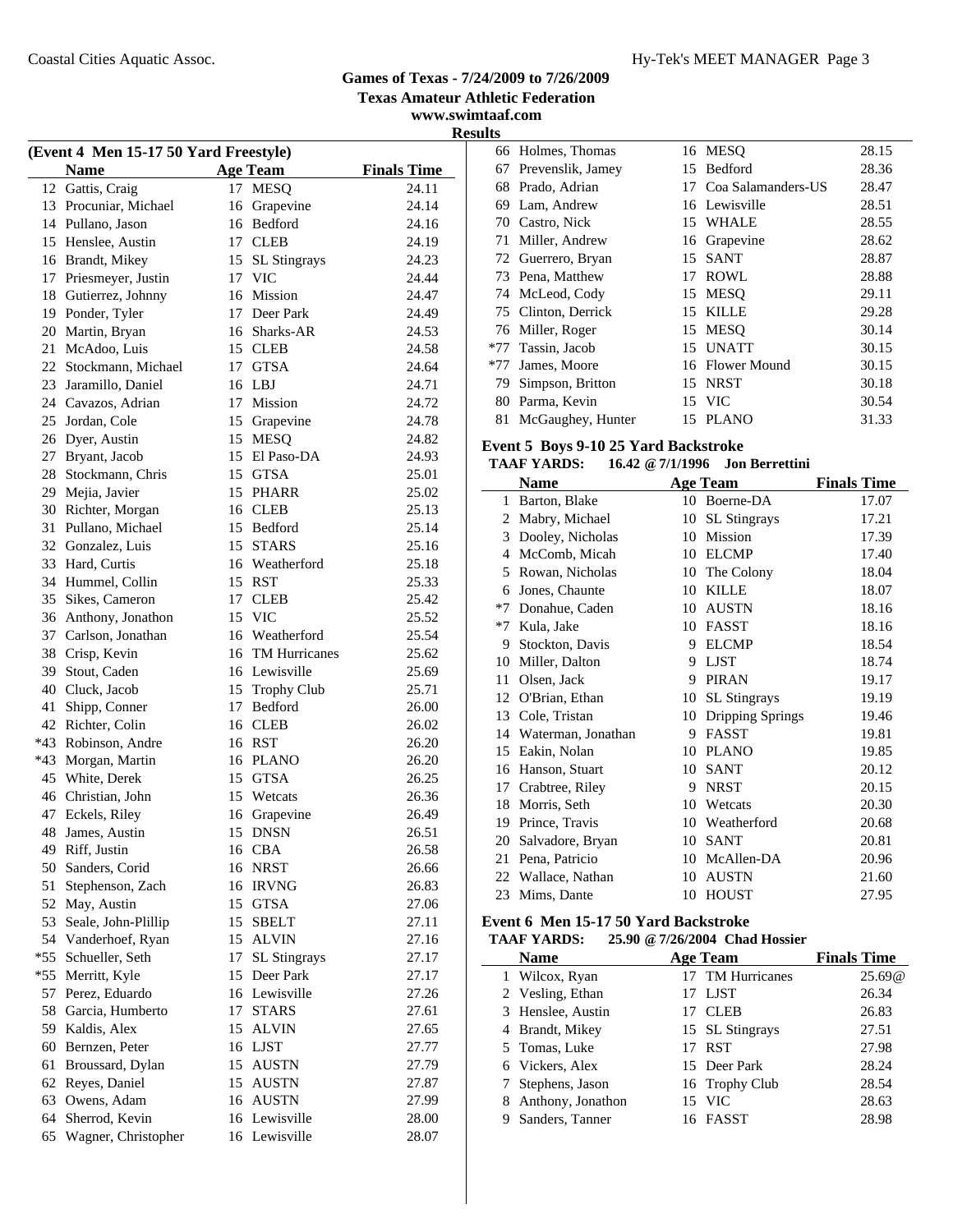# Games of Texas - 7/24/2009 to 7/26/2009

**Texas Amateur Athletic Federation**

**www.swimtaaf.com**

**Results**

### (Event 4 Men 15-17 50 Yard Freestyle)

| | Name | Age | Team | Finals Time |
|---|---|---|---|---|
| 12 | Gattis, Craig | 17 | MESQ | 24.11 |
| 13 | Procuniar, Michael | 16 | Grapevine | 24.14 |
| 14 | Pullano, Jason | 16 | Bedford | 24.16 |
| 15 | Henslee, Austin | 17 | CLEB | 24.19 |
| 16 | Brandt, Mikey | 15 | SL Stingrays | 24.23 |
| 17 | Priesmeyer, Justin | 17 | VIC | 24.44 |
| 18 | Gutierrez, Johnny | 16 | Mission | 24.47 |
| 19 | Ponder, Tyler | 17 | Deer Park | 24.49 |
| 20 | Martin, Bryan | 16 | Sharks-AR | 24.53 |
| 21 | McAdoo, Luis | 15 | CLEB | 24.58 |
| 22 | Stockmann, Michael | 17 | GTSA | 24.64 |
| 23 | Jaramillo, Daniel | 16 | LBJ | 24.71 |
| 24 | Cavazos, Adrian | 17 | Mission | 24.72 |
| 25 | Jordan, Cole | 15 | Grapevine | 24.78 |
| 26 | Dyer, Austin | 15 | MESQ | 24.82 |
| 27 | Bryant, Jacob | 15 | El Paso-DA | 24.93 |
| 28 | Stockmann, Chris | 15 | GTSA | 25.01 |
| 29 | Mejia, Javier | 15 | PHARR | 25.02 |
| 30 | Richter, Morgan | 16 | CLEB | 25.13 |
| 31 | Pullano, Michael | 15 | Bedford | 25.14 |
| 32 | Gonzalez, Luis | 15 | STARS | 25.16 |
| 33 | Hard, Curtis | 16 | Weatherford | 25.18 |
| 34 | Hummel, Collin | 15 | RST | 25.33 |
| 35 | Sikes, Cameron | 17 | CLEB | 25.42 |
| 36 | Anthony, Jonathon | 15 | VIC | 25.52 |
| 37 | Carlson, Jonathan | 16 | Weatherford | 25.54 |
| 38 | Crisp, Kevin | 16 | TM Hurricanes | 25.62 |
| 39 | Stout, Caden | 16 | Lewisville | 25.69 |
| 40 | Cluck, Jacob | 15 | Trophy Club | 25.71 |
| 41 | Shipp, Conner | 17 | Bedford | 26.00 |
| 42 | Richter, Colin | 16 | CLEB | 26.02 |
| *43 | Robinson, Andre | 16 | RST | 26.20 |
| *43 | Morgan, Martin | 16 | PLANO | 26.20 |
| 45 | White, Derek | 15 | GTSA | 26.25 |
| 46 | Christian, John | 15 | Wetcats | 26.36 |
| 47 | Eckels, Riley | 16 | Grapevine | 26.49 |
| 48 | James, Austin | 15 | DNSN | 26.51 |
| 49 | Riff, Justin | 16 | CBA | 26.58 |
| 50 | Sanders, Corid | 16 | NRST | 26.66 |
| 51 | Stephenson, Zach | 16 | IRVNG | 26.83 |
| 52 | May, Austin | 15 | GTSA | 27.06 |
| 53 | Seale, John-Plillip | 15 | SBELT | 27.11 |
| 54 | Vanderhoef, Ryan | 15 | ALVIN | 27.16 |
| *55 | Schueller, Seth | 17 | SL Stingrays | 27.17 |
| *55 | Merritt, Kyle | 15 | Deer Park | 27.17 |
| 57 | Perez, Eduardo | 16 | Lewisville | 27.26 |
| 58 | Garcia, Humberto | 17 | STARS | 27.61 |
| 59 | Kaldis, Alex | 15 | ALVIN | 27.65 |
| 60 | Bernzen, Peter | 16 | LJST | 27.77 |
| 61 | Broussard, Dylan | 15 | AUSTN | 27.79 |
| 62 | Reyes, Daniel | 15 | AUSTN | 27.87 |
| 63 | Owens, Adam | 16 | AUSTN | 27.99 |
| 64 | Sherrod, Kevin | 16 | Lewisville | 28.00 |
| 65 | Wagner, Christopher | 16 | Lewisville | 28.07 |
| 66 | Holmes, Thomas | 16 | MESQ | 28.15 |
| 67 | Prevenslik, Jamey | 15 | Bedford | 28.36 |
| 68 | Prado, Adrian | 17 | Coa Salamanders-US | 28.47 |
| 69 | Lam, Andrew | 16 | Lewisville | 28.51 |
| 70 | Castro, Nick | 15 | WHALE | 28.55 |
| 71 | Miller, Andrew | 16 | Grapevine | 28.62 |
| 72 | Guerrero, Bryan | 15 | SANT | 28.87 |
| 73 | Pena, Matthew | 17 | ROWL | 28.88 |
| 74 | McLeod, Cody | 15 | MESQ | 29.11 |
| 75 | Clinton, Derrick | 15 | KILLE | 29.28 |
| 76 | Miller, Roger | 15 | MESQ | 30.14 |
| *77 | Tassin, Jacob | 15 | UNATT | 30.15 |
| *77 | James, Moore | 16 | Flower Mound | 30.15 |
| 79 | Simpson, Britton | 15 | NRST | 30.18 |
| 80 | Parma, Kevin | 15 | VIC | 30.54 |
| 81 | McGaughey, Hunter | 15 | PLANO | 31.33 |

### Event 5 Boys 9-10 25 Yard Backstroke

**TAAF YARDS: 16.42 @ 7/1/1996 Jon Berrettini**

| | Name | Age | Team | Finals Time |
|---|---|---|---|---|
| 1 | Barton, Blake | 10 | Boerne-DA | 17.07 |
| 2 | Mabry, Michael | 10 | SL Stingrays | 17.21 |
| 3 | Dooley, Nicholas | 10 | Mission | 17.39 |
| 4 | McComb, Micah | 10 | ELCMP | 17.40 |
| 5 | Rowan, Nicholas | 10 | The Colony | 18.04 |
| 6 | Jones, Chaunte | 10 | KILLE | 18.07 |
| *7 | Donahue, Caden | 10 | AUSTN | 18.16 |
| *7 | Kula, Jake | 10 | FASST | 18.16 |
| 9 | Stockton, Davis | 9 | ELCMP | 18.54 |
| 10 | Miller, Dalton | 9 | LJST | 18.74 |
| 11 | Olsen, Jack | 9 | PIRAN | 19.17 |
| 12 | O'Brian, Ethan | 10 | SL Stingrays | 19.19 |
| 13 | Cole, Tristan | 10 | Dripping Springs | 19.46 |
| 14 | Waterman, Jonathan | 9 | FASST | 19.81 |
| 15 | Eakin, Nolan | 10 | PLANO | 19.85 |
| 16 | Hanson, Stuart | 10 | SANT | 20.12 |
| 17 | Crabtree, Riley | 9 | NRST | 20.15 |
| 18 | Morris, Seth | 10 | Wetcats | 20.30 |
| 19 | Prince, Travis | 10 | Weatherford | 20.68 |
| 20 | Salvadore, Bryan | 10 | SANT | 20.81 |
| 21 | Pena, Patricio | 10 | McAllen-DA | 20.96 |
| 22 | Wallace, Nathan | 10 | AUSTN | 21.60 |
| 23 | Mims, Dante | 10 | HOUST | 27.95 |

### Event 6 Men 15-17 50 Yard Backstroke

**TAAF YARDS: 25.90 @ 7/26/2004 Chad Hossier**

| | Name | Age | Team | Finals Time |
|---|---|---|---|---|
| 1 | Wilcox, Ryan | 17 | TM Hurricanes | 25.69@ |
| 2 | Vesling, Ethan | 17 | LJST | 26.34 |
| 3 | Henslee, Austin | 17 | CLEB | 26.83 |
| 4 | Brandt, Mikey | 15 | SL Stingrays | 27.51 |
| 5 | Tomas, Luke | 17 | RST | 27.98 |
| 6 | Vickers, Alex | 15 | Deer Park | 28.24 |
| 7 | Stephens, Jason | 16 | Trophy Club | 28.54 |
| 8 | Anthony, Jonathon | 15 | VIC | 28.63 |
| 9 | Sanders, Tanner | 16 | FASST | 28.98 |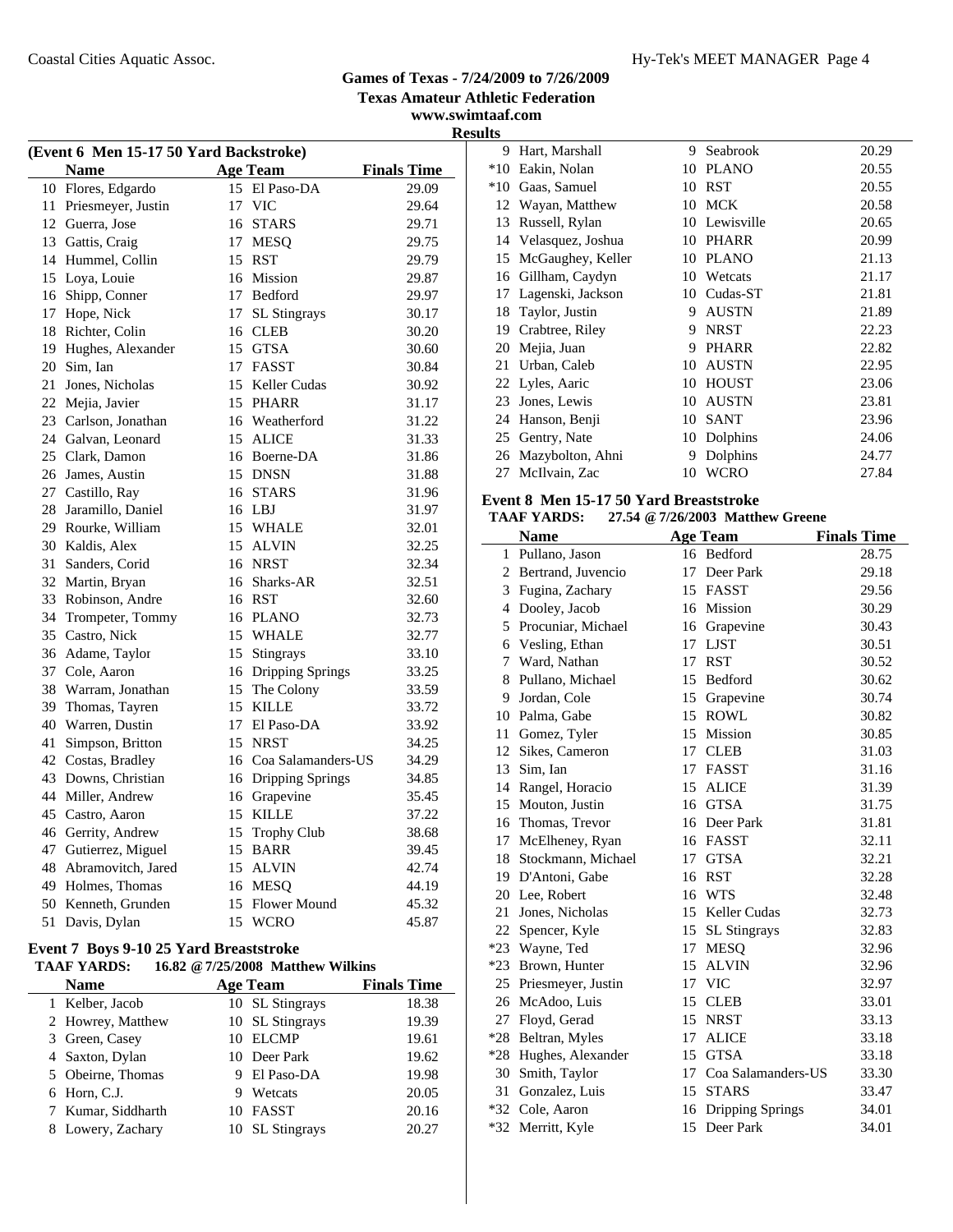# Games of Texas - 7/24/2009 to 7/26/2009

**Texas Amateur Athletic Federation**

**www.swimtaaf.com**

**Results**

## (Event 6 Men 15-17 50 Yard Backstroke)

| | Name | Age | Team | Finals Time |
|---|---|---|---|---|
| 10 | Flores, Edgardo | 15 | El Paso-DA | 29.09 |
| 11 | Priesmeyer, Justin | 17 | VIC | 29.64 |
| 12 | Guerra, Jose | 16 | STARS | 29.71 |
| 13 | Gattis, Craig | 17 | MESQ | 29.75 |
| 14 | Hummel, Collin | 15 | RST | 29.79 |
| 15 | Loya, Louie | 16 | Mission | 29.87 |
| 16 | Shipp, Conner | 17 | Bedford | 29.97 |
| 17 | Hope, Nick | 17 | SL Stingrays | 30.17 |
| 18 | Richter, Colin | 16 | CLEB | 30.20 |
| 19 | Hughes, Alexander | 15 | GTSA | 30.60 |
| 20 | Sim, Ian | 17 | FASST | 30.84 |
| 21 | Jones, Nicholas | 15 | Keller Cudas | 30.92 |
| 22 | Mejia, Javier | 15 | PHARR | 31.17 |
| 23 | Carlson, Jonathan | 16 | Weatherford | 31.22 |
| 24 | Galvan, Leonard | 15 | ALICE | 31.33 |
| 25 | Clark, Damon | 16 | Boerne-DA | 31.86 |
| 26 | James, Austin | 15 | DNSN | 31.88 |
| 27 | Castillo, Ray | 16 | STARS | 31.96 |
| 28 | Jaramillo, Daniel | 16 | LBJ | 31.97 |
| 29 | Rourke, William | 15 | WHALE | 32.01 |
| 30 | Kaldis, Alex | 15 | ALVIN | 32.25 |
| 31 | Sanders, Corid | 16 | NRST | 32.34 |
| 32 | Martin, Bryan | 16 | Sharks-AR | 32.51 |
| 33 | Robinson, Andre | 16 | RST | 32.60 |
| 34 | Trompeter, Tommy | 16 | PLANO | 32.73 |
| 35 | Castro, Nick | 15 | WHALE | 32.77 |
| 36 | Adame, Taylor | 15 | Stingrays | 33.10 |
| 37 | Cole, Aaron | 16 | Dripping Springs | 33.25 |
| 38 | Warram, Jonathan | 15 | The Colony | 33.59 |
| 39 | Thomas, Tayren | 15 | KILLE | 33.72 |
| 40 | Warren, Dustin | 17 | El Paso-DA | 33.92 |
| 41 | Simpson, Britton | 15 | NRST | 34.25 |
| 42 | Costas, Bradley | 16 | Coa Salamanders-US | 34.29 |
| 43 | Downs, Christian | 16 | Dripping Springs | 34.85 |
| 44 | Miller, Andrew | 16 | Grapevine | 35.45 |
| 45 | Castro, Aaron | 15 | KILLE | 37.22 |
| 46 | Gerrity, Andrew | 15 | Trophy Club | 38.68 |
| 47 | Gutierrez, Miguel | 15 | BARR | 39.45 |
| 48 | Abramovitch, Jared | 15 | ALVIN | 42.74 |
| 49 | Holmes, Thomas | 16 | MESQ | 44.19 |
| 50 | Kenneth, Grunden | 15 | Flower Mound | 45.32 |
| 51 | Davis, Dylan | 15 | WCRO | 45.87 |

## Event 7 Boys 9-10 25 Yard Breaststroke

**TAAF YARDS: 16.82 @ 7/25/2008 Matthew Wilkins**

| | Name | Age | Team | Finals Time |
|---|---|---|---|---|
| 1 | Kelber, Jacob | 10 | SL Stingrays | 18.38 |
| 2 | Howrey, Matthew | 10 | SL Stingrays | 19.39 |
| 3 | Green, Casey | 10 | ELCMP | 19.61 |
| 4 | Saxton, Dylan | 10 | Deer Park | 19.62 |
| 5 | Obeirne, Thomas | 9 | El Paso-DA | 19.98 |
| 6 | Horn, C.J. | 9 | Wetcats | 20.05 |
| 7 | Kumar, Siddharth | 10 | FASST | 20.16 |
| 8 | Lowery, Zachary | 10 | SL Stingrays | 20.27 |
| 9 | Hart, Marshall | 9 | Seabrook | 20.29 |
| *10 | Eakin, Nolan | 10 | PLANO | 20.55 |
| *10 | Gaas, Samuel | 10 | RST | 20.55 |
| 12 | Wayan, Matthew | 10 | MCK | 20.58 |
| 13 | Russell, Rylan | 10 | Lewisville | 20.65 |
| 14 | Velasquez, Joshua | 10 | PHARR | 20.99 |
| 15 | McGaughey, Keller | 10 | PLANO | 21.13 |
| 16 | Gillham, Caydyn | 10 | Wetcats | 21.17 |
| 17 | Lagenski, Jackson | 10 | Cudas-ST | 21.81 |
| 18 | Taylor, Justin | 9 | AUSTN | 21.89 |
| 19 | Crabtree, Riley | 9 | NRST | 22.23 |
| 20 | Mejia, Juan | 9 | PHARR | 22.82 |
| 21 | Urban, Caleb | 10 | AUSTN | 22.95 |
| 22 | Lyles, Aaric | 10 | HOUST | 23.06 |
| 23 | Jones, Lewis | 10 | AUSTN | 23.81 |
| 24 | Hanson, Benji | 10 | SANT | 23.96 |
| 25 | Gentry, Nate | 10 | Dolphins | 24.06 |
| 26 | Mazybolton, Ahni | 9 | Dolphins | 24.77 |
| 27 | McIlvain, Zac | 10 | WCRO | 27.84 |

## Event 8 Men 15-17 50 Yard Breaststroke

**TAAF YARDS: 27.54 @ 7/26/2003 Matthew Greene**

| | Name | Age | Team | Finals Time |
|---|---|---|---|---|
| 1 | Pullano, Jason | 16 | Bedford | 28.75 |
| 2 | Bertrand, Juvencio | 17 | Deer Park | 29.18 |
| 3 | Fugina, Zachary | 15 | FASST | 29.56 |
| 4 | Dooley, Jacob | 16 | Mission | 30.29 |
| 5 | Procuniar, Michael | 16 | Grapevine | 30.43 |
| 6 | Vesling, Ethan | 17 | LJST | 30.51 |
| 7 | Ward, Nathan | 17 | RST | 30.52 |
| 8 | Pullano, Michael | 15 | Bedford | 30.62 |
| 9 | Jordan, Cole | 15 | Grapevine | 30.74 |
| 10 | Palma, Gabe | 15 | ROWL | 30.82 |
| 11 | Gomez, Tyler | 15 | Mission | 30.85 |
| 12 | Sikes, Cameron | 17 | CLEB | 31.03 |
| 13 | Sim, Ian | 17 | FASST | 31.16 |
| 14 | Rangel, Horacio | 15 | ALICE | 31.39 |
| 15 | Mouton, Justin | 16 | GTSA | 31.75 |
| 16 | Thomas, Trevor | 16 | Deer Park | 31.81 |
| 17 | McElheney, Ryan | 16 | FASST | 32.11 |
| 18 | Stockmann, Michael | 17 | GTSA | 32.21 |
| 19 | D'Antoni, Gabe | 16 | RST | 32.28 |
| 20 | Lee, Robert | 16 | WTS | 32.48 |
| 21 | Jones, Nicholas | 15 | Keller Cudas | 32.73 |
| 22 | Spencer, Kyle | 15 | SL Stingrays | 32.83 |
| *23 | Wayne, Ted | 17 | MESQ | 32.96 |
| *23 | Brown, Hunter | 15 | ALVIN | 32.96 |
| 25 | Priesmeyer, Justin | 17 | VIC | 32.97 |
| 26 | McAdoo, Luis | 15 | CLEB | 33.01 |
| 27 | Floyd, Gerad | 15 | NRST | 33.13 |
| *28 | Beltran, Myles | 17 | ALICE | 33.18 |
| *28 | Hughes, Alexander | 15 | GTSA | 33.18 |
| 30 | Smith, Taylor | 17 | Coa Salamanders-US | 33.30 |
| 31 | Gonzalez, Luis | 15 | STARS | 33.47 |
| *32 | Cole, Aaron | 16 | Dripping Springs | 34.01 |
| *32 | Merritt, Kyle | 15 | Deer Park | 34.01 |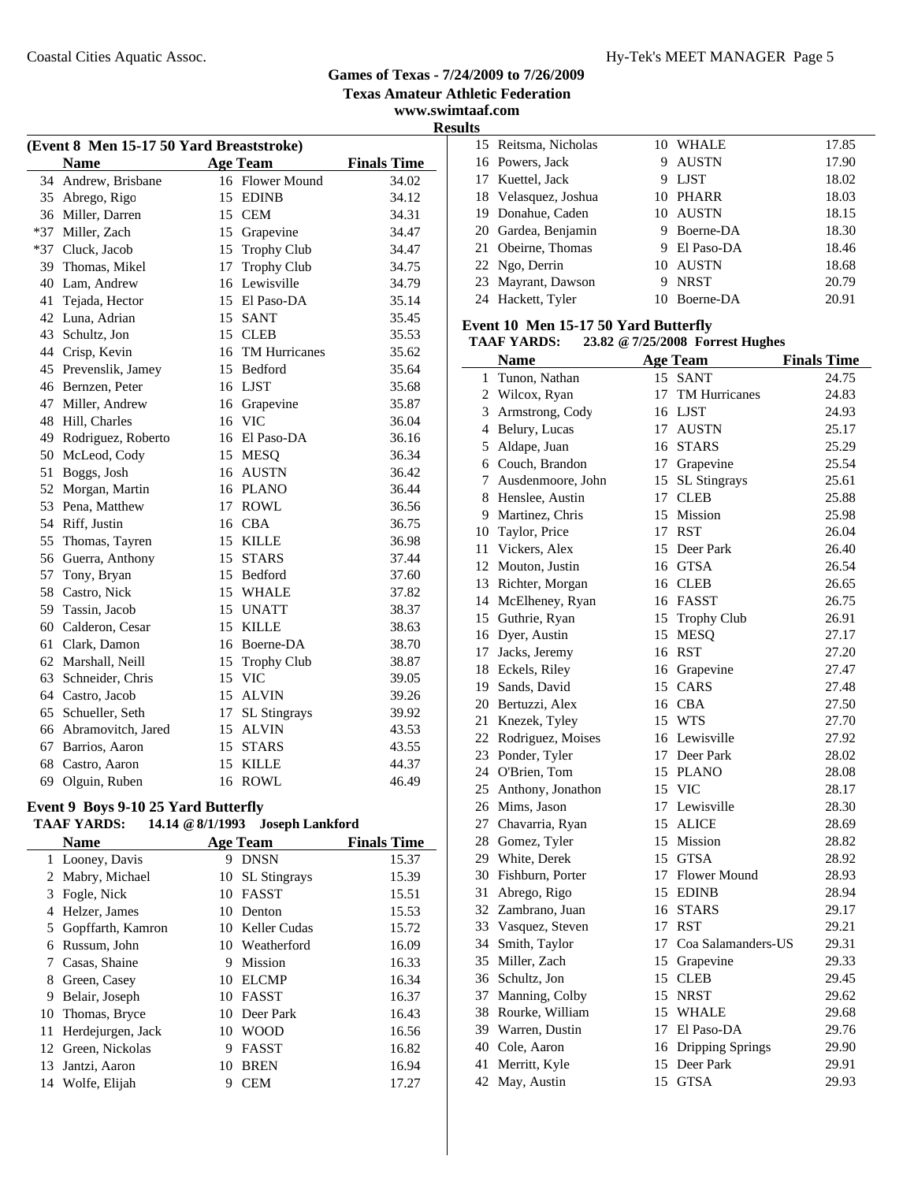# Games of Texas - 7/24/2009 to 7/26/2009

**Texas Amateur Athletic Federation**

**www.swimtaaf.com**

**Results**

## (Event 8 Men 15-17 50 Yard Breaststroke)

| | Name | Age | Team | Finals Time |
|---|---|---|---|---|
| 34 | Andrew, Brisbane | 16 | Flower Mound | 34.02 |
| 35 | Abrego, Rigo | 15 | EDINB | 34.12 |
| 36 | Miller, Darren | 15 | CEM | 34.31 |
| *37 | Miller, Zach | 15 | Grapevine | 34.47 |
| *37 | Cluck, Jacob | 15 | Trophy Club | 34.47 |
| 39 | Thomas, Mikel | 17 | Trophy Club | 34.75 |
| 40 | Lam, Andrew | 16 | Lewisville | 34.79 |
| 41 | Tejada, Hector | 15 | El Paso-DA | 35.14 |
| 42 | Luna, Adrian | 15 | SANT | 35.45 |
| 43 | Schultz, Jon | 15 | CLEB | 35.53 |
| 44 | Crisp, Kevin | 16 | TM Hurricanes | 35.62 |
| 45 | Prevenslik, Jamey | 15 | Bedford | 35.64 |
| 46 | Bernzen, Peter | 16 | LJST | 35.68 |
| 47 | Miller, Andrew | 16 | Grapevine | 35.87 |
| 48 | Hill, Charles | 16 | VIC | 36.04 |
| 49 | Rodriguez, Roberto | 16 | El Paso-DA | 36.16 |
| 50 | McLeod, Cody | 15 | MESQ | 36.34 |
| 51 | Boggs, Josh | 16 | AUSTN | 36.42 |
| 52 | Morgan, Martin | 16 | PLANO | 36.44 |
| 53 | Pena, Matthew | 17 | ROWL | 36.56 |
| 54 | Riff, Justin | 16 | CBA | 36.75 |
| 55 | Thomas, Tayren | 15 | KILLE | 36.98 |
| 56 | Guerra, Anthony | 15 | STARS | 37.44 |
| 57 | Tony, Bryan | 15 | Bedford | 37.60 |
| 58 | Castro, Nick | 15 | WHALE | 37.82 |
| 59 | Tassin, Jacob | 15 | UNATT | 38.37 |
| 60 | Calderon, Cesar | 15 | KILLE | 38.63 |
| 61 | Clark, Damon | 16 | Boerne-DA | 38.70 |
| 62 | Marshall, Neill | 15 | Trophy Club | 38.87 |
| 63 | Schneider, Chris | 15 | VIC | 39.05 |
| 64 | Castro, Jacob | 15 | ALVIN | 39.26 |
| 65 | Schueller, Seth | 17 | SL Stingrays | 39.92 |
| 66 | Abramovitch, Jared | 15 | ALVIN | 43.53 |
| 67 | Barrios, Aaron | 15 | STARS | 43.55 |
| 68 | Castro, Aaron | 15 | KILLE | 44.37 |
| 69 | Olguin, Ruben | 16 | ROWL | 46.49 |

## Event 9 Boys 9-10 25 Yard Butterfly

**TAAF YARDS: 14.14 @ 8/1/1993 Joseph Lankford**

| | Name | Age | Team | Finals Time |
|---|---|---|---|---|
| 1 | Looney, Davis | 9 | DNSN | 15.37 |
| 2 | Mabry, Michael | 10 | SL Stingrays | 15.39 |
| 3 | Fogle, Nick | 10 | FASST | 15.51 |
| 4 | Helzer, James | 10 | Denton | 15.53 |
| 5 | Gopffarth, Kamron | 10 | Keller Cudas | 15.72 |
| 6 | Russum, John | 10 | Weatherford | 16.09 |
| 7 | Casas, Shaine | 9 | Mission | 16.33 |
| 8 | Green, Casey | 10 | ELCMP | 16.34 |
| 9 | Belair, Joseph | 10 | FASST | 16.37 |
| 10 | Thomas, Bryce | 10 | Deer Park | 16.43 |
| 11 | Herdejurgen, Jack | 10 | WOOD | 16.56 |
| 12 | Green, Nickolas | 9 | FASST | 16.82 |
| 13 | Jantzi, Aaron | 10 | BREN | 16.94 |
| 14 | Wolfe, Elijah | 9 | CEM | 17.27 |
| 15 | Reitsma, Nicholas | 10 | WHALE | 17.85 |
| 16 | Powers, Jack | 9 | AUSTN | 17.90 |
| 17 | Kuettel, Jack | 9 | LJST | 18.02 |
| 18 | Velasquez, Joshua | 10 | PHARR | 18.03 |
| 19 | Donahue, Caden | 10 | AUSTN | 18.15 |
| 20 | Gardea, Benjamin | 9 | Boerne-DA | 18.30 |
| 21 | Obeirne, Thomas | 9 | El Paso-DA | 18.46 |
| 22 | Ngo, Derrin | 10 | AUSTN | 18.68 |
| 23 | Mayrant, Dawson | 9 | NRST | 20.79 |
| 24 | Hackett, Tyler | 10 | Boerne-DA | 20.91 |

## Event 10 Men 15-17 50 Yard Butterfly

**TAAF YARDS: 23.82 @ 7/25/2008 Forrest Hughes**

| | Name | Age | Team | Finals Time |
|---|---|---|---|---|
| 1 | Tunon, Nathan | 15 | SANT | 24.75 |
| 2 | Wilcox, Ryan | 17 | TM Hurricanes | 24.83 |
| 3 | Armstrong, Cody | 16 | LJST | 24.93 |
| 4 | Belury, Lucas | 17 | AUSTN | 25.17 |
| 5 | Aldape, Juan | 16 | STARS | 25.29 |
| 6 | Couch, Brandon | 17 | Grapevine | 25.54 |
| 7 | Ausdenmoore, John | 15 | SL Stingrays | 25.61 |
| 8 | Henslee, Austin | 17 | CLEB | 25.88 |
| 9 | Martinez, Chris | 15 | Mission | 25.98 |
| 10 | Taylor, Price | 17 | RST | 26.04 |
| 11 | Vickers, Alex | 15 | Deer Park | 26.40 |
| 12 | Mouton, Justin | 16 | GTSA | 26.54 |
| 13 | Richter, Morgan | 16 | CLEB | 26.65 |
| 14 | McElheney, Ryan | 16 | FASST | 26.75 |
| 15 | Guthrie, Ryan | 15 | Trophy Club | 26.91 |
| 16 | Dyer, Austin | 15 | MESQ | 27.17 |
| 17 | Jacks, Jeremy | 16 | RST | 27.20 |
| 18 | Eckels, Riley | 16 | Grapevine | 27.47 |
| 19 | Sands, David | 15 | CARS | 27.48 |
| 20 | Bertuzzi, Alex | 16 | CBA | 27.50 |
| 21 | Knezek, Tyley | 15 | WTS | 27.70 |
| 22 | Rodriguez, Moises | 16 | Lewisville | 27.92 |
| 23 | Ponder, Tyler | 17 | Deer Park | 28.02 |
| 24 | O'Brien, Tom | 15 | PLANO | 28.08 |
| 25 | Anthony, Jonathon | 15 | VIC | 28.17 |
| 26 | Mims, Jason | 17 | Lewisville | 28.30 |
| 27 | Chavarria, Ryan | 15 | ALICE | 28.69 |
| 28 | Gomez, Tyler | 15 | Mission | 28.82 |
| 29 | White, Derek | 15 | GTSA | 28.92 |
| 30 | Fishburn, Porter | 17 | Flower Mound | 28.93 |
| 31 | Abrego, Rigo | 15 | EDINB | 28.94 |
| 32 | Zambrano, Juan | 16 | STARS | 29.17 |
| 33 | Vasquez, Steven | 17 | RST | 29.21 |
| 34 | Smith, Taylor | 17 | Coa Salamanders-US | 29.31 |
| 35 | Miller, Zach | 15 | Grapevine | 29.33 |
| 36 | Schultz, Jon | 15 | CLEB | 29.45 |
| 37 | Manning, Colby | 15 | NRST | 29.62 |
| 38 | Rourke, William | 15 | WHALE | 29.68 |
| 39 | Warren, Dustin | 17 | El Paso-DA | 29.76 |
| 40 | Cole, Aaron | 16 | Dripping Springs | 29.90 |
| 41 | Merritt, Kyle | 15 | Deer Park | 29.91 |
| 42 | May, Austin | 15 | GTSA | 29.93 |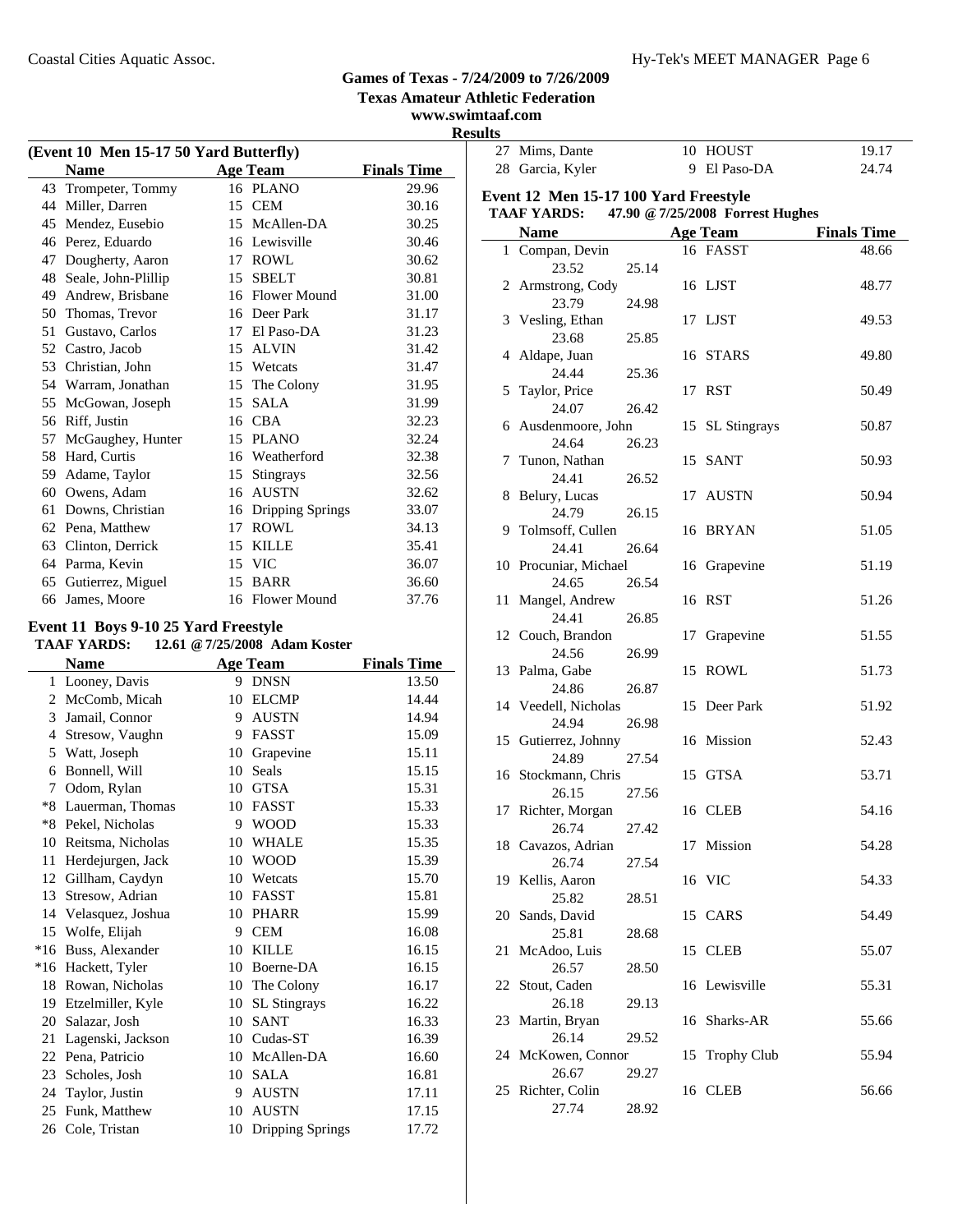## Games of Texas - 7/24/2009 to 7/26/2009

**Texas Amateur Athletic Federation**

**www.swimtaaf.com**

**Results**

### (Event 10 Men 15-17 50 Yard Butterfly)

| | Name | Age | Team | Finals Time |
|---|---|---|---|---|
| 43 | Trompeter, Tommy | 16 | PLANO | 29.96 |
| 44 | Miller, Darren | 15 | CEM | 30.16 |
| 45 | Mendez, Eusebio | 15 | McAllen-DA | 30.25 |
| 46 | Perez, Eduardo | 16 | Lewisville | 30.46 |
| 47 | Dougherty, Aaron | 17 | ROWL | 30.62 |
| 48 | Seale, John-Pllilip | 15 | SBELT | 30.81 |
| 49 | Andrew, Brisbane | 16 | Flower Mound | 31.00 |
| 50 | Thomas, Trevor | 16 | Deer Park | 31.17 |
| 51 | Gustavo, Carlos | 17 | El Paso-DA | 31.23 |
| 52 | Castro, Jacob | 15 | ALVIN | 31.42 |
| 53 | Christian, John | 15 | Wetcats | 31.47 |
| 54 | Warram, Jonathan | 15 | The Colony | 31.95 |
| 55 | McGowan, Joseph | 15 | SALA | 31.99 |
| 56 | Riff, Justin | 16 | CBA | 32.23 |
| 57 | McGaughey, Hunter | 15 | PLANO | 32.24 |
| 58 | Hard, Curtis | 16 | Weatherford | 32.38 |
| 59 | Adame, Taylor | 15 | Stingrays | 32.56 |
| 60 | Owens, Adam | 16 | AUSTN | 32.62 |
| 61 | Downs, Christian | 16 | Dripping Springs | 33.07 |
| 62 | Pena, Matthew | 17 | ROWL | 34.13 |
| 63 | Clinton, Derrick | 15 | KILLE | 35.41 |
| 64 | Parma, Kevin | 15 | VIC | 36.07 |
| 65 | Gutierrez, Miguel | 15 | BARR | 36.60 |
| 66 | James, Moore | 16 | Flower Mound | 37.76 |

### Event 11 Boys 9-10 25 Yard Freestyle

**TAAF YARDS: 12.61 @ 7/25/2008 Adam Koster**

| | Name | Age | Team | Finals Time |
|---|---|---|---|---|
| 1 | Looney, Davis | 9 | DNSN | 13.50 |
| 2 | McComb, Micah | 10 | ELCMP | 14.44 |
| 3 | Jamail, Connor | 9 | AUSTN | 14.94 |
| 4 | Stresow, Vaughn | 9 | FASST | 15.09 |
| 5 | Watt, Joseph | 10 | Grapevine | 15.11 |
| 6 | Bonnell, Will | 10 | Seals | 15.15 |
| 7 | Odom, Rylan | 10 | GTSA | 15.31 |
| *8 | Lauerman, Thomas | 10 | FASST | 15.33 |
| *8 | Pekel, Nicholas | 9 | WOOD | 15.33 |
| 10 | Reitsma, Nicholas | 10 | WHALE | 15.35 |
| 11 | Herdejurgen, Jack | 10 | WOOD | 15.39 |
| 12 | Gillham, Caydyn | 10 | Wetcats | 15.70 |
| 13 | Stresow, Adrian | 10 | FASST | 15.81 |
| 14 | Velasquez, Joshua | 10 | PHARR | 15.99 |
| 15 | Wolfe, Elijah | 9 | CEM | 16.08 |
| *16 | Buss, Alexander | 10 | KILLE | 16.15 |
| *16 | Hackett, Tyler | 10 | Boerne-DA | 16.15 |
| 18 | Rowan, Nicholas | 10 | The Colony | 16.17 |
| 19 | Etzelmiller, Kyle | 10 | SL Stingrays | 16.22 |
| 20 | Salazar, Josh | 10 | SANT | 16.33 |
| 21 | Lagenski, Jackson | 10 | Cudas-ST | 16.39 |
| 22 | Pena, Patricio | 10 | McAllen-DA | 16.60 |
| 23 | Scholes, Josh | 10 | SALA | 16.81 |
| 24 | Taylor, Justin | 9 | AUSTN | 17.11 |
| 25 | Funk, Matthew | 10 | AUSTN | 17.15 |
| 26 | Cole, Tristan | 10 | Dripping Springs | 17.72 |
| 27 | Mims, Dante | 10 | HOUST | 19.17 |
| 28 | Garcia, Kyler | 9 | El Paso-DA | 24.74 |

### Event 12 Men 15-17 100 Yard Freestyle

**TAAF YARDS: 47.90 @ 7/25/2008 Forrest Hughes**

| | Name | Age | Team | Finals Time |
|---|---|---|---|---|
| 1 | Compan, Devin | 16 | FASST | 48.66 |
| | 23.52 25.14 | | | |
| 2 | Armstrong, Cody | 16 | LJST | 48.77 |
| | 23.79 24.98 | | | |
| 3 | Vesling, Ethan | 17 | LJST | 49.53 |
| | 23.68 25.85 | | | |
| 4 | Aldape, Juan | 16 | STARS | 49.80 |
| | 24.44 25.36 | | | |
| 5 | Taylor, Price | 17 | RST | 50.49 |
| | 24.07 26.42 | | | |
| 6 | Ausdenmoore, John | 15 | SL Stingrays | 50.87 |
| | 24.64 26.23 | | | |
| 7 | Tunon, Nathan | 15 | SANT | 50.93 |
| | 24.41 26.52 | | | |
| 8 | Belury, Lucas | 17 | AUSTN | 50.94 |
| | 24.79 26.15 | | | |
| 9 | Tolmsoff, Cullen | 16 | BRYAN | 51.05 |
| | 24.41 26.64 | | | |
| 10 | Procuniar, Michael | 16 | Grapevine | 51.19 |
| | 24.65 26.54 | | | |
| 11 | Mangel, Andrew | 16 | RST | 51.26 |
| | 24.41 26.85 | | | |
| 12 | Couch, Brandon | 17 | Grapevine | 51.55 |
| | 24.56 26.99 | | | |
| 13 | Palma, Gabe | 15 | ROWL | 51.73 |
| | 24.86 26.87 | | | |
| 14 | Veedell, Nicholas | 15 | Deer Park | 51.92 |
| | 24.94 26.98 | | | |
| 15 | Gutierrez, Johnny | 16 | Mission | 52.43 |
| | 24.89 27.54 | | | |
| 16 | Stockmann, Chris | 15 | GTSA | 53.71 |
| | 26.15 27.56 | | | |
| 17 | Richter, Morgan | 16 | CLEB | 54.16 |
| | 26.74 27.42 | | | |
| 18 | Cavazos, Adrian | 17 | Mission | 54.28 |
| | 26.74 27.54 | | | |
| 19 | Kellis, Aaron | 16 | VIC | 54.33 |
| | 25.82 28.51 | | | |
| 20 | Sands, David | 15 | CARS | 54.49 |
| | 25.81 28.68 | | | |
| 21 | McAdoo, Luis | 15 | CLEB | 55.07 |
| | 26.57 28.50 | | | |
| 22 | Stout, Caden | 16 | Lewisville | 55.31 |
| | 26.18 29.13 | | | |
| 23 | Martin, Bryan | 16 | Sharks-AR | 55.66 |
| | 26.14 29.52 | | | |
| 24 | McKowen, Connor | 15 | Trophy Club | 55.94 |
| | 26.67 29.27 | | | |
| 25 | Richter, Colin | 16 | CLEB | 56.66 |
| | 27.74 28.92 | | | |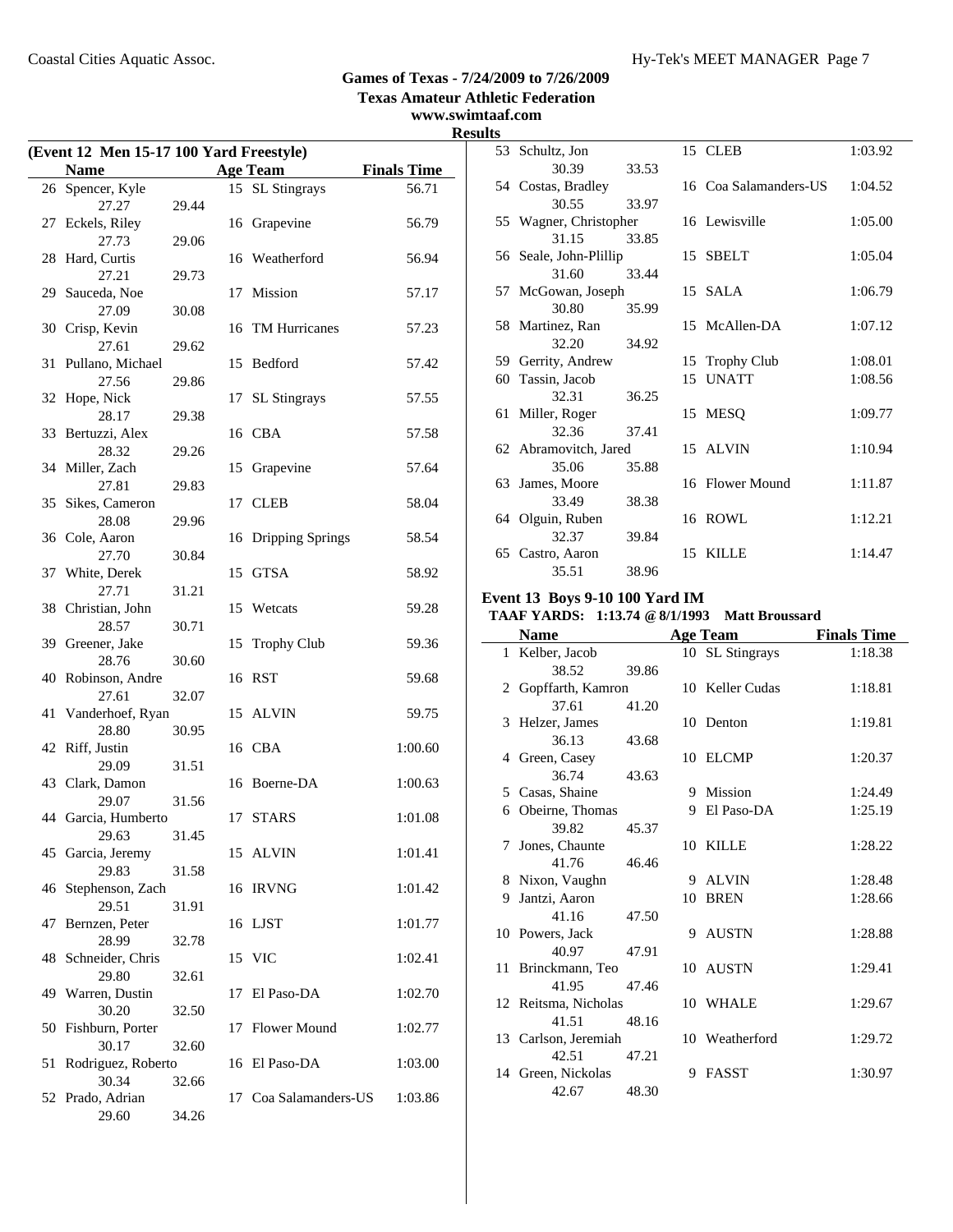**Games of Texas - 7/24/2009 to 7/26/2009**
**Texas Amateur Athletic Federation**
**www.swimtaaf.com**
**Results**

### (Event 12 Men 15-17 100 Yard Freestyle)

| | Name | Age | Team | Finals Time |
|---|---|---|---|---|
| 26 | Spencer, Kyle | 15 | SL Stingrays | 56.71 |
| | 27.27 29.44 | | | |
| 27 | Eckels, Riley | 16 | Grapevine | 56.79 |
| | 27.73 29.06 | | | |
| 28 | Hard, Curtis | 16 | Weatherford | 56.94 |
| | 27.21 29.73 | | | |
| 29 | Sauceda, Noe | 17 | Mission | 57.17 |
| | 27.09 30.08 | | | |
| 30 | Crisp, Kevin | 16 | TM Hurricanes | 57.23 |
| | 27.61 29.62 | | | |
| 31 | Pullano, Michael | 15 | Bedford | 57.42 |
| | 27.56 29.86 | | | |
| 32 | Hope, Nick | 17 | SL Stingrays | 57.55 |
| | 28.17 29.38 | | | |
| 33 | Bertuzzi, Alex | 16 | CBA | 57.58 |
| | 28.32 29.26 | | | |
| 34 | Miller, Zach | 15 | Grapevine | 57.64 |
| | 27.81 29.83 | | | |
| 35 | Sikes, Cameron | 17 | CLEB | 58.04 |
| | 28.08 29.96 | | | |
| 36 | Cole, Aaron | 16 | Dripping Springs | 58.54 |
| | 27.70 30.84 | | | |
| 37 | White, Derek | 15 | GTSA | 58.92 |
| | 27.71 31.21 | | | |
| 38 | Christian, John | 15 | Wetcats | 59.28 |
| | 28.57 30.71 | | | |
| 39 | Greener, Jake | 15 | Trophy Club | 59.36 |
| | 28.76 30.60 | | | |
| 40 | Robinson, Andre | 16 | RST | 59.68 |
| | 27.61 32.07 | | | |
| 41 | Vanderhoef, Ryan | 15 | ALVIN | 59.75 |
| | 28.80 30.95 | | | |
| 42 | Riff, Justin | 16 | CBA | 1:00.60 |
| | 29.09 31.51 | | | |
| 43 | Clark, Damon | 16 | Boerne-DA | 1:00.63 |
| | 29.07 31.56 | | | |
| 44 | Garcia, Humberto | 17 | STARS | 1:01.08 |
| | 29.63 31.45 | | | |
| 45 | Garcia, Jeremy | 15 | ALVIN | 1:01.41 |
| | 29.83 31.58 | | | |
| 46 | Stephenson, Zach | 16 | IRVNG | 1:01.42 |
| | 29.51 31.91 | | | |
| 47 | Bernzen, Peter | 16 | LJST | 1:01.77 |
| | 28.99 32.78 | | | |
| 48 | Schneider, Chris | 15 | VIC | 1:02.41 |
| | 29.80 32.61 | | | |
| 49 | Warren, Dustin | 17 | El Paso-DA | 1:02.70 |
| | 30.20 32.50 | | | |
| 50 | Fishburn, Porter | 17 | Flower Mound | 1:02.77 |
| | 30.17 32.60 | | | |
| 51 | Rodriguez, Roberto | 16 | El Paso-DA | 1:03.00 |
| | 30.34 32.66 | | | |
| 52 | Prado, Adrian | 17 | Coa Salamanders-US | 1:03.86 |
| | 29.60 34.26 | | | |
| 53 | Schultz, Jon | 15 | CLEB | 1:03.92 |
| | 30.39 33.53 | | | |
| 54 | Costas, Bradley | 16 | Coa Salamanders-US | 1:04.52 |
| | 30.55 33.97 | | | |
| 55 | Wagner, Christopher | 16 | Lewisville | 1:05.00 |
| | 31.15 33.85 | | | |
| 56 | Seale, John-Plillip | 15 | SBELT | 1:05.04 |
| | 31.60 33.44 | | | |
| 57 | McGowan, Joseph | 15 | SALA | 1:06.79 |
| | 30.80 35.99 | | | |
| 58 | Martinez, Ran | 15 | McAllen-DA | 1:07.12 |
| | 32.20 34.92 | | | |
| 59 | Gerrity, Andrew | 15 | Trophy Club | 1:08.01 |
| 60 | Tassin, Jacob | 15 | UNATT | 1:08.56 |
| | 32.31 36.25 | | | |
| 61 | Miller, Roger | 15 | MESQ | 1:09.77 |
| | 32.36 37.41 | | | |
| 62 | Abramovitch, Jared | 15 | ALVIN | 1:10.94 |
| | 35.06 35.88 | | | |
| 63 | James, Moore | 16 | Flower Mound | 1:11.87 |
| | 33.49 38.38 | | | |
| 64 | Olguin, Ruben | 16 | ROWL | 1:12.21 |
| | 32.37 39.84 | | | |
| 65 | Castro, Aaron | 15 | KILLE | 1:14.47 |
| | 35.51 38.96 | | | |

### Event 13 Boys 9-10 100 Yard IM

**TAAF YARDS: 1:13.74 @ 8/1/1993 Matt Broussard**

| | Name | Age | Team | Finals Time |
|---|---|---|---|---|
| 1 | Kelber, Jacob | 10 | SL Stingrays | 1:18.38 |
| | 38.52 39.86 | | | |
| 2 | Gopffarth, Kamron | 10 | Keller Cudas | 1:18.81 |
| | 37.61 41.20 | | | |
| 3 | Helzer, James | 10 | Denton | 1:19.81 |
| | 36.13 43.68 | | | |
| 4 | Green, Casey | 10 | ELCMP | 1:20.37 |
| | 36.74 43.63 | | | |
| 5 | Casas, Shaine | 9 | Mission | 1:24.49 |
| 6 | Obeirne, Thomas | 9 | El Paso-DA | 1:25.19 |
| | 39.82 45.37 | | | |
| 7 | Jones, Chaunte | 10 | KILLE | 1:28.22 |
| | 41.76 46.46 | | | |
| 8 | Nixon, Vaughn | 9 | ALVIN | 1:28.48 |
| 9 | Jantzi, Aaron | 10 | BREN | 1:28.66 |
| | 41.16 47.50 | | | |
| 10 | Powers, Jack | 9 | AUSTN | 1:28.88 |
| | 40.97 47.91 | | | |
| 11 | Brinckmann, Teo | 10 | AUSTN | 1:29.41 |
| | 41.95 47.46 | | | |
| 12 | Reitsma, Nicholas | 10 | WHALE | 1:29.67 |
| | 41.51 48.16 | | | |
| 13 | Carlson, Jeremiah | 10 | Weatherford | 1:29.72 |
| | 42.51 47.21 | | | |
| 14 | Green, Nickolas | 9 | FASST | 1:30.97 |
| | 42.67 48.30 | | | |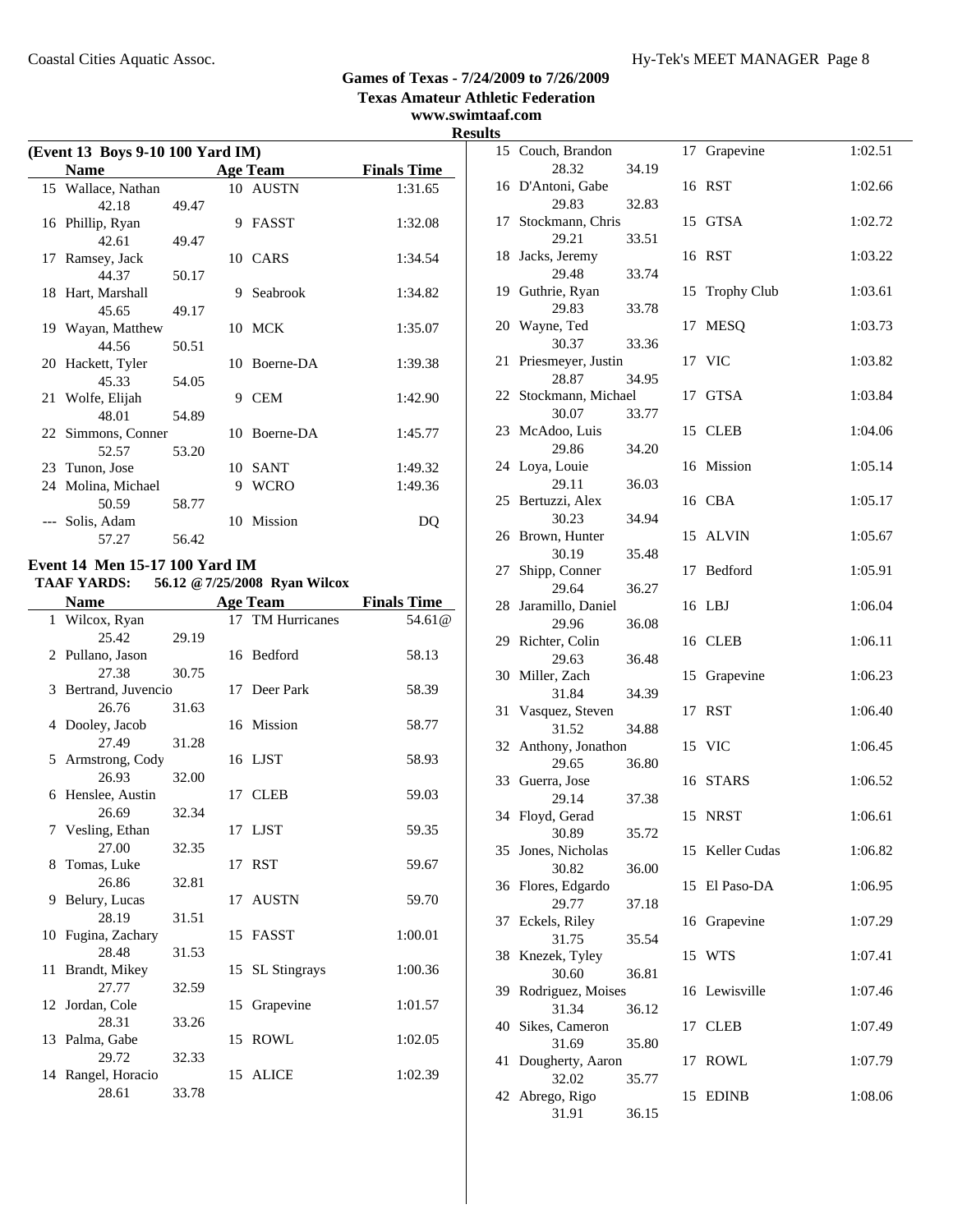**Games of Texas - 7/24/2009 to 7/26/2009**
**Texas Amateur Athletic Federation**
**www.swimtaaf.com**
**Results**

### (Event 13 Boys 9-10 100 Yard IM)

| | Name | | Age | Team | Finals Time |
|---|---|---|---|---|---|
| 15 | Wallace, Nathan | | 10 | AUSTN | 1:31.65 |
| | 42.18 | 49.47 | | | |
| 16 | Phillip, Ryan | | 9 | FASST | 1:32.08 |
| | 42.61 | 49.47 | | | |
| 17 | Ramsey, Jack | | 10 | CARS | 1:34.54 |
| | 44.37 | 50.17 | | | |
| 18 | Hart, Marshall | | 9 | Seabrook | 1:34.82 |
| | 45.65 | 49.17 | | | |
| 19 | Wayan, Matthew | | 10 | MCK | 1:35.07 |
| | 44.56 | 50.51 | | | |
| 20 | Hackett, Tyler | | 10 | Boerne-DA | 1:39.38 |
| | 45.33 | 54.05 | | | |
| 21 | Wolfe, Elijah | | 9 | CEM | 1:42.90 |
| | 48.01 | 54.89 | | | |
| 22 | Simmons, Conner | | 10 | Boerne-DA | 1:45.77 |
| | 52.57 | 53.20 | | | |
| 23 | Tunon, Jose | | 10 | SANT | 1:49.32 |
| 24 | Molina, Michael | | 9 | WCRO | 1:49.36 |
| | 50.59 | 58.77 | | | |
| --- | Solis, Adam | | 10 | Mission | DQ |
| | 57.27 | 56.42 | | | |

### Event 14 Men 15-17 100 Yard IM

**TAAF YARDS: 56.12 @ 7/25/2008 Ryan Wilcox**

| | Name | | Age | Team | Finals Time |
|---|---|---|---|---|---|
| 1 | Wilcox, Ryan | | 17 | TM Hurricanes | 54.61@ |
| | 25.42 | 29.19 | | | |
| 2 | Pullano, Jason | | 16 | Bedford | 58.13 |
| | 27.38 | 30.75 | | | |
| 3 | Bertrand, Juvencio | | 17 | Deer Park | 58.39 |
| | 26.76 | 31.63 | | | |
| 4 | Dooley, Jacob | | 16 | Mission | 58.77 |
| | 27.49 | 31.28 | | | |
| 5 | Armstrong, Cody | | 16 | LJST | 58.93 |
| | 26.93 | 32.00 | | | |
| 6 | Henslee, Austin | | 17 | CLEB | 59.03 |
| | 26.69 | 32.34 | | | |
| 7 | Vesling, Ethan | | 17 | LJST | 59.35 |
| | 27.00 | 32.35 | | | |
| 8 | Tomas, Luke | | 17 | RST | 59.67 |
| | 26.86 | 32.81 | | | |
| 9 | Belury, Lucas | | 17 | AUSTN | 59.70 |
| | 28.19 | 31.51 | | | |
| 10 | Fugina, Zachary | | 15 | FASST | 1:00.01 |
| | 28.48 | 31.53 | | | |
| 11 | Brandt, Mikey | | 15 | SL Stingrays | 1:00.36 |
| | 27.77 | 32.59 | | | |
| 12 | Jordan, Cole | | 15 | Grapevine | 1:01.57 |
| | 28.31 | 33.26 | | | |
| 13 | Palma, Gabe | | 15 | ROWL | 1:02.05 |
| | 29.72 | 32.33 | | | |
| 14 | Rangel, Horacio | | 15 | ALICE | 1:02.39 |
| | 28.61 | 33.78 | | | |
| 15 | Couch, Brandon | | 17 | Grapevine | 1:02.51 |
| | 28.32 | 34.19 | | | |
| 16 | D'Antoni, Gabe | | 16 | RST | 1:02.66 |
| | 29.83 | 32.83 | | | |
| 17 | Stockmann, Chris | | 15 | GTSA | 1:02.72 |
| | 29.21 | 33.51 | | | |
| 18 | Jacks, Jeremy | | 16 | RST | 1:03.22 |
| | 29.48 | 33.74 | | | |
| 19 | Guthrie, Ryan | | 15 | Trophy Club | 1:03.61 |
| | 29.83 | 33.78 | | | |
| 20 | Wayne, Ted | | 17 | MESQ | 1:03.73 |
| | 30.37 | 33.36 | | | |
| 21 | Priesmeyer, Justin | | 17 | VIC | 1:03.82 |
| | 28.87 | 34.95 | | | |
| 22 | Stockmann, Michael | | 17 | GTSA | 1:03.84 |
| | 30.07 | 33.77 | | | |
| 23 | McAdoo, Luis | | 15 | CLEB | 1:04.06 |
| | 29.86 | 34.20 | | | |
| 24 | Loya, Louie | | 16 | Mission | 1:05.14 |
| | 29.11 | 36.03 | | | |
| 25 | Bertuzzi, Alex | | 16 | CBA | 1:05.17 |
| | 30.23 | 34.94 | | | |
| 26 | Brown, Hunter | | 15 | ALVIN | 1:05.67 |
| | 30.19 | 35.48 | | | |
| 27 | Shipp, Conner | | 17 | Bedford | 1:05.91 |
| | 29.64 | 36.27 | | | |
| 28 | Jaramillo, Daniel | | 16 | LBJ | 1:06.04 |
| | 29.96 | 36.08 | | | |
| 29 | Richter, Colin | | 16 | CLEB | 1:06.11 |
| | 29.63 | 36.48 | | | |
| 30 | Miller, Zach | | 15 | Grapevine | 1:06.23 |
| | 31.84 | 34.39 | | | |
| 31 | Vasquez, Steven | | 17 | RST | 1:06.40 |
| | 31.52 | 34.88 | | | |
| 32 | Anthony, Jonathon | | 15 | VIC | 1:06.45 |
| | 29.65 | 36.80 | | | |
| 33 | Guerra, Jose | | 16 | STARS | 1:06.52 |
| | 29.14 | 37.38 | | | |
| 34 | Floyd, Gerad | | 15 | NRST | 1:06.61 |
| | 30.89 | 35.72 | | | |
| 35 | Jones, Nicholas | | 15 | Keller Cudas | 1:06.82 |
| | 30.82 | 36.00 | | | |
| 36 | Flores, Edgardo | | 15 | El Paso-DA | 1:06.95 |
| | 29.77 | 37.18 | | | |
| 37 | Eckels, Riley | | 16 | Grapevine | 1:07.29 |
| | 31.75 | 35.54 | | | |
| 38 | Knezek, Tyley | | 15 | WTS | 1:07.41 |
| | 30.60 | 36.81 | | | |
| 39 | Rodriguez, Moises | | 16 | Lewisville | 1:07.46 |
| | 31.34 | 36.12 | | | |
| 40 | Sikes, Cameron | | 17 | CLEB | 1:07.49 |
| | 31.69 | 35.80 | | | |
| 41 | Dougherty, Aaron | | 17 | ROWL | 1:07.79 |
| | 32.02 | 35.77 | | | |
| 42 | Abrego, Rigo | | 15 | EDINB | 1:08.06 |
| | 31.91 | 36.15 | | | |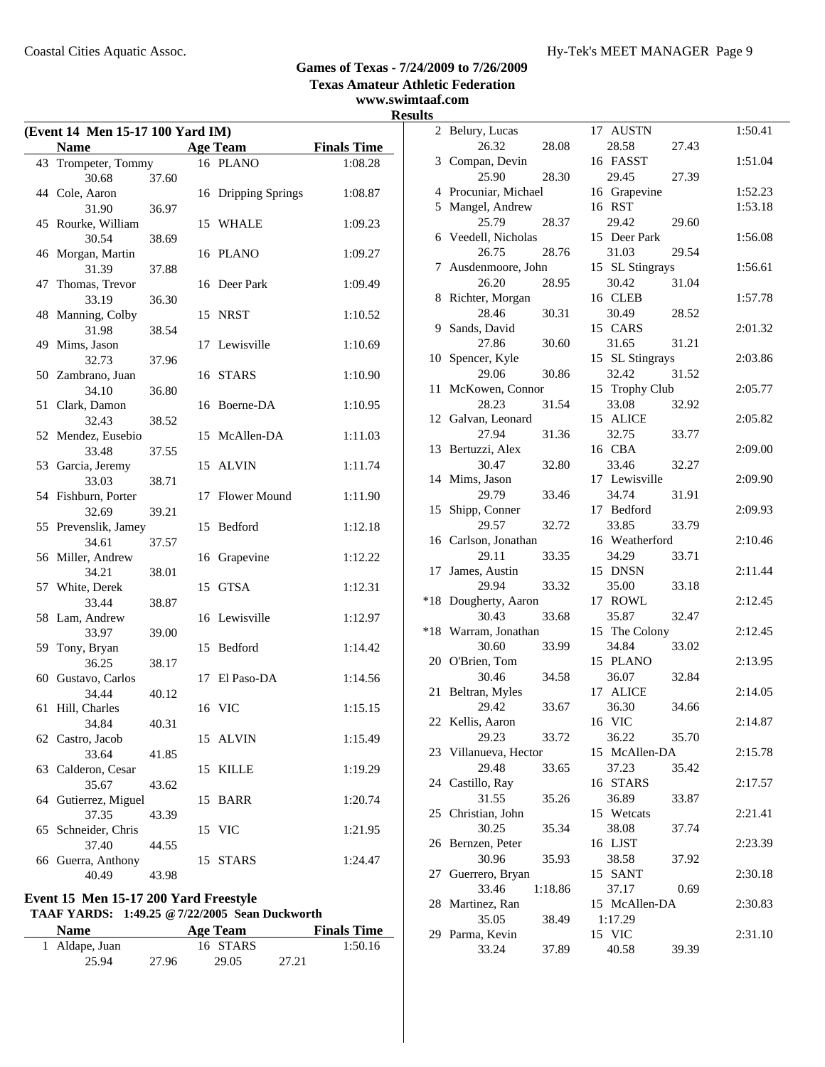# Games of Texas - 7/24/2009 to 7/26/2009

**Texas Amateur Athletic Federation**

**www.swimtaaf.com**

**Results**

### (Event 14 Men 15-17 100 Yard IM)

| | Name | Age | Team | Finals Time |
|---|---|---|---|---|
| 43 | Trompeter, Tommy | 16 | PLANO | 1:08.28 |
| | 30.68 37.60 | | | |
| 44 | Cole, Aaron | 16 | Dripping Springs | 1:08.87 |
| | 31.90 36.97 | | | |
| 45 | Rourke, William | 15 | WHALE | 1:09.23 |
| | 30.54 38.69 | | | |
| 46 | Morgan, Martin | 16 | PLANO | 1:09.27 |
| | 31.39 37.88 | | | |
| 47 | Thomas, Trevor | 16 | Deer Park | 1:09.49 |
| | 33.19 36.30 | | | |
| 48 | Manning, Colby | 15 | NRST | 1:10.52 |
| | 31.98 38.54 | | | |
| 49 | Mims, Jason | 17 | Lewisville | 1:10.69 |
| | 32.73 37.96 | | | |
| 50 | Zambrano, Juan | 16 | STARS | 1:10.90 |
| | 34.10 36.80 | | | |
| 51 | Clark, Damon | 16 | Boerne-DA | 1:10.95 |
| | 32.43 38.52 | | | |
| 52 | Mendez, Eusebio | 15 | McAllen-DA | 1:11.03 |
| | 33.48 37.55 | | | |
| 53 | Garcia, Jeremy | 15 | ALVIN | 1:11.74 |
| | 33.03 38.71 | | | |
| 54 | Fishburn, Porter | 17 | Flower Mound | 1:11.90 |
| | 32.69 39.21 | | | |
| 55 | Prevenslik, Jamey | 15 | Bedford | 1:12.18 |
| | 34.61 37.57 | | | |
| 56 | Miller, Andrew | 16 | Grapevine | 1:12.22 |
| | 34.21 38.01 | | | |
| 57 | White, Derek | 15 | GTSA | 1:12.31 |
| | 33.44 38.87 | | | |
| 58 | Lam, Andrew | 16 | Lewisville | 1:12.97 |
| | 33.97 39.00 | | | |
| 59 | Tony, Bryan | 15 | Bedford | 1:14.42 |
| | 36.25 38.17 | | | |
| 60 | Gustavo, Carlos | 17 | El Paso-DA | 1:14.56 |
| | 34.44 40.12 | | | |
| 61 | Hill, Charles | 16 | VIC | 1:15.15 |
| | 34.84 40.31 | | | |
| 62 | Castro, Jacob | 15 | ALVIN | 1:15.49 |
| | 33.64 41.85 | | | |
| 63 | Calderon, Cesar | 15 | KILLE | 1:19.29 |
| | 35.67 43.62 | | | |
| 64 | Gutierrez, Miguel | 15 | BARR | 1:20.74 |
| | 37.35 43.39 | | | |
| 65 | Schneider, Chris | 15 | VIC | 1:21.95 |
| | 37.40 44.55 | | | |
| 66 | Guerra, Anthony | 15 | STARS | 1:24.47 |
| | 40.49 43.98 | | | |

### Event 15 Men 15-17 200 Yard Freestyle

**TAAF YARDS: 1:49.25 @ 7/22/2005 Sean Duckworth**

| | Name | Age | Team | Finals Time |
|---|---|---|---|---|
| 1 | Aldape, Juan | 16 | STARS | 1:50.16 |
| | 25.94 27.96 29.05 27.21 | | | |
| 2 | Belury, Lucas | 17 | AUSTN | 1:50.41 |
| | 26.32 28.08 28.58 27.43 | | | |
| 3 | Compan, Devin | 16 | FASST | 1:51.04 |
| | 25.90 28.30 29.45 27.39 | | | |
| 4 | Procuniar, Michael | 16 | Grapevine | 1:52.23 |
| 5 | Mangel, Andrew | 16 | RST | 1:53.18 |
| | 25.79 28.37 29.42 29.60 | | | |
| 6 | Veedell, Nicholas | 15 | Deer Park | 1:56.08 |
| | 26.75 28.76 31.03 29.54 | | | |
| 7 | Ausdenmoore, John | 15 | SL Stingrays | 1:56.61 |
| | 26.20 28.95 30.42 31.04 | | | |
| 8 | Richter, Morgan | 16 | CLEB | 1:57.78 |
| | 28.46 30.31 30.49 28.52 | | | |
| 9 | Sands, David | 15 | CARS | 2:01.32 |
| | 27.86 30.60 31.65 31.21 | | | |
| 10 | Spencer, Kyle | 15 | SL Stingrays | 2:03.86 |
| | 29.06 30.86 32.42 31.52 | | | |
| 11 | McKowen, Connor | 15 | Trophy Club | 2:05.77 |
| | 28.23 31.54 33.08 32.92 | | | |
| 12 | Galvan, Leonard | 15 | ALICE | 2:05.82 |
| | 27.94 31.36 32.75 33.77 | | | |
| 13 | Bertuzzi, Alex | 16 | CBA | 2:09.00 |
| | 30.47 32.80 33.46 32.27 | | | |
| 14 | Mims, Jason | 17 | Lewisville | 2:09.90 |
| | 29.79 33.46 34.74 31.91 | | | |
| 15 | Shipp, Conner | 17 | Bedford | 2:09.93 |
| | 29.57 32.72 33.85 33.79 | | | |
| 16 | Carlson, Jonathan | 16 | Weatherford | 2:10.46 |
| | 29.11 33.35 34.29 33.71 | | | |
| 17 | James, Austin | 15 | DNSN | 2:11.44 |
| | 29.94 33.32 35.00 33.18 | | | |
| *18 | Dougherty, Aaron | 17 | ROWL | 2:12.45 |
| | 30.43 33.68 35.87 32.47 | | | |
| *18 | Warram, Jonathan | 15 | The Colony | 2:12.45 |
| | 30.60 33.99 34.84 33.02 | | | |
| 20 | O'Brien, Tom | 15 | PLANO | 2:13.95 |
| | 30.46 34.58 36.07 32.84 | | | |
| 21 | Beltran, Myles | 17 | ALICE | 2:14.05 |
| | 29.42 33.67 36.30 34.66 | | | |
| 22 | Kellis, Aaron | 16 | VIC | 2:14.87 |
| | 29.23 33.72 36.22 35.70 | | | |
| 23 | Villanueva, Hector | 15 | McAllen-DA | 2:15.78 |
| | 29.48 33.65 37.23 35.42 | | | |
| 24 | Castillo, Ray | 16 | STARS | 2:17.57 |
| | 31.55 35.26 36.89 33.87 | | | |
| 25 | Christian, John | 15 | Wetcats | 2:21.41 |
| | 30.25 35.34 38.08 37.74 | | | |
| 26 | Bernzen, Peter | 16 | LJST | 2:23.39 |
| | 30.96 35.93 38.58 37.92 | | | |
| 27 | Guerrero, Bryan | 15 | SANT | 2:30.18 |
| | 33.46 1:18.86 37.17 0.69 | | | |
| 28 | Martinez, Ran | 15 | McAllen-DA | 2:30.83 |
| | 35.05 38.49 1:17.29 | | | |
| 29 | Parma, Kevin | 15 | VIC | 2:31.10 |
| | 33.24 37.89 40.58 39.39 | | | |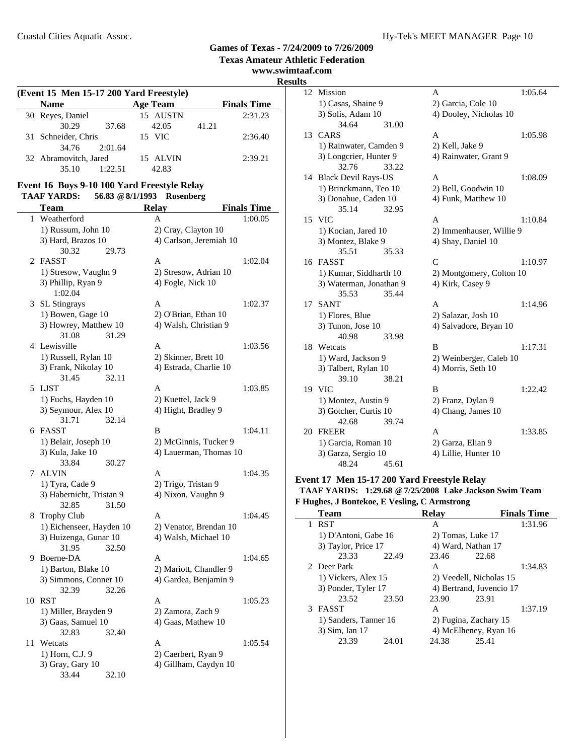**Games of Texas - 7/24/2009 to 7/26/2009**
**Texas Amateur Athletic Federation**
**www.swimtaaf.com**

**Results**

## (Event 15 Men 15-17 200 Yard Freestyle)

| | Name | Age | Team | Finals Time |
|---|---|---|---|---|
| 30 | Reyes, Daniel | 15 | AUSTN | 2:31.23 |
| | 30.29  37.68  42.05  41.21 | | | |
| 31 | Schneider, Chris | 15 | VIC | 2:36.40 |
| | 34.76  2:01.64 | | | |
| 32 | Abramovitch, Jared | 15 | ALVIN | 2:39.21 |
| | 35.10  1:22.51  42.83 | | | |

## Event 16 Boys 9-10 100 Yard Freestyle Relay

**TAAF YARDS: 56.83 @ 8/1/1993 Rosenberg**

| | Team | Relay | Finals Time |
|---|---|---|---|
| 1 | Weatherford | A | 1:00.05 |
| | 1) Russum, John 10; 2) Cray, Clayton 10; 3) Hard, Brazos 10; 4) Carlson, Jeremiah 10 | | |
| | 30.32  29.73 | | |
| 2 | FASST | A | 1:02.04 |
| | 1) Stresow, Vaughn 9; 2) Stresow, Adrian 10; 3) Phillip, Ryan 9; 4) Fogle, Nick 10 | | |
| | 1:02.04 | | |
| 3 | SL Stingrays | A | 1:02.37 |
| | 1) Bowen, Gage 10; 2) O'Brian, Ethan 10; 3) Howrey, Matthew 10; 4) Walsh, Christian 9 | | |
| | 31.08  31.29 | | |
| 4 | Lewisville | A | 1:03.56 |
| | 1) Russell, Rylan 10; 2) Skinner, Brett 10; 3) Frank, Nikolay 10; 4) Estrada, Charlie 10 | | |
| | 31.45  32.11 | | |
| 5 | LJST | A | 1:03.85 |
| | 1) Fuchs, Hayden 10; 2) Kuettel, Jack 9; 3) Seymour, Alex 10; 4) Hight, Bradley 9 | | |
| | 31.71  32.14 | | |
| 6 | FASST | B | 1:04.11 |
| | 1) Belair, Joseph 10; 2) McGinnis, Tucker 9; 3) Kula, Jake 10; 4) Lauerman, Thomas 10 | | |
| | 33.84  30.27 | | |
| 7 | ALVIN | A | 1:04.35 |
| | 1) Tyra, Cade 9; 2) Trigo, Tristan 9; 3) Habernicht, Tristan 9; 4) Nixon, Vaughn 9 | | |
| | 32.85  31.50 | | |
| 8 | Trophy Club | A | 1:04.45 |
| | 1) Eichenseer, Hayden 10; 2) Venator, Brendan 10; 3) Huizenga, Gunar 10; 4) Walsh, Michael 10 | | |
| | 31.95  32.50 | | |
| 9 | Boerne-DA | A | 1:04.65 |
| | 1) Barton, Blake 10; 2) Mariott, Chandler 9; 3) Simmons, Conner 10; 4) Gardea, Benjamin 9 | | |
| | 32.39  32.26 | | |
| 10 | RST | A | 1:05.23 |
| | 1) Miller, Brayden 9; 2) Zamora, Zach 9; 3) Gaas, Samuel 10; 4) Gaas, Mathew 10 | | |
| | 32.83  32.40 | | |
| 11 | Wetcats | A | 1:05.54 |
| | 1) Horn, C.J. 9; 2) Caerbert, Ryan 9; 3) Gray, Gary 10; 4) Gillham, Caydyn 10 | | |
| | 33.44  32.10 | | |
| 12 | Mission | A | 1:05.64 |
| | 1) Casas, Shaine 9; 2) Garcia, Cole 10; 3) Solis, Adam 10; 4) Dooley, Nicholas 10 | | |
| | 34.64  31.00 | | |
| 13 | CARS | A | 1:05.98 |
| | 1) Rainwater, Camden 9; 2) Kell, Jake 9; 3) Longcrier, Hunter 9; 4) Rainwater, Grant 9 | | |
| | 32.76  33.22 | | |
| 14 | Black Devil Rays-US | A | 1:08.09 |
| | 1) Brinckmann, Teo 10; 2) Bell, Goodwin 10; 3) Donahue, Caden 10; 4) Funk, Matthew 10 | | |
| | 35.14  32.95 | | |
| 15 | VIC | A | 1:10.84 |
| | 1) Kocian, Jared 10; 2) Immenhauser, Willie 9; 3) Montez, Blake 9; 4) Shay, Daniel 10 | | |
| | 35.51  35.33 | | |
| 16 | FASST | C | 1:10.97 |
| | 1) Kumar, Siddharth 10; 2) Montgomery, Colton 10; 3) Waterman, Jonathan 9; 4) Kirk, Casey 9 | | |
| | 35.53  35.44 | | |
| 17 | SANT | A | 1:14.96 |
| | 1) Flores, Blue; 2) Salazar, Josh 10; 3) Tunon, Jose 10; 4) Salvadore, Bryan 10 | | |
| | 40.98  33.98 | | |
| 18 | Wetcats | B | 1:17.31 |
| | 1) Ward, Jackson 9; 2) Weinberger, Caleb 10; 3) Talbert, Rylan 10; 4) Morris, Seth 10 | | |
| | 39.10  38.21 | | |
| 19 | VIC | B | 1:22.42 |
| | 1) Montez, Austin 9; 2) Franz, Dylan 9; 3) Gotcher, Curtis 10; 4) Chang, James 10 | | |
| | 42.68  39.74 | | |
| 20 | FREER | A | 1:33.85 |
| | 1) Garcia, Roman 10; 2) Garza, Elian 9; 3) Garza, Sergio 10; 4) Lillie, Hunter 10 | | |
| | 48.24  45.61 | | |

## Event 17 Men 15-17 200 Yard Freestyle Relay

**TAAF YARDS: 1:29.68 @ 7/25/2008 Lake Jackson Swim Team**
**F Hughes, J Bontekoe, E Vesling, C Armstrong**

| | Team | Relay | Finals Time |
|---|---|---|---|
| 1 | RST | A | 1:31.96 |
| | 1) D'Antoni, Gabe 16; 2) Tomas, Luke 17; 3) Taylor, Price 17; 4) Ward, Nathan 17 | | |
| | 23.33  22.49  23.46  22.68 | | |
| 2 | Deer Park | A | 1:34.83 |
| | 1) Vickers, Alex 15; 2) Veedell, Nicholas 15; 3) Ponder, Tyler 17; 4) Bertrand, Juvencio 17 | | |
| | 23.52  23.50  23.90  23.91 | | |
| 3 | FASST | A | 1:37.19 |
| | 1) Sanders, Tanner 16; 2) Fugina, Zachary 15; 3) Sim, Ian 17; 4) McElheney, Ryan 16 | | |
| | 23.39  24.01  24.38  25.41 | | |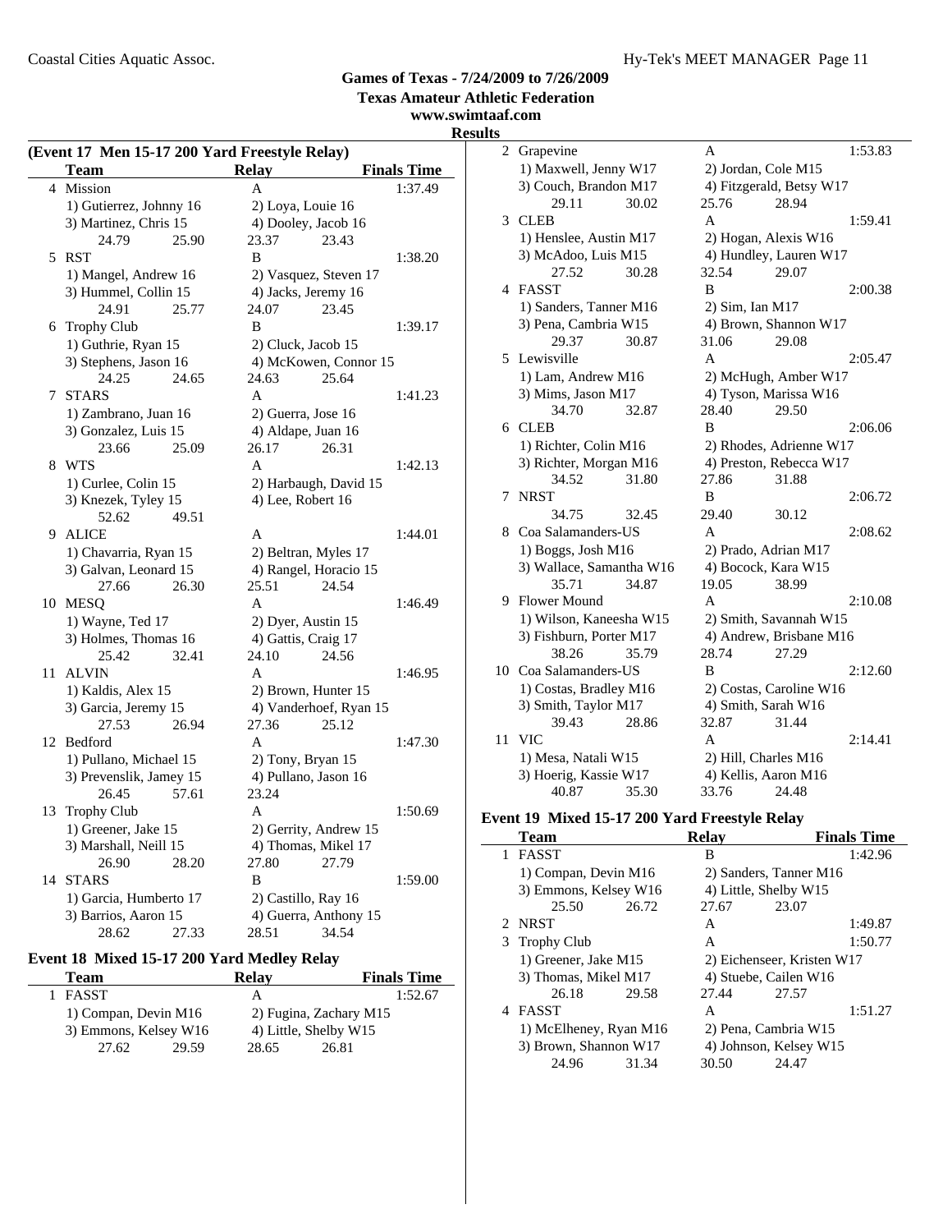## Games of Texas - 7/24/2009 to 7/26/2009

**Texas Amateur Athletic Federation**

**www.swimtaaf.com**

**Results**

### (Event 17 Men 15-17 200 Yard Freestyle Relay)

| | Team | Relay | Finals Time |
|---|---|---|---|
| 4 | Mission | A | 1:37.49 |
| | 1) Gutierrez, Johnny 16 | 2) Loya, Louie 16 | |
| | 3) Martinez, Chris 15 | 4) Dooley, Jacob 16 | |
| | 24.79 25.90 | 23.37 23.43 | |
| 5 | RST | B | 1:38.20 |
| | 1) Mangel, Andrew 16 | 2) Vasquez, Steven 17 | |
| | 3) Hummel, Collin 15 | 4) Jacks, Jeremy 16 | |
| | 24.91 25.77 | 24.07 23.45 | |
| 6 | Trophy Club | B | 1:39.17 |
| | 1) Guthrie, Ryan 15 | 2) Cluck, Jacob 15 | |
| | 3) Stephens, Jason 16 | 4) McKowen, Connor 15 | |
| | 24.25 24.65 | 24.63 25.64 | |
| 7 | STARS | A | 1:41.23 |
| | 1) Zambrano, Juan 16 | 2) Guerra, Jose 16 | |
| | 3) Gonzalez, Luis 15 | 4) Aldape, Juan 16 | |
| | 23.66 25.09 | 26.17 26.31 | |
| 8 | WTS | A | 1:42.13 |
| | 1) Curlee, Colin 15 | 2) Harbaugh, David 15 | |
| | 3) Knezek, Tyley 15 | 4) Lee, Robert 16 | |
| | 52.62 49.51 | | |
| 9 | ALICE | A | 1:44.01 |
| | 1) Chavarria, Ryan 15 | 2) Beltran, Myles 17 | |
| | 3) Galvan, Leonard 15 | 4) Rangel, Horacio 15 | |
| | 27.66 26.30 | 25.51 24.54 | |
| 10 | MESQ | A | 1:46.49 |
| | 1) Wayne, Ted 17 | 2) Dyer, Austin 15 | |
| | 3) Holmes, Thomas 16 | 4) Gattis, Craig 17 | |
| | 25.42 32.41 | 24.10 24.56 | |
| 11 | ALVIN | A | 1:46.95 |
| | 1) Kaldis, Alex 15 | 2) Brown, Hunter 15 | |
| | 3) Garcia, Jeremy 15 | 4) Vanderhoef, Ryan 15 | |
| | 27.53 26.94 | 27.36 25.12 | |
| 12 | Bedford | A | 1:47.30 |
| | 1) Pullano, Michael 15 | 2) Tony, Bryan 15 | |
| | 3) Prevenslik, Jamey 15 | 4) Pullano, Jason 16 | |
| | 26.45 57.61 | 23.24 | |
| 13 | Trophy Club | A | 1:50.69 |
| | 1) Greener, Jake 15 | 2) Gerrity, Andrew 15 | |
| | 3) Marshall, Neill 15 | 4) Thomas, Mikel 17 | |
| | 26.90 28.20 | 27.80 27.79 | |
| 14 | STARS | B | 1:59.00 |
| | 1) Garcia, Humberto 17 | 2) Castillo, Ray 16 | |
| | 3) Barrios, Aaron 15 | 4) Guerra, Anthony 15 | |
| | 28.62 27.33 | 28.51 34.54 | |

### Event 18 Mixed 15-17 200 Yard Medley Relay

| | Team | Relay | Finals Time |
|---|---|---|---|
| 1 | FASST | A | 1:52.67 |
| | 1) Compan, Devin M16 | 2) Fugina, Zachary M15 | |
| | 3) Emmons, Kelsey W16 | 4) Little, Shelby W15 | |
| | 27.62 29.59 | 28.65 26.81 | |
| 2 | Grapevine | A | 1:53.83 |
| | 1) Maxwell, Jenny W17 | 2) Jordan, Cole M15 | |
| | 3) Couch, Brandon M17 | 4) Fitzgerald, Betsy W17 | |
| | 29.11 30.02 | 25.76 28.94 | |
| 3 | CLEB | A | 1:59.41 |
| | 1) Henslee, Austin M17 | 2) Hogan, Alexis W16 | |
| | 3) McAdoo, Luis M15 | 4) Hundley, Lauren W17 | |
| | 27.52 30.28 | 32.54 29.07 | |
| 4 | FASST | B | 2:00.38 |
| | 1) Sanders, Tanner M16 | 2) Sim, Ian M17 | |
| | 3) Pena, Cambria W15 | 4) Brown, Shannon W17 | |
| | 29.37 30.87 | 31.06 29.08 | |
| 5 | Lewisville | A | 2:05.47 |
| | 1) Lam, Andrew M16 | 2) McHugh, Amber W17 | |
| | 3) Mims, Jason M17 | 4) Tyson, Marissa W16 | |
| | 34.70 32.87 | 28.40 29.50 | |
| 6 | CLEB | B | 2:06.06 |
| | 1) Richter, Colin M16 | 2) Rhodes, Adrienne W17 | |
| | 3) Richter, Morgan M16 | 4) Preston, Rebecca W17 | |
| | 34.52 31.80 | 27.86 31.88 | |
| 7 | NRST | B | 2:06.72 |
| | 34.75 32.45 | 29.40 30.12 | |
| 8 | Coa Salamanders-US | A | 2:08.62 |
| | 1) Boggs, Josh M16 | 2) Prado, Adrian M17 | |
| | 3) Wallace, Samantha W16 | 4) Bocock, Kara W15 | |
| | 35.71 34.87 | 19.05 38.99 | |
| 9 | Flower Mound | A | 2:10.08 |
| | 1) Wilson, Kaneesha W15 | 2) Smith, Savannah W15 | |
| | 3) Fishburn, Porter M17 | 4) Andrew, Brisbane M16 | |
| | 38.26 35.79 | 28.74 27.29 | |
| 10 | Coa Salamanders-US | B | 2:12.60 |
| | 1) Costas, Bradley M16 | 2) Costas, Caroline W16 | |
| | 3) Smith, Taylor M17 | 4) Smith, Sarah W16 | |
| | 39.43 28.86 | 32.87 31.44 | |
| 11 | VIC | A | 2:14.41 |
| | 1) Mesa, Natali W15 | 2) Hill, Charles M16 | |
| | 3) Hoerig, Kassie W17 | 4) Kellis, Aaron M16 | |
| | 40.87 35.30 | 33.76 24.48 | |

### Event 19 Mixed 15-17 200 Yard Freestyle Relay

| | Team | Relay | Finals Time |
|---|---|---|---|
| 1 | FASST | B | 1:42.96 |
| | 1) Compan, Devin M16 | 2) Sanders, Tanner M16 | |
| | 3) Emmons, Kelsey W16 | 4) Little, Shelby W15 | |
| | 25.50 26.72 | 27.67 23.07 | |
| 2 | NRST | A | 1:49.87 |
| 3 | Trophy Club | A | 1:50.77 |
| | 1) Greener, Jake M15 | 2) Eichenseer, Kristen W17 | |
| | 3) Thomas, Mikel M17 | 4) Stuebe, Cailen W16 | |
| | 26.18 29.58 | 27.44 27.57 | |
| 4 | FASST | A | 1:51.27 |
| | 1) McElheney, Ryan M16 | 2) Pena, Cambria W15 | |
| | 3) Brown, Shannon W17 | 4) Johnson, Kelsey W15 | |
| | 24.96 31.34 | 30.50 24.47 | |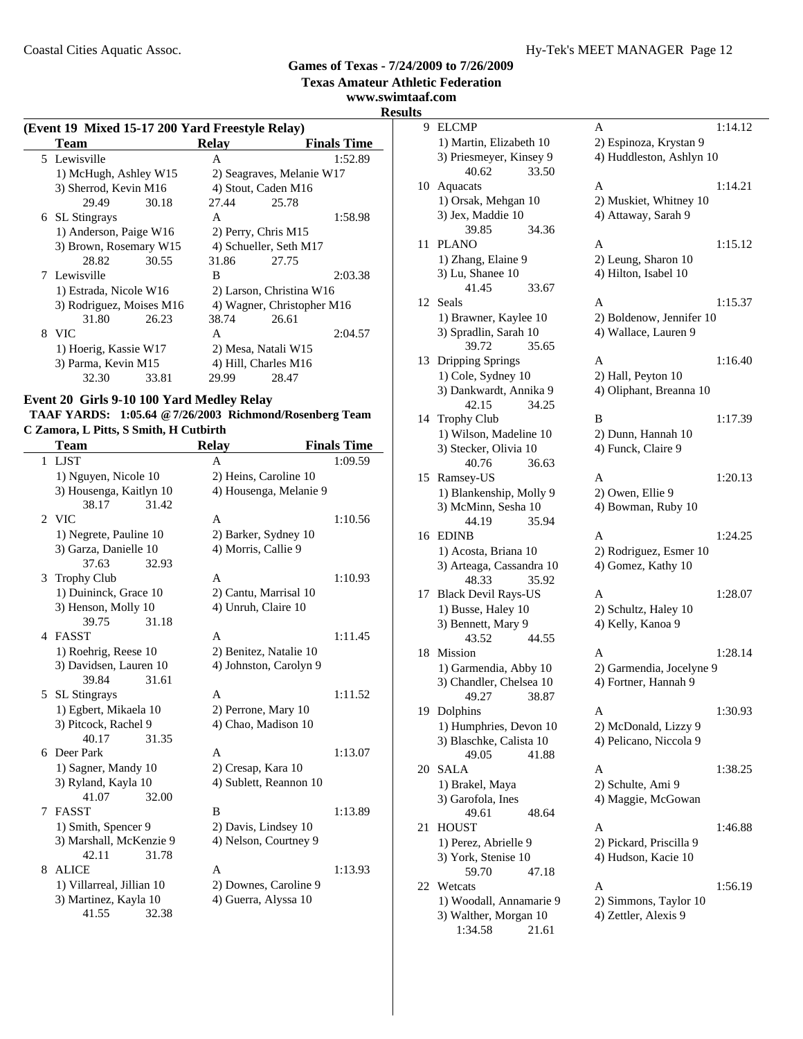Games of Texas - 7/24/2009 to 7/26/2009
Texas Amateur Athletic Federation
www.swimtaaf.com
Results

### (Event 19 Mixed 15-17 200 Yard Freestyle Relay)

| | Team | Relay | Finals Time |
|---|---|---|---|
| 5 | Lewisville | A | 1:52.89 |
| | 1) McHugh, Ashley W15 | 2) Seagraves, Melanie W17 | |
| | 3) Sherrod, Kevin M16 | 4) Stout, Caden M16 | |
| | 29.49 30.18 | 27.44 25.78 | |
| 6 | SL Stingrays | A | 1:58.98 |
| | 1) Anderson, Paige W16 | 2) Perry, Chris M15 | |
| | 3) Brown, Rosemary W15 | 4) Schueller, Seth M17 | |
| | 28.82 30.55 | 31.86 27.75 | |
| 7 | Lewisville | B | 2:03.38 |
| | 1) Estrada, Nicole W16 | 2) Larson, Christina W16 | |
| | 3) Rodriguez, Moises M16 | 4) Wagner, Christopher M16 | |
| | 31.80 26.23 | 38.74 26.61 | |
| 8 | VIC | A | 2:04.57 |
| | 1) Hoerig, Kassie W17 | 2) Mesa, Natali W15 | |
| | 3) Parma, Kevin M15 | 4) Hill, Charles M16 | |
| | 32.30 33.81 | 29.99 28.47 | |

### Event 20 Girls 9-10 100 Yard Medley Relay

**TAAF YARDS: 1:05.64 @ 7/26/2003 Richmond/Rosenberg Team**
**C Zamora, L Pitts, S Smith, H Cutbirth**

| | Team | Relay | Finals Time |
|---|---|---|---|
| 1 | LJST | A | 1:09.59 |
| | 1) Nguyen, Nicole 10 | 2) Heins, Caroline 10 | |
| | 3) Housenga, Kaitlyn 10 | 4) Housenga, Melanie 9 | |
| | 38.17 31.42 | | |
| 2 | VIC | A | 1:10.56 |
| | 1) Negrete, Pauline 10 | 2) Barker, Sydney 10 | |
| | 3) Garza, Danielle 10 | 4) Morris, Callie 9 | |
| | 37.63 32.93 | | |
| 3 | Trophy Club | A | 1:10.93 |
| | 1) Duininck, Grace 10 | 2) Cantu, Marrisal 10 | |
| | 3) Henson, Molly 10 | 4) Unruh, Claire 10 | |
| | 39.75 31.18 | | |
| 4 | FASST | A | 1:11.45 |
| | 1) Roehrig, Reese 10 | 2) Benitez, Natalie 10 | |
| | 3) Davidsen, Lauren 10 | 4) Johnston, Carolyn 9 | |
| | 39.84 31.61 | | |
| 5 | SL Stingrays | A | 1:11.52 |
| | 1) Egbert, Mikaela 10 | 2) Perrone, Mary 10 | |
| | 3) Pitcock, Rachel 9 | 4) Chao, Madison 10 | |
| | 40.17 31.35 | | |
| 6 | Deer Park | A | 1:13.07 |
| | 1) Sagner, Mandy 10 | 2) Cresap, Kara 10 | |
| | 3) Ryland, Kayla 10 | 4) Sublett, Reannon 10 | |
| | 41.07 32.00 | | |
| 7 | FASST | B | 1:13.89 |
| | 1) Smith, Spencer 9 | 2) Davis, Lindsey 10 | |
| | 3) Marshall, McKenzie 9 | 4) Nelson, Courtney 9 | |
| | 42.11 31.78 | | |
| 8 | ALICE | A | 1:13.93 |
| | 1) Villarreal, Jillian 10 | 2) Downes, Caroline 9 | |
| | 3) Martinez, Kayla 10 | 4) Guerra, Alyssa 10 | |
| | 41.55 32.38 | | |
| 9 | ELCMP | A | 1:14.12 |
| | 1) Martin, Elizabeth 10 | 2) Espinoza, Krystan 9 | |
| | 3) Priesmeyer, Kinsey 9 | 4) Huddleston, Ashlyn 10 | |
| | 40.62 33.50 | | |
| 10 | Aquacats | A | 1:14.21 |
| | 1) Orsak, Mehgan 10 | 2) Muskiet, Whitney 10 | |
| | 3) Jex, Maddie 10 | 4) Attaway, Sarah 9 | |
| | 39.85 34.36 | | |
| 11 | PLANO | A | 1:15.12 |
| | 1) Zhang, Elaine 9 | 2) Leung, Sharon 10 | |
| | 3) Lu, Shanee 10 | 4) Hilton, Isabel 10 | |
| | 41.45 33.67 | | |
| 12 | Seals | A | 1:15.37 |
| | 1) Brawner, Kaylee 10 | 2) Boldenow, Jennifer 10 | |
| | 3) Spradlin, Sarah 10 | 4) Wallace, Lauren 9 | |
| | 39.72 35.65 | | |
| 13 | Dripping Springs | A | 1:16.40 |
| | 1) Cole, Sydney 10 | 2) Hall, Peyton 10 | |
| | 3) Dankwardt, Annika 9 | 4) Oliphant, Breanna 10 | |
| | 42.15 34.25 | | |
| 14 | Trophy Club | B | 1:17.39 |
| | 1) Wilson, Madeline 10 | 2) Dunn, Hannah 10 | |
| | 3) Stecker, Olivia 10 | 4) Funck, Claire 9 | |
| | 40.76 36.63 | | |
| 15 | Ramsey-US | A | 1:20.13 |
| | 1) Blankenship, Molly 9 | 2) Owen, Ellie 9 | |
| | 3) McMinn, Sesha 10 | 4) Bowman, Ruby 10 | |
| | 44.19 35.94 | | |
| 16 | EDINB | A | 1:24.25 |
| | 1) Acosta, Briana 10 | 2) Rodriguez, Esmer 10 | |
| | 3) Arteaga, Cassandra 10 | 4) Gomez, Kathy 10 | |
| | 48.33 35.92 | | |
| 17 | Black Devil Rays-US | A | 1:28.07 |
| | 1) Busse, Haley 10 | 2) Schultz, Haley 10 | |
| | 3) Bennett, Mary 9 | 4) Kelly, Kanoa 9 | |
| | 43.52 44.55 | | |
| 18 | Mission | A | 1:28.14 |
| | 1) Garmendia, Abby 10 | 2) Garmendia, Jocelyne 9 | |
| | 3) Chandler, Chelsea 10 | 4) Fortner, Hannah 9 | |
| | 49.27 38.87 | | |
| 19 | Dolphins | A | 1:30.93 |
| | 1) Humphries, Devon 10 | 2) McDonald, Lizzy 9 | |
| | 3) Blaschke, Calista 10 | 4) Pelicano, Niccola 9 | |
| | 49.05 41.88 | | |
| 20 | SALA | A | 1:38.25 |
| | 1) Brakel, Maya | 2) Schulte, Ami 9 | |
| | 3) Garofola, Ines | 4) Maggie, McGowan | |
| | 49.61 48.64 | | |
| 21 | HOUST | A | 1:46.88 |
| | 1) Perez, Abrielle 9 | 2) Pickard, Priscilla 9 | |
| | 3) York, Stenise 10 | 4) Hudson, Kacie 10 | |
| | 59.70 47.18 | | |
| 22 | Wetcats | A | 1:56.19 |
| | 1) Woodall, Annamarie 9 | 2) Simmons, Taylor 10 | |
| | 3) Walther, Morgan 10 | 4) Zettler, Alexis 9 | |
| | 1:34.58 21.61 | | |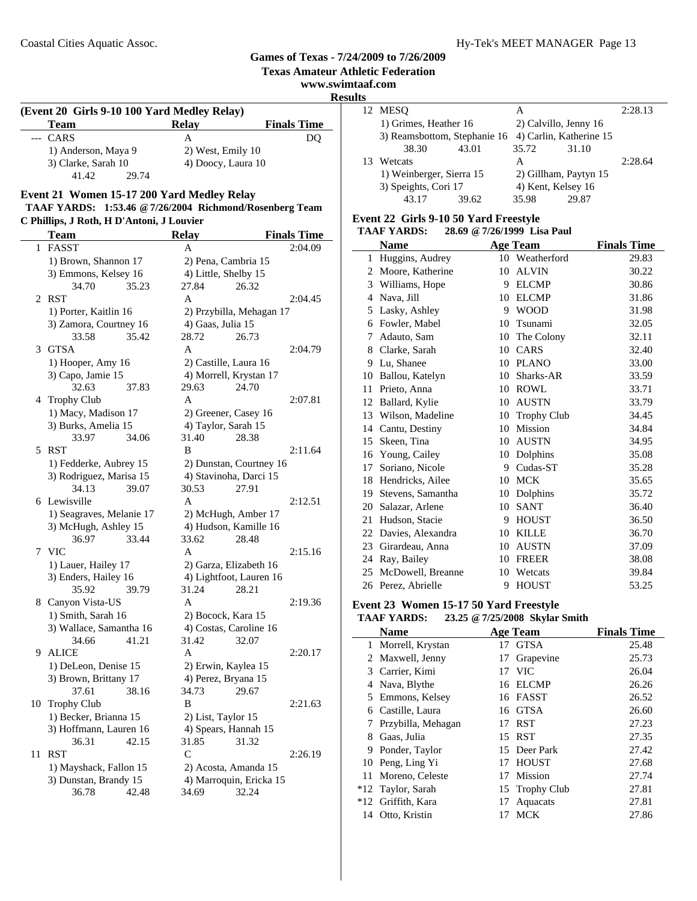# Games of Texas - 7/24/2009 to 7/26/2009
**Texas Amateur Athletic Federation**
**www.swimtaaf.com**
**Results**

### (Event 20 Girls 9-10 100 Yard Medley Relay)

| | Team | Relay | Finals Time |
|---|---|---|---|
| --- | CARS | A | DQ |
| | 1) Anderson, Maya 9 | 2) West, Emily 10 | |
| | 3) Clarke, Sarah 10 | 4) Doocy, Laura 10 | |
| | 41.42 29.74 | | |

### Event 21 Women 15-17 200 Yard Medley Relay

**TAAF YARDS: 1:53.46 @ 7/26/2004 Richmond/Rosenberg Team**
**C Phillips, J Roth, H D'Antoni, J Louvier**

| | Team | Relay | Finals Time |
|---|---|---|---|
| 1 | FASST | A | 2:04.09 |
| | 1) Brown, Shannon 17 | 2) Pena, Cambria 15 | |
| | 3) Emmons, Kelsey 16 | 4) Little, Shelby 15 | |
| | 34.70 35.23 | 27.84 26.32 | |
| 2 | RST | A | 2:04.45 |
| | 1) Porter, Kaitlin 16 | 2) Przybilla, Mehagan 17 | |
| | 3) Zamora, Courtney 16 | 4) Gaas, Julia 15 | |
| | 33.58 35.42 | 28.72 26.73 | |
| 3 | GTSA | A | 2:04.79 |
| | 1) Hooper, Amy 16 | 2) Castille, Laura 16 | |
| | 3) Capo, Jamie 15 | 4) Morrell, Krystan 17 | |
| | 32.63 37.83 | 29.63 24.70 | |
| 4 | Trophy Club | A | 2:07.81 |
| | 1) Macy, Madison 17 | 2) Greener, Casey 16 | |
| | 3) Burks, Amelia 15 | 4) Taylor, Sarah 15 | |
| | 33.97 34.06 | 31.40 28.38 | |
| 5 | RST | B | 2:11.64 |
| | 1) Fedderke, Aubrey 15 | 2) Dunstan, Courtney 16 | |
| | 3) Rodriguez, Marisa 15 | 4) Stavinoha, Darci 15 | |
| | 34.13 39.07 | 30.53 27.91 | |
| 6 | Lewisville | A | 2:12.51 |
| | 1) Seagraves, Melanie 17 | 2) McHugh, Amber 17 | |
| | 3) McHugh, Ashley 15 | 4) Hudson, Kamille 16 | |
| | 36.97 33.44 | 33.62 28.48 | |
| 7 | VIC | A | 2:15.16 |
| | 1) Lauer, Hailey 17 | 2) Garza, Elizabeth 16 | |
| | 3) Enders, Hailey 16 | 4) Lightfoot, Lauren 16 | |
| | 35.92 39.79 | 31.24 28.21 | |
| 8 | Canyon Vista-US | A | 2:19.36 |
| | 1) Smith, Sarah 16 | 2) Bocock, Kara 15 | |
| | 3) Wallace, Samantha 16 | 4) Costas, Caroline 16 | |
| | 34.66 41.21 | 31.42 32.07 | |
| 9 | ALICE | A | 2:20.17 |
| | 1) DeLeon, Denise 15 | 2) Erwin, Kaylea 15 | |
| | 3) Brown, Brittany 17 | 4) Perez, Bryana 15 | |
| | 37.61 38.16 | 34.73 29.67 | |
| 10 | Trophy Club | B | 2:21.63 |
| | 1) Becker, Brianna 15 | 2) List, Taylor 15 | |
| | 3) Hoffmann, Lauren 16 | 4) Spears, Hannah 15 | |
| | 36.31 42.15 | 31.85 31.32 | |
| 11 | RST | C | 2:26.19 |
| | 1) Mayshack, Fallon 15 | 2) Acosta, Amanda 15 | |
| | 3) Dunstan, Brandy 15 | 4) Marroquin, Ericka 15 | |
| | 36.78 42.48 | 34.69 32.24 | |
| 12 | MESQ | A | 2:28.13 |
| | 1) Grimes, Heather 16 | 2) Calvillo, Jenny 16 | |
| | 3) Reamsbottom, Stephanie 16 | 4) Carlin, Katherine 15 | |
| | 38.30 43.01 | 35.72 31.10 | |
| 13 | Wetcats | A | 2:28.64 |
| | 1) Weinberger, Sierra 15 | 2) Gillham, Paytyn 15 | |
| | 3) Speights, Cori 17 | 4) Kent, Kelsey 16 | |
| | 43.17 39.62 | 35.98 29.87 | |

### Event 22 Girls 9-10 50 Yard Freestyle

**TAAF YARDS: 28.69 @ 7/26/1999 Lisa Paul**

| | Name | Age | Team | Finals Time |
|---|---|---|---|---|
| 1 | Huggins, Audrey | 10 | Weatherford | 29.83 |
| 2 | Moore, Katherine | 10 | ALVIN | 30.22 |
| 3 | Williams, Hope | 9 | ELCMP | 30.86 |
| 4 | Nava, Jill | 10 | ELCMP | 31.86 |
| 5 | Lasky, Ashley | 9 | WOOD | 31.98 |
| 6 | Fowler, Mabel | 10 | Tsunami | 32.05 |
| 7 | Adauto, Sam | 10 | The Colony | 32.11 |
| 8 | Clarke, Sarah | 10 | CARS | 32.40 |
| 9 | Lu, Shanee | 10 | PLANO | 33.00 |
| 10 | Ballou, Katelyn | 10 | Sharks-AR | 33.59 |
| 11 | Prieto, Anna | 10 | ROWL | 33.71 |
| 12 | Ballard, Kylie | 10 | AUSTN | 33.79 |
| 13 | Wilson, Madeline | 10 | Trophy Club | 34.45 |
| 14 | Cantu, Destiny | 10 | Mission | 34.84 |
| 15 | Skeen, Tina | 10 | AUSTN | 34.95 |
| 16 | Young, Cailey | 10 | Dolphins | 35.08 |
| 17 | Soriano, Nicole | 9 | Cudas-ST | 35.28 |
| 18 | Hendricks, Ailee | 10 | MCK | 35.65 |
| 19 | Stevens, Samantha | 10 | Dolphins | 35.72 |
| 20 | Salazar, Arlene | 10 | SANT | 36.40 |
| 21 | Hudson, Stacie | 9 | HOUST | 36.50 |
| 22 | Davies, Alexandra | 10 | KILLE | 36.70 |
| 23 | Girardeau, Anna | 10 | AUSTN | 37.09 |
| 24 | Ray, Bailey | 10 | FREER | 38.08 |
| 25 | McDowell, Breanne | 10 | Wetcats | 39.84 |
| 26 | Perez, Abrielle | 9 | HOUST | 53.25 |

### Event 23 Women 15-17 50 Yard Freestyle

**TAAF YARDS: 23.25 @ 7/25/2008 Skylar Smith**

| | Name | Age | Team | Finals Time |
|---|---|---|---|---|
| 1 | Morrell, Krystan | 17 | GTSA | 25.48 |
| 2 | Maxwell, Jenny | 17 | Grapevine | 25.73 |
| 3 | Carrier, Kimi | 17 | VIC | 26.04 |
| 4 | Nava, Blythe | 16 | ELCMP | 26.26 |
| 5 | Emmons, Kelsey | 16 | FASST | 26.52 |
| 6 | Castille, Laura | 16 | GTSA | 26.60 |
| 7 | Przybilla, Mehagan | 17 | RST | 27.23 |
| 8 | Gaas, Julia | 15 | RST | 27.35 |
| 9 | Ponder, Taylor | 15 | Deer Park | 27.42 |
| 10 | Peng, Ling Yi | 17 | HOUST | 27.68 |
| 11 | Moreno, Celeste | 17 | Mission | 27.74 |
| *12 | Taylor, Sarah | 15 | Trophy Club | 27.81 |
| *12 | Griffith, Kara | 17 | Aquacats | 27.81 |
| 14 | Otto, Kristin | 17 | MCK | 27.86 |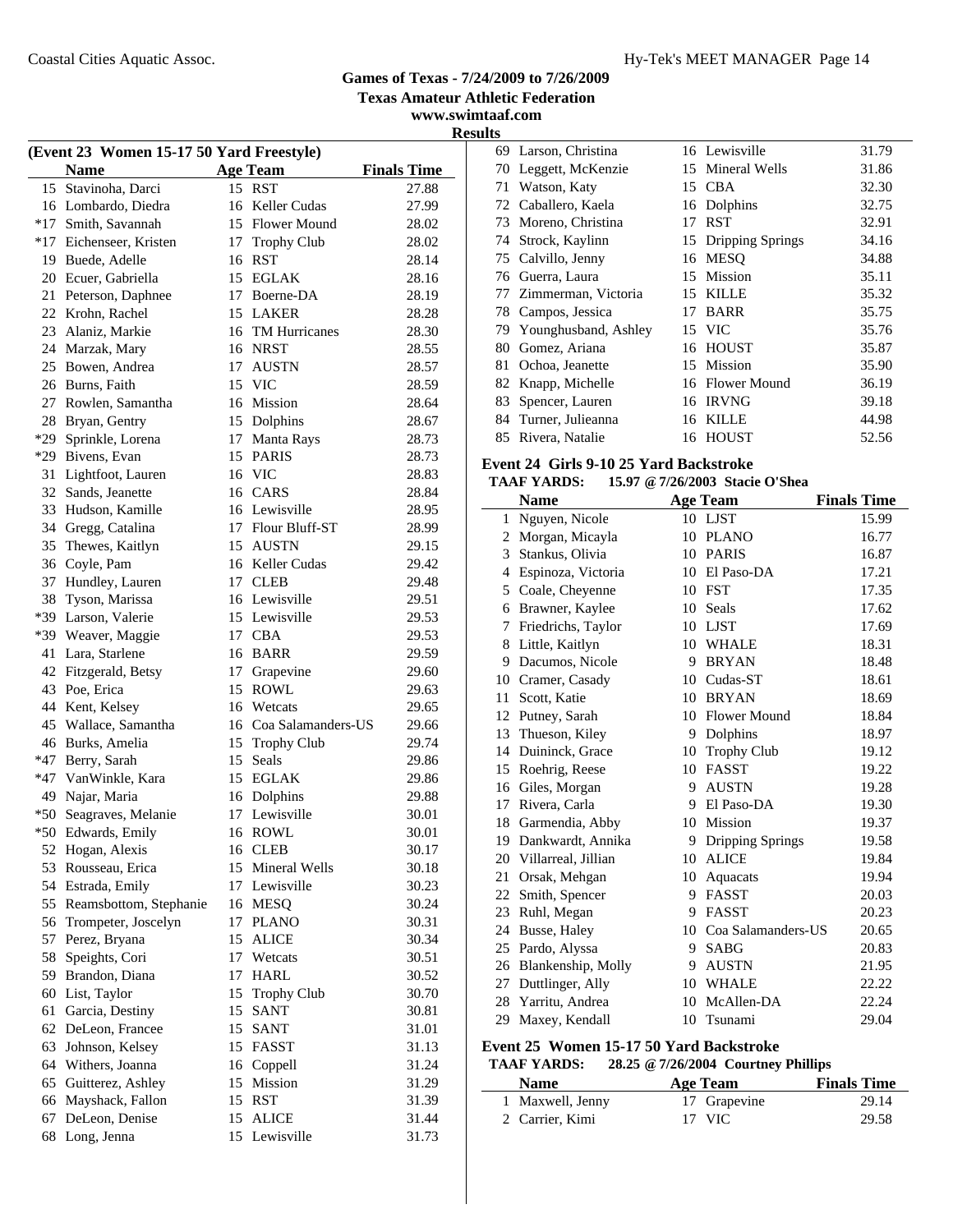## Games of Texas - 7/24/2009 to 7/26/2009
### Texas Amateur Athletic Federation
### www.swimtaaf.com
### Results

**(Event 23 Women 15-17 50 Yard Freestyle)**

| | Name | Age | Team | Finals Time |
|---|---|---|---|---|
| 15 | Stavinoha, Darci | 15 | RST | 27.88 |
| 16 | Lombardo, Diedra | 16 | Keller Cudas | 27.99 |
| *17 | Smith, Savannah | 15 | Flower Mound | 28.02 |
| *17 | Eichenseer, Kristen | 17 | Trophy Club | 28.02 |
| 19 | Buede, Adelle | 16 | RST | 28.14 |
| 20 | Ecuer, Gabriella | 15 | EGLAK | 28.16 |
| 21 | Peterson, Daphnee | 17 | Boerne-DA | 28.19 |
| 22 | Krohn, Rachel | 15 | LAKER | 28.28 |
| 23 | Alaniz, Markie | 16 | TM Hurricanes | 28.30 |
| 24 | Marzak, Mary | 16 | NRST | 28.55 |
| 25 | Bowen, Andrea | 17 | AUSTN | 28.57 |
| 26 | Burns, Faith | 15 | VIC | 28.59 |
| 27 | Rowlen, Samantha | 16 | Mission | 28.64 |
| 28 | Bryan, Gentry | 15 | Dolphins | 28.67 |
| *29 | Sprinkle, Lorena | 17 | Manta Rays | 28.73 |
| *29 | Bivens, Evan | 15 | PARIS | 28.73 |
| 31 | Lightfoot, Lauren | 16 | VIC | 28.83 |
| 32 | Sands, Jeanette | 16 | CARS | 28.84 |
| 33 | Hudson, Kamille | 16 | Lewisville | 28.95 |
| 34 | Gregg, Catalina | 17 | Flour Bluff-ST | 28.99 |
| 35 | Thewes, Kaitlyn | 15 | AUSTN | 29.15 |
| 36 | Coyle, Pam | 16 | Keller Cudas | 29.42 |
| 37 | Hundley, Lauren | 17 | CLEB | 29.48 |
| 38 | Tyson, Marissa | 16 | Lewisville | 29.51 |
| *39 | Larson, Valerie | 15 | Lewisville | 29.53 |
| *39 | Weaver, Maggie | 17 | CBA | 29.53 |
| 41 | Lara, Starlene | 16 | BARR | 29.59 |
| 42 | Fitzgerald, Betsy | 17 | Grapevine | 29.60 |
| 43 | Poe, Erica | 15 | ROWL | 29.63 |
| 44 | Kent, Kelsey | 16 | Wetcats | 29.65 |
| 45 | Wallace, Samantha | 16 | Coa Salamanders-US | 29.66 |
| 46 | Burks, Amelia | 15 | Trophy Club | 29.74 |
| *47 | Berry, Sarah | 15 | Seals | 29.86 |
| *47 | VanWinkle, Kara | 15 | EGLAK | 29.86 |
| 49 | Najar, Maria | 16 | Dolphins | 29.88 |
| *50 | Seagraves, Melanie | 17 | Lewisville | 30.01 |
| *50 | Edwards, Emily | 16 | ROWL | 30.01 |
| 52 | Hogan, Alexis | 16 | CLEB | 30.17 |
| 53 | Rousseau, Erica | 15 | Mineral Wells | 30.18 |
| 54 | Estrada, Emily | 17 | Lewisville | 30.23 |
| 55 | Reamsbottom, Stephanie | 16 | MESQ | 30.24 |
| 56 | Trompeter, Joscelyn | 17 | PLANO | 30.31 |
| 57 | Perez, Bryana | 15 | ALICE | 30.34 |
| 58 | Speights, Cori | 17 | Wetcats | 30.51 |
| 59 | Brandon, Diana | 17 | HARL | 30.52 |
| 60 | List, Taylor | 15 | Trophy Club | 30.70 |
| 61 | Garcia, Destiny | 15 | SANT | 30.81 |
| 62 | DeLeon, Francee | 15 | SANT | 31.01 |
| 63 | Johnson, Kelsey | 15 | FASST | 31.13 |
| 64 | Withers, Joanna | 16 | Coppell | 31.24 |
| 65 | Guitterez, Ashley | 15 | Mission | 31.29 |
| 66 | Mayshack, Fallon | 15 | RST | 31.39 |
| 67 | DeLeon, Denise | 15 | ALICE | 31.44 |
| 68 | Long, Jenna | 15 | Lewisville | 31.73 |
| 69 | Larson, Christina | 16 | Lewisville | 31.79 |
| 70 | Leggett, McKenzie | 15 | Mineral Wells | 31.86 |
| 71 | Watson, Katy | 15 | CBA | 32.30 |
| 72 | Caballero, Kaela | 16 | Dolphins | 32.75 |
| 73 | Moreno, Christina | 17 | RST | 32.91 |
| 74 | Strock, Kaylinn | 15 | Dripping Springs | 34.16 |
| 75 | Calvillo, Jenny | 16 | MESQ | 34.88 |
| 76 | Guerra, Laura | 15 | Mission | 35.11 |
| 77 | Zimmerman, Victoria | 15 | KILLE | 35.32 |
| 78 | Campos, Jessica | 17 | BARR | 35.75 |
| 79 | Younghusband, Ashley | 15 | VIC | 35.76 |
| 80 | Gomez, Ariana | 16 | HOUST | 35.87 |
| 81 | Ochoa, Jeanette | 15 | Mission | 35.90 |
| 82 | Knapp, Michelle | 16 | Flower Mound | 36.19 |
| 83 | Spencer, Lauren | 16 | IRVNG | 39.18 |
| 84 | Turner, Julieanna | 16 | KILLE | 44.98 |
| 85 | Rivera, Natalie | 16 | HOUST | 52.56 |

**Event 24 Girls 9-10 25 Yard Backstroke**

**TAAF YARDS:** 15.97 @ 7/26/2003 Stacie O'Shea

| | Name | Age | Team | Finals Time |
|---|---|---|---|---|
| 1 | Nguyen, Nicole | 10 | LJST | 15.99 |
| 2 | Morgan, Micayla | 10 | PLANO | 16.77 |
| 3 | Stankus, Olivia | 10 | PARIS | 16.87 |
| 4 | Espinoza, Victoria | 10 | El Paso-DA | 17.21 |
| 5 | Coale, Cheyenne | 10 | FST | 17.35 |
| 6 | Brawner, Kaylee | 10 | Seals | 17.62 |
| 7 | Friedrichs, Taylor | 10 | LJST | 17.69 |
| 8 | Little, Kaitlyn | 10 | WHALE | 18.31 |
| 9 | Dacumos, Nicole | 9 | BRYAN | 18.48 |
| 10 | Cramer, Casady | 10 | Cudas-ST | 18.61 |
| 11 | Scott, Katie | 10 | BRYAN | 18.69 |
| 12 | Putney, Sarah | 10 | Flower Mound | 18.84 |
| 13 | Thueson, Kiley | 9 | Dolphins | 18.97 |
| 14 | Duininck, Grace | 10 | Trophy Club | 19.12 |
| 15 | Roehrig, Reese | 10 | FASST | 19.22 |
| 16 | Giles, Morgan | 9 | AUSTN | 19.28 |
| 17 | Rivera, Carla | 9 | El Paso-DA | 19.30 |
| 18 | Garmendia, Abby | 10 | Mission | 19.37 |
| 19 | Dankwardt, Annika | 9 | Dripping Springs | 19.58 |
| 20 | Villarreal, Jillian | 10 | ALICE | 19.84 |
| 21 | Orsak, Mehgan | 10 | Aquacats | 19.94 |
| 22 | Smith, Spencer | 9 | FASST | 20.03 |
| 23 | Ruhl, Megan | 9 | FASST | 20.23 |
| 24 | Busse, Haley | 10 | Coa Salamanders-US | 20.65 |
| 25 | Pardo, Alyssa | 9 | SABG | 20.83 |
| 26 | Blankenship, Molly | 9 | AUSTN | 21.95 |
| 27 | Duttlinger, Ally | 10 | WHALE | 22.22 |
| 28 | Yarritu, Andrea | 10 | McAllen-DA | 22.24 |
| 29 | Maxey, Kendall | 10 | Tsunami | 29.04 |

**Event 25 Women 15-17 50 Yard Backstroke**

**TAAF YARDS:** 28.25 @ 7/26/2004 Courtney Phillips

| | Name | Age | Team | Finals Time |
|---|---|---|---|---|
| 1 | Maxwell, Jenny | 17 | Grapevine | 29.14 |
| 2 | Carrier, Kimi | 17 | VIC | 29.58 |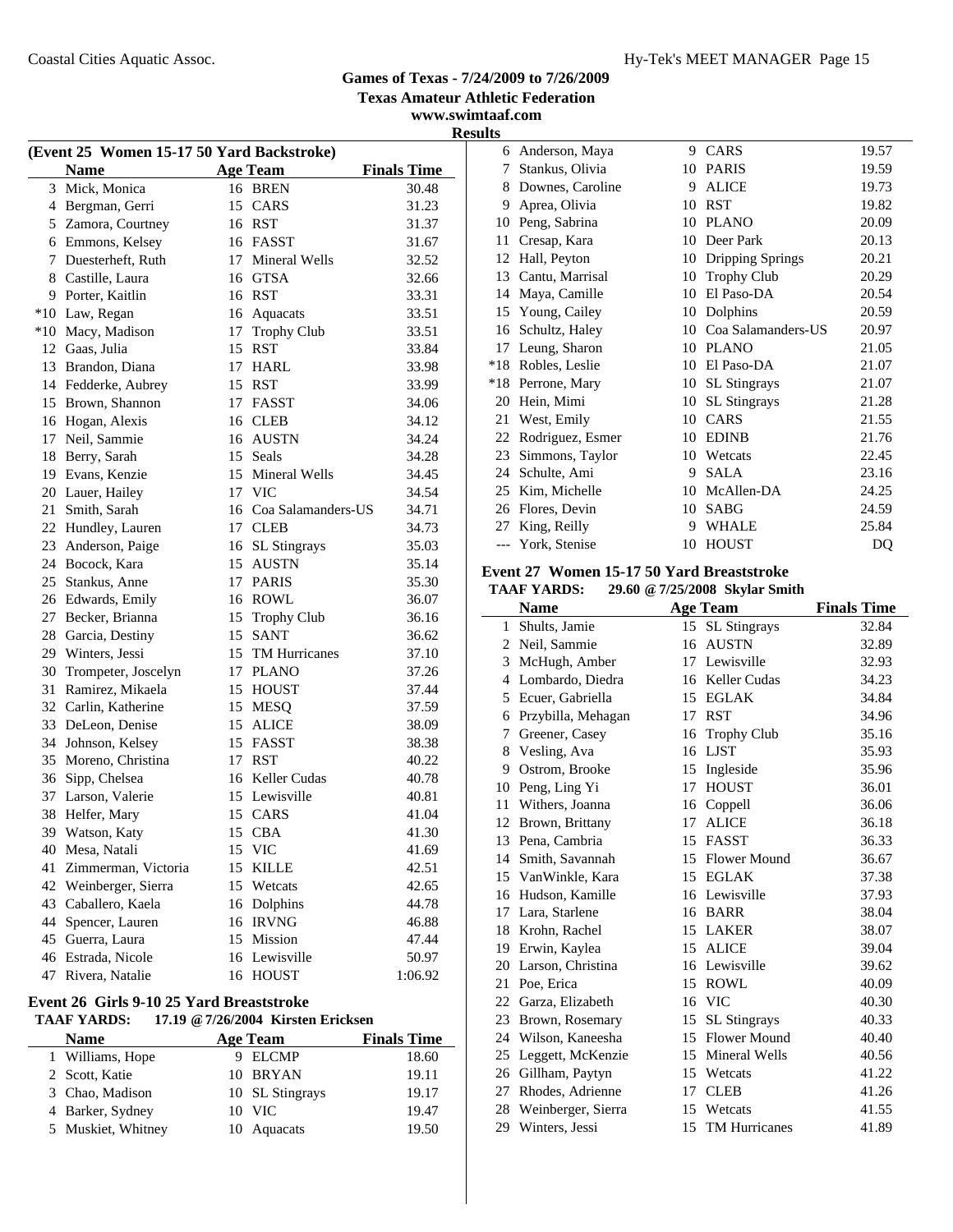## Games of Texas - 7/24/2009 to 7/26/2009
## Texas Amateur Athletic Federation
www.swimtaaf.com

### Results

#### (Event 25 Women 15-17 50 Yard Backstroke)

| | Name | Age | Team | Finals Time |
|---|---|---|---|---|
| 3 | Mick, Monica | 16 | BREN | 30.48 |
| 4 | Bergman, Gerri | 15 | CARS | 31.23 |
| 5 | Zamora, Courtney | 16 | RST | 31.37 |
| 6 | Emmons, Kelsey | 16 | FASST | 31.67 |
| 7 | Duesterheft, Ruth | 17 | Mineral Wells | 32.52 |
| 8 | Castille, Laura | 16 | GTSA | 32.66 |
| 9 | Porter, Kaitlin | 16 | RST | 33.31 |
| *10 | Law, Regan | 16 | Aquacats | 33.51 |
| *10 | Macy, Madison | 17 | Trophy Club | 33.51 |
| 12 | Gaas, Julia | 15 | RST | 33.84 |
| 13 | Brandon, Diana | 17 | HARL | 33.98 |
| 14 | Fedderke, Aubrey | 15 | RST | 33.99 |
| 15 | Brown, Shannon | 17 | FASST | 34.06 |
| 16 | Hogan, Alexis | 16 | CLEB | 34.12 |
| 17 | Neil, Sammie | 16 | AUSTN | 34.24 |
| 18 | Berry, Sarah | 15 | Seals | 34.28 |
| 19 | Evans, Kenzie | 15 | Mineral Wells | 34.45 |
| 20 | Lauer, Hailey | 17 | VIC | 34.54 |
| 21 | Smith, Sarah | 16 | Coa Salamanders-US | 34.71 |
| 22 | Hundley, Lauren | 17 | CLEB | 34.73 |
| 23 | Anderson, Paige | 16 | SL Stingrays | 35.03 |
| 24 | Bocock, Kara | 15 | AUSTN | 35.14 |
| 25 | Stankus, Anne | 17 | PARIS | 35.30 |
| 26 | Edwards, Emily | 16 | ROWL | 36.07 |
| 27 | Becker, Brianna | 15 | Trophy Club | 36.16 |
| 28 | Garcia, Destiny | 15 | SANT | 36.62 |
| 29 | Winters, Jessi | 15 | TM Hurricanes | 37.10 |
| 30 | Trompeter, Joscelyn | 17 | PLANO | 37.26 |
| 31 | Ramirez, Mikaela | 15 | HOUST | 37.44 |
| 32 | Carlin, Katherine | 15 | MESQ | 37.59 |
| 33 | DeLeon, Denise | 15 | ALICE | 38.09 |
| 34 | Johnson, Kelsey | 15 | FASST | 38.38 |
| 35 | Moreno, Christina | 17 | RST | 40.22 |
| 36 | Sipp, Chelsea | 16 | Keller Cudas | 40.78 |
| 37 | Larson, Valerie | 15 | Lewisville | 40.81 |
| 38 | Helfer, Mary | 15 | CARS | 41.04 |
| 39 | Watson, Katy | 15 | CBA | 41.30 |
| 40 | Mesa, Natali | 15 | VIC | 41.69 |
| 41 | Zimmerman, Victoria | 15 | KILLE | 42.51 |
| 42 | Weinberger, Sierra | 15 | Wetcats | 42.65 |
| 43 | Caballero, Kaela | 16 | Dolphins | 44.78 |
| 44 | Spencer, Lauren | 16 | IRVNG | 46.88 |
| 45 | Guerra, Laura | 15 | Mission | 47.44 |
| 46 | Estrada, Nicole | 16 | Lewisville | 50.97 |
| 47 | Rivera, Natalie | 16 | HOUST | 1:06.92 |

#### Event 26 Girls 9-10 25 Yard Breaststroke
**TAAF YARDS: 17.19 @ 7/26/2004 Kirsten Ericksen**

| | Name | Age | Team | Finals Time |
|---|---|---|---|---|
| 1 | Williams, Hope | 9 | ELCMP | 18.60 |
| 2 | Scott, Katie | 10 | BRYAN | 19.11 |
| 3 | Chao, Madison | 10 | SL Stingrays | 19.17 |
| 4 | Barker, Sydney | 10 | VIC | 19.47 |
| 5 | Muskiet, Whitney | 10 | Aquacats | 19.50 |
| 6 | Anderson, Maya | 9 | CARS | 19.57 |
| 7 | Stankus, Olivia | 10 | PARIS | 19.59 |
| 8 | Downes, Caroline | 9 | ALICE | 19.73 |
| 9 | Aprea, Olivia | 10 | RST | 19.82 |
| 10 | Peng, Sabrina | 10 | PLANO | 20.09 |
| 11 | Cresap, Kara | 10 | Deer Park | 20.13 |
| 12 | Hall, Peyton | 10 | Dripping Springs | 20.21 |
| 13 | Cantu, Marrisal | 10 | Trophy Club | 20.29 |
| 14 | Maya, Camille | 10 | El Paso-DA | 20.54 |
| 15 | Young, Cailey | 10 | Dolphins | 20.59 |
| 16 | Schultz, Haley | 10 | Coa Salamanders-US | 20.97 |
| 17 | Leung, Sharon | 10 | PLANO | 21.05 |
| *18 | Robles, Leslie | 10 | El Paso-DA | 21.07 |
| *18 | Perrone, Mary | 10 | SL Stingrays | 21.07 |
| 20 | Hein, Mimi | 10 | SL Stingrays | 21.28 |
| 21 | West, Emily | 10 | CARS | 21.55 |
| 22 | Rodriguez, Esmer | 10 | EDINB | 21.76 |
| 23 | Simmons, Taylor | 10 | Wetcats | 22.45 |
| 24 | Schulte, Ami | 9 | SALA | 23.16 |
| 25 | Kim, Michelle | 10 | McAllen-DA | 24.25 |
| 26 | Flores, Devin | 10 | SABG | 24.59 |
| 27 | King, Reilly | 9 | WHALE | 25.84 |
| --- | York, Stenise | 10 | HOUST | DQ |

#### Event 27 Women 15-17 50 Yard Breaststroke
**TAAF YARDS: 29.60 @ 7/25/2008 Skylar Smith**

| | Name | Age | Team | Finals Time |
|---|---|---|---|---|
| 1 | Shults, Jamie | 15 | SL Stingrays | 32.84 |
| 2 | Neil, Sammie | 16 | AUSTN | 32.89 |
| 3 | McHugh, Amber | 17 | Lewisville | 32.93 |
| 4 | Lombardo, Diedra | 16 | Keller Cudas | 34.23 |
| 5 | Ecuer, Gabriella | 15 | EGLAK | 34.84 |
| 6 | Przybilla, Mehagan | 17 | RST | 34.96 |
| 7 | Greener, Casey | 16 | Trophy Club | 35.16 |
| 8 | Vesling, Ava | 16 | LJST | 35.93 |
| 9 | Ostrom, Brooke | 15 | Ingleside | 35.96 |
| 10 | Peng, Ling Yi | 17 | HOUST | 36.01 |
| 11 | Withers, Joanna | 16 | Coppell | 36.06 |
| 12 | Brown, Brittany | 17 | ALICE | 36.18 |
| 13 | Pena, Cambria | 15 | FASST | 36.33 |
| 14 | Smith, Savannah | 15 | Flower Mound | 36.67 |
| 15 | VanWinkle, Kara | 15 | EGLAK | 37.38 |
| 16 | Hudson, Kamille | 16 | Lewisville | 37.93 |
| 17 | Lara, Starlene | 16 | BARR | 38.04 |
| 18 | Krohn, Rachel | 15 | LAKER | 38.07 |
| 19 | Erwin, Kaylea | 15 | ALICE | 39.04 |
| 20 | Larson, Christina | 16 | Lewisville | 39.62 |
| 21 | Poe, Erica | 15 | ROWL | 40.09 |
| 22 | Garza, Elizabeth | 16 | VIC | 40.30 |
| 23 | Brown, Rosemary | 15 | SL Stingrays | 40.33 |
| 24 | Wilson, Kaneesha | 15 | Flower Mound | 40.40 |
| 25 | Leggett, McKenzie | 15 | Mineral Wells | 40.56 |
| 26 | Gillham, Paytyn | 15 | Wetcats | 41.22 |
| 27 | Rhodes, Adrienne | 17 | CLEB | 41.26 |
| 28 | Weinberger, Sierra | 15 | Wetcats | 41.55 |
| 29 | Winters, Jessi | 15 | TM Hurricanes | 41.89 |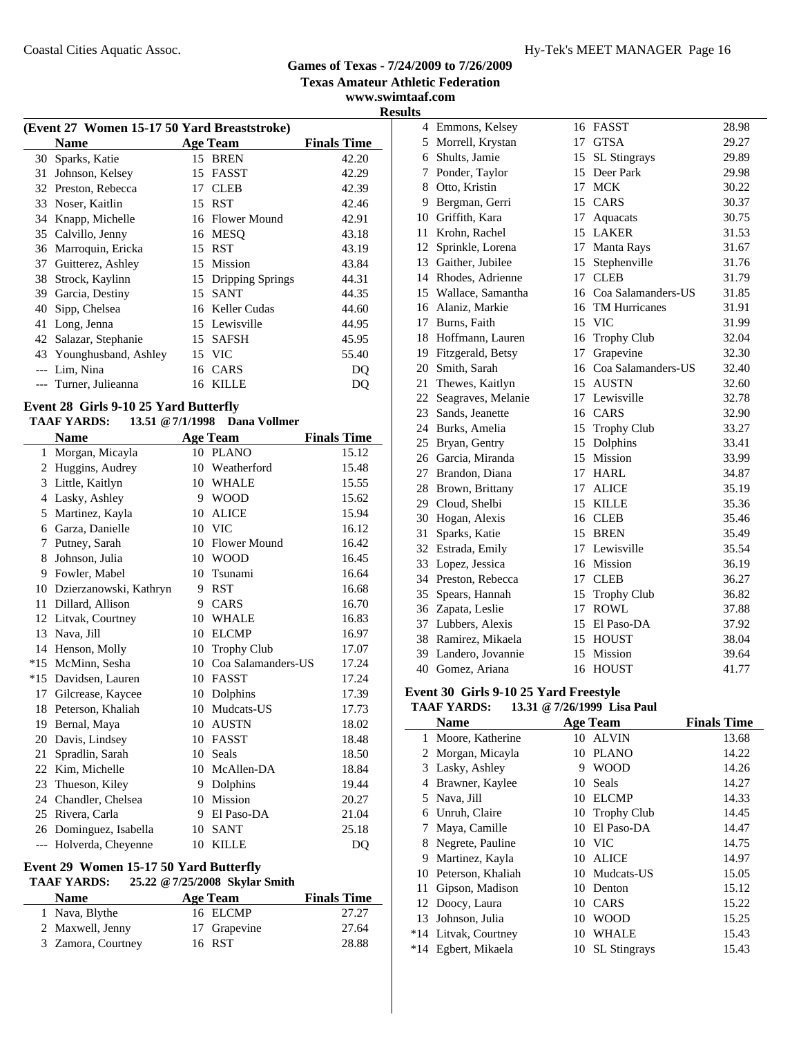Games of Texas - 7/24/2009 to 7/26/2009
Texas Amateur Athletic Federation
www.swimtaaf.com
Results

### (Event 27 Women 15-17 50 Yard Breaststroke)

| | Name | Age | Team | Finals Time |
|---|---|---|---|---|
| 30 | Sparks, Katie | 15 | BREN | 42.20 |
| 31 | Johnson, Kelsey | 15 | FASST | 42.29 |
| 32 | Preston, Rebecca | 17 | CLEB | 42.39 |
| 33 | Noser, Kaitlin | 15 | RST | 42.46 |
| 34 | Knapp, Michelle | 16 | Flower Mound | 42.91 |
| 35 | Calvillo, Jenny | 16 | MESQ | 43.18 |
| 36 | Marroquin, Ericka | 15 | RST | 43.19 |
| 37 | Guitterez, Ashley | 15 | Mission | 43.84 |
| 38 | Strock, Kaylinn | 15 | Dripping Springs | 44.31 |
| 39 | Garcia, Destiny | 15 | SANT | 44.35 |
| 40 | Sipp, Chelsea | 16 | Keller Cudas | 44.60 |
| 41 | Long, Jenna | 15 | Lewisville | 44.95 |
| 42 | Salazar, Stephanie | 15 | SAFSH | 45.95 |
| 43 | Younghusband, Ashley | 15 | VIC | 55.40 |
| --- | Lim, Nina | 16 | CARS | DQ |
| --- | Turner, Julieanna | 16 | KILLE | DQ |

### Event 28 Girls 9-10 25 Yard Butterfly

**TAAF YARDS: 13.51 @ 7/1/1998 Dana Vollmer**

| | Name | Age | Team | Finals Time |
|---|---|---|---|---|
| 1 | Morgan, Micayla | 10 | PLANO | 15.12 |
| 2 | Huggins, Audrey | 10 | Weatherford | 15.48 |
| 3 | Little, Kaitlyn | 10 | WHALE | 15.55 |
| 4 | Lasky, Ashley | 9 | WOOD | 15.62 |
| 5 | Martinez, Kayla | 10 | ALICE | 15.94 |
| 6 | Garza, Danielle | 10 | VIC | 16.12 |
| 7 | Putney, Sarah | 10 | Flower Mound | 16.42 |
| 8 | Johnson, Julia | 10 | WOOD | 16.45 |
| 9 | Fowler, Mabel | 10 | Tsunami | 16.64 |
| 10 | Dzierzanowski, Kathryn | 9 | RST | 16.68 |
| 11 | Dillard, Allison | 9 | CARS | 16.70 |
| 12 | Litvak, Courtney | 10 | WHALE | 16.83 |
| 13 | Nava, Jill | 10 | ELCMP | 16.97 |
| 14 | Henson, Molly | 10 | Trophy Club | 17.07 |
| *15 | McMinn, Sesha | 10 | Coa Salamanders-US | 17.24 |
| *15 | Davidsen, Lauren | 10 | FASST | 17.24 |
| 17 | Gilcrease, Kaycee | 10 | Dolphins | 17.39 |
| 18 | Peterson, Khaliah | 10 | Mudcats-US | 17.73 |
| 19 | Bernal, Maya | 10 | AUSTN | 18.02 |
| 20 | Davis, Lindsey | 10 | FASST | 18.48 |
| 21 | Spradlin, Sarah | 10 | Seals | 18.50 |
| 22 | Kim, Michelle | 10 | McAllen-DA | 18.84 |
| 23 | Thueson, Kiley | 9 | Dolphins | 19.44 |
| 24 | Chandler, Chelsea | 10 | Mission | 20.27 |
| 25 | Rivera, Carla | 9 | El Paso-DA | 21.04 |
| 26 | Dominguez, Isabella | 10 | SANT | 25.18 |
| --- | Holverda, Cheyenne | 10 | KILLE | DQ |

### Event 29 Women 15-17 50 Yard Butterfly

**TAAF YARDS: 25.22 @ 7/25/2008 Skylar Smith**

| | Name | Age | Team | Finals Time |
|---|---|---|---|---|
| 1 | Nava, Blythe | 16 | ELCMP | 27.27 |
| 2 | Maxwell, Jenny | 17 | Grapevine | 27.64 |
| 3 | Zamora, Courtney | 16 | RST | 28.88 |
| 4 | Emmons, Kelsey | 16 | FASST | 28.98 |
| 5 | Morrell, Krystan | 17 | GTSA | 29.27 |
| 6 | Shults, Jamie | 15 | SL Stingrays | 29.89 |
| 7 | Ponder, Taylor | 15 | Deer Park | 29.98 |
| 8 | Otto, Kristin | 17 | MCK | 30.22 |
| 9 | Bergman, Gerri | 15 | CARS | 30.37 |
| 10 | Griffith, Kara | 17 | Aquacats | 30.75 |
| 11 | Krohn, Rachel | 15 | LAKER | 31.53 |
| 12 | Sprinkle, Lorena | 17 | Manta Rays | 31.67 |
| 13 | Gaither, Jubilee | 15 | Stephenville | 31.76 |
| 14 | Rhodes, Adrienne | 17 | CLEB | 31.79 |
| 15 | Wallace, Samantha | 16 | Coa Salamanders-US | 31.85 |
| 16 | Alaniz, Markie | 16 | TM Hurricanes | 31.91 |
| 17 | Burns, Faith | 15 | VIC | 31.99 |
| 18 | Hoffmann, Lauren | 16 | Trophy Club | 32.04 |
| 19 | Fitzgerald, Betsy | 17 | Grapevine | 32.30 |
| 20 | Smith, Sarah | 16 | Coa Salamanders-US | 32.40 |
| 21 | Thewes, Kaitlyn | 15 | AUSTN | 32.60 |
| 22 | Seagraves, Melanie | 17 | Lewisville | 32.78 |
| 23 | Sands, Jeanette | 16 | CARS | 32.90 |
| 24 | Burks, Amelia | 15 | Trophy Club | 33.27 |
| 25 | Bryan, Gentry | 15 | Dolphins | 33.41 |
| 26 | Garcia, Miranda | 15 | Mission | 33.99 |
| 27 | Brandon, Diana | 17 | HARL | 34.87 |
| 28 | Brown, Brittany | 17 | ALICE | 35.19 |
| 29 | Cloud, Shelbi | 15 | KILLE | 35.36 |
| 30 | Hogan, Alexis | 16 | CLEB | 35.46 |
| 31 | Sparks, Katie | 15 | BREN | 35.49 |
| 32 | Estrada, Emily | 17 | Lewisville | 35.54 |
| 33 | Lopez, Jessica | 16 | Mission | 36.19 |
| 34 | Preston, Rebecca | 17 | CLEB | 36.27 |
| 35 | Spears, Hannah | 15 | Trophy Club | 36.82 |
| 36 | Zapata, Leslie | 17 | ROWL | 37.88 |
| 37 | Lubbers, Alexis | 15 | El Paso-DA | 37.92 |
| 38 | Ramirez, Mikaela | 15 | HOUST | 38.04 |
| 39 | Landero, Jovannie | 15 | Mission | 39.64 |
| 40 | Gomez, Ariana | 16 | HOUST | 41.77 |

### Event 30 Girls 9-10 25 Yard Freestyle

**TAAF YARDS: 13.31 @ 7/26/1999 Lisa Paul**

| | Name | Age | Team | Finals Time |
|---|---|---|---|---|
| 1 | Moore, Katherine | 10 | ALVIN | 13.68 |
| 2 | Morgan, Micayla | 10 | PLANO | 14.22 |
| 3 | Lasky, Ashley | 9 | WOOD | 14.26 |
| 4 | Brawner, Kaylee | 10 | Seals | 14.27 |
| 5 | Nava, Jill | 10 | ELCMP | 14.33 |
| 6 | Unruh, Claire | 10 | Trophy Club | 14.45 |
| 7 | Maya, Camille | 10 | El Paso-DA | 14.47 |
| 8 | Negrete, Pauline | 10 | VIC | 14.75 |
| 9 | Martinez, Kayla | 10 | ALICE | 14.97 |
| 10 | Peterson, Khaliah | 10 | Mudcats-US | 15.05 |
| 11 | Gipson, Madison | 10 | Denton | 15.12 |
| 12 | Doocy, Laura | 10 | CARS | 15.22 |
| 13 | Johnson, Julia | 10 | WOOD | 15.25 |
| *14 | Litvak, Courtney | 10 | WHALE | 15.43 |
| *14 | Egbert, Mikaela | 10 | SL Stingrays | 15.43 |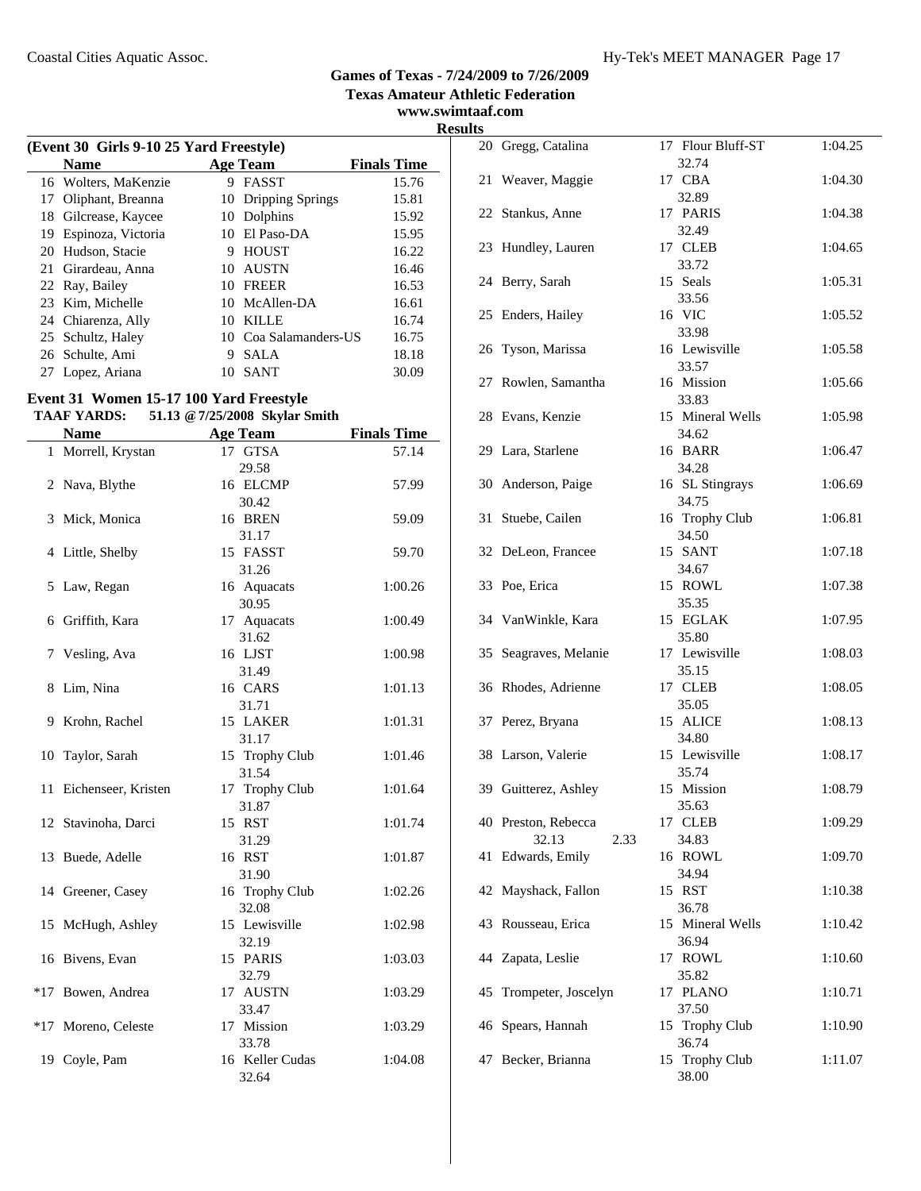# Games of Texas - 7/24/2009 to 7/26/2009

**Texas Amateur Athletic Federation**
**www.swimtaaf.com**
**Results**

### (Event 30 Girls 9-10 25 Yard Freestyle)

| | Name | Age | Team | Finals Time |
|---|---|---|---|---|
| 16 | Wolters, MaKenzie | 9 | FASST | 15.76 |
| 17 | Oliphant, Breanna | 10 | Dripping Springs | 15.81 |
| 18 | Gilcrease, Kaycee | 10 | Dolphins | 15.92 |
| 19 | Espinoza, Victoria | 10 | El Paso-DA | 15.95 |
| 20 | Hudson, Stacie | 9 | HOUST | 16.22 |
| 21 | Girardeau, Anna | 10 | AUSTN | 16.46 |
| 22 | Ray, Bailey | 10 | FREER | 16.53 |
| 23 | Kim, Michelle | 10 | McAllen-DA | 16.61 |
| 24 | Chiarenza, Ally | 10 | KILLE | 16.74 |
| 25 | Schultz, Haley | 10 | Coa Salamanders-US | 16.75 |
| 26 | Schulte, Ami | 9 | SALA | 18.18 |
| 27 | Lopez, Ariana | 10 | SANT | 30.09 |

### Event 31 Women 15-17 100 Yard Freestyle

**TAAF YARDS:** 51.13 @ 7/25/2008 Skylar Smith

| | Name | Age | Team | Finals Time |
|---|---|---|---|---|
| 1 | Morrell, Krystan | 17 | GTSA | 57.14 |
| | | | 29.58 | |
| 2 | Nava, Blythe | 16 | ELCMP | 57.99 |
| | | | 30.42 | |
| 3 | Mick, Monica | 16 | BREN | 59.09 |
| | | | 31.17 | |
| 4 | Little, Shelby | 15 | FASST | 59.70 |
| | | | 31.26 | |
| 5 | Law, Regan | 16 | Aquacats | 1:00.26 |
| | | | 30.95 | |
| 6 | Griffith, Kara | 17 | Aquacats | 1:00.49 |
| | | | 31.62 | |
| 7 | Vesling, Ava | 16 | LJST | 1:00.98 |
| | | | 31.49 | |
| 8 | Lim, Nina | 16 | CARS | 1:01.13 |
| | | | 31.71 | |
| 9 | Krohn, Rachel | 15 | LAKER | 1:01.31 |
| | | | 31.17 | |
| 10 | Taylor, Sarah | 15 | Trophy Club | 1:01.46 |
| | | | 31.54 | |
| 11 | Eichenseer, Kristen | 17 | Trophy Club | 1:01.64 |
| | | | 31.87 | |
| 12 | Stavinoha, Darci | 15 | RST | 1:01.74 |
| | | | 31.29 | |
| 13 | Buede, Adelle | 16 | RST | 1:01.87 |
| | | | 31.90 | |
| 14 | Greener, Casey | 16 | Trophy Club | 1:02.26 |
| | | | 32.08 | |
| 15 | McHugh, Ashley | 15 | Lewisville | 1:02.98 |
| | | | 32.19 | |
| 16 | Bivens, Evan | 15 | PARIS | 1:03.03 |
| | | | 32.79 | |
| *17 | Bowen, Andrea | 17 | AUSTN | 1:03.29 |
| | | | 33.47 | |
| *17 | Moreno, Celeste | 17 | Mission | 1:03.29 |
| | | | 33.78 | |
| 19 | Coyle, Pam | 16 | Keller Cudas | 1:04.08 |
| | | | 32.64 | |
| 20 | Gregg, Catalina | 17 | Flour Bluff-ST | 1:04.25 |
| | | | 32.74 | |
| 21 | Weaver, Maggie | 17 | CBA | 1:04.30 |
| | | | 32.89 | |
| 22 | Stankus, Anne | 17 | PARIS | 1:04.38 |
| | | | 32.49 | |
| 23 | Hundley, Lauren | 17 | CLEB | 1:04.65 |
| | | | 33.72 | |
| 24 | Berry, Sarah | 15 | Seals | 1:05.31 |
| | | | 33.56 | |
| 25 | Enders, Hailey | 16 | VIC | 1:05.52 |
| | | | 33.98 | |
| 26 | Tyson, Marissa | 16 | Lewisville | 1:05.58 |
| | | | 33.57 | |
| 27 | Rowlen, Samantha | 16 | Mission | 1:05.66 |
| | | | 33.83 | |
| 28 | Evans, Kenzie | 15 | Mineral Wells | 1:05.98 |
| | | | 34.62 | |
| 29 | Lara, Starlene | 16 | BARR | 1:06.47 |
| | | | 34.28 | |
| 30 | Anderson, Paige | 16 | SL Stingrays | 1:06.69 |
| | | | 34.75 | |
| 31 | Stuebe, Cailen | 16 | Trophy Club | 1:06.81 |
| | | | 34.50 | |
| 32 | DeLeon, Francee | 15 | SANT | 1:07.18 |
| | | | 34.67 | |
| 33 | Poe, Erica | 15 | ROWL | 1:07.38 |
| | | | 35.35 | |
| 34 | VanWinkle, Kara | 15 | EGLAK | 1:07.95 |
| | | | 35.80 | |
| 35 | Seagraves, Melanie | 17 | Lewisville | 1:08.03 |
| | | | 35.15 | |
| 36 | Rhodes, Adrienne | 17 | CLEB | 1:08.05 |
| | | | 35.05 | |
| 37 | Perez, Bryana | 15 | ALICE | 1:08.13 |
| | | | 34.80 | |
| 38 | Larson, Valerie | 15 | Lewisville | 1:08.17 |
| | | | 35.74 | |
| 39 | Guitterez, Ashley | 15 | Mission | 1:08.79 |
| | | | 35.63 | |
| 40 | Preston, Rebecca | 17 | CLEB | 1:09.29 |
| | 32.13 2.33 | | 34.83 | |
| 41 | Edwards, Emily | 16 | ROWL | 1:09.70 |
| | | | 34.94 | |
| 42 | Mayshack, Fallon | 15 | RST | 1:10.38 |
| | | | 36.78 | |
| 43 | Rousseau, Erica | 15 | Mineral Wells | 1:10.42 |
| | | | 36.94 | |
| 44 | Zapata, Leslie | 17 | ROWL | 1:10.60 |
| | | | 35.82 | |
| 45 | Trompeter, Joscelyn | 17 | PLANO | 1:10.71 |
| | | | 37.50 | |
| 46 | Spears, Hannah | 15 | Trophy Club | 1:10.90 |
| | | | 36.74 | |
| 47 | Becker, Brianna | 15 | Trophy Club | 1:11.07 |
| | | | 38.00 | |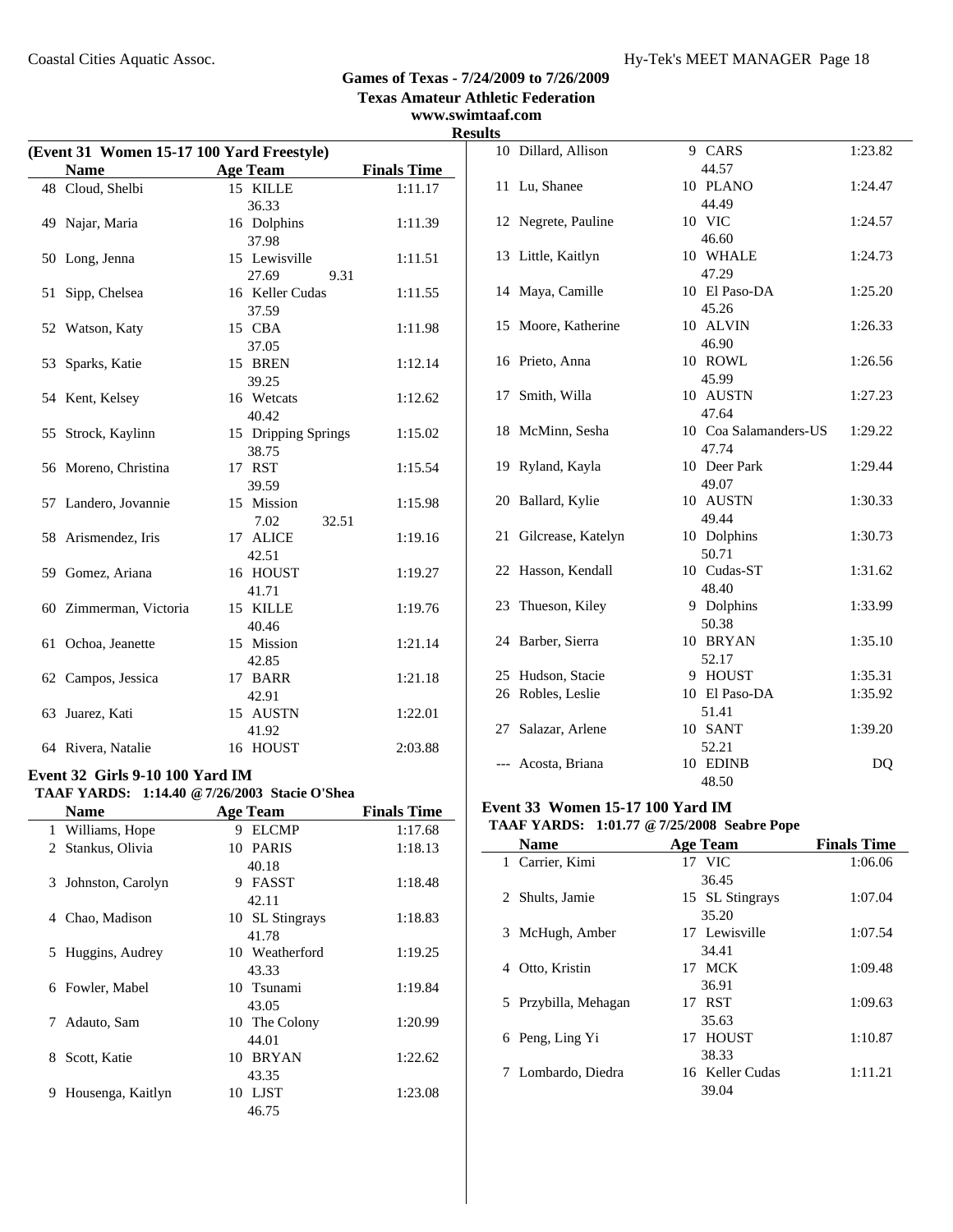## Games of Texas - 7/24/2009 to 7/26/2009

**Texas Amateur Athletic Federation**

**www.swimtaaf.com**

**Results**

### (Event 31 Women 15-17 100 Yard Freestyle)

| | Name | Age | Team | Finals Time |
|---|---|---|---|---|
| 48 | Cloud, Shelbi | 15 | KILLE | 1:11.17 |
| | | | 36.33 | |
| 49 | Najar, Maria | 16 | Dolphins | 1:11.39 |
| | | | 37.98 | |
| 50 | Long, Jenna | 15 | Lewisville | 1:11.51 |
| | | | 27.69 9.31 | |
| 51 | Sipp, Chelsea | 16 | Keller Cudas | 1:11.55 |
| | | | 37.59 | |
| 52 | Watson, Katy | 15 | CBA | 1:11.98 |
| | | | 37.05 | |
| 53 | Sparks, Katie | 15 | BREN | 1:12.14 |
| | | | 39.25 | |
| 54 | Kent, Kelsey | 16 | Wetcats | 1:12.62 |
| | | | 40.42 | |
| 55 | Strock, Kaylinn | 15 | Dripping Springs | 1:15.02 |
| | | | 38.75 | |
| 56 | Moreno, Christina | 17 | RST | 1:15.54 |
| | | | 39.59 | |
| 57 | Landero, Jovannie | 15 | Mission | 1:15.98 |
| | | | 7.02 32.51 | |
| 58 | Arismendez, Iris | 17 | ALICE | 1:19.16 |
| | | | 42.51 | |
| 59 | Gomez, Ariana | 16 | HOUST | 1:19.27 |
| | | | 41.71 | |
| 60 | Zimmerman, Victoria | 15 | KILLE | 1:19.76 |
| | | | 40.46 | |
| 61 | Ochoa, Jeanette | 15 | Mission | 1:21.14 |
| | | | 42.85 | |
| 62 | Campos, Jessica | 17 | BARR | 1:21.18 |
| | | | 42.91 | |
| 63 | Juarez, Kati | 15 | AUSTN | 1:22.01 |
| | | | 41.92 | |
| 64 | Rivera, Natalie | 16 | HOUST | 2:03.88 |

### Event 32 Girls 9-10 100 Yard IM

**TAAF YARDS: 1:14.40 @ 7/26/2003 Stacie O'Shea**

| | Name | Age | Team | Finals Time |
|---|---|---|---|---|
| 1 | Williams, Hope | 9 | ELCMP | 1:17.68 |
| 2 | Stankus, Olivia | 10 | PARIS | 1:18.13 |
| | | | 40.18 | |
| 3 | Johnston, Carolyn | 9 | FASST | 1:18.48 |
| | | | 42.11 | |
| 4 | Chao, Madison | 10 | SL Stingrays | 1:18.83 |
| | | | 41.78 | |
| 5 | Huggins, Audrey | 10 | Weatherford | 1:19.25 |
| | | | 43.33 | |
| 6 | Fowler, Mabel | 10 | Tsunami | 1:19.84 |
| | | | 43.05 | |
| 7 | Adauto, Sam | 10 | The Colony | 1:20.99 |
| | | | 44.01 | |
| 8 | Scott, Katie | 10 | BRYAN | 1:22.62 |
| | | | 43.35 | |
| 9 | Housenga, Kaitlyn | 10 | LJST | 1:23.08 |
| | | | 46.75 | |
| 10 | Dillard, Allison | 9 | CARS | 1:23.82 |
| | | | 44.57 | |
| 11 | Lu, Shanee | 10 | PLANO | 1:24.47 |
| | | | 44.49 | |
| 12 | Negrete, Pauline | 10 | VIC | 1:24.57 |
| | | | 46.60 | |
| 13 | Little, Kaitlyn | 10 | WHALE | 1:24.73 |
| | | | 47.29 | |
| 14 | Maya, Camille | 10 | El Paso-DA | 1:25.20 |
| | | | 45.26 | |
| 15 | Moore, Katherine | 10 | ALVIN | 1:26.33 |
| | | | 46.90 | |
| 16 | Prieto, Anna | 10 | ROWL | 1:26.56 |
| | | | 45.99 | |
| 17 | Smith, Willa | 10 | AUSTN | 1:27.23 |
| | | | 47.64 | |
| 18 | McMinn, Sesha | 10 | Coa Salamanders-US | 1:29.22 |
| | | | 47.74 | |
| 19 | Ryland, Kayla | 10 | Deer Park | 1:29.44 |
| | | | 49.07 | |
| 20 | Ballard, Kylie | 10 | AUSTN | 1:30.33 |
| | | | 49.44 | |
| 21 | Gilcrease, Katelyn | 10 | Dolphins | 1:30.73 |
| | | | 50.71 | |
| 22 | Hasson, Kendall | 10 | Cudas-ST | 1:31.62 |
| | | | 48.40 | |
| 23 | Thueson, Kiley | 9 | Dolphins | 1:33.99 |
| | | | 50.38 | |
| 24 | Barber, Sierra | 10 | BRYAN | 1:35.10 |
| | | | 52.17 | |
| 25 | Hudson, Stacie | 9 | HOUST | 1:35.31 |
| 26 | Robles, Leslie | 10 | El Paso-DA | 1:35.92 |
| | | | 51.41 | |
| 27 | Salazar, Arlene | 10 | SANT | 1:39.20 |
| | | | 52.21 | |
| --- | Acosta, Briana | 10 | EDINB | DQ |
| | | | 48.50 | |

### Event 33 Women 15-17 100 Yard IM

**TAAF YARDS: 1:01.77 @ 7/25/2008 Seabre Pope**

| | Name | Age | Team | Finals Time |
|---|---|---|---|---|
| 1 | Carrier, Kimi | 17 | VIC | 1:06.06 |
| | | | 36.45 | |
| 2 | Shults, Jamie | 15 | SL Stingrays | 1:07.04 |
| | | | 35.20 | |
| 3 | McHugh, Amber | 17 | Lewisville | 1:07.54 |
| | | | 34.41 | |
| 4 | Otto, Kristin | 17 | MCK | 1:09.48 |
| | | | 36.91 | |
| 5 | Przybilla, Mehagan | 17 | RST | 1:09.63 |
| | | | 35.63 | |
| 6 | Peng, Ling Yi | 17 | HOUST | 1:10.87 |
| | | | 38.33 | |
| 7 | Lombardo, Diedra | 16 | Keller Cudas | 1:11.21 |
| | | | 39.04 | |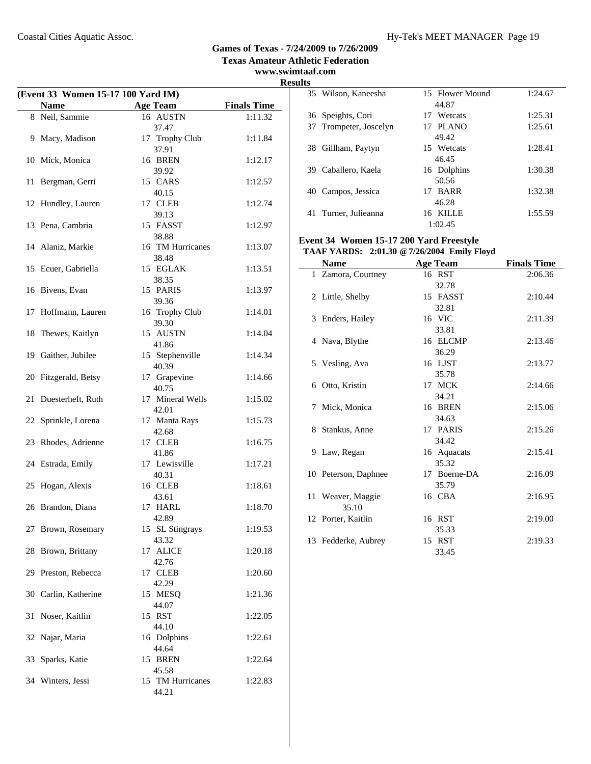## Games of Texas - 7/24/2009 to 7/26/2009
### Texas Amateur Athletic Federation
www.swimtaaf.com

**Results**

**(Event 33 Women 15-17 100 Yard IM)**

| | Name | Age | Team | Finals Time |
|---|---|---|---|---|
| 8 | Neil, Sammie | 16 | AUSTN | 1:11.32 |
| | 37.47 | | | |
| 9 | Macy, Madison | 17 | Trophy Club | 1:11.84 |
| | 37.91 | | | |
| 10 | Mick, Monica | 16 | BREN | 1:12.17 |
| | 39.92 | | | |
| 11 | Bergman, Gerri | 15 | CARS | 1:12.57 |
| | 40.15 | | | |
| 12 | Hundley, Lauren | 17 | CLEB | 1:12.74 |
| | 39.13 | | | |
| 13 | Pena, Cambria | 15 | FASST | 1:12.97 |
| | 38.88 | | | |
| 14 | Alaniz, Markie | 16 | TM Hurricanes | 1:13.07 |
| | 38.48 | | | |
| 15 | Ecuer, Gabriella | 15 | EGLAK | 1:13.51 |
| | 38.35 | | | |
| 16 | Bivens, Evan | 15 | PARIS | 1:13.97 |
| | 39.36 | | | |
| 17 | Hoffmann, Lauren | 16 | Trophy Club | 1:14.01 |
| | 39.30 | | | |
| 18 | Thewes, Kaitlyn | 15 | AUSTN | 1:14.04 |
| | 41.86 | | | |
| 19 | Gaither, Jubilee | 15 | Stephenville | 1:14.34 |
| | 40.39 | | | |
| 20 | Fitzgerald, Betsy | 17 | Grapevine | 1:14.66 |
| | 40.75 | | | |
| 21 | Duesterheft, Ruth | 17 | Mineral Wells | 1:15.02 |
| | 42.01 | | | |
| 22 | Sprinkle, Lorena | 17 | Manta Rays | 1:15.73 |
| | 42.68 | | | |
| 23 | Rhodes, Adrienne | 17 | CLEB | 1:16.75 |
| | 41.86 | | | |
| 24 | Estrada, Emily | 17 | Lewisville | 1:17.21 |
| | 40.31 | | | |
| 25 | Hogan, Alexis | 16 | CLEB | 1:18.61 |
| | 43.61 | | | |
| 26 | Brandon, Diana | 17 | HARL | 1:18.70 |
| | 42.89 | | | |
| 27 | Brown, Rosemary | 15 | SL Stingrays | 1:19.53 |
| | 43.32 | | | |
| 28 | Brown, Brittany | 17 | ALICE | 1:20.18 |
| | 42.76 | | | |
| 29 | Preston, Rebecca | 17 | CLEB | 1:20.60 |
| | 42.29 | | | |
| 30 | Carlin, Katherine | 15 | MESQ | 1:21.36 |
| | 44.07 | | | |
| 31 | Noser, Kaitlin | 15 | RST | 1:22.05 |
| | 44.10 | | | |
| 32 | Najar, Maria | 16 | Dolphins | 1:22.61 |
| | 44.64 | | | |
| 33 | Sparks, Katie | 15 | BREN | 1:22.64 |
| | 45.58 | | | |
| 34 | Winters, Jessi | 15 | TM Hurricanes | 1:22.83 |
| | 44.21 | | | |
| 35 | Wilson, Kaneesha | 15 | Flower Mound | 1:24.67 |
| | 44.87 | | | |
| 36 | Speights, Cori | 17 | Wetcats | 1:25.31 |
| 37 | Trompeter, Joscelyn | 17 | PLANO | 1:25.61 |
| | 49.42 | | | |
| 38 | Gillham, Paytyn | 15 | Wetcats | 1:28.41 |
| | 46.45 | | | |
| 39 | Caballero, Kaela | 16 | Dolphins | 1:30.38 |
| | 50.56 | | | |
| 40 | Campos, Jessica | 17 | BARR | 1:32.38 |
| | 46.28 | | | |
| 41 | Turner, Julieanna | 16 | KILLE | 1:55.59 |
| | 1:02.45 | | | |

**Event 34 Women 15-17 200 Yard Freestyle**

**TAAF YARDS: 2:01.30 @ 7/26/2004 Emily Floyd**

| | Name | Age | Team | Finals Time |
|---|---|---|---|---|
| 1 | Zamora, Courtney | 16 | RST | 2:06.36 |
| | 32.78 | | | |
| 2 | Little, Shelby | 15 | FASST | 2:10.44 |
| | 32.81 | | | |
| 3 | Enders, Hailey | 16 | VIC | 2:11.39 |
| | 33.81 | | | |
| 4 | Nava, Blythe | 16 | ELCMP | 2:13.46 |
| | 36.29 | | | |
| 5 | Vesling, Ava | 16 | LJST | 2:13.77 |
| | 35.78 | | | |
| 6 | Otto, Kristin | 17 | MCK | 2:14.66 |
| | 34.21 | | | |
| 7 | Mick, Monica | 16 | BREN | 2:15.06 |
| | 34.63 | | | |
| 8 | Stankus, Anne | 17 | PARIS | 2:15.26 |
| | 34.42 | | | |
| 9 | Law, Regan | 16 | Aquacats | 2:15.41 |
| | 35.32 | | | |
| 10 | Peterson, Daphnee | 17 | Boerne-DA | 2:16.09 |
| | 35.79 | | | |
| 11 | Weaver, Maggie | 16 | CBA | 2:16.95 |
| | 35.10 | | | |
| 12 | Porter, Kaitlin | 16 | RST | 2:19.00 |
| | 35.33 | | | |
| 13 | Fedderke, Aubrey | 15 | RST | 2:19.33 |
| | 33.45 | | | |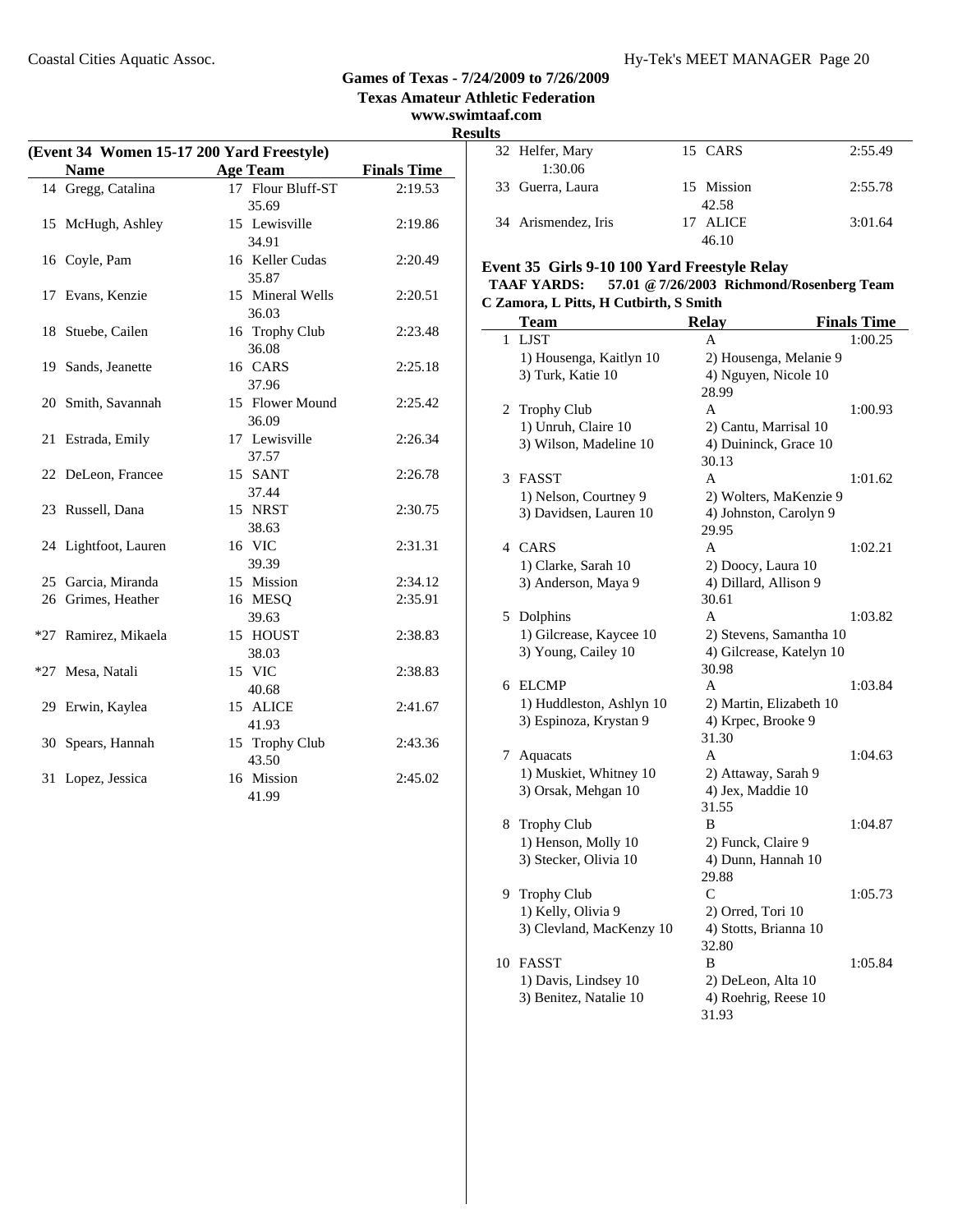## Games of Texas - 7/24/2009 to 7/26/2009
### Texas Amateur Athletic Federation
www.swimtaaf.com

**Results**

**(Event 34 Women 15-17 200 Yard Freestyle)**

| | Name | Age | Team | Finals Time |
|---|---|---|---|---|
| 14 | Gregg, Catalina | 17 | Flour Bluff-ST | 2:19.53 |
| | 35.69 | | | |
| 15 | McHugh, Ashley | 15 | Lewisville | 2:19.86 |
| | 34.91 | | | |
| 16 | Coyle, Pam | 16 | Keller Cudas | 2:20.49 |
| | 35.87 | | | |
| 17 | Evans, Kenzie | 15 | Mineral Wells | 2:20.51 |
| | 36.03 | | | |
| 18 | Stuebe, Cailen | 16 | Trophy Club | 2:23.48 |
| | 36.08 | | | |
| 19 | Sands, Jeanette | 16 | CARS | 2:25.18 |
| | 37.96 | | | |
| 20 | Smith, Savannah | 15 | Flower Mound | 2:25.42 |
| | 36.09 | | | |
| 21 | Estrada, Emily | 17 | Lewisville | 2:26.34 |
| | 37.57 | | | |
| 22 | DeLeon, Francee | 15 | SANT | 2:26.78 |
| | 37.44 | | | |
| 23 | Russell, Dana | 15 | NRST | 2:30.75 |
| | 38.63 | | | |
| 24 | Lightfoot, Lauren | 16 | VIC | 2:31.31 |
| | 39.39 | | | |
| 25 | Garcia, Miranda | 15 | Mission | 2:34.12 |
| 26 | Grimes, Heather | 16 | MESQ | 2:35.91 |
| | 39.63 | | | |
| *27 | Ramirez, Mikaela | 15 | HOUST | 2:38.83 |
| | 38.03 | | | |
| *27 | Mesa, Natali | 15 | VIC | 2:38.83 |
| | 40.68 | | | |
| 29 | Erwin, Kaylea | 15 | ALICE | 2:41.67 |
| | 41.93 | | | |
| 30 | Spears, Hannah | 15 | Trophy Club | 2:43.36 |
| | 43.50 | | | |
| 31 | Lopez, Jessica | 16 | Mission | 2:45.02 |
| | 41.99 | | | |
| 32 | Helfer, Mary | 15 | CARS | 2:55.49 |
| | 1:30.06 | | | |
| 33 | Guerra, Laura | 15 | Mission | 2:55.78 |
| | 42.58 | | | |
| 34 | Arismendez, Iris | 17 | ALICE | 3:01.64 |
| | 46.10 | | | |

**Event 35 Girls 9-10 100 Yard Freestyle Relay**

**TAAF YARDS: 57.01 @ 7/26/2003 Richmond/Rosenberg Team C Zamora, L Pitts, H Cutbirth, S Smith**

| | Team | Relay | Finals Time |
|---|---|---|---|
| 1 | LJST | A | 1:00.25 |
| | 1) Housenga, Kaitlyn 10 | 2) Housenga, Melanie 9 | |
| | 3) Turk, Katie 10 | 4) Nguyen, Nicole 10 | |
| | 28.99 | | |
| 2 | Trophy Club | A | 1:00.93 |
| | 1) Unruh, Claire 10 | 2) Cantu, Marrisal 10 | |
| | 3) Wilson, Madeline 10 | 4) Duininck, Grace 10 | |
| | 30.13 | | |
| 3 | FASST | A | 1:01.62 |
| | 1) Nelson, Courtney 9 | 2) Wolters, MaKenzie 9 | |
| | 3) Davidsen, Lauren 10 | 4) Johnston, Carolyn 9 | |
| | 29.95 | | |
| 4 | CARS | A | 1:02.21 |
| | 1) Clarke, Sarah 10 | 2) Doocy, Laura 10 | |
| | 3) Anderson, Maya 9 | 4) Dillard, Allison 9 | |
| | 30.61 | | |
| 5 | Dolphins | A | 1:03.82 |
| | 1) Gilcrease, Kaycee 10 | 2) Stevens, Samantha 10 | |
| | 3) Young, Cailey 10 | 4) Gilcrease, Katelyn 10 | |
| | 30.98 | | |
| 6 | ELCMP | A | 1:03.84 |
| | 1) Huddleston, Ashlyn 10 | 2) Martin, Elizabeth 10 | |
| | 3) Espinoza, Krystan 9 | 4) Krpec, Brooke 9 | |
| | 31.30 | | |
| 7 | Aquacats | A | 1:04.63 |
| | 1) Muskiet, Whitney 10 | 2) Attaway, Sarah 9 | |
| | 3) Orsak, Mehgan 10 | 4) Jex, Maddie 10 | |
| | 31.55 | | |
| 8 | Trophy Club | B | 1:04.87 |
| | 1) Henson, Molly 10 | 2) Funck, Claire 9 | |
| | 3) Stecker, Olivia 10 | 4) Dunn, Hannah 10 | |
| | 29.88 | | |
| 9 | Trophy Club | C | 1:05.73 |
| | 1) Kelly, Olivia 9 | 2) Orred, Tori 10 | |
| | 3) Clevland, MacKenzy 10 | 4) Stotts, Brianna 10 | |
| | 32.80 | | |
| 10 | FASST | B | 1:05.84 |
| | 1) Davis, Lindsey 10 | 2) DeLeon, Alta 10 | |
| | 3) Benitez, Natalie 10 | 4) Roehrig, Reese 10 | |
| | 31.93 | | |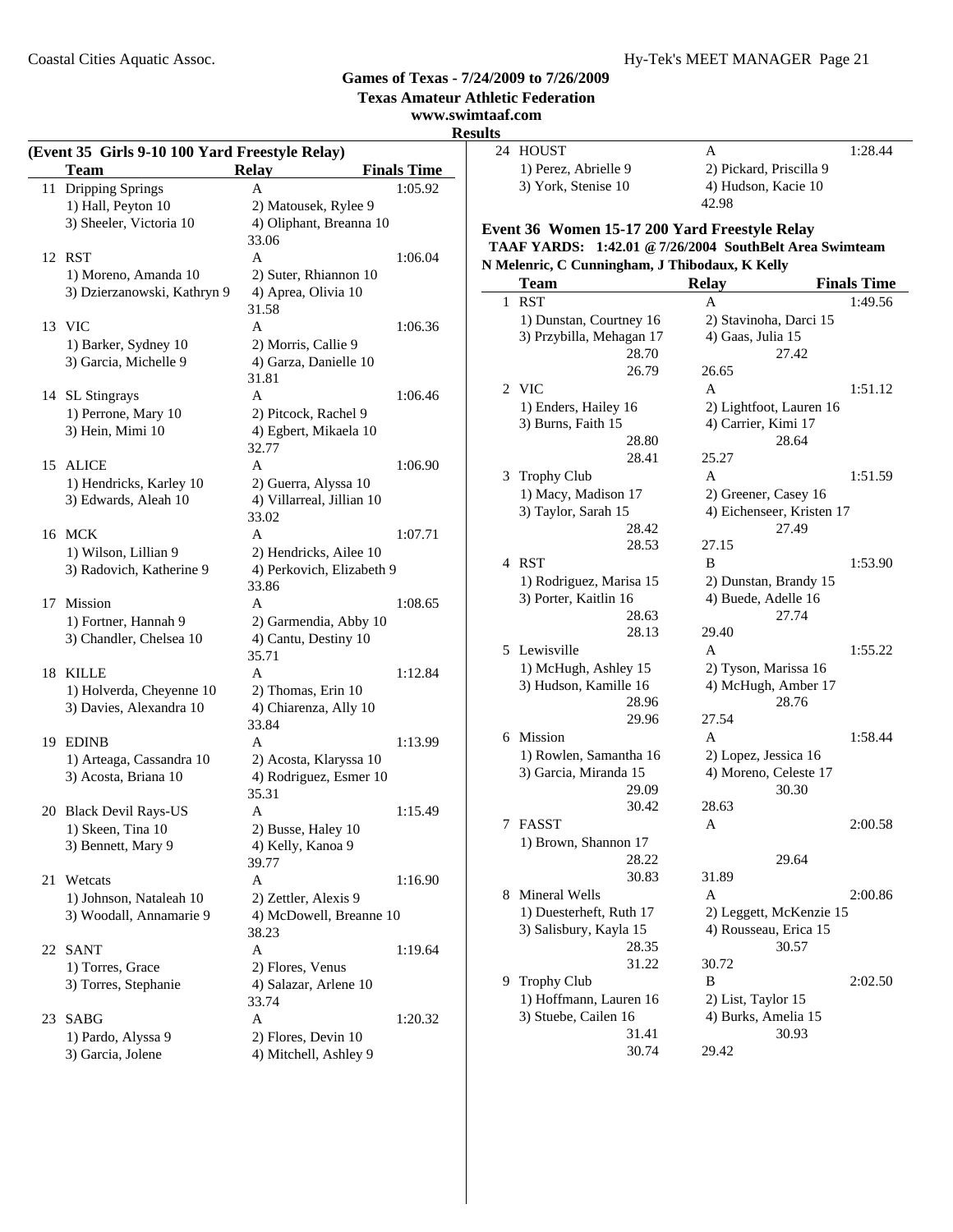## Games of Texas - 7/24/2009 to 7/26/2009

**Texas Amateur Athletic Federation**

**www.swimtaaf.com**

**Results**

### (Event 35 Girls 9-10 100 Yard Freestyle Relay)

| | Team | Relay | Finals Time |
|---|---|---|---|
| 11 | Dripping Springs | A | 1:05.92 |
| | 1) Hall, Peyton 10 | 2) Matousek, Rylee 9 | |
| | 3) Sheeler, Victoria 10 | 4) Oliphant, Breanna 10 | |
| | | 33.06 | |
| 12 | RST | A | 1:06.04 |
| | 1) Moreno, Amanda 10 | 2) Suter, Rhiannon 10 | |
| | 3) Dzierzanowski, Kathryn 9 | 4) Aprea, Olivia 10 | |
| | | 31.58 | |
| 13 | VIC | A | 1:06.36 |
| | 1) Barker, Sydney 10 | 2) Morris, Callie 9 | |
| | 3) Garcia, Michelle 9 | 4) Garza, Danielle 10 | |
| | | 31.81 | |
| 14 | SL Stingrays | A | 1:06.46 |
| | 1) Perrone, Mary 10 | 2) Pitcock, Rachel 9 | |
| | 3) Hein, Mimi 10 | 4) Egbert, Mikaela 10 | |
| | | 32.77 | |
| 15 | ALICE | A | 1:06.90 |
| | 1) Hendricks, Karley 10 | 2) Guerra, Alyssa 10 | |
| | 3) Edwards, Aleah 10 | 4) Villarreal, Jillian 10 | |
| | | 33.02 | |
| 16 | MCK | A | 1:07.71 |
| | 1) Wilson, Lillian 9 | 2) Hendricks, Ailee 10 | |
| | 3) Radovich, Katherine 9 | 4) Perkovich, Elizabeth 9 | |
| | | 33.86 | |
| 17 | Mission | A | 1:08.65 |
| | 1) Fortner, Hannah 9 | 2) Garmendia, Abby 10 | |
| | 3) Chandler, Chelsea 10 | 4) Cantu, Destiny 10 | |
| | | 35.71 | |
| 18 | KILLE | A | 1:12.84 |
| | 1) Holverda, Cheyenne 10 | 2) Thomas, Erin 10 | |
| | 3) Davies, Alexandra 10 | 4) Chiarenza, Ally 10 | |
| | | 33.84 | |
| 19 | EDINB | A | 1:13.99 |
| | 1) Arteaga, Cassandra 10 | 2) Acosta, Klaryssa 10 | |
| | 3) Acosta, Briana 10 | 4) Rodriguez, Esmer 10 | |
| | | 35.31 | |
| 20 | Black Devil Rays-US | A | 1:15.49 |
| | 1) Skeen, Tina 10 | 2) Busse, Haley 10 | |
| | 3) Bennett, Mary 9 | 4) Kelly, Kanoa 9 | |
| | | 39.77 | |
| 21 | Wetcats | A | 1:16.90 |
| | 1) Johnson, Nataleah 10 | 2) Zettler, Alexis 9 | |
| | 3) Woodall, Annamarie 9 | 4) McDowell, Breanne 10 | |
| | | 38.23 | |
| 22 | SANT | A | 1:19.64 |
| | 1) Torres, Grace | 2) Flores, Venus | |
| | 3) Torres, Stephanie | 4) Salazar, Arlene 10 | |
| | | 33.74 | |
| 23 | SABG | A | 1:20.32 |
| | 1) Pardo, Alyssa 9 | 2) Flores, Devin 10 | |
| | 3) Garcia, Jolene | 4) Mitchell, Ashley 9 | |
| 24 | HOUST | A | 1:28.44 |
| | 1) Perez, Abrielle 9 | 2) Pickard, Priscilla 9 | |
| | 3) York, Stenise 10 | 4) Hudson, Kacie 10 | |
| | | 42.98 | |

### Event 36 Women 15-17 200 Yard Freestyle Relay

**TAAF YARDS: 1:42.01 @ 7/26/2004 SouthBelt Area Swimteam**
**N Melenric, C Cunningham, J Thibodaux, K Kelly**

| | Team | Relay | Finals Time |
|---|---|---|---|
| 1 | RST | A | 1:49.56 |
| | 1) Dunstan, Courtney 16 | 2) Stavinoha, Darci 15 | |
| | 3) Przybilla, Mehagan 17 | 4) Gaas, Julia 15 | |
| | 28.70 | 27.42 | |
| | 26.79 | 26.65 | |
| 2 | VIC | A | 1:51.12 |
| | 1) Enders, Hailey 16 | 2) Lightfoot, Lauren 16 | |
| | 3) Burns, Faith 15 | 4) Carrier, Kimi 17 | |
| | 28.80 | 28.64 | |
| | 28.41 | 25.27 | |
| 3 | Trophy Club | A | 1:51.59 |
| | 1) Macy, Madison 17 | 2) Greener, Casey 16 | |
| | 3) Taylor, Sarah 15 | 4) Eichenseer, Kristen 17 | |
| | 28.42 | 27.49 | |
| | 28.53 | 27.15 | |
| 4 | RST | B | 1:53.90 |
| | 1) Rodriguez, Marisa 15 | 2) Dunstan, Brandy 15 | |
| | 3) Porter, Kaitlin 16 | 4) Buede, Adelle 16 | |
| | 28.63 | 27.74 | |
| | 28.13 | 29.40 | |
| 5 | Lewisville | A | 1:55.22 |
| | 1) McHugh, Ashley 15 | 2) Tyson, Marissa 16 | |
| | 3) Hudson, Kamille 16 | 4) McHugh, Amber 17 | |
| | 28.96 | 28.76 | |
| | 29.96 | 27.54 | |
| 6 | Mission | A | 1:58.44 |
| | 1) Rowlen, Samantha 16 | 2) Lopez, Jessica 16 | |
| | 3) Garcia, Miranda 15 | 4) Moreno, Celeste 17 | |
| | 29.09 | 30.30 | |
| | 30.42 | 28.63 | |
| 7 | FASST | A | 2:00.58 |
| | 1) Brown, Shannon 17 | | |
| | 28.22 | 29.64 | |
| | 30.83 | 31.89 | |
| 8 | Mineral Wells | A | 2:00.86 |
| | 1) Duesterheft, Ruth 17 | 2) Leggett, McKenzie 15 | |
| | 3) Salisbury, Kayla 15 | 4) Rousseau, Erica 15 | |
| | 28.35 | 30.57 | |
| | 31.22 | 30.72 | |
| 9 | Trophy Club | B | 2:02.50 |
| | 1) Hoffmann, Lauren 16 | 2) List, Taylor 15 | |
| | 3) Stuebe, Cailen 16 | 4) Burks, Amelia 15 | |
| | 31.41 | 30.93 | |
| | 30.74 | 29.42 | |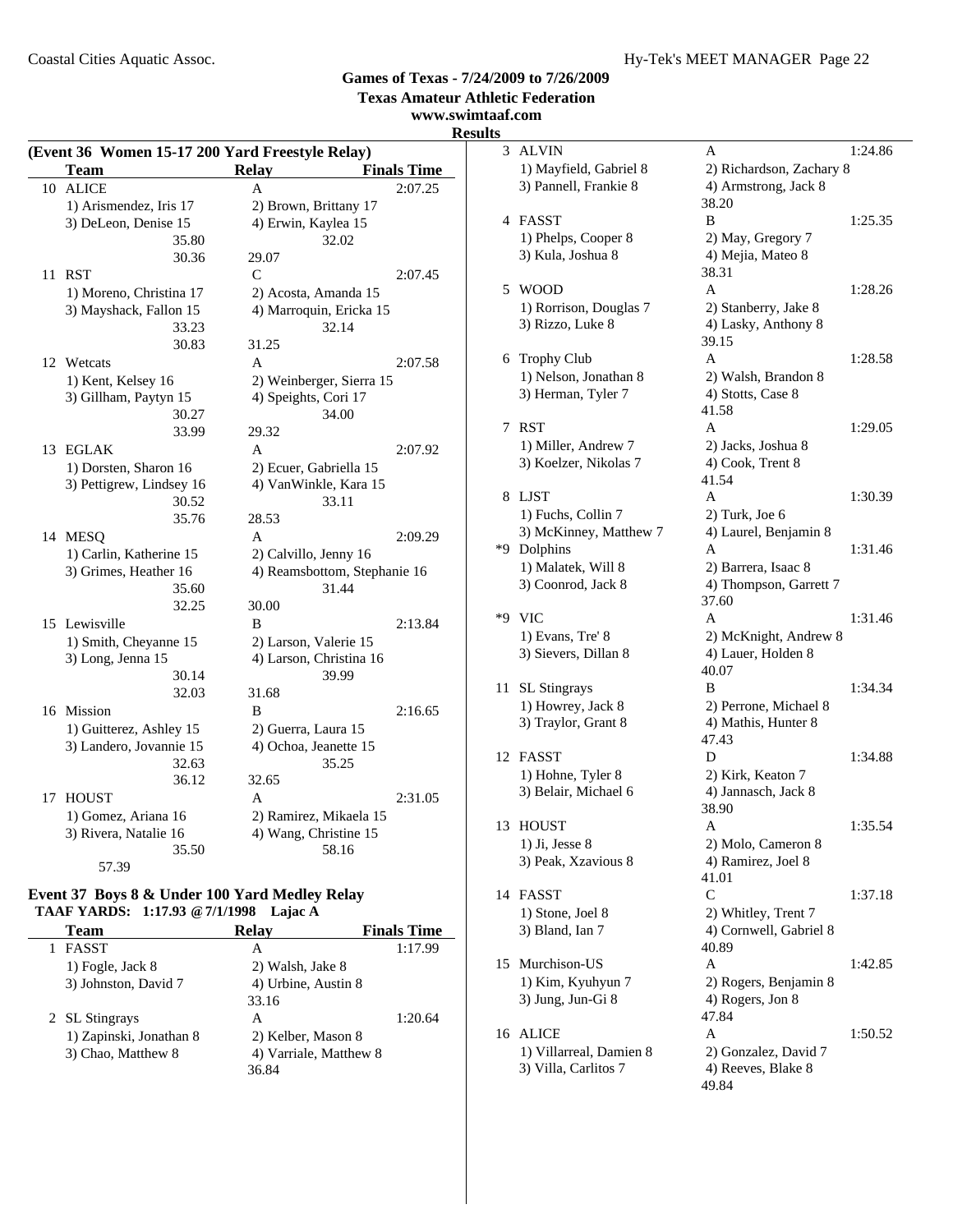## Games of Texas - 7/24/2009 to 7/26/2009
### Texas Amateur Athletic Federation
### www.swimtaaf.com
### Results

**(Event 36 Women 15-17 200 Yard Freestyle Relay)**

| | Team | Relay | Finals Time |
|---|---|---|---|
| 10 | ALICE | A | 2:07.25 |
| | 1) Arismendez, Iris 17 | 2) Brown, Brittany 17 | |
| | 3) DeLeon, Denise 15 | 4) Erwin, Kaylea 15 | |
| | 35.80 | 32.02 | |
| | 30.36 | 29.07 | |
| 11 | RST | C | 2:07.45 |
| | 1) Moreno, Christina 17 | 2) Acosta, Amanda 15 | |
| | 3) Mayshack, Fallon 15 | 4) Marroquin, Ericka 15 | |
| | 33.23 | 32.14 | |
| | 30.83 | 31.25 | |
| 12 | Wetcats | A | 2:07.58 |
| | 1) Kent, Kelsey 16 | 2) Weinberger, Sierra 15 | |
| | 3) Gillham, Paytyn 15 | 4) Speights, Cori 17 | |
| | 30.27 | 34.00 | |
| | 33.99 | 29.32 | |
| 13 | EGLAK | A | 2:07.92 |
| | 1) Dorsten, Sharon 16 | 2) Ecuer, Gabriella 15 | |
| | 3) Pettigrew, Lindsey 16 | 4) VanWinkle, Kara 15 | |
| | 30.52 | 33.11 | |
| | 35.76 | 28.53 | |
| 14 | MESQ | A | 2:09.29 |
| | 1) Carlin, Katherine 15 | 2) Calvillo, Jenny 16 | |
| | 3) Grimes, Heather 16 | 4) Reamsbottom, Stephanie 16 | |
| | 35.60 | 31.44 | |
| | 32.25 | 30.00 | |
| 15 | Lewisville | B | 2:13.84 |
| | 1) Smith, Cheyanne 15 | 2) Larson, Valerie 15 | |
| | 3) Long, Jenna 15 | 4) Larson, Christina 16 | |
| | 30.14 | 39.99 | |
| | 32.03 | 31.68 | |
| 16 | Mission | B | 2:16.65 |
| | 1) Guitterez, Ashley 15 | 2) Guerra, Laura 15 | |
| | 3) Landero, Jovannie 15 | 4) Ochoa, Jeanette 15 | |
| | 32.63 | 35.25 | |
| | 36.12 | 32.65 | |
| 17 | HOUST | A | 2:31.05 |
| | 1) Gomez, Ariana 16 | 2) Ramirez, Mikaela 15 | |
| | 3) Rivera, Natalie 16 | 4) Wang, Christine 15 | |
| | 35.50 | 58.16 | |
| | 57.39 | | |

### Event 37 Boys 8 & Under 100 Yard Medley Relay

**TAAF YARDS: 1:17.93 @7/1/1998 Lajac A**

| | Team | Relay | Finals Time |
|---|---|---|---|
| 1 | FASST | A | 1:17.99 |
| | 1) Fogle, Jack 8 | 2) Walsh, Jake 8 | |
| | 3) Johnston, David 7 | 4) Urbine, Austin 8 | |
| | | 33.16 | |
| 2 | SL Stingrays | A | 1:20.64 |
| | 1) Zapinski, Jonathan 8 | 2) Kelber, Mason 8 | |
| | 3) Chao, Matthew 8 | 4) Varriale, Matthew 8 | |
| | | 36.84 | |
| 3 | ALVIN | A | 1:24.86 |
| | 1) Mayfield, Gabriel 8 | 2) Richardson, Zachary 8 | |
| | 3) Pannell, Frankie 8 | 4) Armstrong, Jack 8 | |
| | | 38.20 | |
| 4 | FASST | B | 1:25.35 |
| | 1) Phelps, Cooper 8 | 2) May, Gregory 7 | |
| | 3) Kula, Joshua 8 | 4) Mejia, Mateo 8 | |
| | | 38.31 | |
| 5 | WOOD | A | 1:28.26 |
| | 1) Rorrison, Douglas 7 | 2) Stanberry, Jake 8 | |
| | 3) Rizzo, Luke 8 | 4) Lasky, Anthony 8 | |
| | | 39.15 | |
| 6 | Trophy Club | A | 1:28.58 |
| | 1) Nelson, Jonathan 8 | 2) Walsh, Brandon 8 | |
| | 3) Herman, Tyler 7 | 4) Stotts, Case 8 | |
| | | 41.58 | |
| 7 | RST | A | 1:29.05 |
| | 1) Miller, Andrew 7 | 2) Jacks, Joshua 8 | |
| | 3) Koelzer, Nikolas 7 | 4) Cook, Trent 8 | |
| | | 41.54 | |
| 8 | LJST | A | 1:30.39 |
| | 1) Fuchs, Collin 7 | 2) Turk, Joe 6 | |
| | 3) McKinney, Matthew 7 | 4) Laurel, Benjamin 8 | |
| *9 | Dolphins | A | 1:31.46 |
| | 1) Malatek, Will 8 | 2) Barrera, Isaac 8 | |
| | 3) Coonrod, Jack 8 | 4) Thompson, Garrett 7 | |
| | | 37.60 | |
| *9 | VIC | A | 1:31.46 |
| | 1) Evans, Tre' 8 | 2) McKnight, Andrew 8 | |
| | 3) Sievers, Dillan 8 | 4) Lauer, Holden 8 | |
| | | 40.07 | |
| 11 | SL Stingrays | B | 1:34.34 |
| | 1) Howrey, Jack 8 | 2) Perrone, Michael 8 | |
| | 3) Traylor, Grant 8 | 4) Mathis, Hunter 8 | |
| | | 47.43 | |
| 12 | FASST | D | 1:34.88 |
| | 1) Hohne, Tyler 8 | 2) Kirk, Keaton 7 | |
| | 3) Belair, Michael 6 | 4) Jannasch, Jack 8 | |
| | | 38.90 | |
| 13 | HOUST | A | 1:35.54 |
| | 1) Ji, Jesse 8 | 2) Molo, Cameron 8 | |
| | 3) Peak, Xzavious 8 | 4) Ramirez, Joel 8 | |
| | | 41.01 | |
| 14 | FASST | C | 1:37.18 |
| | 1) Stone, Joel 8 | 2) Whitley, Trent 7 | |
| | 3) Bland, Ian 7 | 4) Cornwell, Gabriel 8 | |
| | | 40.89 | |
| 15 | Murchison-US | A | 1:42.85 |
| | 1) Kim, Kyuhyun 7 | 2) Rogers, Benjamin 8 | |
| | 3) Jung, Jun-Gi 8 | 4) Rogers, Jon 8 | |
| | | 47.84 | |
| 16 | ALICE | A | 1:50.52 |
| | 1) Villarreal, Damien 8 | 2) Gonzalez, David 7 | |
| | 3) Villa, Carlitos 7 | 4) Reeves, Blake 8 | |
| | | 49.84 | |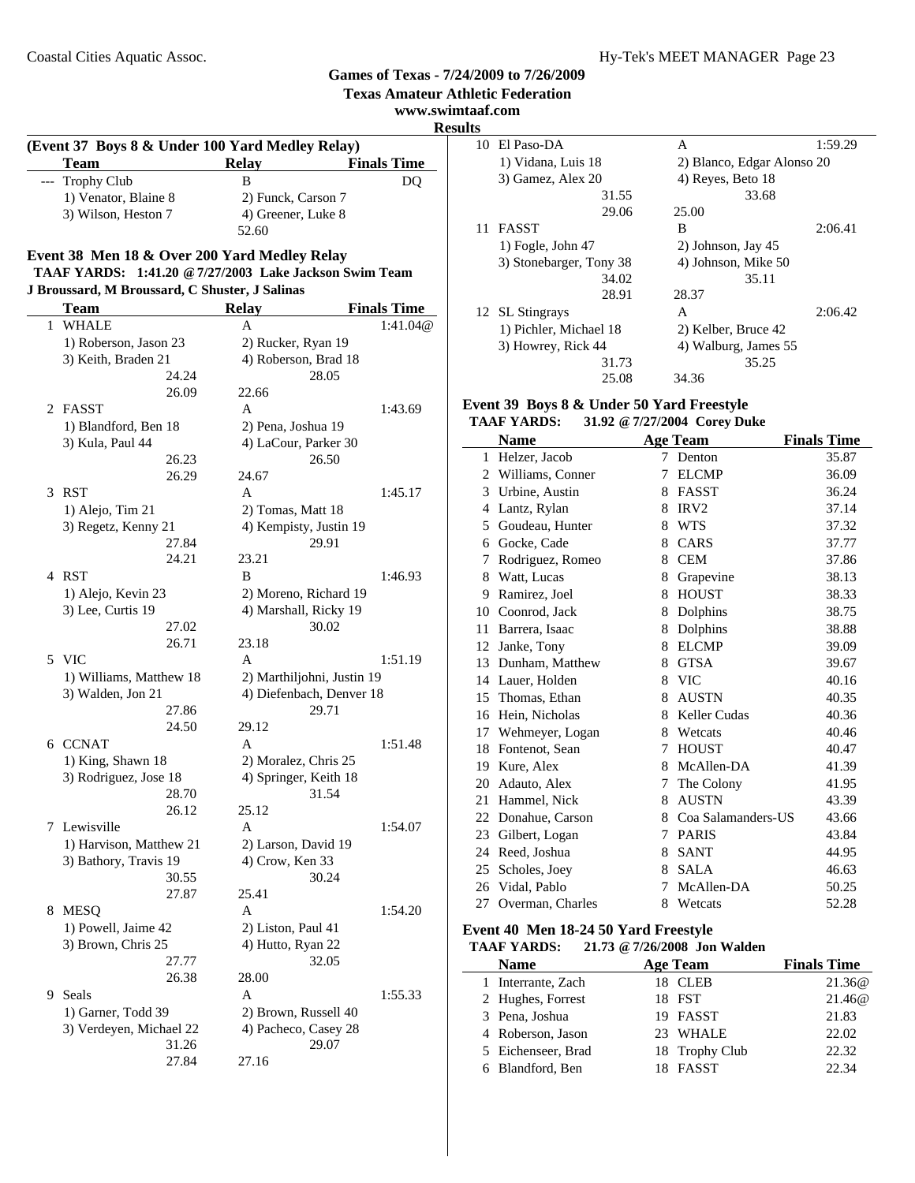**Games of Texas - 7/24/2009 to 7/26/2009**
**Texas Amateur Athletic Federation**
**www.swimtaaf.com**
**Results**

### (Event 37 Boys 8 & Under 100 Yard Medley Relay)

| | Team | Relay | Finals Time |
|---|---|---|---|
| --- | Trophy Club | B | DQ |
| | 1) Venator, Blaine 8 | 2) Funck, Carson 7 | |
| | 3) Wilson, Heston 7 | 4) Greener, Luke 8 | |
| | | 52.60 | |

### Event 38 Men 18 & Over 200 Yard Medley Relay

**TAAF YARDS: 1:41.20 @ 7/27/2003 Lake Jackson Swim Team**
**J Broussard, M Broussard, C Shuster, J Salinas**

| | Team | Relay | Finals Time |
|---|---|---|---|
| 1 | WHALE | A | 1:41.04@ |
| | 1) Roberson, Jason 23 | 2) Rucker, Ryan 19 | |
| | 3) Keith, Braden 21 | 4) Roberson, Brad 18 | |
| | 24.24 | 28.05 | |
| | 26.09 | 22.66 | |
| 2 | FASST | A | 1:43.69 |
| | 1) Blandford, Ben 18 | 2) Pena, Joshua 19 | |
| | 3) Kula, Paul 44 | 4) LaCour, Parker 30 | |
| | 26.23 | 26.50 | |
| | 26.29 | 24.67 | |
| 3 | RST | A | 1:45.17 |
| | 1) Alejo, Tim 21 | 2) Tomas, Matt 18 | |
| | 3) Regetz, Kenny 21 | 4) Kempisty, Justin 19 | |
| | 27.84 | 29.91 | |
| | 24.21 | 23.21 | |
| 4 | RST | B | 1:46.93 |
| | 1) Alejo, Kevin 23 | 2) Moreno, Richard 19 | |
| | 3) Lee, Curtis 19 | 4) Marshall, Ricky 19 | |
| | 27.02 | 30.02 | |
| | 26.71 | 23.18 | |
| 5 | VIC | A | 1:51.19 |
| | 1) Williams, Matthew 18 | 2) Marthiljohni, Justin 19 | |
| | 3) Walden, Jon 21 | 4) Diefenbach, Denver 18 | |
| | 27.86 | 29.71 | |
| | 24.50 | 29.12 | |
| 6 | CCNAT | A | 1:51.48 |
| | 1) King, Shawn 18 | 2) Moralez, Chris 25 | |
| | 3) Rodriguez, Jose 18 | 4) Springer, Keith 18 | |
| | 28.70 | 31.54 | |
| | 26.12 | 25.12 | |
| 7 | Lewisville | A | 1:54.07 |
| | 1) Harvison, Matthew 21 | 2) Larson, David 19 | |
| | 3) Bathory, Travis 19 | 4) Crow, Ken 33 | |
| | 30.55 | 30.24 | |
| | 27.87 | 25.41 | |
| 8 | MESQ | A | 1:54.20 |
| | 1) Powell, Jaime 42 | 2) Liston, Paul 41 | |
| | 3) Brown, Chris 25 | 4) Hutto, Ryan 22 | |
| | 27.77 | 32.05 | |
| | 26.38 | 28.00 | |
| 9 | Seals | A | 1:55.33 |
| | 1) Garner, Todd 39 | 2) Brown, Russell 40 | |
| | 3) Verdeyen, Michael 22 | 4) Pacheco, Casey 28 | |
| | 31.26 | 29.07 | |
| | 27.84 | 27.16 | |
| 10 | El Paso-DA | A | 1:59.29 |
| | 1) Vidana, Luis 18 | 2) Blanco, Edgar Alonso 20 | |
| | 3) Gamez, Alex 20 | 4) Reyes, Beto 18 | |
| | 31.55 | 33.68 | |
| | 29.06 | 25.00 | |
| 11 | FASST | B | 2:06.41 |
| | 1) Fogle, John 47 | 2) Johnson, Jay 45 | |
| | 3) Stonebarger, Tony 38 | 4) Johnson, Mike 50 | |
| | 34.02 | 35.11 | |
| | 28.91 | 28.37 | |
| 12 | SL Stingrays | A | 2:06.42 |
| | 1) Pichler, Michael 18 | 2) Kelber, Bruce 42 | |
| | 3) Howrey, Rick 44 | 4) Walburg, James 55 | |
| | 31.73 | 35.25 | |
| | 25.08 | 34.36 | |

### Event 39 Boys 8 & Under 50 Yard Freestyle

**TAAF YARDS: 31.92 @ 7/27/2004 Corey Duke**

| | Name | Age | Team | Finals Time |
|---|---|---|---|---|
| 1 | Helzer, Jacob | 7 | Denton | 35.87 |
| 2 | Williams, Conner | 7 | ELCMP | 36.09 |
| 3 | Urbine, Austin | 8 | FASST | 36.24 |
| 4 | Lantz, Rylan | 8 | IRV2 | 37.14 |
| 5 | Goudeau, Hunter | 8 | WTS | 37.32 |
| 6 | Gocke, Cade | 8 | CARS | 37.77 |
| 7 | Rodriguez, Romeo | 8 | CEM | 37.86 |
| 8 | Watt, Lucas | 8 | Grapevine | 38.13 |
| 9 | Ramirez, Joel | 8 | HOUST | 38.33 |
| 10 | Coonrod, Jack | 8 | Dolphins | 38.75 |
| 11 | Barrera, Isaac | 8 | Dolphins | 38.88 |
| 12 | Janke, Tony | 8 | ELCMP | 39.09 |
| 13 | Dunham, Matthew | 8 | GTSA | 39.67 |
| 14 | Lauer, Holden | 8 | VIC | 40.16 |
| 15 | Thomas, Ethan | 8 | AUSTN | 40.35 |
| 16 | Hein, Nicholas | 8 | Keller Cudas | 40.36 |
| 17 | Wehmeyer, Logan | 8 | Wetcats | 40.46 |
| 18 | Fontenot, Sean | 7 | HOUST | 40.47 |
| 19 | Kure, Alex | 8 | McAllen-DA | 41.39 |
| 20 | Adauto, Alex | 7 | The Colony | 41.95 |
| 21 | Hammel, Nick | 8 | AUSTN | 43.39 |
| 22 | Donahue, Carson | 8 | Coa Salamanders-US | 43.66 |
| 23 | Gilbert, Logan | 7 | PARIS | 43.84 |
| 24 | Reed, Joshua | 8 | SANT | 44.95 |
| 25 | Scholes, Joey | 8 | SALA | 46.63 |
| 26 | Vidal, Pablo | 7 | McAllen-DA | 50.25 |
| 27 | Overman, Charles | 8 | Wetcats | 52.28 |

### Event 40 Men 18-24 50 Yard Freestyle

**TAAF YARDS: 21.73 @ 7/26/2008 Jon Walden**

| | Name | Age | Team | Finals Time |
|---|---|---|---|---|
| 1 | Interrante, Zach | 18 | CLEB | 21.36@ |
| 2 | Hughes, Forrest | 18 | FST | 21.46@ |
| 3 | Pena, Joshua | 19 | FASST | 21.83 |
| 4 | Roberson, Jason | 23 | WHALE | 22.02 |
| 5 | Eichenseer, Brad | 18 | Trophy Club | 22.32 |
| 6 | Blandford, Ben | 18 | FASST | 22.34 |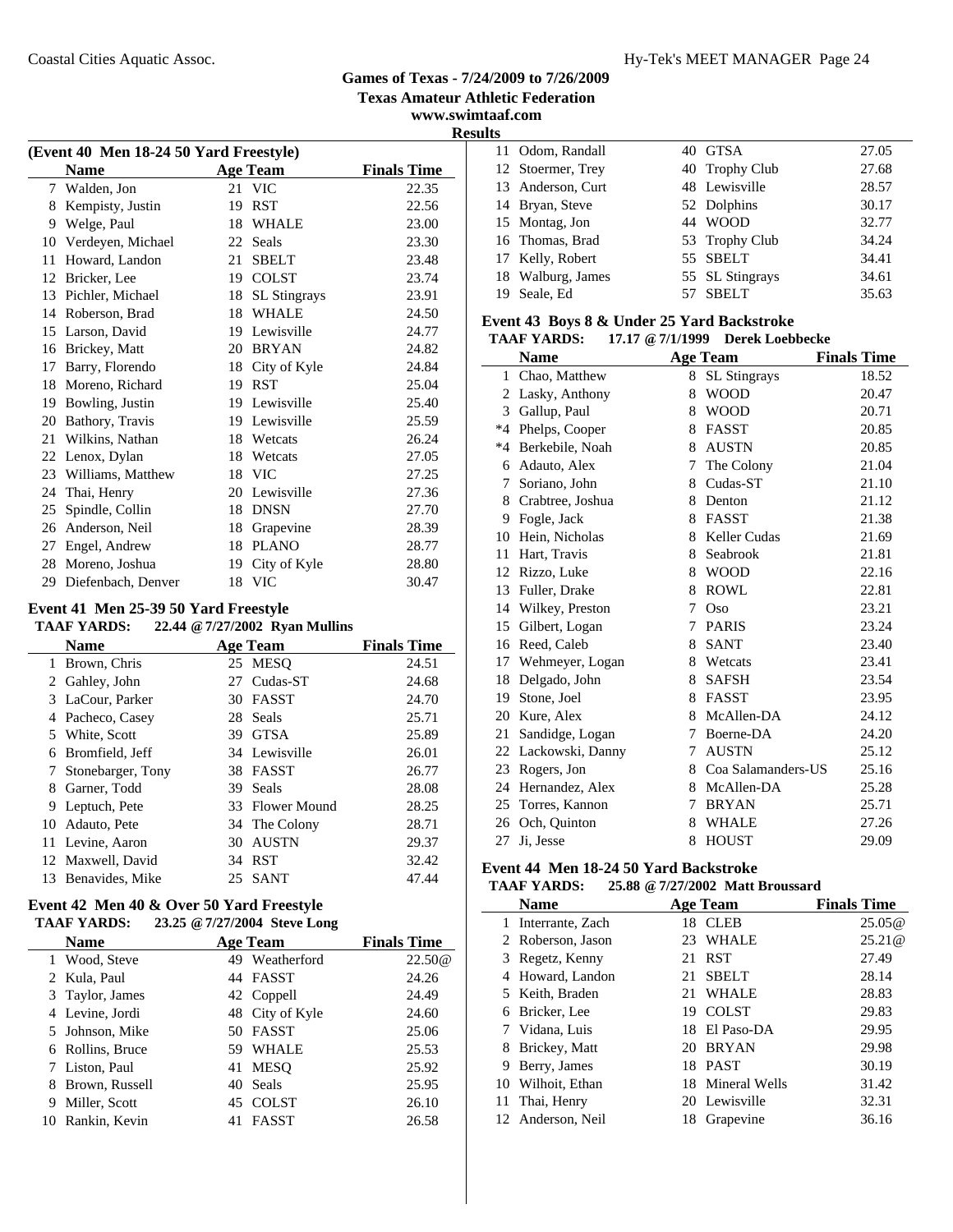Games of Texas - 7/24/2009 to 7/26/2009
Texas Amateur Athletic Federation
www.swimtaaf.com
Results

**(Event 40 Men 18-24 50 Yard Freestyle)**

| | Name | Age | Team | Finals Time |
|---|---|---|---|---|
| 7 | Walden, Jon | 21 | VIC | 22.35 |
| 8 | Kempisty, Justin | 19 | RST | 22.56 |
| 9 | Welge, Paul | 18 | WHALE | 23.00 |
| 10 | Verdeyen, Michael | 22 | Seals | 23.30 |
| 11 | Howard, Landon | 21 | SBELT | 23.48 |
| 12 | Bricker, Lee | 19 | COLST | 23.74 |
| 13 | Pichler, Michael | 18 | SL Stingrays | 23.91 |
| 14 | Roberson, Brad | 18 | WHALE | 24.50 |
| 15 | Larson, David | 19 | Lewisville | 24.77 |
| 16 | Brickey, Matt | 20 | BRYAN | 24.82 |
| 17 | Barry, Florendo | 18 | City of Kyle | 24.84 |
| 18 | Moreno, Richard | 19 | RST | 25.04 |
| 19 | Bowling, Justin | 19 | Lewisville | 25.40 |
| 20 | Bathory, Travis | 19 | Lewisville | 25.59 |
| 21 | Wilkins, Nathan | 18 | Wetcats | 26.24 |
| 22 | Lenox, Dylan | 18 | Wetcats | 27.05 |
| 23 | Williams, Matthew | 18 | VIC | 27.25 |
| 24 | Thai, Henry | 20 | Lewisville | 27.36 |
| 25 | Spindle, Collin | 18 | DNSN | 27.70 |
| 26 | Anderson, Neil | 18 | Grapevine | 28.39 |
| 27 | Engel, Andrew | 18 | PLANO | 28.77 |
| 28 | Moreno, Joshua | 19 | City of Kyle | 28.80 |
| 29 | Diefenbach, Denver | 18 | VIC | 30.47 |

**Event 41 Men 25-39 50 Yard Freestyle**

TAAF YARDS: 22.44 @ 7/27/2002 Ryan Mullins

| | Name | Age | Team | Finals Time |
|---|---|---|---|---|
| 1 | Brown, Chris | 25 | MESQ | 24.51 |
| 2 | Gahley, John | 27 | Cudas-ST | 24.68 |
| 3 | LaCour, Parker | 30 | FASST | 24.70 |
| 4 | Pacheco, Casey | 28 | Seals | 25.71 |
| 5 | White, Scott | 39 | GTSA | 25.89 |
| 6 | Bromfield, Jeff | 34 | Lewisville | 26.01 |
| 7 | Stonebarger, Tony | 38 | FASST | 26.77 |
| 8 | Garner, Todd | 39 | Seals | 28.08 |
| 9 | Leptuch, Pete | 33 | Flower Mound | 28.25 |
| 10 | Adauto, Pete | 34 | The Colony | 28.71 |
| 11 | Levine, Aaron | 30 | AUSTN | 29.37 |
| 12 | Maxwell, David | 34 | RST | 32.42 |
| 13 | Benavides, Mike | 25 | SANT | 47.44 |

**Event 42 Men 40 & Over 50 Yard Freestyle**

TAAF YARDS: 23.25 @ 7/27/2004 Steve Long

| | Name | Age | Team | Finals Time |
|---|---|---|---|---|
| 1 | Wood, Steve | 49 | Weatherford | 22.50@ |
| 2 | Kula, Paul | 44 | FASST | 24.26 |
| 3 | Taylor, James | 42 | Coppell | 24.49 |
| 4 | Levine, Jordi | 48 | City of Kyle | 24.60 |
| 5 | Johnson, Mike | 50 | FASST | 25.06 |
| 6 | Rollins, Bruce | 59 | WHALE | 25.53 |
| 7 | Liston, Paul | 41 | MESQ | 25.92 |
| 8 | Brown, Russell | 40 | Seals | 25.95 |
| 9 | Miller, Scott | 45 | COLST | 26.10 |
| 10 | Rankin, Kevin | 41 | FASST | 26.58 |
| 11 | Odom, Randall | 40 | GTSA | 27.05 |
| 12 | Stoermer, Trey | 40 | Trophy Club | 27.68 |
| 13 | Anderson, Curt | 48 | Lewisville | 28.57 |
| 14 | Bryan, Steve | 52 | Dolphins | 30.17 |
| 15 | Montag, Jon | 44 | WOOD | 32.77 |
| 16 | Thomas, Brad | 53 | Trophy Club | 34.24 |
| 17 | Kelly, Robert | 55 | SBELT | 34.41 |
| 18 | Walburg, James | 55 | SL Stingrays | 34.61 |
| 19 | Seale, Ed | 57 | SBELT | 35.63 |

**Event 43 Boys 8 & Under 25 Yard Backstroke**

TAAF YARDS: 17.17 @ 7/1/1999 Derek Loebbecke

| | Name | Age | Team | Finals Time |
|---|---|---|---|---|
| 1 | Chao, Matthew | 8 | SL Stingrays | 18.52 |
| 2 | Lasky, Anthony | 8 | WOOD | 20.47 |
| 3 | Gallup, Paul | 8 | WOOD | 20.71 |
| *4 | Phelps, Cooper | 8 | FASST | 20.85 |
| *4 | Berkebile, Noah | 8 | AUSTN | 20.85 |
| 6 | Adauto, Alex | 7 | The Colony | 21.04 |
| 7 | Soriano, John | 8 | Cudas-ST | 21.10 |
| 8 | Crabtree, Joshua | 8 | Denton | 21.12 |
| 9 | Fogle, Jack | 8 | FASST | 21.38 |
| 10 | Hein, Nicholas | 8 | Keller Cudas | 21.69 |
| 11 | Hart, Travis | 8 | Seabrook | 21.81 |
| 12 | Rizzo, Luke | 8 | WOOD | 22.16 |
| 13 | Fuller, Drake | 8 | ROWL | 22.81 |
| 14 | Wilkey, Preston | 7 | Oso | 23.21 |
| 15 | Gilbert, Logan | 7 | PARIS | 23.24 |
| 16 | Reed, Caleb | 8 | SANT | 23.40 |
| 17 | Wehmeyer, Logan | 8 | Wetcats | 23.41 |
| 18 | Delgado, John | 8 | SAFSH | 23.54 |
| 19 | Stone, Joel | 8 | FASST | 23.95 |
| 20 | Kure, Alex | 8 | McAllen-DA | 24.12 |
| 21 | Sandidge, Logan | 7 | Boerne-DA | 24.20 |
| 22 | Lackowski, Danny | 7 | AUSTN | 25.12 |
| 23 | Rogers, Jon | 8 | Coa Salamanders-US | 25.16 |
| 24 | Hernandez, Alex | 8 | McAllen-DA | 25.28 |
| 25 | Torres, Kannon | 7 | BRYAN | 25.71 |
| 26 | Och, Quinton | 8 | WHALE | 27.26 |
| 27 | Ji, Jesse | 8 | HOUST | 29.09 |

**Event 44 Men 18-24 50 Yard Backstroke**

TAAF YARDS: 25.88 @ 7/27/2002 Matt Broussard

| | Name | Age | Team | Finals Time |
|---|---|---|---|---|
| 1 | Interrante, Zach | 18 | CLEB | 25.05@ |
| 2 | Roberson, Jason | 23 | WHALE | 25.21@ |
| 3 | Regetz, Kenny | 21 | RST | 27.49 |
| 4 | Howard, Landon | 21 | SBELT | 28.14 |
| 5 | Keith, Braden | 21 | WHALE | 28.83 |
| 6 | Bricker, Lee | 19 | COLST | 29.83 |
| 7 | Vidana, Luis | 18 | El Paso-DA | 29.95 |
| 8 | Brickey, Matt | 20 | BRYAN | 29.98 |
| 9 | Berry, James | 18 | PAST | 30.19 |
| 10 | Wilhoit, Ethan | 18 | Mineral Wells | 31.42 |
| 11 | Thai, Henry | 20 | Lewisville | 32.31 |
| 12 | Anderson, Neil | 18 | Grapevine | 36.16 |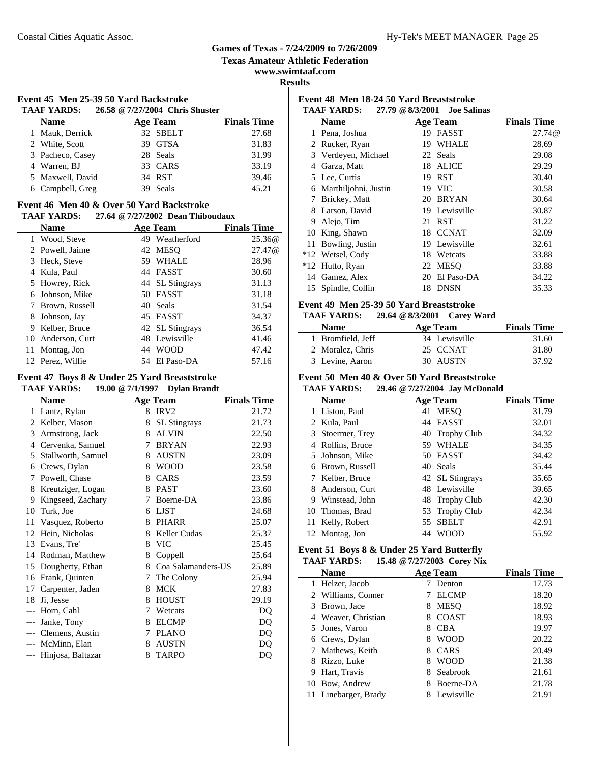# Games of Texas - 7/24/2009 to 7/26/2009

**Texas Amateur Athletic Federation**

**www.swimtaaf.com**

**Results**

### Event 45 Men 25-39 50 Yard Backstroke

**TAAF YARDS: 26.58 @ 7/27/2004 Chris Shuster**

| | Name | Age | Team | Finals Time |
|---|---|---|---|---|
| 1 | Mauk, Derrick | 32 | SBELT | 27.68 |
| 2 | White, Scott | 39 | GTSA | 31.83 |
| 3 | Pacheco, Casey | 28 | Seals | 31.99 |
| 4 | Warren, BJ | 33 | CARS | 33.19 |
| 5 | Maxwell, David | 34 | RST | 39.46 |
| 6 | Campbell, Greg | 39 | Seals | 45.21 |

### Event 46 Men 40 & Over 50 Yard Backstroke

**TAAF YARDS: 27.64 @ 7/27/2002 Dean Thiboudaux**

| | Name | Age | Team | Finals Time |
|---|---|---|---|---|
| 1 | Wood, Steve | 49 | Weatherford | 25.36@ |
| 2 | Powell, Jaime | 42 | MESQ | 27.47@ |
| 3 | Heck, Steve | 59 | WHALE | 28.96 |
| 4 | Kula, Paul | 44 | FASST | 30.60 |
| 5 | Howrey, Rick | 44 | SL Stingrays | 31.13 |
| 6 | Johnson, Mike | 50 | FASST | 31.18 |
| 7 | Brown, Russell | 40 | Seals | 31.54 |
| 8 | Johnson, Jay | 45 | FASST | 34.37 |
| 9 | Kelber, Bruce | 42 | SL Stingrays | 36.54 |
| 10 | Anderson, Curt | 48 | Lewisville | 41.46 |
| 11 | Montag, Jon | 44 | WOOD | 47.42 |
| 12 | Perez, Willie | 54 | El Paso-DA | 57.16 |

### Event 47 Boys 8 & Under 25 Yard Breaststroke

**TAAF YARDS: 19.00 @ 7/1/1997 Dylan Brandt**

| | Name | Age | Team | Finals Time |
|---|---|---|---|---|
| 1 | Lantz, Rylan | 8 | IRV2 | 21.72 |
| 2 | Kelber, Mason | 8 | SL Stingrays | 21.73 |
| 3 | Armstrong, Jack | 8 | ALVIN | 22.50 |
| 4 | Cervenka, Samuel | 7 | BRYAN | 22.93 |
| 5 | Stallworth, Samuel | 8 | AUSTN | 23.09 |
| 6 | Crews, Dylan | 8 | WOOD | 23.58 |
| 7 | Powell, Chase | 8 | CARS | 23.59 |
| 8 | Kreutziger, Logan | 8 | PAST | 23.60 |
| 9 | Kingseed, Zachary | 7 | Boerne-DA | 23.86 |
| 10 | Turk, Joe | 6 | LJST | 24.68 |
| 11 | Vasquez, Roberto | 8 | PHARR | 25.07 |
| 12 | Hein, Nicholas | 8 | Keller Cudas | 25.37 |
| 13 | Evans, Tre' | 8 | VIC | 25.45 |
| 14 | Rodman, Matthew | 8 | Coppell | 25.64 |
| 15 | Dougherty, Ethan | 8 | Coa Salamanders-US | 25.89 |
| 16 | Frank, Quinten | 7 | The Colony | 25.94 |
| 17 | Carpenter, Jaden | 8 | MCK | 27.83 |
| 18 | Ji, Jesse | 8 | HOUST | 29.19 |
| --- | Horn, Cahl | 7 | Wetcats | DQ |
| --- | Janke, Tony | 8 | ELCMP | DQ |
| --- | Clemens, Austin | 7 | PLANO | DQ |
| --- | McMinn, Elan | 8 | AUSTN | DQ |
| --- | Hinjosa, Baltazar | 8 | TARPO | DQ |

### Event 48 Men 18-24 50 Yard Breaststroke

**TAAF YARDS: 27.79 @ 8/3/2001 Joe Salinas**

| | Name | Age | Team | Finals Time |
|---|---|---|---|---|
| 1 | Pena, Joshua | 19 | FASST | 27.74@ |
| 2 | Rucker, Ryan | 19 | WHALE | 28.69 |
| 3 | Verdeyen, Michael | 22 | Seals | 29.08 |
| 4 | Garza, Matt | 18 | ALICE | 29.29 |
| 5 | Lee, Curtis | 19 | RST | 30.40 |
| 6 | Marthiljohni, Justin | 19 | VIC | 30.58 |
| 7 | Brickey, Matt | 20 | BRYAN | 30.64 |
| 8 | Larson, David | 19 | Lewisville | 30.87 |
| 9 | Alejo, Tim | 21 | RST | 31.22 |
| 10 | King, Shawn | 18 | CCNAT | 32.09 |
| 11 | Bowling, Justin | 19 | Lewisville | 32.61 |
| *12 | Wetsel, Cody | 18 | Wetcats | 33.88 |
| *12 | Hutto, Ryan | 22 | MESQ | 33.88 |
| 14 | Gamez, Alex | 20 | El Paso-DA | 34.22 |
| 15 | Spindle, Collin | 18 | DNSN | 35.33 |

### Event 49 Men 25-39 50 Yard Breaststroke

**TAAF YARDS: 29.64 @ 8/3/2001 Carey Ward**

| | Name | Age | Team | Finals Time |
|---|---|---|---|---|
| 1 | Bromfield, Jeff | 34 | Lewisville | 31.60 |
| 2 | Moralez, Chris | 25 | CCNAT | 31.80 |
| 3 | Levine, Aaron | 30 | AUSTN | 37.92 |

### Event 50 Men 40 & Over 50 Yard Breaststroke

**TAAF YARDS: 29.46 @ 7/27/2004 Jay McDonald**

| | Name | Age | Team | Finals Time |
|---|---|---|---|---|
| 1 | Liston, Paul | 41 | MESQ | 31.79 |
| 2 | Kula, Paul | 44 | FASST | 32.01 |
| 3 | Stoermer, Trey | 40 | Trophy Club | 34.32 |
| 4 | Rollins, Bruce | 59 | WHALE | 34.35 |
| 5 | Johnson, Mike | 50 | FASST | 34.42 |
| 6 | Brown, Russell | 40 | Seals | 35.44 |
| 7 | Kelber, Bruce | 42 | SL Stingrays | 35.65 |
| 8 | Anderson, Curt | 48 | Lewisville | 39.65 |
| 9 | Winstead, John | 48 | Trophy Club | 42.30 |
| 10 | Thomas, Brad | 53 | Trophy Club | 42.34 |
| 11 | Kelly, Robert | 55 | SBELT | 42.91 |
| 12 | Montag, Jon | 44 | WOOD | 55.92 |

### Event 51 Boys 8 & Under 25 Yard Butterfly

**TAAF YARDS: 15.48 @ 7/27/2003 Corey Nix**

| | Name | Age | Team | Finals Time |
|---|---|---|---|---|
| 1 | Helzer, Jacob | 7 | Denton | 17.73 |
| 2 | Williams, Conner | 7 | ELCMP | 18.20 |
| 3 | Brown, Jace | 8 | MESQ | 18.92 |
| 4 | Weaver, Christian | 8 | COAST | 18.93 |
| 5 | Jones, Varon | 8 | CBA | 19.97 |
| 6 | Crews, Dylan | 8 | WOOD | 20.22 |
| 7 | Mathews, Keith | 8 | CARS | 20.49 |
| 8 | Rizzo, Luke | 8 | WOOD | 21.38 |
| 9 | Hart, Travis | 8 | Seabrook | 21.61 |
| 10 | Bow, Andrew | 8 | Boerne-DA | 21.78 |
| 11 | Linebarger, Brady | 8 | Lewisville | 21.91 |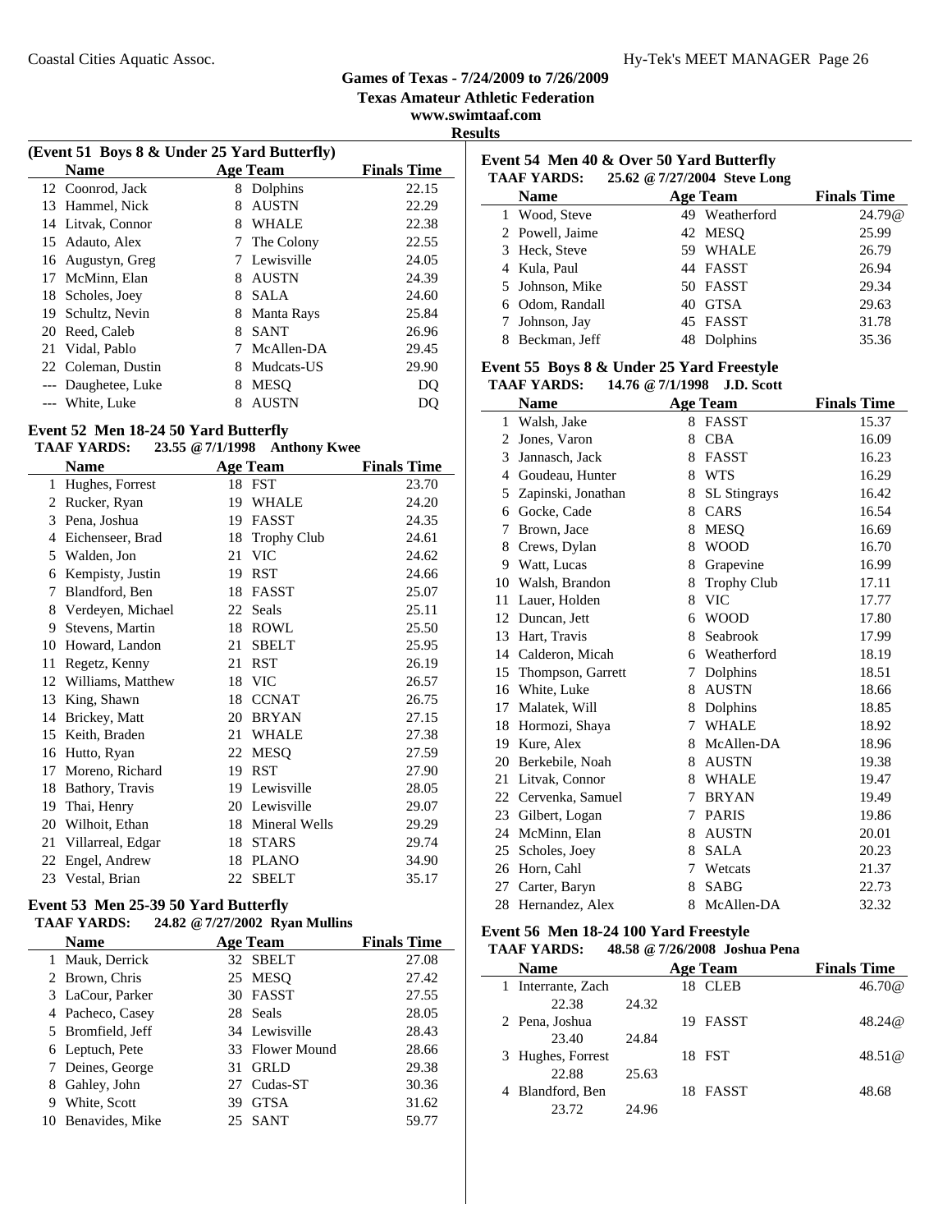Games of Texas - 7/24/2009 to 7/26/2009

Texas Amateur Athletic Federation

www.swimtaaf.com

Results

**(Event 51 Boys 8 & Under 25 Yard Butterfly)**

| | Name | Age | Team | Finals Time |
|---|---|---|---|---|
| 12 | Coonrod, Jack | 8 | Dolphins | 22.15 |
| 13 | Hammel, Nick | 8 | AUSTN | 22.29 |
| 14 | Litvak, Connor | 8 | WHALE | 22.38 |
| 15 | Adauto, Alex | 7 | The Colony | 22.55 |
| 16 | Augustyn, Greg | 7 | Lewisville | 24.05 |
| 17 | McMinn, Elan | 8 | AUSTN | 24.39 |
| 18 | Scholes, Joey | 8 | SALA | 24.60 |
| 19 | Schultz, Nevin | 8 | Manta Rays | 25.84 |
| 20 | Reed, Caleb | 8 | SANT | 26.96 |
| 21 | Vidal, Pablo | 7 | McAllen-DA | 29.45 |
| 22 | Coleman, Dustin | 8 | Mudcats-US | 29.90 |
| --- | Daughetee, Luke | 8 | MESQ | DQ |
| --- | White, Luke | 8 | AUSTN | DQ |

**Event 52 Men 18-24 50 Yard Butterfly**

**TAAF YARDS: 23.55 @ 7/1/1998 Anthony Kwee**

| | Name | Age | Team | Finals Time |
|---|---|---|---|---|
| 1 | Hughes, Forrest | 18 | FST | 23.70 |
| 2 | Rucker, Ryan | 19 | WHALE | 24.20 |
| 3 | Pena, Joshua | 19 | FASST | 24.35 |
| 4 | Eichenseer, Brad | 18 | Trophy Club | 24.61 |
| 5 | Walden, Jon | 21 | VIC | 24.62 |
| 6 | Kempisty, Justin | 19 | RST | 24.66 |
| 7 | Blandford, Ben | 18 | FASST | 25.07 |
| 8 | Verdeyen, Michael | 22 | Seals | 25.11 |
| 9 | Stevens, Martin | 18 | ROWL | 25.50 |
| 10 | Howard, Landon | 21 | SBELT | 25.95 |
| 11 | Regetz, Kenny | 21 | RST | 26.19 |
| 12 | Williams, Matthew | 18 | VIC | 26.57 |
| 13 | King, Shawn | 18 | CCNAT | 26.75 |
| 14 | Brickey, Matt | 20 | BRYAN | 27.15 |
| 15 | Keith, Braden | 21 | WHALE | 27.38 |
| 16 | Hutto, Ryan | 22 | MESQ | 27.59 |
| 17 | Moreno, Richard | 19 | RST | 27.90 |
| 18 | Bathory, Travis | 19 | Lewisville | 28.05 |
| 19 | Thai, Henry | 20 | Lewisville | 29.07 |
| 20 | Wilhoit, Ethan | 18 | Mineral Wells | 29.29 |
| 21 | Villarreal, Edgar | 18 | STARS | 29.74 |
| 22 | Engel, Andrew | 18 | PLANO | 34.90 |
| 23 | Vestal, Brian | 22 | SBELT | 35.17 |

**Event 53 Men 25-39 50 Yard Butterfly**

**TAAF YARDS: 24.82 @ 7/27/2002 Ryan Mullins**

| | Name | Age | Team | Finals Time |
|---|---|---|---|---|
| 1 | Mauk, Derrick | 32 | SBELT | 27.08 |
| 2 | Brown, Chris | 25 | MESQ | 27.42 |
| 3 | LaCour, Parker | 30 | FASST | 27.55 |
| 4 | Pacheco, Casey | 28 | Seals | 28.05 |
| 5 | Bromfield, Jeff | 34 | Lewisville | 28.43 |
| 6 | Leptuch, Pete | 33 | Flower Mound | 28.66 |
| 7 | Deines, George | 31 | GRLD | 29.38 |
| 8 | Gahley, John | 27 | Cudas-ST | 30.36 |
| 9 | White, Scott | 39 | GTSA | 31.62 |
| 10 | Benavides, Mike | 25 | SANT | 59.77 |

**Event 54 Men 40 & Over 50 Yard Butterfly**

**TAAF YARDS: 25.62 @ 7/27/2004 Steve Long**

| | Name | Age | Team | Finals Time |
|---|---|---|---|---|
| 1 | Wood, Steve | 49 | Weatherford | 24.79@ |
| 2 | Powell, Jaime | 42 | MESQ | 25.99 |
| 3 | Heck, Steve | 59 | WHALE | 26.79 |
| 4 | Kula, Paul | 44 | FASST | 26.94 |
| 5 | Johnson, Mike | 50 | FASST | 29.34 |
| 6 | Odom, Randall | 40 | GTSA | 29.63 |
| 7 | Johnson, Jay | 45 | FASST | 31.78 |
| 8 | Beckman, Jeff | 48 | Dolphins | 35.36 |

**Event 55 Boys 8 & Under 25 Yard Freestyle**

**TAAF YARDS: 14.76 @ 7/1/1998 J.D. Scott**

| | Name | Age | Team | Finals Time |
|---|---|---|---|---|
| 1 | Walsh, Jake | 8 | FASST | 15.37 |
| 2 | Jones, Varon | 8 | CBA | 16.09 |
| 3 | Jannasch, Jack | 8 | FASST | 16.23 |
| 4 | Goudeau, Hunter | 8 | WTS | 16.29 |
| 5 | Zapinski, Jonathan | 8 | SL Stingrays | 16.42 |
| 6 | Gocke, Cade | 8 | CARS | 16.54 |
| 7 | Brown, Jace | 8 | MESQ | 16.69 |
| 8 | Crews, Dylan | 8 | WOOD | 16.70 |
| 9 | Watt, Lucas | 8 | Grapevine | 16.99 |
| 10 | Walsh, Brandon | 8 | Trophy Club | 17.11 |
| 11 | Lauer, Holden | 8 | VIC | 17.77 |
| 12 | Duncan, Jett | 6 | WOOD | 17.80 |
| 13 | Hart, Travis | 8 | Seabrook | 17.99 |
| 14 | Calderon, Micah | 6 | Weatherford | 18.19 |
| 15 | Thompson, Garrett | 7 | Dolphins | 18.51 |
| 16 | White, Luke | 8 | AUSTN | 18.66 |
| 17 | Malatek, Will | 8 | Dolphins | 18.85 |
| 18 | Hormozi, Shaya | 7 | WHALE | 18.92 |
| 19 | Kure, Alex | 8 | McAllen-DA | 18.96 |
| 20 | Berkebile, Noah | 8 | AUSTN | 19.38 |
| 21 | Litvak, Connor | 8 | WHALE | 19.47 |
| 22 | Cervenka, Samuel | 7 | BRYAN | 19.49 |
| 23 | Gilbert, Logan | 7 | PARIS | 19.86 |
| 24 | McMinn, Elan | 8 | AUSTN | 20.01 |
| 25 | Scholes, Joey | 8 | SALA | 20.23 |
| 26 | Horn, Cahl | 7 | Wetcats | 21.37 |
| 27 | Carter, Baryn | 8 | SABG | 22.73 |
| 28 | Hernandez, Alex | 8 | McAllen-DA | 32.32 |

**Event 56 Men 18-24 100 Yard Freestyle**

**TAAF YARDS: 48.58 @ 7/26/2008 Joshua Pena**

| | Name | Age | Team | Finals Time |
|---|---|---|---|---|
| 1 | Interrante, Zach | 18 | CLEB | 46.70@ |
| | 22.38 24.32 | | | |
| 2 | Pena, Joshua | 19 | FASST | 48.24@ |
| | 23.40 24.84 | | | |
| 3 | Hughes, Forrest | 18 | FST | 48.51@ |
| | 22.88 25.63 | | | |
| 4 | Blandford, Ben | 18 | FASST | 48.68 |
| | 23.72 24.96 | | | |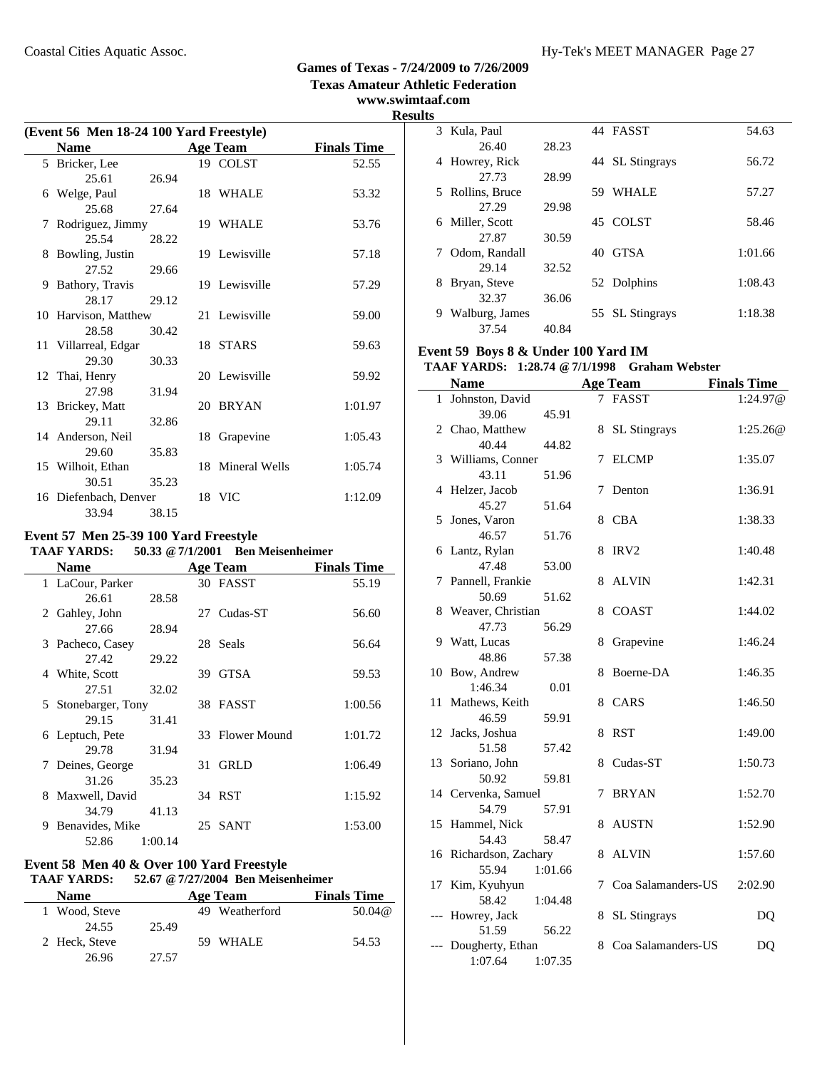# Games of Texas - 7/24/2009 to 7/26/2009

**Texas Amateur Athletic Federation**

**www.swimtaaf.com**

**Results**

### (Event 56 Men 18-24 100 Yard Freestyle)

| | Name | | Age | Team | Finals Time |
|---|---|---|---|---|---|
| 5 | Bricker, Lee | | 19 | COLST | 52.55 |
| | 25.61 | 26.94 | | | |
| 6 | Welge, Paul | | 18 | WHALE | 53.32 |
| | 25.68 | 27.64 | | | |
| 7 | Rodriguez, Jimmy | | 19 | WHALE | 53.76 |
| | 25.54 | 28.22 | | | |
| 8 | Bowling, Justin | | 19 | Lewisville | 57.18 |
| | 27.52 | 29.66 | | | |
| 9 | Bathory, Travis | | 19 | Lewisville | 57.29 |
| | 28.17 | 29.12 | | | |
| 10 | Harvison, Matthew | | 21 | Lewisville | 59.00 |
| | 28.58 | 30.42 | | | |
| 11 | Villarreal, Edgar | | 18 | STARS | 59.63 |
| | 29.30 | 30.33 | | | |
| 12 | Thai, Henry | | 20 | Lewisville | 59.92 |
| | 27.98 | 31.94 | | | |
| 13 | Brickey, Matt | | 20 | BRYAN | 1:01.97 |
| | 29.11 | 32.86 | | | |
| 14 | Anderson, Neil | | 18 | Grapevine | 1:05.43 |
| | 29.60 | 35.83 | | | |
| 15 | Wilhoit, Ethan | | 18 | Mineral Wells | 1:05.74 |
| | 30.51 | 35.23 | | | |
| 16 | Diefenbach, Denver | | 18 | VIC | 1:12.09 |
| | 33.94 | 38.15 | | | |

### Event 57 Men 25-39 100 Yard Freestyle

**TAAF YARDS: 50.33 @7/1/2001 Ben Meisenheimer**

| | Name | | Age | Team | Finals Time |
|---|---|---|---|---|---|
| 1 | LaCour, Parker | | 30 | FASST | 55.19 |
| | 26.61 | 28.58 | | | |
| 2 | Gahley, John | | 27 | Cudas-ST | 56.60 |
| | 27.66 | 28.94 | | | |
| 3 | Pacheco, Casey | | 28 | Seals | 56.64 |
| | 27.42 | 29.22 | | | |
| 4 | White, Scott | | 39 | GTSA | 59.53 |
| | 27.51 | 32.02 | | | |
| 5 | Stonebarger, Tony | | 38 | FASST | 1:00.56 |
| | 29.15 | 31.41 | | | |
| 6 | Leptuch, Pete | | 33 | Flower Mound | 1:01.72 |
| | 29.78 | 31.94 | | | |
| 7 | Deines, George | | 31 | GRLD | 1:06.49 |
| | 31.26 | 35.23 | | | |
| 8 | Maxwell, David | | 34 | RST | 1:15.92 |
| | 34.79 | 41.13 | | | |
| 9 | Benavides, Mike | | 25 | SANT | 1:53.00 |
| | 52.86 | 1:00.14 | | | |

### Event 58 Men 40 & Over 100 Yard Freestyle

**TAAF YARDS: 52.67 @7/27/2004 Ben Meisenheimer**

| | Name | | Age | Team | Finals Time |
|---|---|---|---|---|---|
| 1 | Wood, Steve | | 49 | Weatherford | 50.04@ |
| | 24.55 | 25.49 | | | |
| 2 | Heck, Steve | | 59 | WHALE | 54.53 |
| | 26.96 | 27.57 | | | |
| 3 | Kula, Paul | | 44 | FASST | 54.63 |
| | 26.40 | 28.23 | | | |
| 4 | Howrey, Rick | | 44 | SL Stingrays | 56.72 |
| | 27.73 | 28.99 | | | |
| 5 | Rollins, Bruce | | 59 | WHALE | 57.27 |
| | 27.29 | 29.98 | | | |
| 6 | Miller, Scott | | 45 | COLST | 58.46 |
| | 27.87 | 30.59 | | | |
| 7 | Odom, Randall | | 40 | GTSA | 1:01.66 |
| | 29.14 | 32.52 | | | |
| 8 | Bryan, Steve | | 52 | Dolphins | 1:08.43 |
| | 32.37 | 36.06 | | | |
| 9 | Walburg, James | | 55 | SL Stingrays | 1:18.38 |
| | 37.54 | 40.84 | | | |

### Event 59 Boys 8 & Under 100 Yard IM

**TAAF YARDS: 1:28.74 @7/1/1998 Graham Webster**

| | Name | | Age | Team | Finals Time |
|---|---|---|---|---|---|
| 1 | Johnston, David | | 7 | FASST | 1:24.97@ |
| | 39.06 | 45.91 | | | |
| 2 | Chao, Matthew | | 8 | SL Stingrays | 1:25.26@ |
| | 40.44 | 44.82 | | | |
| 3 | Williams, Conner | | 7 | ELCMP | 1:35.07 |
| | 43.11 | 51.96 | | | |
| 4 | Helzer, Jacob | | 7 | Denton | 1:36.91 |
| | 45.27 | 51.64 | | | |
| 5 | Jones, Varon | | 8 | CBA | 1:38.33 |
| | 46.57 | 51.76 | | | |
| 6 | Lantz, Rylan | | 8 | IRV2 | 1:40.48 |
| | 47.48 | 53.00 | | | |
| 7 | Pannell, Frankie | | 8 | ALVIN | 1:42.31 |
| | 50.69 | 51.62 | | | |
| 8 | Weaver, Christian | | 8 | COAST | 1:44.02 |
| | 47.73 | 56.29 | | | |
| 9 | Watt, Lucas | | 8 | Grapevine | 1:46.24 |
| | 48.86 | 57.38 | | | |
| 10 | Bow, Andrew | | 8 | Boerne-DA | 1:46.35 |
| | 1:46.34 | 0.01 | | | |
| 11 | Mathews, Keith | | 8 | CARS | 1:46.50 |
| | 46.59 | 59.91 | | | |
| 12 | Jacks, Joshua | | 8 | RST | 1:49.00 |
| | 51.58 | 57.42 | | | |
| 13 | Soriano, John | | 8 | Cudas-ST | 1:50.73 |
| | 50.92 | 59.81 | | | |
| 14 | Cervenka, Samuel | | 7 | BRYAN | 1:52.70 |
| | 54.79 | 57.91 | | | |
| 15 | Hammel, Nick | | 8 | AUSTN | 1:52.90 |
| | 54.43 | 58.47 | | | |
| 16 | Richardson, Zachary | | 8 | ALVIN | 1:57.60 |
| | 55.94 | 1:01.66 | | | |
| 17 | Kim, Kyuhyun | | 7 | Coa Salamanders-US | 2:02.90 |
| | 58.42 | 1:04.48 | | | |
| --- | Howrey, Jack | | 8 | SL Stingrays | DQ |
| | 51.59 | 56.22 | | | |
| --- | Dougherty, Ethan | | 8 | Coa Salamanders-US | DQ |
| | 1:07.64 | 1:07.35 | | | |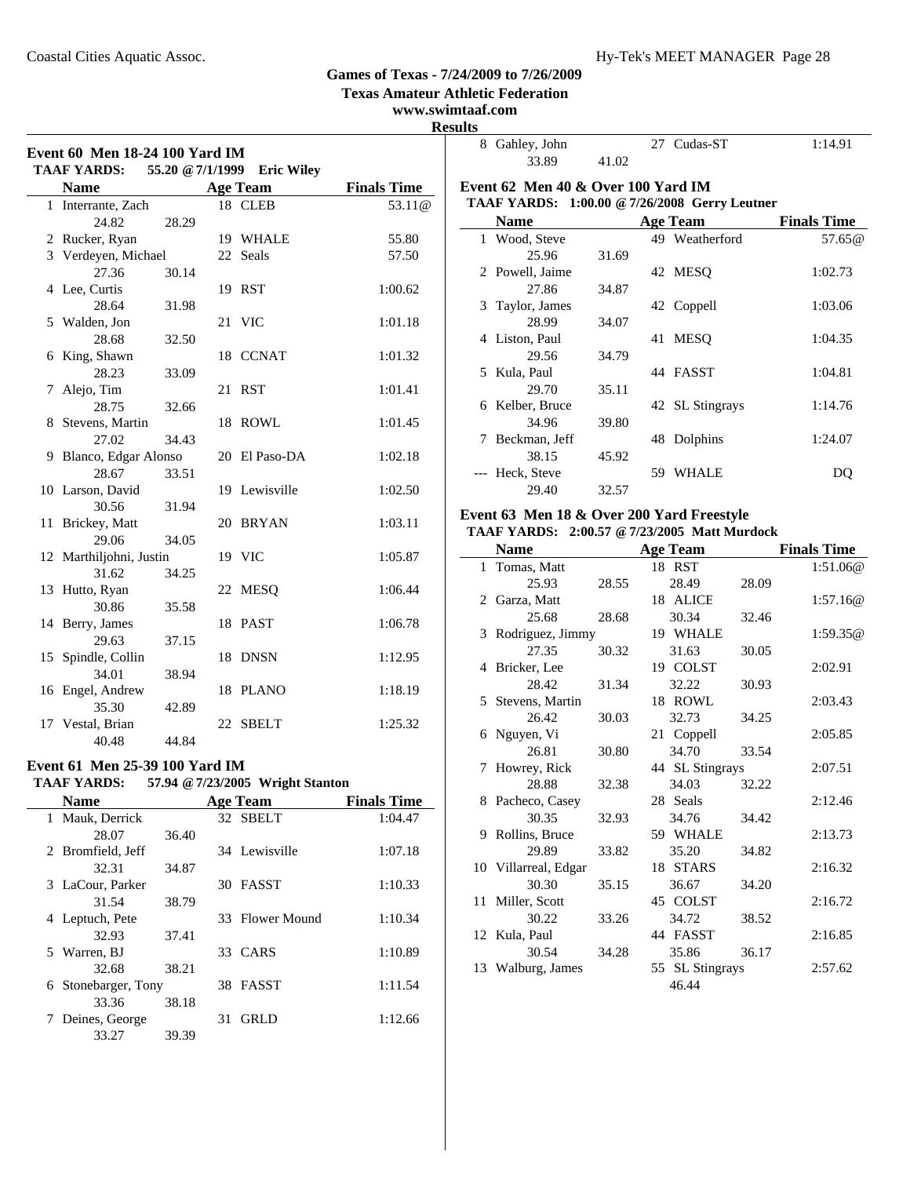**Games of Texas - 7/24/2009 to 7/26/2009**
**Texas Amateur Athletic Federation**
**www.swimtaaf.com**

**Results**

### Event 60 Men 18-24 100 Yard IM

**TAAF YARDS: 55.20 @ 7/1/1999 Eric Wiley**

| | Name | Age | Team | Finals Time |
|---|---|---|---|---|
| 1 | Interrante, Zach | 18 | CLEB | 53.11@ |
| | 24.82 28.29 | | | |
| 2 | Rucker, Ryan | 19 | WHALE | 55.80 |
| 3 | Verdeyen, Michael | 22 | Seals | 57.50 |
| | 27.36 30.14 | | | |
| 4 | Lee, Curtis | 19 | RST | 1:00.62 |
| | 28.64 31.98 | | | |
| 5 | Walden, Jon | 21 | VIC | 1:01.18 |
| | 28.68 32.50 | | | |
| 6 | King, Shawn | 18 | CCNAT | 1:01.32 |
| | 28.23 33.09 | | | |
| 7 | Alejo, Tim | 21 | RST | 1:01.41 |
| | 28.75 32.66 | | | |
| 8 | Stevens, Martin | 18 | ROWL | 1:01.45 |
| | 27.02 34.43 | | | |
| 9 | Blanco, Edgar Alonso | 20 | El Paso-DA | 1:02.18 |
| | 28.67 33.51 | | | |
| 10 | Larson, David | 19 | Lewisville | 1:02.50 |
| | 30.56 31.94 | | | |
| 11 | Brickey, Matt | 20 | BRYAN | 1:03.11 |
| | 29.06 34.05 | | | |
| 12 | Marthiljohni, Justin | 19 | VIC | 1:05.87 |
| | 31.62 34.25 | | | |
| 13 | Hutto, Ryan | 22 | MESQ | 1:06.44 |
| | 30.86 35.58 | | | |
| 14 | Berry, James | 18 | PAST | 1:06.78 |
| | 29.63 37.15 | | | |
| 15 | Spindle, Collin | 18 | DNSN | 1:12.95 |
| | 34.01 38.94 | | | |
| 16 | Engel, Andrew | 18 | PLANO | 1:18.19 |
| | 35.30 42.89 | | | |
| 17 | Vestal, Brian | 22 | SBELT | 1:25.32 |
| | 40.48 44.84 | | | |

### Event 61 Men 25-39 100 Yard IM

**TAAF YARDS: 57.94 @ 7/23/2005 Wright Stanton**

| | Name | Age | Team | Finals Time |
|---|---|---|---|---|
| 1 | Mauk, Derrick | 32 | SBELT | 1:04.47 |
| | 28.07 36.40 | | | |
| 2 | Bromfield, Jeff | 34 | Lewisville | 1:07.18 |
| | 32.31 34.87 | | | |
| 3 | LaCour, Parker | 30 | FASST | 1:10.33 |
| | 31.54 38.79 | | | |
| 4 | Leptuch, Pete | 33 | Flower Mound | 1:10.34 |
| | 32.93 37.41 | | | |
| 5 | Warren, BJ | 33 | CARS | 1:10.89 |
| | 32.68 38.21 | | | |
| 6 | Stonebarger, Tony | 38 | FASST | 1:11.54 |
| | 33.36 38.18 | | | |
| 7 | Deines, George | 31 | GRLD | 1:12.66 |
| | 33.27 39.39 | | | |
| 8 | Gahley, John | 27 | Cudas-ST | 1:14.91 |
| | 33.89 41.02 | | | |

### Event 62 Men 40 & Over 100 Yard IM

**TAAF YARDS: 1:00.00 @ 7/26/2008 Gerry Leutner**

| | Name | Age | Team | Finals Time |
|---|---|---|---|---|
| 1 | Wood, Steve | 49 | Weatherford | 57.65@ |
| | 25.96 31.69 | | | |
| 2 | Powell, Jaime | 42 | MESQ | 1:02.73 |
| | 27.86 34.87 | | | |
| 3 | Taylor, James | 42 | Coppell | 1:03.06 |
| | 28.99 34.07 | | | |
| 4 | Liston, Paul | 41 | MESQ | 1:04.35 |
| | 29.56 34.79 | | | |
| 5 | Kula, Paul | 44 | FASST | 1:04.81 |
| | 29.70 35.11 | | | |
| 6 | Kelber, Bruce | 42 | SL Stingrays | 1:14.76 |
| | 34.96 39.80 | | | |
| 7 | Beckman, Jeff | 48 | Dolphins | 1:24.07 |
| | 38.15 45.92 | | | |
| --- | Heck, Steve | 59 | WHALE | DQ |
| | 29.40 32.57 | | | |

### Event 63 Men 18 & Over 200 Yard Freestyle

**TAAF YARDS: 2:00.57 @ 7/23/2005 Matt Murdock**

| | Name | Age | Team | Finals Time |
|---|---|---|---|---|
| 1 | Tomas, Matt | 18 | RST | 1:51.06@ |
| | 25.93 28.55 28.49 28.09 | | | |
| 2 | Garza, Matt | 18 | ALICE | 1:57.16@ |
| | 25.68 28.68 30.34 32.46 | | | |
| 3 | Rodriguez, Jimmy | 19 | WHALE | 1:59.35@ |
| | 27.35 30.32 31.63 30.05 | | | |
| 4 | Bricker, Lee | 19 | COLST | 2:02.91 |
| | 28.42 31.34 32.22 30.93 | | | |
| 5 | Stevens, Martin | 18 | ROWL | 2:03.43 |
| | 26.42 30.03 32.73 34.25 | | | |
| 6 | Nguyen, Vi | 21 | Coppell | 2:05.85 |
| | 26.81 30.80 34.70 33.54 | | | |
| 7 | Howrey, Rick | 44 | SL Stingrays | 2:07.51 |
| | 28.88 32.38 34.03 32.22 | | | |
| 8 | Pacheco, Casey | 28 | Seals | 2:12.46 |
| | 30.35 32.93 34.76 34.42 | | | |
| 9 | Rollins, Bruce | 59 | WHALE | 2:13.73 |
| | 29.89 33.82 35.20 34.82 | | | |
| 10 | Villarreal, Edgar | 18 | STARS | 2:16.32 |
| | 30.30 35.15 36.67 34.20 | | | |
| 11 | Miller, Scott | 45 | COLST | 2:16.72 |
| | 30.22 33.26 34.72 38.52 | | | |
| 12 | Kula, Paul | 44 | FASST | 2:16.85 |
| | 30.54 34.28 35.86 36.17 | | | |
| 13 | Walburg, James | 55 | SL Stingrays | 2:57.62 |
| | 46.44 | | | |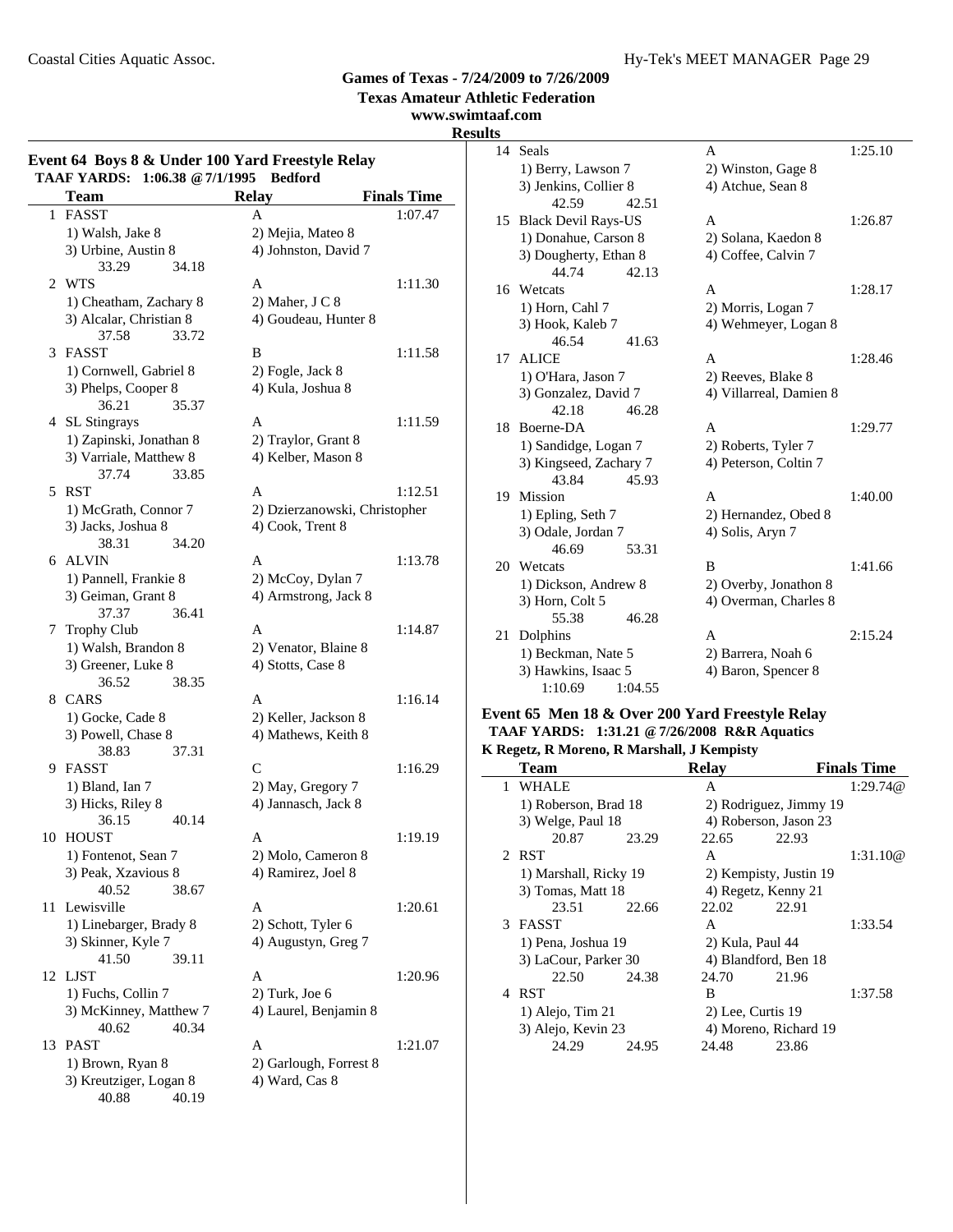**Games of Texas - 7/24/2009 to 7/26/2009**
**Texas Amateur Athletic Federation**
**www.swimtaaf.com**

**Results**

## Event 64 Boys 8 & Under 100 Yard Freestyle Relay

**TAAF YARDS: 1:06.38 @ 7/1/1995 Bedford**

| | Team | Relay | Finals Time |
|---|---|---|---|
| 1 | FASST | A | 1:07.47 |
| | 1) Walsh, Jake 8 | 2) Mejia, Mateo 8 | |
| | 3) Urbine, Austin 8 | 4) Johnston, David 7 | |
| | 33.29 34.18 | | |
| 2 | WTS | A | 1:11.30 |
| | 1) Cheatham, Zachary 8 | 2) Maher, J C 8 | |
| | 3) Alcalar, Christian 8 | 4) Goudeau, Hunter 8 | |
| | 37.58 33.72 | | |
| 3 | FASST | B | 1:11.58 |
| | 1) Cornwell, Gabriel 8 | 2) Fogle, Jack 8 | |
| | 3) Phelps, Cooper 8 | 4) Kula, Joshua 8 | |
| | 36.21 35.37 | | |
| 4 | SL Stingrays | A | 1:11.59 |
| | 1) Zapinski, Jonathan 8 | 2) Traylor, Grant 8 | |
| | 3) Varriale, Matthew 8 | 4) Kelber, Mason 8 | |
| | 37.74 33.85 | | |
| 5 | RST | A | 1:12.51 |
| | 1) McGrath, Connor 7 | 2) Dzierzanowski, Christopher | |
| | 3) Jacks, Joshua 8 | 4) Cook, Trent 8 | |
| | 38.31 34.20 | | |
| 6 | ALVIN | A | 1:13.78 |
| | 1) Pannell, Frankie 8 | 2) McCoy, Dylan 7 | |
| | 3) Geiman, Grant 8 | 4) Armstrong, Jack 8 | |
| | 37.37 36.41 | | |
| 7 | Trophy Club | A | 1:14.87 |
| | 1) Walsh, Brandon 8 | 2) Venator, Blaine 8 | |
| | 3) Greener, Luke 8 | 4) Stotts, Case 8 | |
| | 36.52 38.35 | | |
| 8 | CARS | A | 1:16.14 |
| | 1) Gocke, Cade 8 | 2) Keller, Jackson 8 | |
| | 3) Powell, Chase 8 | 4) Mathews, Keith 8 | |
| | 38.83 37.31 | | |
| 9 | FASST | C | 1:16.29 |
| | 1) Bland, Ian 7 | 2) May, Gregory 7 | |
| | 3) Hicks, Riley 8 | 4) Jannasch, Jack 8 | |
| | 36.15 40.14 | | |
| 10 | HOUST | A | 1:19.19 |
| | 1) Fontenot, Sean 7 | 2) Molo, Cameron 8 | |
| | 3) Peak, Xzavious 8 | 4) Ramirez, Joel 8 | |
| | 40.52 38.67 | | |
| 11 | Lewisville | A | 1:20.61 |
| | 1) Linebarger, Brady 8 | 2) Schott, Tyler 6 | |
| | 3) Skinner, Kyle 7 | 4) Augustyn, Greg 7 | |
| | 41.50 39.11 | | |
| 12 | LJST | A | 1:20.96 |
| | 1) Fuchs, Collin 7 | 2) Turk, Joe 6 | |
| | 3) McKinney, Matthew 7 | 4) Laurel, Benjamin 8 | |
| | 40.62 40.34 | | |
| 13 | PAST | A | 1:21.07 |
| | 1) Brown, Ryan 8 | 2) Garlough, Forrest 8 | |
| | 3) Kreutziger, Logan 8 | 4) Ward, Cas 8 | |
| | 40.88 40.19 | | |
| 14 | Seals | A | 1:25.10 |
| | 1) Berry, Lawson 7 | 2) Winston, Gage 8 | |
| | 3) Jenkins, Collier 8 | 4) Atchue, Sean 8 | |
| | 42.59 42.51 | | |
| 15 | Black Devil Rays-US | A | 1:26.87 |
| | 1) Donahue, Carson 8 | 2) Solana, Kaedon 8 | |
| | 3) Dougherty, Ethan 8 | 4) Coffee, Calvin 7 | |
| | 44.74 42.13 | | |
| 16 | Wetcats | A | 1:28.17 |
| | 1) Horn, Cahl 7 | 2) Morris, Logan 7 | |
| | 3) Hook, Kaleb 7 | 4) Wehmeyer, Logan 8 | |
| | 46.54 41.63 | | |
| 17 | ALICE | A | 1:28.46 |
| | 1) O'Hara, Jason 7 | 2) Reeves, Blake 8 | |
| | 3) Gonzalez, David 7 | 4) Villarreal, Damien 8 | |
| | 42.18 46.28 | | |
| 18 | Boerne-DA | A | 1:29.77 |
| | 1) Sandidge, Logan 7 | 2) Roberts, Tyler 7 | |
| | 3) Kingseed, Zachary 7 | 4) Peterson, Coltin 7 | |
| | 43.84 45.93 | | |
| 19 | Mission | A | 1:40.00 |
| | 1) Epling, Seth 7 | 2) Hernandez, Obed 8 | |
| | 3) Odale, Jordan 7 | 4) Solis, Aryn 7 | |
| | 46.69 53.31 | | |
| 20 | Wetcats | B | 1:41.66 |
| | 1) Dickson, Andrew 8 | 2) Overby, Jonathon 8 | |
| | 3) Horn, Colt 5 | 4) Overman, Charles 8 | |
| | 55.38 46.28 | | |
| 21 | Dolphins | A | 2:15.24 |
| | 1) Beckman, Nate 5 | 2) Barrera, Noah 6 | |
| | 3) Hawkins, Isaac 5 | 4) Baron, Spencer 8 | |
| | 1:10.69 1:04.55 | | |

## Event 65 Men 18 & Over 200 Yard Freestyle Relay

**TAAF YARDS: 1:31.21 @ 7/26/2008 R&R Aquatics**
**K Regetz, R Moreno, R Marshall, J Kempisty**

| | Team | Relay | Finals Time |
|---|---|---|---|
| 1 | WHALE | A | 1:29.74@ |
| | 1) Roberson, Brad 18 | 2) Rodriguez, Jimmy 19 | |
| | 3) Welge, Paul 18 | 4) Roberson, Jason 23 | |
| | 20.87 23.29 | 22.65 22.93 | |
| 2 | RST | A | 1:31.10@ |
| | 1) Marshall, Ricky 19 | 2) Kempisty, Justin 19 | |
| | 3) Tomas, Matt 18 | 4) Regetz, Kenny 21 | |
| | 23.51 22.66 | 22.02 22.91 | |
| 3 | FASST | A | 1:33.54 |
| | 1) Pena, Joshua 19 | 2) Kula, Paul 44 | |
| | 3) LaCour, Parker 30 | 4) Blandford, Ben 18 | |
| | 22.50 24.38 | 24.70 21.96 | |
| 4 | RST | B | 1:37.58 |
| | 1) Alejo, Tim 21 | 2) Lee, Curtis 19 | |
| | 3) Alejo, Kevin 23 | 4) Moreno, Richard 19 | |
| | 24.29 24.95 | 24.48 23.86 | |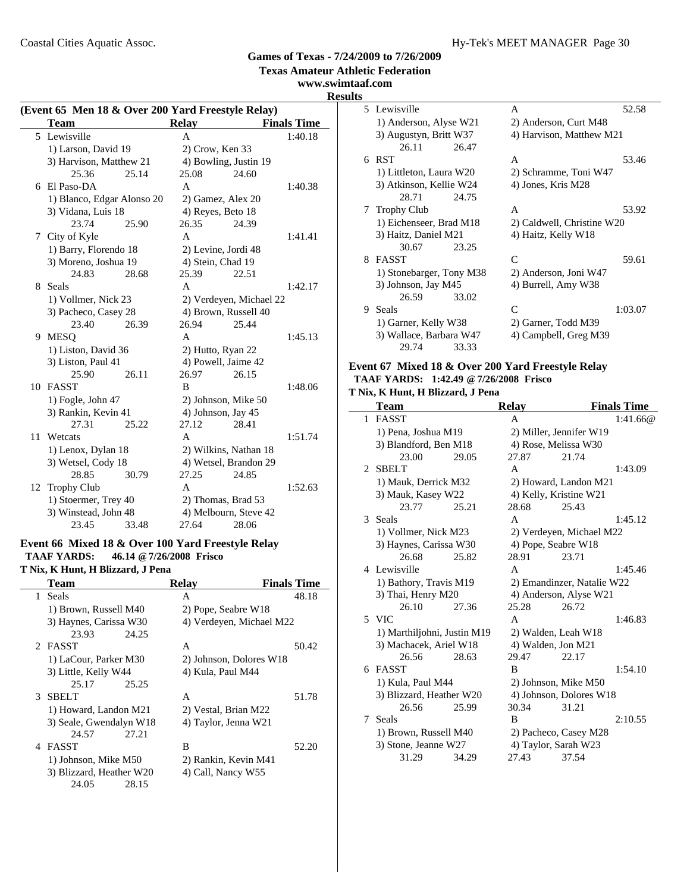**Games of Texas - 7/24/2009 to 7/26/2009**
**Texas Amateur Athletic Federation**
**www.swimtaaf.com**
**Results**

### (Event 65 Men 18 & Over 200 Yard Freestyle Relay)

| | Team | Relay | Finals Time |
|---|---|---|---|
| 5 | Lewisville | A | 1:40.18 |
| | 1) Larson, David 19 | 2) Crow, Ken 33 | |
| | 3) Harvison, Matthew 21 | 4) Bowling, Justin 19 | |
| | 25.36 25.14 | 25.08 24.60 | |
| 6 | El Paso-DA | A | 1:40.38 |
| | 1) Blanco, Edgar Alonso 20 | 2) Gamez, Alex 20 | |
| | 3) Vidana, Luis 18 | 4) Reyes, Beto 18 | |
| | 23.74 25.90 | 26.35 24.39 | |
| 7 | City of Kyle | A | 1:41.41 |
| | 1) Barry, Florendo 18 | 2) Levine, Jordi 48 | |
| | 3) Moreno, Joshua 19 | 4) Stein, Chad 19 | |
| | 24.83 28.68 | 25.39 22.51 | |
| 8 | Seals | A | 1:42.17 |
| | 1) Vollmer, Nick 23 | 2) Verdeyen, Michael 22 | |
| | 3) Pacheco, Casey 28 | 4) Brown, Russell 40 | |
| | 23.40 26.39 | 26.94 25.44 | |
| 9 | MESQ | A | 1:45.13 |
| | 1) Liston, David 36 | 2) Hutto, Ryan 22 | |
| | 3) Liston, Paul 41 | 4) Powell, Jaime 42 | |
| | 25.90 26.11 | 26.97 26.15 | |
| 10 | FASST | B | 1:48.06 |
| | 1) Fogle, John 47 | 2) Johnson, Mike 50 | |
| | 3) Rankin, Kevin 41 | 4) Johnson, Jay 45 | |
| | 27.31 25.22 | 27.12 28.41 | |
| 11 | Wetcats | A | 1:51.74 |
| | 1) Lenox, Dylan 18 | 2) Wilkins, Nathan 18 | |
| | 3) Wetsel, Cody 18 | 4) Wetsel, Brandon 29 | |
| | 28.85 30.79 | 27.25 24.85 | |
| 12 | Trophy Club | A | 1:52.63 |
| | 1) Stoermer, Trey 40 | 2) Thomas, Brad 53 | |
| | 3) Winstead, John 48 | 4) Melbourn, Steve 42 | |
| | 23.45 33.48 | 27.64 28.06 | |

### Event 66 Mixed 18 & Over 100 Yard Freestyle Relay

**TAAF YARDS: 46.14 @ 7/26/2008 Frisco**
**T Nix, K Hunt, H Blizzard, J Pena**

| | Team | Relay | Finals Time |
|---|---|---|---|
| 1 | Seals | A | 48.18 |
| | 1) Brown, Russell M40 | 2) Pope, Seabre W18 | |
| | 3) Haynes, Carissa W30 | 4) Verdeyen, Michael M22 | |
| | 23.93 24.25 | | |
| 2 | FASST | A | 50.42 |
| | 1) LaCour, Parker M30 | 2) Johnson, Dolores W18 | |
| | 3) Little, Kelly W44 | 4) Kula, Paul M44 | |
| | 25.17 25.25 | | |
| 3 | SBELT | A | 51.78 |
| | 1) Howard, Landon M21 | 2) Vestal, Brian M22 | |
| | 3) Seale, Gwendalyn W18 | 4) Taylor, Jenna W21 | |
| | 24.57 27.21 | | |
| 4 | FASST | B | 52.20 |
| | 1) Johnson, Mike M50 | 2) Rankin, Kevin M41 | |
| | 3) Blizzard, Heather W20 | 4) Call, Nancy W55 | |
| | 24.05 28.15 | | |
| 5 | Lewisville | A | 52.58 |
| | 1) Anderson, Alyse W21 | 2) Anderson, Curt M48 | |
| | 3) Augustyn, Britt W37 | 4) Harvison, Matthew M21 | |
| | 26.11 26.47 | | |
| 6 | RST | A | 53.46 |
| | 1) Littleton, Laura W20 | 2) Schramme, Toni W47 | |
| | 3) Atkinson, Kellie W24 | 4) Jones, Kris M28 | |
| | 28.71 24.75 | | |
| 7 | Trophy Club | A | 53.92 |
| | 1) Eichenseer, Brad M18 | 2) Caldwell, Christine W20 | |
| | 3) Haitz, Daniel M21 | 4) Haitz, Kelly W18 | |
| | 30.67 23.25 | | |
| 8 | FASST | C | 59.61 |
| | 1) Stonebarger, Tony M38 | 2) Anderson, Joni W47 | |
| | 3) Johnson, Jay M45 | 4) Burrell, Amy W38 | |
| | 26.59 33.02 | | |
| 9 | Seals | C | 1:03.07 |
| | 1) Garner, Kelly W38 | 2) Garner, Todd M39 | |
| | 3) Wallace, Barbara W47 | 4) Campbell, Greg M39 | |
| | 29.74 33.33 | | |

### Event 67 Mixed 18 & Over 200 Yard Freestyle Relay

**TAAF YARDS: 1:42.49 @ 7/26/2008 Frisco**
**T Nix, K Hunt, H Blizzard, J Pena**

| | Team | Relay | Finals Time |
|---|---|---|---|
| 1 | FASST | A | 1:41.66@ |
| | 1) Pena, Joshua M19 | 2) Miller, Jennifer W19 | |
| | 3) Blandford, Ben M18 | 4) Rose, Melissa W30 | |
| | 23.00 29.05 | 27.87 21.74 | |
| 2 | SBELT | A | 1:43.09 |
| | 1) Mauk, Derrick M32 | 2) Howard, Landon M21 | |
| | 3) Mauk, Kasey W22 | 4) Kelly, Kristine W21 | |
| | 23.77 25.21 | 28.68 25.43 | |
| 3 | Seals | A | 1:45.12 |
| | 1) Vollmer, Nick M23 | 2) Verdeyen, Michael M22 | |
| | 3) Haynes, Carissa W30 | 4) Pope, Seabre W18 | |
| | 26.68 25.82 | 28.91 23.71 | |
| 4 | Lewisville | A | 1:45.46 |
| | 1) Bathory, Travis M19 | 2) Emandinzer, Natalie W22 | |
| | 3) Thai, Henry M20 | 4) Anderson, Alyse W21 | |
| | 26.10 27.36 | 25.28 26.72 | |
| 5 | VIC | A | 1:46.83 |
| | 1) Marthiljohni, Justin M19 | 2) Walden, Leah W18 | |
| | 3) Machacek, Ariel W18 | 4) Walden, Jon M21 | |
| | 26.56 28.63 | 29.47 22.17 | |
| 6 | FASST | B | 1:54.10 |
| | 1) Kula, Paul M44 | 2) Johnson, Mike M50 | |
| | 3) Blizzard, Heather W20 | 4) Johnson, Dolores W18 | |
| | 26.56 25.99 | 30.34 31.21 | |
| 7 | Seals | B | 2:10.55 |
| | 1) Brown, Russell M40 | 2) Pacheco, Casey M28 | |
| | 3) Stone, Jeanne W27 | 4) Taylor, Sarah W23 | |
| | 31.29 34.29 | 27.43 37.54 | |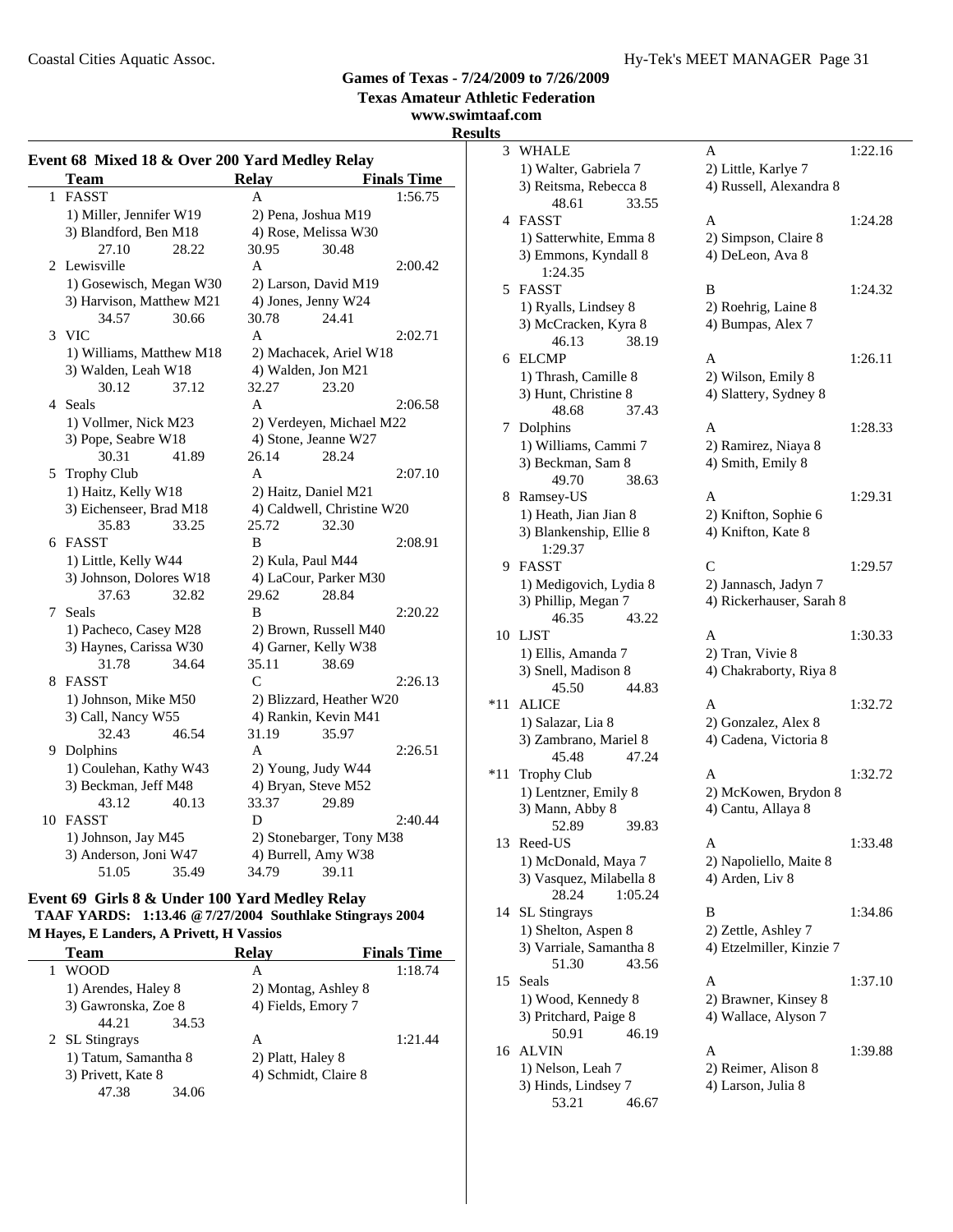**Games of Texas - 7/24/2009 to 7/26/2009**
**Texas Amateur Athletic Federation**
**www.swimtaaf.com**
**Results**

### Event 68 Mixed 18 & Over 200 Yard Medley Relay

| | Team | Relay | Finals Time |
|---|---|---|---|
| 1 | FASST | A | 1:56.75 |
| | 1) Miller, Jennifer W19 | 2) Pena, Joshua M19 | |
| | 3) Blandford, Ben M18 | 4) Rose, Melissa W30 | |
| | 27.10 28.22 | 30.95 30.48 | |
| 2 | Lewisville | A | 2:00.42 |
| | 1) Gosewisch, Megan W30 | 2) Larson, David M19 | |
| | 3) Harvison, Matthew M21 | 4) Jones, Jenny W24 | |
| | 34.57 30.66 | 30.78 24.41 | |
| 3 | VIC | A | 2:02.71 |
| | 1) Williams, Matthew M18 | 2) Machacek, Ariel W18 | |
| | 3) Walden, Leah W18 | 4) Walden, Jon M21 | |
| | 30.12 37.12 | 32.27 23.20 | |
| 4 | Seals | A | 2:06.58 |
| | 1) Vollmer, Nick M23 | 2) Verdeyen, Michael M22 | |
| | 3) Pope, Seabre W18 | 4) Stone, Jeanne W27 | |
| | 30.31 41.89 | 26.14 28.24 | |
| 5 | Trophy Club | A | 2:07.10 |
| | 1) Haitz, Kelly W18 | 2) Haitz, Daniel M21 | |
| | 3) Eichenseer, Brad M18 | 4) Caldwell, Christine W20 | |
| | 35.83 33.25 | 25.72 32.30 | |
| 6 | FASST | B | 2:08.91 |
| | 1) Little, Kelly W44 | 2) Kula, Paul M44 | |
| | 3) Johnson, Dolores W18 | 4) LaCour, Parker M30 | |
| | 37.63 32.82 | 29.62 28.84 | |
| 7 | Seals | B | 2:20.22 |
| | 1) Pacheco, Casey M28 | 2) Brown, Russell M40 | |
| | 3) Haynes, Carissa W30 | 4) Garner, Kelly W38 | |
| | 31.78 34.64 | 35.11 38.69 | |
| 8 | FASST | C | 2:26.13 |
| | 1) Johnson, Mike M50 | 2) Blizzard, Heather W20 | |
| | 3) Call, Nancy W55 | 4) Rankin, Kevin M41 | |
| | 32.43 46.54 | 31.19 35.97 | |
| 9 | Dolphins | A | 2:26.51 |
| | 1) Coulehan, Kathy W43 | 2) Young, Judy W44 | |
| | 3) Beckman, Jeff M48 | 4) Bryan, Steve M52 | |
| | 43.12 40.13 | 33.37 29.89 | |
| 10 | FASST | D | 2:40.44 |
| | 1) Johnson, Jay M45 | 2) Stonebarger, Tony M38 | |
| | 3) Anderson, Joni W47 | 4) Burrell, Amy W38 | |
| | 51.05 35.49 | 34.79 39.11 | |

### Event 69 Girls 8 & Under 100 Yard Medley Relay

**TAAF YARDS: 1:13.46 @ 7/27/2004 Southlake Stingrays 2004**
**M Hayes, E Landers, A Privett, H Vassios**

| | Team | Relay | Finals Time |
|---|---|---|---|
| 1 | WOOD | A | 1:18.74 |
| | 1) Arendes, Haley 8 | 2) Montag, Ashley 8 | |
| | 3) Gawronska, Zoe 8 | 4) Fields, Emory 7 | |
| | 44.21 34.53 | | |
| 2 | SL Stingrays | A | 1:21.44 |
| | 1) Tatum, Samantha 8 | 2) Platt, Haley 8 | |
| | 3) Privett, Kate 8 | 4) Schmidt, Claire 8 | |
| | 47.38 34.06 | | |
| 3 | WHALE | A | 1:22.16 |
| | 1) Walter, Gabriela 7 | 2) Little, Karlye 7 | |
| | 3) Reitsma, Rebecca 8 | 4) Russell, Alexandra 8 | |
| | 48.61 33.55 | | |
| 4 | FASST | A | 1:24.28 |
| | 1) Satterwhite, Emma 8 | 2) Simpson, Claire 8 | |
| | 3) Emmons, Kyndall 8 | 4) DeLeon, Ava 8 | |
| | 1:24.35 | | |
| 5 | FASST | B | 1:24.32 |
| | 1) Ryalls, Lindsey 8 | 2) Roehrig, Laine 8 | |
| | 3) McCracken, Kyra 8 | 4) Bumpas, Alex 7 | |
| | 46.13 38.19 | | |
| 6 | ELCMP | A | 1:26.11 |
| | 1) Thrash, Camille 8 | 2) Wilson, Emily 8 | |
| | 3) Hunt, Christine 8 | 4) Slattery, Sydney 8 | |
| | 48.68 37.43 | | |
| 7 | Dolphins | A | 1:28.33 |
| | 1) Williams, Cammi 7 | 2) Ramirez, Niaya 8 | |
| | 3) Beckman, Sam 8 | 4) Smith, Emily 8 | |
| | 49.70 38.63 | | |
| 8 | Ramsey-US | A | 1:29.31 |
| | 1) Heath, Jian Jian 8 | 2) Knifton, Sophie 6 | |
| | 3) Blankenship, Ellie 8 | 4) Knifton, Kate 8 | |
| | 1:29.37 | | |
| 9 | FASST | C | 1:29.57 |
| | 1) Medigovich, Lydia 8 | 2) Jannasch, Jadyn 7 | |
| | 3) Phillip, Megan 7 | 4) Rickerhauser, Sarah 8 | |
| | 46.35 43.22 | | |
| 10 | LJST | A | 1:30.33 |
| | 1) Ellis, Amanda 7 | 2) Tran, Vivie 8 | |
| | 3) Snell, Madison 8 | 4) Chakraborty, Riya 8 | |
| | 45.50 44.83 | | |
| *11 | ALICE | A | 1:32.72 |
| | 1) Salazar, Lia 8 | 2) Gonzalez, Alex 8 | |
| | 3) Zambrano, Mariel 8 | 4) Cadena, Victoria 8 | |
| | 45.48 47.24 | | |
| *11 | Trophy Club | A | 1:32.72 |
| | 1) Lentzner, Emily 8 | 2) McKowen, Brydon 8 | |
| | 3) Mann, Abby 8 | 4) Cantu, Allaya 8 | |
| | 52.89 39.83 | | |
| 13 | Reed-US | A | 1:33.48 |
| | 1) McDonald, Maya 7 | 2) Napoliello, Maite 8 | |
| | 3) Vasquez, Milabella 8 | 4) Arden, Liv 8 | |
| | 28.24 1:05.24 | | |
| 14 | SL Stingrays | B | 1:34.86 |
| | 1) Shelton, Aspen 8 | 2) Zettle, Ashley 7 | |
| | 3) Varriale, Samantha 8 | 4) Etzelmiller, Kinzie 7 | |
| | 51.30 43.56 | | |
| 15 | Seals | A | 1:37.10 |
| | 1) Wood, Kennedy 8 | 2) Brawner, Kinsey 8 | |
| | 3) Pritchard, Paige 8 | 4) Wallace, Alyson 7 | |
| | 50.91 46.19 | | |
| 16 | ALVIN | A | 1:39.88 |
| | 1) Nelson, Leah 7 | 2) Reimer, Alison 8 | |
| | 3) Hinds, Lindsey 7 | 4) Larson, Julia 8 | |
| | 53.21 46.67 | | |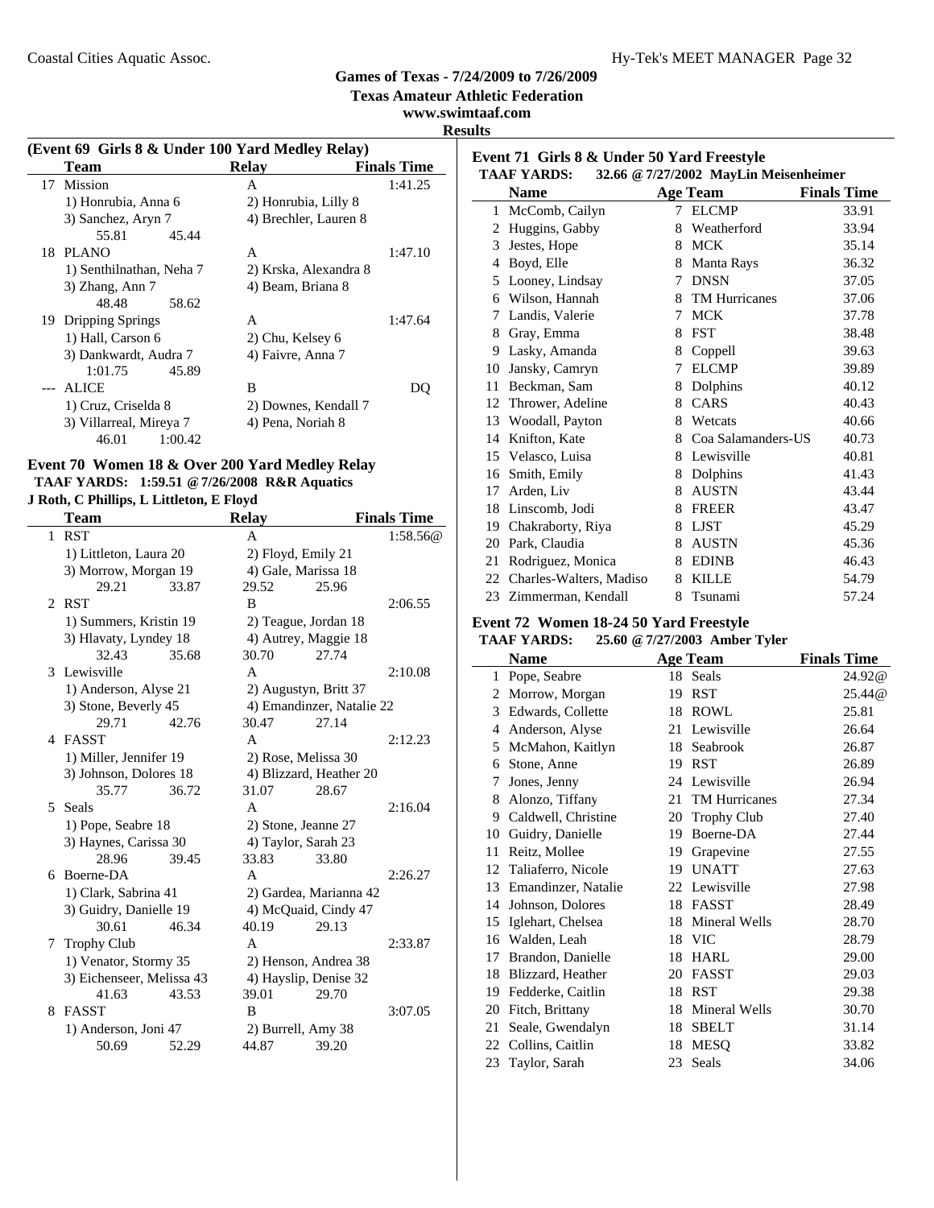Games of Texas - 7/24/2009 to 7/26/2009
Texas Amateur Athletic Federation
www.swimtaaf.com
Results

## (Event 69 Girls 8 & Under 100 Yard Medley Relay)

| | Team | Relay | Finals Time |
|---|---|---|---|
| 17 | Mission | A | 1:41.25 |
| | 1) Honrubia, Anna 6 | 2) Honrubia, Lilly 8 | |
| | 3) Sanchez, Aryn 7 | 4) Brechler, Lauren 8 | |
| | 55.81 45.44 | | |
| 18 | PLANO | A | 1:47.10 |
| | 1) Senthilnathan, Neha 7 | 2) Krska, Alexandra 8 | |
| | 3) Zhang, Ann 7 | 4) Beam, Briana 8 | |
| | 48.48 58.62 | | |
| 19 | Dripping Springs | A | 1:47.64 |
| | 1) Hall, Carson 6 | 2) Chu, Kelsey 6 | |
| | 3) Dankwardt, Audra 7 | 4) Faivre, Anna 7 | |
| | 1:01.75 45.89 | | |
| --- | ALICE | B | DQ |
| | 1) Cruz, Criselda 8 | 2) Downes, Kendall 7 | |
| | 3) Villarreal, Mireya 7 | 4) Pena, Noriah 8 | |
| | 46.01 1:00.42 | | |

## Event 70 Women 18 & Over 200 Yard Medley Relay

**TAAF YARDS: 1:59.51 @ 7/26/2008 R&R Aquatics**
**J Roth, C Phillips, L Littleton, E Floyd**

| | Team | Relay | Finals Time |
|---|---|---|---|
| 1 | RST | A | 1:58.56@ |
| | 1) Littleton, Laura 20 | 2) Floyd, Emily 21 | |
| | 3) Morrow, Morgan 19 | 4) Gale, Marissa 18 | |
| | 29.21 33.87 | 29.52 25.96 | |
| 2 | RST | B | 2:06.55 |
| | 1) Summers, Kristin 19 | 2) Teague, Jordan 18 | |
| | 3) Hlavaty, Lyndey 18 | 4) Autrey, Maggie 18 | |
| | 32.43 35.68 | 30.70 27.74 | |
| 3 | Lewisville | A | 2:10.08 |
| | 1) Anderson, Alyse 21 | 2) Augustyn, Britt 37 | |
| | 3) Stone, Beverly 45 | 4) Emandinzer, Natalie 22 | |
| | 29.71 42.76 | 30.47 27.14 | |
| 4 | FASST | A | 2:12.23 |
| | 1) Miller, Jennifer 19 | 2) Rose, Melissa 30 | |
| | 3) Johnson, Dolores 18 | 4) Blizzard, Heather 20 | |
| | 35.77 36.72 | 31.07 28.67 | |
| 5 | Seals | A | 2:16.04 |
| | 1) Pope, Seabre 18 | 2) Stone, Jeanne 27 | |
| | 3) Haynes, Carissa 30 | 4) Taylor, Sarah 23 | |
| | 28.96 39.45 | 33.83 33.80 | |
| 6 | Boerne-DA | A | 2:26.27 |
| | 1) Clark, Sabrina 41 | 2) Gardea, Marianna 42 | |
| | 3) Guidry, Danielle 19 | 4) McQuaid, Cindy 47 | |
| | 30.61 46.34 | 40.19 29.13 | |
| 7 | Trophy Club | A | 2:33.87 |
| | 1) Venator, Stormy 35 | 2) Henson, Andrea 38 | |
| | 3) Eichenseer, Melissa 43 | 4) Hayslip, Denise 32 | |
| | 41.63 43.53 | 39.01 29.70 | |
| 8 | FASST | B | 3:07.05 |
| | 1) Anderson, Joni 47 | 2) Burrell, Amy 38 | |
| | 50.69 52.29 | 44.87 39.20 | |

## Event 71 Girls 8 & Under 50 Yard Freestyle

**TAAF YARDS: 32.66 @ 7/27/2002 MayLin Meisenheimer**

| | Name | Age | Team | Finals Time |
|---|---|---|---|---|
| 1 | McComb, Cailyn | 7 | ELCMP | 33.91 |
| 2 | Huggins, Gabby | 8 | Weatherford | 33.94 |
| 3 | Jestes, Hope | 8 | MCK | 35.14 |
| 4 | Boyd, Elle | 8 | Manta Rays | 36.32 |
| 5 | Looney, Lindsay | 7 | DNSN | 37.05 |
| 6 | Wilson, Hannah | 8 | TM Hurricanes | 37.06 |
| 7 | Landis, Valerie | 7 | MCK | 37.78 |
| 8 | Gray, Emma | 8 | FST | 38.48 |
| 9 | Lasky, Amanda | 8 | Coppell | 39.63 |
| 10 | Jansky, Camryn | 7 | ELCMP | 39.89 |
| 11 | Beckman, Sam | 8 | Dolphins | 40.12 |
| 12 | Thrower, Adeline | 8 | CARS | 40.43 |
| 13 | Woodall, Payton | 8 | Wetcats | 40.66 |
| 14 | Knifton, Kate | 8 | Coa Salamanders-US | 40.73 |
| 15 | Velasco, Luisa | 8 | Lewisville | 40.81 |
| 16 | Smith, Emily | 8 | Dolphins | 41.43 |
| 17 | Arden, Liv | 8 | AUSTN | 43.44 |
| 18 | Linscomb, Jodi | 8 | FREER | 43.47 |
| 19 | Chakraborty, Riya | 8 | LJST | 45.29 |
| 20 | Park, Claudia | 8 | AUSTN | 45.36 |
| 21 | Rodriguez, Monica | 8 | EDINB | 46.43 |
| 22 | Charles-Walters, Madiso | 8 | KILLE | 54.79 |
| 23 | Zimmerman, Kendall | 8 | Tsunami | 57.24 |

## Event 72 Women 18-24 50 Yard Freestyle

**TAAF YARDS: 25.60 @ 7/27/2003 Amber Tyler**

| | Name | Age | Team | Finals Time |
|---|---|---|---|---|
| 1 | Pope, Seabre | 18 | Seals | 24.92@ |
| 2 | Morrow, Morgan | 19 | RST | 25.44@ |
| 3 | Edwards, Collette | 18 | ROWL | 25.81 |
| 4 | Anderson, Alyse | 21 | Lewisville | 26.64 |
| 5 | McMahon, Kaitlyn | 18 | Seabrook | 26.87 |
| 6 | Stone, Anne | 19 | RST | 26.89 |
| 7 | Jones, Jenny | 24 | Lewisville | 26.94 |
| 8 | Alonzo, Tiffany | 21 | TM Hurricanes | 27.34 |
| 9 | Caldwell, Christine | 20 | Trophy Club | 27.40 |
| 10 | Guidry, Danielle | 19 | Boerne-DA | 27.44 |
| 11 | Reitz, Mollee | 19 | Grapevine | 27.55 |
| 12 | Taliaferro, Nicole | 19 | UNATT | 27.63 |
| 13 | Emandinzer, Natalie | 22 | Lewisville | 27.98 |
| 14 | Johnson, Dolores | 18 | FASST | 28.49 |
| 15 | Iglehart, Chelsea | 18 | Mineral Wells | 28.70 |
| 16 | Walden, Leah | 18 | VIC | 28.79 |
| 17 | Brandon, Danielle | 18 | HARL | 29.00 |
| 18 | Blizzard, Heather | 20 | FASST | 29.03 |
| 19 | Fedderke, Caitlin | 18 | RST | 29.38 |
| 20 | Fitch, Brittany | 18 | Mineral Wells | 30.70 |
| 21 | Seale, Gwendalyn | 18 | SBELT | 31.14 |
| 22 | Collins, Caitlin | 18 | MESQ | 33.82 |
| 23 | Taylor, Sarah | 23 | Seals | 34.06 |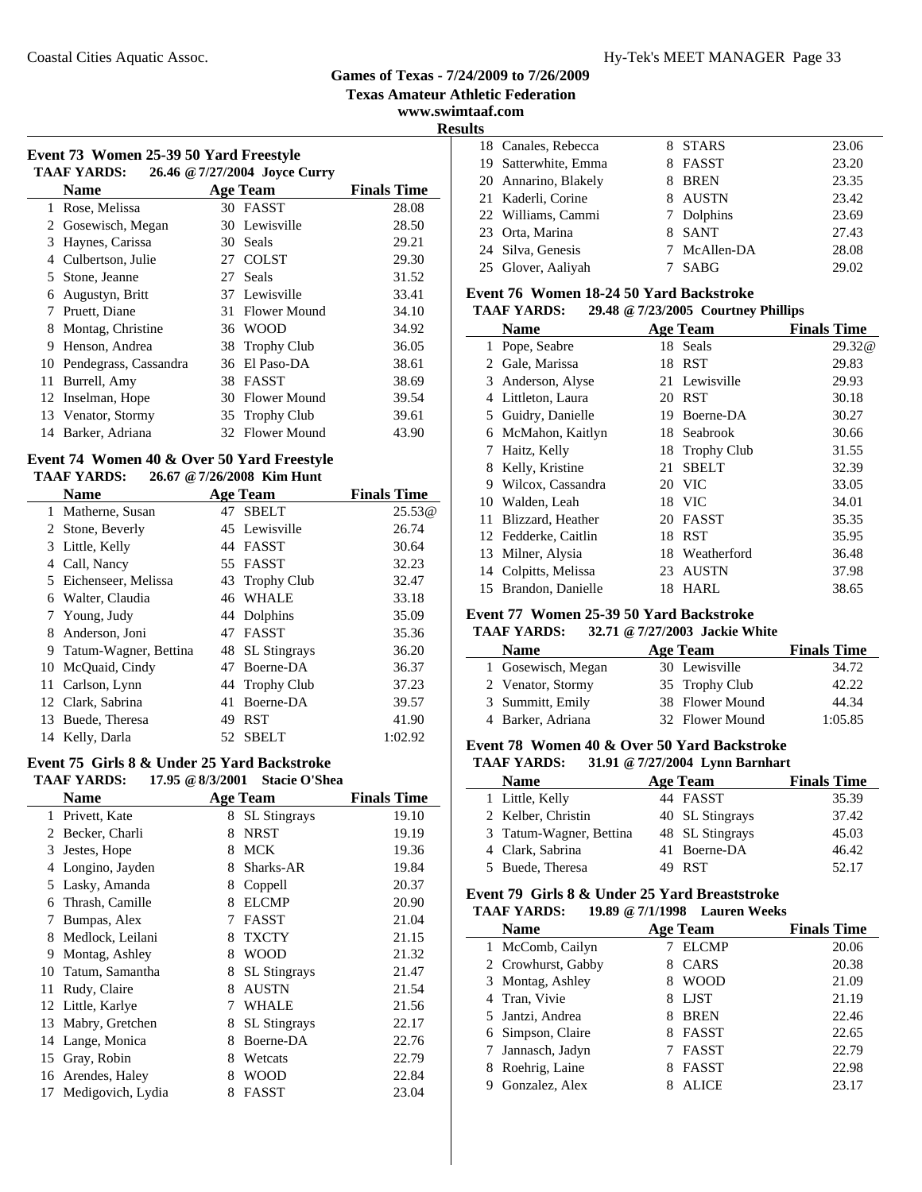## Games of Texas - 7/24/2009 to 7/26/2009

**Texas Amateur Athletic Federation**

**www.swimtaaf.com**

**Results**

### Event 73 Women 25-39 50 Yard Freestyle

**TAAF YARDS: 26.46 @ 7/27/2004 Joyce Curry**

| | Name | Age | Team | Finals Time |
|---|---|---|---|---|
| 1 | Rose, Melissa | 30 | FASST | 28.08 |
| 2 | Gosewisch, Megan | 30 | Lewisville | 28.50 |
| 3 | Haynes, Carissa | 30 | Seals | 29.21 |
| 4 | Culbertson, Julie | 27 | COLST | 29.30 |
| 5 | Stone, Jeanne | 27 | Seals | 31.52 |
| 6 | Augustyn, Britt | 37 | Lewisville | 33.41 |
| 7 | Pruett, Diane | 31 | Flower Mound | 34.10 |
| 8 | Montag, Christine | 36 | WOOD | 34.92 |
| 9 | Henson, Andrea | 38 | Trophy Club | 36.05 |
| 10 | Pendegrass, Cassandra | 36 | El Paso-DA | 38.61 |
| 11 | Burrell, Amy | 38 | FASST | 38.69 |
| 12 | Inselman, Hope | 30 | Flower Mound | 39.54 |
| 13 | Venator, Stormy | 35 | Trophy Club | 39.61 |
| 14 | Barker, Adriana | 32 | Flower Mound | 43.90 |

### Event 74 Women 40 & Over 50 Yard Freestyle

**TAAF YARDS: 26.67 @ 7/26/2008 Kim Hunt**

| | Name | Age | Team | Finals Time |
|---|---|---|---|---|
| 1 | Matherne, Susan | 47 | SBELT | 25.53@ |
| 2 | Stone, Beverly | 45 | Lewisville | 26.74 |
| 3 | Little, Kelly | 44 | FASST | 30.64 |
| 4 | Call, Nancy | 55 | FASST | 32.23 |
| 5 | Eichenseer, Melissa | 43 | Trophy Club | 32.47 |
| 6 | Walter, Claudia | 46 | WHALE | 33.18 |
| 7 | Young, Judy | 44 | Dolphins | 35.09 |
| 8 | Anderson, Joni | 47 | FASST | 35.36 |
| 9 | Tatum-Wagner, Bettina | 48 | SL Stingrays | 36.20 |
| 10 | McQuaid, Cindy | 47 | Boerne-DA | 36.37 |
| 11 | Carlson, Lynn | 44 | Trophy Club | 37.23 |
| 12 | Clark, Sabrina | 41 | Boerne-DA | 39.57 |
| 13 | Buede, Theresa | 49 | RST | 41.90 |
| 14 | Kelly, Darla | 52 | SBELT | 1:02.92 |

### Event 75 Girls 8 & Under 25 Yard Backstroke

**TAAF YARDS: 17.95 @ 8/3/2001 Stacie O'Shea**

| | Name | Age | Team | Finals Time |
|---|---|---|---|---|
| 1 | Privett, Kate | 8 | SL Stingrays | 19.10 |
| 2 | Becker, Charli | 8 | NRST | 19.19 |
| 3 | Jestes, Hope | 8 | MCK | 19.36 |
| 4 | Longino, Jayden | 8 | Sharks-AR | 19.84 |
| 5 | Lasky, Amanda | 8 | Coppell | 20.37 |
| 6 | Thrash, Camille | 8 | ELCMP | 20.90 |
| 7 | Bumpas, Alex | 7 | FASST | 21.04 |
| 8 | Medlock, Leilani | 8 | TXCTY | 21.15 |
| 9 | Montag, Ashley | 8 | WOOD | 21.32 |
| 10 | Tatum, Samantha | 8 | SL Stingrays | 21.47 |
| 11 | Rudy, Claire | 8 | AUSTN | 21.54 |
| 12 | Little, Karlye | 7 | WHALE | 21.56 |
| 13 | Mabry, Gretchen | 8 | SL Stingrays | 22.17 |
| 14 | Lange, Monica | 8 | Boerne-DA | 22.76 |
| 15 | Gray, Robin | 8 | Wetcats | 22.79 |
| 16 | Arendes, Haley | 8 | WOOD | 22.84 |
| 17 | Medigovich, Lydia | 8 | FASST | 23.04 |
| 18 | Canales, Rebecca | 8 | STARS | 23.06 |
| 19 | Satterwhite, Emma | 8 | FASST | 23.20 |
| 20 | Annarino, Blakely | 8 | BREN | 23.35 |
| 21 | Kaderli, Corine | 8 | AUSTN | 23.42 |
| 22 | Williams, Cammi | 7 | Dolphins | 23.69 |
| 23 | Orta, Marina | 8 | SANT | 27.43 |
| 24 | Silva, Genesis | 7 | McAllen-DA | 28.08 |
| 25 | Glover, Aaliyah | 7 | SABG | 29.02 |

### Event 76 Women 18-24 50 Yard Backstroke

**TAAF YARDS: 29.48 @ 7/23/2005 Courtney Phillips**

| | Name | Age | Team | Finals Time |
|---|---|---|---|---|
| 1 | Pope, Seabre | 18 | Seals | 29.32@ |
| 2 | Gale, Marissa | 18 | RST | 29.83 |
| 3 | Anderson, Alyse | 21 | Lewisville | 29.93 |
| 4 | Littleton, Laura | 20 | RST | 30.18 |
| 5 | Guidry, Danielle | 19 | Boerne-DA | 30.27 |
| 6 | McMahon, Kaitlyn | 18 | Seabrook | 30.66 |
| 7 | Haitz, Kelly | 18 | Trophy Club | 31.55 |
| 8 | Kelly, Kristine | 21 | SBELT | 32.39 |
| 9 | Wilcox, Cassandra | 20 | VIC | 33.05 |
| 10 | Walden, Leah | 18 | VIC | 34.01 |
| 11 | Blizzard, Heather | 20 | FASST | 35.35 |
| 12 | Fedderke, Caitlin | 18 | RST | 35.95 |
| 13 | Milner, Alysia | 18 | Weatherford | 36.48 |
| 14 | Colpitts, Melissa | 23 | AUSTN | 37.98 |
| 15 | Brandon, Danielle | 18 | HARL | 38.65 |

### Event 77 Women 25-39 50 Yard Backstroke

**TAAF YARDS: 32.71 @ 7/27/2003 Jackie White**

| | Name | Age | Team | Finals Time |
|---|---|---|---|---|
| 1 | Gosewisch, Megan | 30 | Lewisville | 34.72 |
| 2 | Venator, Stormy | 35 | Trophy Club | 42.22 |
| 3 | Summitt, Emily | 38 | Flower Mound | 44.34 |
| 4 | Barker, Adriana | 32 | Flower Mound | 1:05.85 |

### Event 78 Women 40 & Over 50 Yard Backstroke

**TAAF YARDS: 31.91 @ 7/27/2004 Lynn Barnhart**

| | Name | Age | Team | Finals Time |
|---|---|---|---|---|
| 1 | Little, Kelly | 44 | FASST | 35.39 |
| 2 | Kelber, Christin | 40 | SL Stingrays | 37.42 |
| 3 | Tatum-Wagner, Bettina | 48 | SL Stingrays | 45.03 |
| 4 | Clark, Sabrina | 41 | Boerne-DA | 46.42 |
| 5 | Buede, Theresa | 49 | RST | 52.17 |

### Event 79 Girls 8 & Under 25 Yard Breaststroke

**TAAF YARDS: 19.89 @ 7/1/1998 Lauren Weeks**

| | Name | Age | Team | Finals Time |
|---|---|---|---|---|
| 1 | McComb, Cailyn | 7 | ELCMP | 20.06 |
| 2 | Crowhurst, Gabby | 8 | CARS | 20.38 |
| 3 | Montag, Ashley | 8 | WOOD | 21.09 |
| 4 | Tran, Vivie | 8 | LJST | 21.19 |
| 5 | Jantzi, Andrea | 8 | BREN | 22.46 |
| 6 | Simpson, Claire | 8 | FASST | 22.65 |
| 7 | Jannasch, Jadyn | 7 | FASST | 22.79 |
| 8 | Roehrig, Laine | 8 | FASST | 22.98 |
| 9 | Gonzalez, Alex | 8 | ALICE | 23.17 |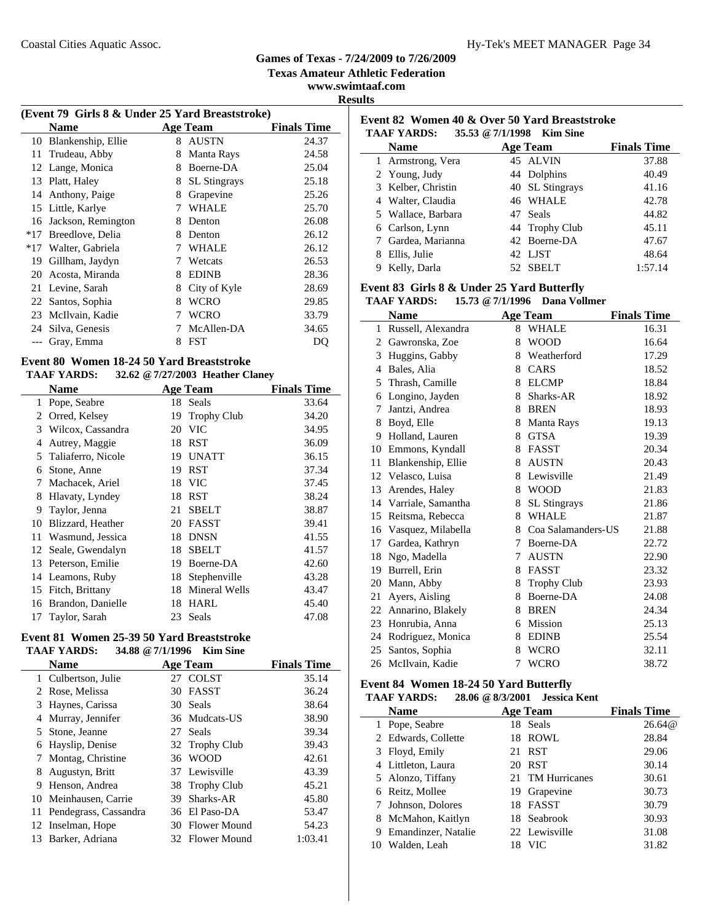**Games of Texas - 7/24/2009 to 7/26/2009**
**Texas Amateur Athletic Federation**
**www.swimtaaf.com**
**Results**

### (Event 79 Girls 8 & Under 25 Yard Breaststroke)

| | Name | Age | Team | Finals Time |
|---|---|---|---|---|
| 10 | Blankenship, Ellie | 8 | AUSTN | 24.37 |
| 11 | Trudeau, Abby | 8 | Manta Rays | 24.58 |
| 12 | Lange, Monica | 8 | Boerne-DA | 25.04 |
| 13 | Platt, Haley | 8 | SL Stingrays | 25.18 |
| 14 | Anthony, Paige | 8 | Grapevine | 25.26 |
| 15 | Little, Karlye | 7 | WHALE | 25.70 |
| 16 | Jackson, Remington | 8 | Denton | 26.08 |
| *17 | Breedlove, Delia | 8 | Denton | 26.12 |
| *17 | Walter, Gabriela | 7 | WHALE | 26.12 |
| 19 | Gillham, Jaydyn | 7 | Wetcats | 26.53 |
| 20 | Acosta, Miranda | 8 | EDINB | 28.36 |
| 21 | Levine, Sarah | 8 | City of Kyle | 28.69 |
| 22 | Santos, Sophia | 8 | WCRO | 29.85 |
| 23 | McIlvain, Kadie | 7 | WCRO | 33.79 |
| 24 | Silva, Genesis | 7 | McAllen-DA | 34.65 |
| --- | Gray, Emma | 8 | FST | DQ |

### Event 80 Women 18-24 50 Yard Breaststroke

**TAAF YARDS:** 32.62 @ 7/27/2003 Heather Claney

| | Name | Age | Team | Finals Time |
|---|---|---|---|---|
| 1 | Pope, Seabre | 18 | Seals | 33.64 |
| 2 | Orred, Kelsey | 19 | Trophy Club | 34.20 |
| 3 | Wilcox, Cassandra | 20 | VIC | 34.95 |
| 4 | Autrey, Maggie | 18 | RST | 36.09 |
| 5 | Taliaferro, Nicole | 19 | UNATT | 36.15 |
| 6 | Stone, Anne | 19 | RST | 37.34 |
| 7 | Machacek, Ariel | 18 | VIC | 37.45 |
| 8 | Hlavaty, Lyndey | 18 | RST | 38.24 |
| 9 | Taylor, Jenna | 21 | SBELT | 38.87 |
| 10 | Blizzard, Heather | 20 | FASST | 39.41 |
| 11 | Wasmund, Jessica | 18 | DNSN | 41.55 |
| 12 | Seale, Gwendalyn | 18 | SBELT | 41.57 |
| 13 | Peterson, Emilie | 19 | Boerne-DA | 42.60 |
| 14 | Leamons, Ruby | 18 | Stephenville | 43.28 |
| 15 | Fitch, Brittany | 18 | Mineral Wells | 43.47 |
| 16 | Brandon, Danielle | 18 | HARL | 45.40 |
| 17 | Taylor, Sarah | 23 | Seals | 47.08 |

### Event 81 Women 25-39 50 Yard Breaststroke

**TAAF YARDS:** 34.88 @ 7/1/1996 Kim Sine

| | Name | Age | Team | Finals Time |
|---|---|---|---|---|
| 1 | Culbertson, Julie | 27 | COLST | 35.14 |
| 2 | Rose, Melissa | 30 | FASST | 36.24 |
| 3 | Haynes, Carissa | 30 | Seals | 38.64 |
| 4 | Murray, Jennifer | 36 | Mudcats-US | 38.90 |
| 5 | Stone, Jeanne | 27 | Seals | 39.34 |
| 6 | Hayslip, Denise | 32 | Trophy Club | 39.43 |
| 7 | Montag, Christine | 36 | WOOD | 42.61 |
| 8 | Augustyn, Britt | 37 | Lewisville | 43.39 |
| 9 | Henson, Andrea | 38 | Trophy Club | 45.21 |
| 10 | Meinhausen, Carrie | 39 | Sharks-AR | 45.80 |
| 11 | Pendegrass, Cassandra | 36 | El Paso-DA | 53.47 |
| 12 | Inselman, Hope | 30 | Flower Mound | 54.23 |
| 13 | Barker, Adriana | 32 | Flower Mound | 1:03.41 |

### Event 82 Women 40 & Over 50 Yard Breaststroke

**TAAF YARDS:** 35.53 @ 7/1/1998 Kim Sine

| | Name | Age | Team | Finals Time |
|---|---|---|---|---|
| 1 | Armstrong, Vera | 45 | ALVIN | 37.88 |
| 2 | Young, Judy | 44 | Dolphins | 40.49 |
| 3 | Kelber, Christin | 40 | SL Stingrays | 41.16 |
| 4 | Walter, Claudia | 46 | WHALE | 42.78 |
| 5 | Wallace, Barbara | 47 | Seals | 44.82 |
| 6 | Carlson, Lynn | 44 | Trophy Club | 45.11 |
| 7 | Gardea, Marianna | 42 | Boerne-DA | 47.67 |
| 8 | Ellis, Julie | 42 | LJST | 48.64 |
| 9 | Kelly, Darla | 52 | SBELT | 1:57.14 |

### Event 83 Girls 8 & Under 25 Yard Butterfly

**TAAF YARDS:** 15.73 @ 7/1/1996 Dana Vollmer

| | Name | Age | Team | Finals Time |
|---|---|---|---|---|
| 1 | Russell, Alexandra | 8 | WHALE | 16.31 |
| 2 | Gawronska, Zoe | 8 | WOOD | 16.64 |
| 3 | Huggins, Gabby | 8 | Weatherford | 17.29 |
| 4 | Bales, Alia | 8 | CARS | 18.52 |
| 5 | Thrash, Camille | 8 | ELCMP | 18.84 |
| 6 | Longino, Jayden | 8 | Sharks-AR | 18.92 |
| 7 | Jantzi, Andrea | 8 | BREN | 18.93 |
| 8 | Boyd, Elle | 8 | Manta Rays | 19.13 |
| 9 | Holland, Lauren | 8 | GTSA | 19.39 |
| 10 | Emmons, Kyndall | 8 | FASST | 20.34 |
| 11 | Blankenship, Ellie | 8 | AUSTN | 20.43 |
| 12 | Velasco, Luisa | 8 | Lewisville | 21.49 |
| 13 | Arendes, Haley | 8 | WOOD | 21.83 |
| 14 | Varriale, Samantha | 8 | SL Stingrays | 21.86 |
| 15 | Reitsma, Rebecca | 8 | WHALE | 21.87 |
| 16 | Vasquez, Milabella | 8 | Coa Salamanders-US | 21.88 |
| 17 | Gardea, Kathryn | 7 | Boerne-DA | 22.72 |
| 18 | Ngo, Madella | 7 | AUSTN | 22.90 |
| 19 | Burrell, Erin | 8 | FASST | 23.32 |
| 20 | Mann, Abby | 8 | Trophy Club | 23.93 |
| 21 | Ayers, Aisling | 8 | Boerne-DA | 24.08 |
| 22 | Annarino, Blakely | 8 | BREN | 24.34 |
| 23 | Honrubia, Anna | 6 | Mission | 25.13 |
| 24 | Rodriguez, Monica | 8 | EDINB | 25.54 |
| 25 | Santos, Sophia | 8 | WCRO | 32.11 |
| 26 | McIlvain, Kadie | 7 | WCRO | 38.72 |

### Event 84 Women 18-24 50 Yard Butterfly

**TAAF YARDS:** 28.06 @ 8/3/2001 Jessica Kent

| | Name | Age | Team | Finals Time |
|---|---|---|---|---|
| 1 | Pope, Seabre | 18 | Seals | 26.64@ |
| 2 | Edwards, Collette | 18 | ROWL | 28.84 |
| 3 | Floyd, Emily | 21 | RST | 29.06 |
| 4 | Littleton, Laura | 20 | RST | 30.14 |
| 5 | Alonzo, Tiffany | 21 | TM Hurricanes | 30.61 |
| 6 | Reitz, Mollee | 19 | Grapevine | 30.73 |
| 7 | Johnson, Dolores | 18 | FASST | 30.79 |
| 8 | McMahon, Kaitlyn | 18 | Seabrook | 30.93 |
| 9 | Emandinzer, Natalie | 22 | Lewisville | 31.08 |
| 10 | Walden, Leah | 18 | VIC | 31.82 |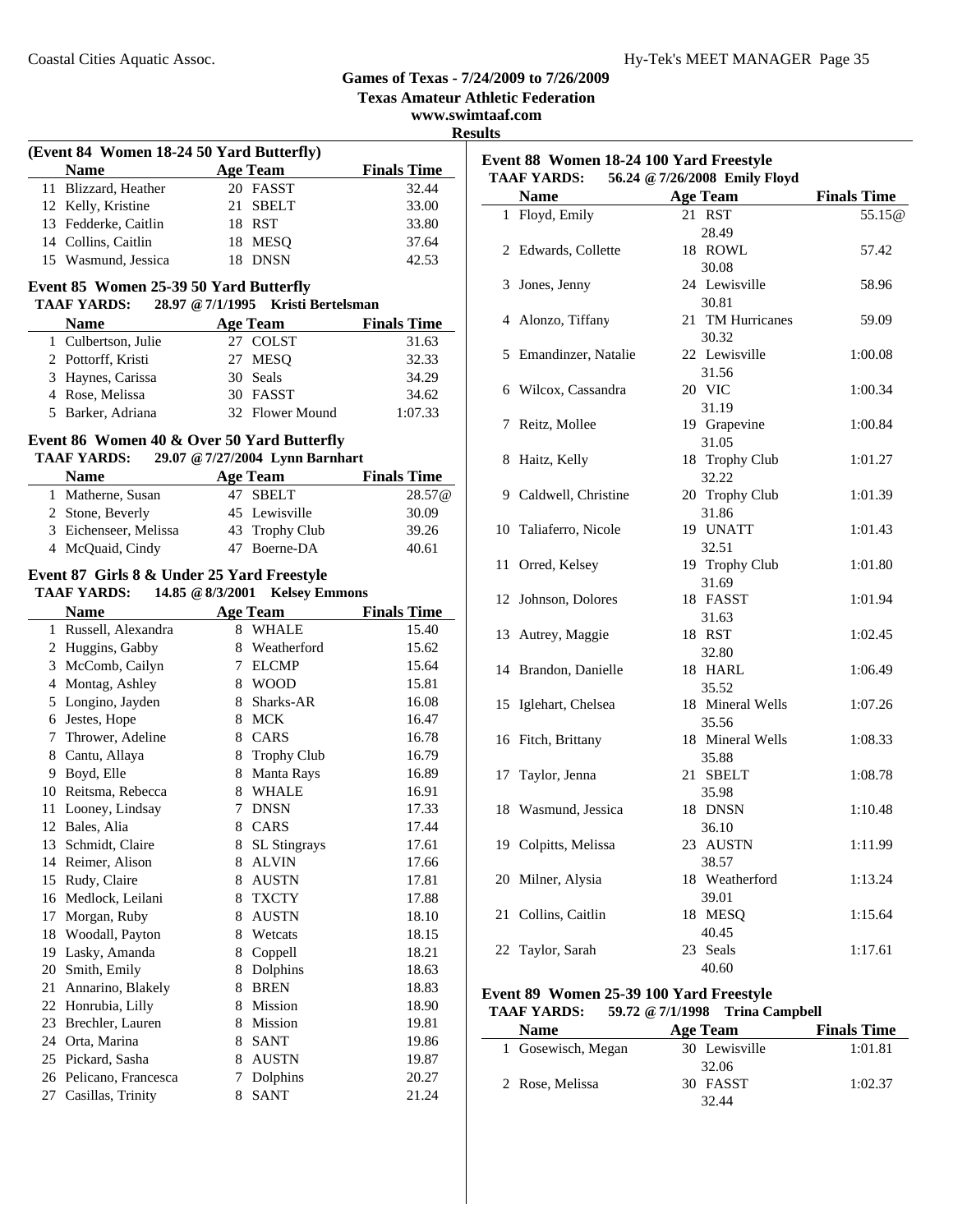**Games of Texas - 7/24/2009 to 7/26/2009**
**Texas Amateur Athletic Federation**
**www.swimtaaf.com**
**Results**

### (Event 84 Women 18-24 50 Yard Butterfly)

| | Name | Age | Team | Finals Time |
|---|---|---|---|---|
| 11 | Blizzard, Heather | 20 | FASST | 32.44 |
| 12 | Kelly, Kristine | 21 | SBELT | 33.00 |
| 13 | Fedderke, Caitlin | 18 | RST | 33.80 |
| 14 | Collins, Caitlin | 18 | MESQ | 37.64 |
| 15 | Wasmund, Jessica | 18 | DNSN | 42.53 |

### Event 85 Women 25-39 50 Yard Butterfly

**TAAF YARDS:** 28.97 @ 7/1/1995 Kristi Bertelsman

| | Name | Age | Team | Finals Time |
|---|---|---|---|---|
| 1 | Culbertson, Julie | 27 | COLST | 31.63 |
| 2 | Pottorff, Kristi | 27 | MESQ | 32.33 |
| 3 | Haynes, Carissa | 30 | Seals | 34.29 |
| 4 | Rose, Melissa | 30 | FASST | 34.62 |
| 5 | Barker, Adriana | 32 | Flower Mound | 1:07.33 |

### Event 86 Women 40 & Over 50 Yard Butterfly

**TAAF YARDS:** 29.07 @ 7/27/2004 Lynn Barnhart

| | Name | Age | Team | Finals Time |
|---|---|---|---|---|
| 1 | Matherne, Susan | 47 | SBELT | 28.57@ |
| 2 | Stone, Beverly | 45 | Lewisville | 30.09 |
| 3 | Eichenseer, Melissa | 43 | Trophy Club | 39.26 |
| 4 | McQuaid, Cindy | 47 | Boerne-DA | 40.61 |

### Event 87 Girls 8 & Under 25 Yard Freestyle

**TAAF YARDS:** 14.85 @ 8/3/2001 Kelsey Emmons

| | Name | Age | Team | Finals Time |
|---|---|---|---|---|
| 1 | Russell, Alexandra | 8 | WHALE | 15.40 |
| 2 | Huggins, Gabby | 8 | Weatherford | 15.62 |
| 3 | McComb, Cailyn | 7 | ELCMP | 15.64 |
| 4 | Montag, Ashley | 8 | WOOD | 15.81 |
| 5 | Longino, Jayden | 8 | Sharks-AR | 16.08 |
| 6 | Jestes, Hope | 8 | MCK | 16.47 |
| 7 | Thrower, Adeline | 8 | CARS | 16.78 |
| 8 | Cantu, Allaya | 8 | Trophy Club | 16.79 |
| 9 | Boyd, Elle | 8 | Manta Rays | 16.89 |
| 10 | Reitsma, Rebecca | 8 | WHALE | 16.91 |
| 11 | Looney, Lindsay | 7 | DNSN | 17.33 |
| 12 | Bales, Alia | 8 | CARS | 17.44 |
| 13 | Schmidt, Claire | 8 | SL Stingrays | 17.61 |
| 14 | Reimer, Alison | 8 | ALVIN | 17.66 |
| 15 | Rudy, Claire | 8 | AUSTN | 17.81 |
| 16 | Medlock, Leilani | 8 | TXCTY | 17.88 |
| 17 | Morgan, Ruby | 8 | AUSTN | 18.10 |
| 18 | Woodall, Payton | 8 | Wetcats | 18.15 |
| 19 | Lasky, Amanda | 8 | Coppell | 18.21 |
| 20 | Smith, Emily | 8 | Dolphins | 18.63 |
| 21 | Annarino, Blakely | 8 | BREN | 18.83 |
| 22 | Honrubia, Lilly | 8 | Mission | 18.90 |
| 23 | Brechler, Lauren | 8 | Mission | 19.81 |
| 24 | Orta, Marina | 8 | SANT | 19.86 |
| 25 | Pickard, Sasha | 8 | AUSTN | 19.87 |
| 26 | Pelicano, Francesca | 7 | Dolphins | 20.27 |
| 27 | Casillas, Trinity | 8 | SANT | 21.24 |

### Event 88 Women 18-24 100 Yard Freestyle

**TAAF YARDS:** 56.24 @ 7/26/2008 Emily Floyd

| | Name | Age | Team | Finals Time |
|---|---|---|---|---|
| 1 | Floyd, Emily | 21 | RST | 55.15@ |
| | | | 28.49 | |
| 2 | Edwards, Collette | 18 | ROWL | 57.42 |
| | | | 30.08 | |
| 3 | Jones, Jenny | 24 | Lewisville | 58.96 |
| | | | 30.81 | |
| 4 | Alonzo, Tiffany | 21 | TM Hurricanes | 59.09 |
| | | | 30.32 | |
| 5 | Emandinzer, Natalie | 22 | Lewisville | 1:00.08 |
| | | | 31.56 | |
| 6 | Wilcox, Cassandra | 20 | VIC | 1:00.34 |
| | | | 31.19 | |
| 7 | Reitz, Mollee | 19 | Grapevine | 1:00.84 |
| | | | 31.05 | |
| 8 | Haitz, Kelly | 18 | Trophy Club | 1:01.27 |
| | | | 32.22 | |
| 9 | Caldwell, Christine | 20 | Trophy Club | 1:01.39 |
| | | | 31.86 | |
| 10 | Taliaferro, Nicole | 19 | UNATT | 1:01.43 |
| | | | 32.51 | |
| 11 | Orred, Kelsey | 19 | Trophy Club | 1:01.80 |
| | | | 31.69 | |
| 12 | Johnson, Dolores | 18 | FASST | 1:01.94 |
| | | | 31.63 | |
| 13 | Autrey, Maggie | 18 | RST | 1:02.45 |
| | | | 32.80 | |
| 14 | Brandon, Danielle | 18 | HARL | 1:06.49 |
| | | | 35.52 | |
| 15 | Iglehart, Chelsea | 18 | Mineral Wells | 1:07.26 |
| | | | 35.56 | |
| 16 | Fitch, Brittany | 18 | Mineral Wells | 1:08.33 |
| | | | 35.88 | |
| 17 | Taylor, Jenna | 21 | SBELT | 1:08.78 |
| | | | 35.98 | |
| 18 | Wasmund, Jessica | 18 | DNSN | 1:10.48 |
| | | | 36.10 | |
| 19 | Colpitts, Melissa | 23 | AUSTN | 1:11.99 |
| | | | 38.57 | |
| 20 | Milner, Alysia | 18 | Weatherford | 1:13.24 |
| | | | 39.01 | |
| 21 | Collins, Caitlin | 18 | MESQ | 1:15.64 |
| | | | 40.45 | |
| 22 | Taylor, Sarah | 23 | Seals | 1:17.61 |
| | | | 40.60 | |

### Event 89 Women 25-39 100 Yard Freestyle

**TAAF YARDS:** 59.72 @ 7/1/1998 Trina Campbell

| | Name | Age | Team | Finals Time |
|---|---|---|---|---|
| 1 | Gosewisch, Megan | 30 | Lewisville | 1:01.81 |
| | | | 32.06 | |
| 2 | Rose, Melissa | 30 | FASST | 1:02.37 |
| | | | 32.44 | |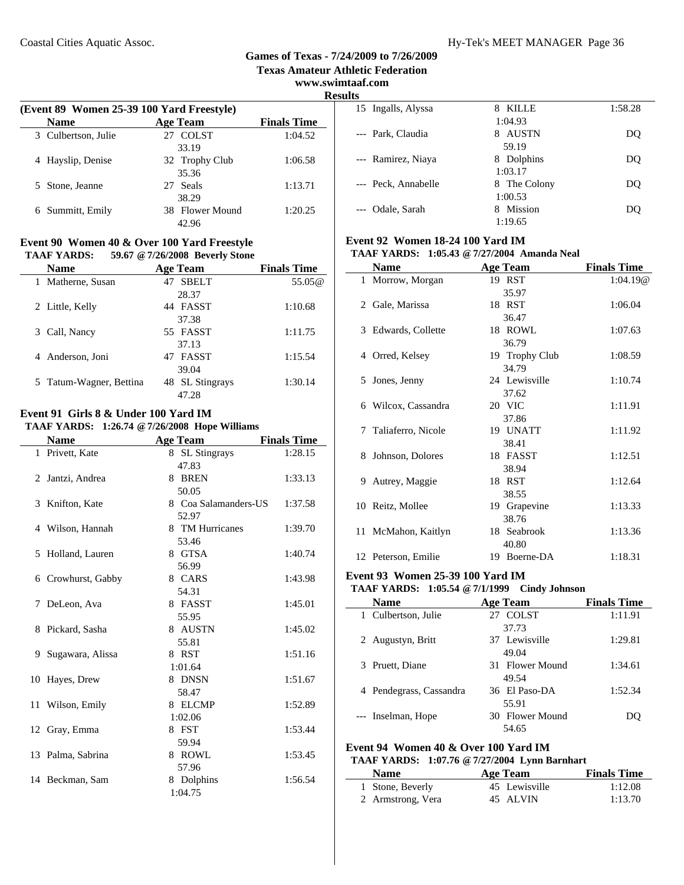**Games of Texas - 7/24/2009 to 7/26/2009**
**Texas Amateur Athletic Federation**
**www.swimtaaf.com**
**Results**

### (Event 89 Women 25-39 100 Yard Freestyle)

| | Name | Age | Team | Finals Time |
|---|---|---|---|---|
| 3 | Culbertson, Julie | 27 | COLST | 1:04.52 |
| | | | 33.19 | |
| 4 | Hayslip, Denise | 32 | Trophy Club | 1:06.58 |
| | | | 35.36 | |
| 5 | Stone, Jeanne | 27 | Seals | 1:13.71 |
| | | | 38.29 | |
| 6 | Summitt, Emily | 38 | Flower Mound | 1:20.25 |
| | | | 42.96 | |

### Event 90 Women 40 & Over 100 Yard Freestyle

**TAAF YARDS: 59.67 @ 7/26/2008 Beverly Stone**

| | Name | Age | Team | Finals Time |
|---|---|---|---|---|
| 1 | Matherne, Susan | 47 | SBELT | 55.05@ |
| | | | 28.37 | |
| 2 | Little, Kelly | 44 | FASST | 1:10.68 |
| | | | 37.38 | |
| 3 | Call, Nancy | 55 | FASST | 1:11.75 |
| | | | 37.13 | |
| 4 | Anderson, Joni | 47 | FASST | 1:15.54 |
| | | | 39.04 | |
| 5 | Tatum-Wagner, Bettina | 48 | SL Stingrays | 1:30.14 |
| | | | 47.28 | |

### Event 91 Girls 8 & Under 100 Yard IM

**TAAF YARDS: 1:26.74 @ 7/26/2008 Hope Williams**

| | Name | Age | Team | Finals Time |
|---|---|---|---|---|
| 1 | Privett, Kate | 8 | SL Stingrays | 1:28.15 |
| | | | 47.83 | |
| 2 | Jantzi, Andrea | 8 | BREN | 1:33.13 |
| | | | 50.05 | |
| 3 | Knifton, Kate | 8 | Coa Salamanders-US | 1:37.58 |
| | | | 52.97 | |
| 4 | Wilson, Hannah | 8 | TM Hurricanes | 1:39.70 |
| | | | 53.46 | |
| 5 | Holland, Lauren | 8 | GTSA | 1:40.74 |
| | | | 56.99 | |
| 6 | Crowhurst, Gabby | 8 | CARS | 1:43.98 |
| | | | 54.31 | |
| 7 | DeLeon, Ava | 8 | FASST | 1:45.01 |
| | | | 55.95 | |
| 8 | Pickard, Sasha | 8 | AUSTN | 1:45.02 |
| | | | 55.81 | |
| 9 | Sugawara, Alissa | 8 | RST | 1:51.16 |
| | | | 1:01.64 | |
| 10 | Hayes, Drew | 8 | DNSN | 1:51.67 |
| | | | 58.47 | |
| 11 | Wilson, Emily | 8 | ELCMP | 1:52.89 |
| | | | 1:02.06 | |
| 12 | Gray, Emma | 8 | FST | 1:53.44 |
| | | | 59.94 | |
| 13 | Palma, Sabrina | 8 | ROWL | 1:53.45 |
| | | | 57.96 | |
| 14 | Beckman, Sam | 8 | Dolphins | 1:56.54 |
| | | | 1:04.75 | |
| 15 | Ingalls, Alyssa | 8 | KILLE | 1:58.28 |
| | | | 1:04.93 | |
| --- | Park, Claudia | 8 | AUSTN | DQ |
| | | | 59.19 | |
| --- | Ramirez, Niaya | 8 | Dolphins | DQ |
| | | | 1:03.17 | |
| --- | Peck, Annabelle | 8 | The Colony | DQ |
| | | | 1:00.53 | |
| --- | Odale, Sarah | 8 | Mission | DQ |
| | | | 1:19.65 | |

### Event 92 Women 18-24 100 Yard IM

**TAAF YARDS: 1:05.43 @ 7/27/2004 Amanda Neal**

| | Name | Age | Team | Finals Time |
|---|---|---|---|---|
| 1 | Morrow, Morgan | 19 | RST | 1:04.19@ |
| | | | 35.97 | |
| 2 | Gale, Marissa | 18 | RST | 1:06.04 |
| | | | 36.47 | |
| 3 | Edwards, Collette | 18 | ROWL | 1:07.63 |
| | | | 36.79 | |
| 4 | Orred, Kelsey | 19 | Trophy Club | 1:08.59 |
| | | | 34.79 | |
| 5 | Jones, Jenny | 24 | Lewisville | 1:10.74 |
| | | | 37.62 | |
| 6 | Wilcox, Cassandra | 20 | VIC | 1:11.91 |
| | | | 37.86 | |
| 7 | Taliaferro, Nicole | 19 | UNATT | 1:11.92 |
| | | | 38.41 | |
| 8 | Johnson, Dolores | 18 | FASST | 1:12.51 |
| | | | 38.94 | |
| 9 | Autrey, Maggie | 18 | RST | 1:12.64 |
| | | | 38.55 | |
| 10 | Reitz, Mollee | 19 | Grapevine | 1:13.33 |
| | | | 38.76 | |
| 11 | McMahon, Kaitlyn | 18 | Seabrook | 1:13.36 |
| | | | 40.80 | |
| 12 | Peterson, Emilie | 19 | Boerne-DA | 1:18.31 |

### Event 93 Women 25-39 100 Yard IM

**TAAF YARDS: 1:05.54 @ 7/1/1999 Cindy Johnson**

| | Name | Age | Team | Finals Time |
|---|---|---|---|---|
| 1 | Culbertson, Julie | 27 | COLST | 1:11.91 |
| | | | 37.73 | |
| 2 | Augustyn, Britt | 37 | Lewisville | 1:29.81 |
| | | | 49.04 | |
| 3 | Pruett, Diane | 31 | Flower Mound | 1:34.61 |
| | | | 49.54 | |
| 4 | Pendegrass, Cassandra | 36 | El Paso-DA | 1:52.34 |
| | | | 55.91 | |
| --- | Inselman, Hope | 30 | Flower Mound | DQ |
| | | | 54.65 | |

### Event 94 Women 40 & Over 100 Yard IM

**TAAF YARDS: 1:07.76 @ 7/27/2004 Lynn Barnhart**

| | Name | Age | Team | Finals Time |
|---|---|---|---|---|
| 1 | Stone, Beverly | 45 | Lewisville | 1:12.08 |
| 2 | Armstrong, Vera | 45 | ALVIN | 1:13.70 |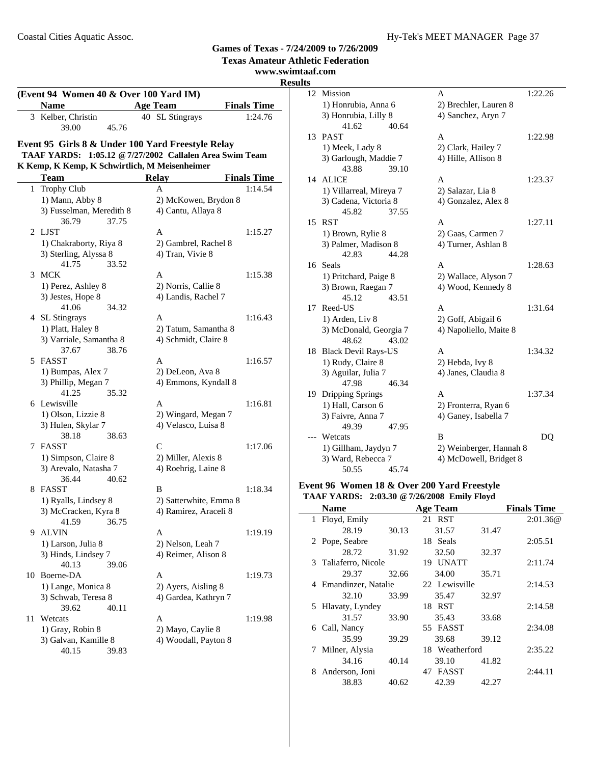## Games of Texas - 7/24/2009 to 7/26/2009

### Texas Amateur Athletic Federation

### www.swimtaaf.com

### Results

**(Event 94 Women 40 & Over 100 Yard IM)**

| | Name | Age | Team | Finals Time |
|---|---|---|---|---|
| 3 | Kelber, Christin | 40 | SL Stingrays | 1:24.76 |
| | 39.00 45.76 | | | |

**Event 95 Girls 8 & Under 100 Yard Freestyle Relay**

**TAAF YARDS: 1:05.12 @ 7/27/2002 Callalen Area Swim Team**
**K Kemp, K Kemp, K Schwirtlich, M Meisenheimer**

| | Team | Relay | Finals Time |
|---|---|---|---|
| 1 | Trophy Club | A | 1:14.54 |
| | 1) Mann, Abby 8 | 2) McKowen, Brydon 8 | |
| | 3) Fusselman, Meredith 8 | 4) Cantu, Allaya 8 | |
| | 36.79 37.75 | | |
| 2 | LJST | A | 1:15.27 |
| | 1) Chakraborty, Riya 8 | 2) Gambrel, Rachel 8 | |
| | 3) Sterling, Alyssa 8 | 4) Tran, Vivie 8 | |
| | 41.75 33.52 | | |
| 3 | MCK | A | 1:15.38 |
| | 1) Perez, Ashley 8 | 2) Norris, Callie 8 | |
| | 3) Jestes, Hope 8 | 4) Landis, Rachel 7 | |
| | 41.06 34.32 | | |
| 4 | SL Stingrays | A | 1:16.43 |
| | 1) Platt, Haley 8 | 2) Tatum, Samantha 8 | |
| | 3) Varriale, Samantha 8 | 4) Schmidt, Claire 8 | |
| | 37.67 38.76 | | |
| 5 | FASST | A | 1:16.57 |
| | 1) Bumpas, Alex 7 | 2) DeLeon, Ava 8 | |
| | 3) Phillip, Megan 7 | 4) Emmons, Kyndall 8 | |
| | 41.25 35.32 | | |
| 6 | Lewisville | A | 1:16.81 |
| | 1) Olson, Lizzie 8 | 2) Wingard, Megan 7 | |
| | 3) Hulen, Skylar 7 | 4) Velasco, Luisa 8 | |
| | 38.18 38.63 | | |
| 7 | FASST | C | 1:17.06 |
| | 1) Simpson, Claire 8 | 2) Miller, Alexis 8 | |
| | 3) Arevalo, Natasha 7 | 4) Roehrig, Laine 8 | |
| | 36.44 40.62 | | |
| 8 | FASST | B | 1:18.34 |
| | 1) Ryalls, Lindsey 8 | 2) Satterwhite, Emma 8 | |
| | 3) McCracken, Kyra 8 | 4) Ramirez, Araceli 8 | |
| | 41.59 36.75 | | |
| 9 | ALVIN | A | 1:19.19 |
| | 1) Larson, Julia 8 | 2) Nelson, Leah 7 | |
| | 3) Hinds, Lindsey 7 | 4) Reimer, Alison 8 | |
| | 40.13 39.06 | | |
| 10 | Boerne-DA | A | 1:19.73 |
| | 1) Lange, Monica 8 | 2) Ayers, Aisling 8 | |
| | 3) Schwab, Teresa 8 | 4) Gardea, Kathryn 7 | |
| | 39.62 40.11 | | |
| 11 | Wetcats | A | 1:19.98 |
| | 1) Gray, Robin 8 | 2) Mayo, Caylie 8 | |
| | 3) Galvan, Kamille 8 | 4) Woodall, Payton 8 | |
| | 40.15 39.83 | | |
| 12 | Mission | A | 1:22.26 |
| | 1) Honrubia, Anna 6 | 2) Brechler, Lauren 8 | |
| | 3) Honrubia, Lilly 8 | 4) Sanchez, Aryn 7 | |
| | 41.62 40.64 | | |
| 13 | PAST | A | 1:22.98 |
| | 1) Meek, Lady 8 | 2) Clark, Hailey 7 | |
| | 3) Garlough, Maddie 7 | 4) Hille, Allison 8 | |
| | 43.88 39.10 | | |
| 14 | ALICE | A | 1:23.37 |
| | 1) Villarreal, Mireya 7 | 2) Salazar, Lia 8 | |
| | 3) Cadena, Victoria 8 | 4) Gonzalez, Alex 8 | |
| | 45.82 37.55 | | |
| 15 | RST | A | 1:27.11 |
| | 1) Brown, Rylie 8 | 2) Gaas, Carmen 7 | |
| | 3) Palmer, Madison 8 | 4) Turner, Ashlan 8 | |
| | 42.83 44.28 | | |
| 16 | Seals | A | 1:28.63 |
| | 1) Pritchard, Paige 8 | 2) Wallace, Alyson 7 | |
| | 3) Brown, Raegan 7 | 4) Wood, Kennedy 8 | |
| | 45.12 43.51 | | |
| 17 | Reed-US | A | 1:31.64 |
| | 1) Arden, Liv 8 | 2) Goff, Abigail 6 | |
| | 3) McDonald, Georgia 7 | 4) Napoliello, Maite 8 | |
| | 48.62 43.02 | | |
| 18 | Black Devil Rays-US | A | 1:34.32 |
| | 1) Rudy, Claire 8 | 2) Hebda, Ivy 8 | |
| | 3) Aguilar, Julia 7 | 4) Janes, Claudia 8 | |
| | 47.98 46.34 | | |
| 19 | Dripping Springs | A | 1:37.34 |
| | 1) Hall, Carson 6 | 2) Fronterra, Ryan 6 | |
| | 3) Faivre, Anna 7 | 4) Ganey, Isabella 7 | |
| | 49.39 47.95 | | |
| --- | Wetcats | B | DQ |
| | 1) Gillham, Jaydyn 7 | 2) Weinberger, Hannah 8 | |
| | 3) Ward, Rebecca 7 | 4) McDowell, Bridget 8 | |
| | 50.55 45.74 | | |

**Event 96 Women 18 & Over 200 Yard Freestyle**

**TAAF YARDS: 2:03.30 @ 7/26/2008 Emily Floyd**

| | Name | Age | Team | Finals Time |
|---|---|---|---|---|
| 1 | Floyd, Emily | 21 | RST | 2:01.36@ |
| | 28.19 30.13 31.57 31.47 | | | |
| 2 | Pope, Seabre | 18 | Seals | 2:05.51 |
| | 28.72 31.92 32.50 32.37 | | | |
| 3 | Taliaferro, Nicole | 19 | UNATT | 2:11.74 |
| | 29.37 32.66 34.00 35.71 | | | |
| 4 | Emandinzer, Natalie | 22 | Lewisville | 2:14.53 |
| | 32.10 33.99 35.47 32.97 | | | |
| 5 | Hlavaty, Lyndey | 18 | RST | 2:14.58 |
| | 31.57 33.90 35.43 33.68 | | | |
| 6 | Call, Nancy | 55 | FASST | 2:34.08 |
| | 35.99 39.29 39.68 39.12 | | | |
| 7 | Milner, Alysia | 18 | Weatherford | 2:35.22 |
| | 34.16 40.14 39.10 41.82 | | | |
| 8 | Anderson, Joni | 47 | FASST | 2:44.11 |
| | 38.83 40.62 42.39 42.27 | | | |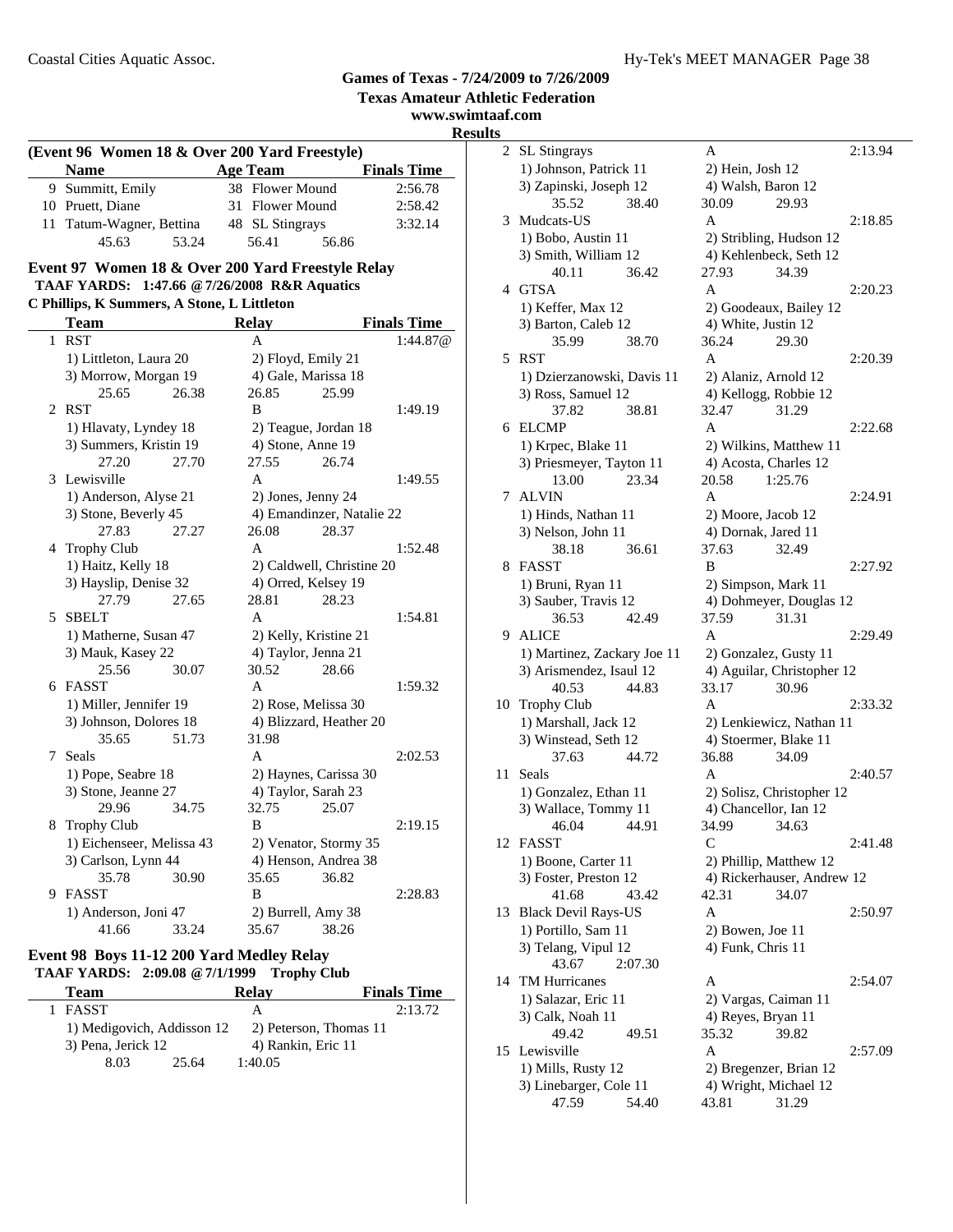**Games of Texas - 7/24/2009 to 7/26/2009**
**Texas Amateur Athletic Federation**
**www.swimtaaf.com**
**Results**

### (Event 96 Women 18 & Over 200 Yard Freestyle)

| | Name | Age | Team | Finals Time |
|---|---|---|---|---|
| 9 | Summitt, Emily | 38 | Flower Mound | 2:56.78 |
| 10 | Pruett, Diane | 31 | Flower Mound | 2:58.42 |
| 11 | Tatum-Wagner, Bettina | 48 | SL Stingrays | 3:32.14 |
| | 45.63 53.24 56.41 56.86 | | | |

### Event 97 Women 18 & Over 200 Yard Freestyle Relay

**TAAF YARDS: 1:47.66 @ 7/26/2008 R&R Aquatics**
**C Phillips, K Summers, A Stone, L Littleton**

| | Team | Relay | Finals Time |
|---|---|---|---|
| 1 | RST | A | 1:44.87@ |
| | 1) Littleton, Laura 20; 2) Floyd, Emily 21; 3) Morrow, Morgan 19; 4) Gale, Marissa 18 | | |
| | 25.65 26.38 26.85 25.99 | | |
| 2 | RST | B | 1:49.19 |
| | 1) Hlavaty, Lyndey 18; 2) Teague, Jordan 18; 3) Summers, Kristin 19; 4) Stone, Anne 19 | | |
| | 27.20 27.70 27.55 26.74 | | |
| 3 | Lewisville | A | 1:49.55 |
| | 1) Anderson, Alyse 21; 2) Jones, Jenny 24; 3) Stone, Beverly 45; 4) Emandinzer, Natalie 22 | | |
| | 27.83 27.27 26.08 28.37 | | |
| 4 | Trophy Club | A | 1:52.48 |
| | 1) Haitz, Kelly 18; 2) Caldwell, Christine 20; 3) Hayslip, Denise 32; 4) Orred, Kelsey 19 | | |
| | 27.79 27.65 28.81 28.23 | | |
| 5 | SBELT | A | 1:54.81 |
| | 1) Matherne, Susan 47; 2) Kelly, Kristine 21; 3) Mauk, Kasey 22; 4) Taylor, Jenna 21 | | |
| | 25.56 30.07 30.52 28.66 | | |
| 6 | FASST | A | 1:59.32 |
| | 1) Miller, Jennifer 19; 2) Rose, Melissa 30; 3) Johnson, Dolores 18; 4) Blizzard, Heather 20 | | |
| | 35.65 51.73 31.98 | | |
| 7 | Seals | A | 2:02.53 |
| | 1) Pope, Seabre 18; 2) Haynes, Carissa 30; 3) Stone, Jeanne 27; 4) Taylor, Sarah 23 | | |
| | 29.96 34.75 32.75 25.07 | | |
| 8 | Trophy Club | B | 2:19.15 |
| | 1) Eichenseer, Melissa 43; 2) Venator, Stormy 35; 3) Carlson, Lynn 44; 4) Henson, Andrea 38 | | |
| | 35.78 30.90 35.65 36.82 | | |
| 9 | FASST | B | 2:28.83 |
| | 1) Anderson, Joni 47; 2) Burrell, Amy 38 | | |
| | 41.66 33.24 35.67 38.26 | | |

### Event 98 Boys 11-12 200 Yard Medley Relay

**TAAF YARDS: 2:09.08 @ 7/1/1999 Trophy Club**

| | Team | Relay | Finals Time |
|---|---|---|---|
| 1 | FASST | A | 2:13.72 |
| | 1) Medigovich, Addisson 12; 2) Peterson, Thomas 11; 3) Pena, Jerick 12; 4) Rankin, Eric 11 | | |
| | 8.03 25.64 1:40.05 | | |
| 2 | SL Stingrays | A | 2:13.94 |
| | 1) Johnson, Patrick 11; 2) Hein, Josh 12; 3) Zapinski, Joseph 12; 4) Walsh, Baron 12 | | |
| | 35.52 38.40 30.09 29.93 | | |
| 3 | Mudcats-US | A | 2:18.85 |
| | 1) Bobo, Austin 11; 2) Stribling, Hudson 12; 3) Smith, William 12; 4) Kehlenbeck, Seth 12 | | |
| | 40.11 36.42 27.93 34.39 | | |
| 4 | GTSA | A | 2:20.23 |
| | 1) Keffer, Max 12; 2) Goodeaux, Bailey 12; 3) Barton, Caleb 12; 4) White, Justin 12 | | |
| | 35.99 38.70 36.24 29.30 | | |
| 5 | RST | A | 2:20.39 |
| | 1) Dzierzanowski, Davis 11; 2) Alaniz, Arnold 12; 3) Ross, Samuel 12; 4) Kellogg, Robbie 12 | | |
| | 37.82 38.81 32.47 31.29 | | |
| 6 | ELCMP | A | 2:22.68 |
| | 1) Krpec, Blake 11; 2) Wilkins, Matthew 11; 3) Priesmeyer, Tayton 11; 4) Acosta, Charles 12 | | |
| | 13.00 23.34 20.58 1:25.76 | | |
| 7 | ALVIN | A | 2:24.91 |
| | 1) Hinds, Nathan 11; 2) Moore, Jacob 12; 3) Nelson, John 11; 4) Dornak, Jared 11 | | |
| | 38.18 36.61 37.63 32.49 | | |
| 8 | FASST | B | 2:27.92 |
| | 1) Bruni, Ryan 11; 2) Simpson, Mark 11; 3) Sauber, Travis 12; 4) Dohmeyer, Douglas 12 | | |
| | 36.53 42.49 37.59 31.31 | | |
| 9 | ALICE | A | 2:29.49 |
| | 1) Martinez, Zackary Joe 11; 2) Gonzalez, Gusty 11; 3) Arismendez, Isaul 12; 4) Aguilar, Christopher 12 | | |
| | 40.53 44.83 33.17 30.96 | | |
| 10 | Trophy Club | A | 2:33.32 |
| | 1) Marshall, Jack 12; 2) Lenkiewicz, Nathan 11; 3) Winstead, Seth 12; 4) Stoermer, Blake 11 | | |
| | 37.63 44.72 36.88 34.09 | | |
| 11 | Seals | A | 2:40.57 |
| | 1) Gonzalez, Ethan 11; 2) Solisz, Christopher 12; 3) Wallace, Tommy 11; 4) Chancellor, Ian 12 | | |
| | 46.04 44.91 34.99 34.63 | | |
| 12 | FASST | C | 2:41.48 |
| | 1) Boone, Carter 11; 2) Phillip, Matthew 12; 3) Foster, Preston 12; 4) Rickerhauser, Andrew 12 | | |
| | 41.68 43.42 42.31 34.07 | | |
| 13 | Black Devil Rays-US | A | 2:50.97 |
| | 1) Portillo, Sam 11; 2) Bowen, Joe 11; 3) Telang, Vipul 12; 4) Funk, Chris 11 | | |
| | 43.67 2:07.30 | | |
| 14 | TM Hurricanes | A | 2:54.07 |
| | 1) Salazar, Eric 11; 2) Vargas, Caiman 11; 3) Calk, Noah 11; 4) Reyes, Bryan 11 | | |
| | 49.42 49.51 35.32 39.82 | | |
| 15 | Lewisville | A | 2:57.09 |
| | 1) Mills, Rusty 12; 2) Bregenzer, Brian 12; 3) Linebarger, Cole 11; 4) Wright, Michael 12 | | |
| | 47.59 54.40 43.81 31.29 | | |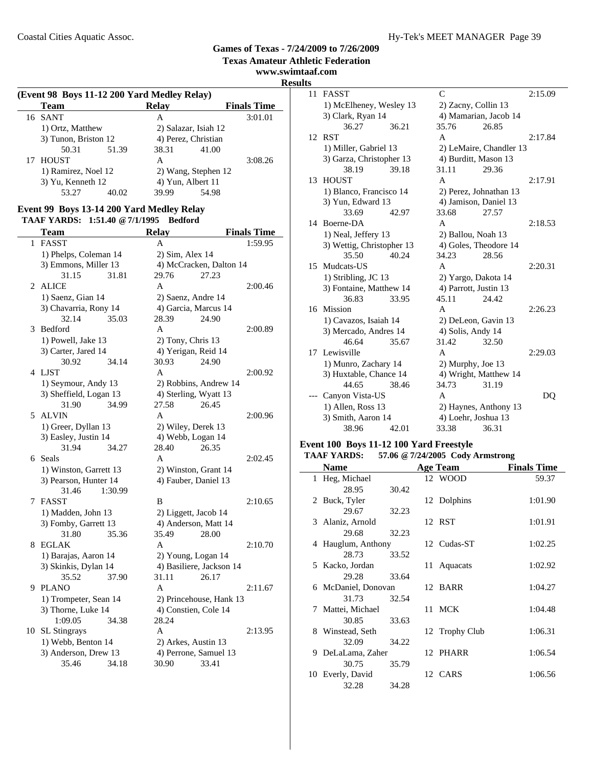# Games of Texas - 7/24/2009 to 7/26/2009
## Texas Amateur Athletic Federation
### www.swimtaaf.com
### Results

**(Event 98 Boys 11-12 200 Yard Medley Relay)**

| | Team | Relay | Finals Time |
|---|---|---|---|
| 16 | SANT | A | 3:01.01 |
| | 1) Ortz, Matthew | 2) Salazar, Isiah 12 | |
| | 3) Tunon, Briston 12 | 4) Perez, Christian | |
| | 50.31 51.39 | 38.31 41.00 | |
| 17 | HOUST | A | 3:08.26 |
| | 1) Ramirez, Noel 12 | 2) Wang, Stephen 12 | |
| | 3) Yu, Kenneth 12 | 4) Yun, Albert 11 | |
| | 53.27 40.02 | 39.99 54.98 | |

**Event 99 Boys 13-14 200 Yard Medley Relay**

TAAF YARDS: 1:51.40 @ 7/1/1995 Bedford

| | Team | Relay | Finals Time |
|---|---|---|---|
| 1 | FASST | A | 1:59.95 |
| | 1) Phelps, Coleman 14 | 2) Sim, Alex 14 | |
| | 3) Emmons, Miller 13 | 4) McCracken, Dalton 14 | |
| | 31.15 31.81 | 29.76 27.23 | |
| 2 | ALICE | A | 2:00.46 |
| | 1) Saenz, Gian 14 | 2) Saenz, Andre 14 | |
| | 3) Chavarria, Rony 14 | 4) Garcia, Marcus 14 | |
| | 32.14 35.03 | 28.39 24.90 | |
| 3 | Bedford | A | 2:00.89 |
| | 1) Powell, Jake 13 | 2) Tony, Chris 13 | |
| | 3) Carter, Jared 14 | 4) Yerigan, Reid 14 | |
| | 30.92 34.14 | 30.93 24.90 | |
| 4 | LJST | A | 2:00.92 |
| | 1) Seymour, Andy 13 | 2) Robbins, Andrew 14 | |
| | 3) Sheffield, Logan 13 | 4) Sterling, Wyatt 13 | |
| | 31.90 34.99 | 27.58 26.45 | |
| 5 | ALVIN | A | 2:00.96 |
| | 1) Greer, Dyllan 13 | 2) Wiley, Derek 13 | |
| | 3) Easley, Justin 14 | 4) Webb, Logan 14 | |
| | 31.94 34.27 | 28.40 26.35 | |
| 6 | Seals | A | 2:02.45 |
| | 1) Winston, Garrett 13 | 2) Winston, Grant 14 | |
| | 3) Pearson, Hunter 14 | 4) Fauber, Daniel 13 | |
| | 31.46 1:30.99 | | |
| 7 | FASST | B | 2:10.65 |
| | 1) Madden, John 13 | 2) Liggett, Jacob 14 | |
| | 3) Fomby, Garrett 13 | 4) Anderson, Matt 14 | |
| | 31.80 35.36 | 35.49 28.00 | |
| 8 | EGLAK | A | 2:10.70 |
| | 1) Barajas, Aaron 14 | 2) Young, Logan 14 | |
| | 3) Skinkis, Dylan 14 | 4) Basiliere, Jackson 14 | |
| | 35.52 37.90 | 31.11 26.17 | |
| 9 | PLANO | A | 2:11.67 |
| | 1) Trompeter, Sean 14 | 2) Princehouse, Hank 13 | |
| | 3) Thorne, Luke 14 | 4) Constien, Cole 14 | |
| | 1:09.05 34.38 | 28.24 | |
| 10 | SL Stingrays | A | 2:13.95 |
| | 1) Webb, Benton 14 | 2) Arkes, Austin 13 | |
| | 3) Anderson, Drew 13 | 4) Perrone, Samuel 13 | |
| | 35.46 34.18 | 30.90 33.41 | |
| 11 | FASST | C | 2:15.09 |
| | 1) McElheney, Wesley 13 | 2) Zacny, Collin 13 | |
| | 3) Clark, Ryan 14 | 4) Mamarian, Jacob 14 | |
| | 36.27 36.21 | 35.76 26.85 | |
| 12 | RST | A | 2:17.84 |
| | 1) Miller, Gabriel 13 | 2) LeMaire, Chandler 13 | |
| | 3) Garza, Christopher 13 | 4) Burditt, Mason 13 | |
| | 38.19 39.18 | 31.11 29.36 | |
| 13 | HOUST | A | 2:17.91 |
| | 1) Blanco, Francisco 14 | 2) Perez, Johnathan 13 | |
| | 3) Yun, Edward 13 | 4) Jamison, Daniel 13 | |
| | 33.69 42.97 | 33.68 27.57 | |
| 14 | Boerne-DA | A | 2:18.53 |
| | 1) Neal, Jeffery 13 | 2) Ballou, Noah 13 | |
| | 3) Wettig, Christopher 13 | 4) Goles, Theodore 14 | |
| | 35.50 40.24 | 34.23 28.56 | |
| 15 | Mudcats-US | A | 2:20.31 |
| | 1) Stribling, JC 13 | 2) Yargo, Dakota 14 | |
| | 3) Fontaine, Matthew 14 | 4) Parrott, Justin 13 | |
| | 36.83 33.95 | 45.11 24.42 | |
| 16 | Mission | A | 2:26.23 |
| | 1) Cavazos, Isaiah 14 | 2) DeLeon, Gavin 13 | |
| | 3) Mercado, Andres 14 | 4) Solis, Andy 14 | |
| | 46.64 35.67 | 31.42 32.50 | |
| 17 | Lewisville | A | 2:29.03 |
| | 1) Munro, Zachary 14 | 2) Murphy, Joe 13 | |
| | 3) Huxtable, Chance 14 | 4) Wright, Matthew 14 | |
| | 44.65 38.46 | 34.73 31.19 | |
| --- | Canyon Vista-US | A | DQ |
| | 1) Allen, Ross 13 | 2) Haynes, Anthony 13 | |
| | 3) Smith, Aaron 14 | 4) Loehr, Joshua 13 | |
| | 38.96 42.01 | 33.38 36.31 | |

**Event 100 Boys 11-12 100 Yard Freestyle**

TAAF YARDS: 57.06 @ 7/24/2005 Cody Armstrong

| | Name | Age | Team | Finals Time |
|---|---|---|---|---|
| 1 | Heg, Michael | 12 | WOOD | 59.37 |
| | 28.95 30.42 | | | |
| 2 | Buck, Tyler | 12 | Dolphins | 1:01.90 |
| | 29.67 32.23 | | | |
| 3 | Alaniz, Arnold | 12 | RST | 1:01.91 |
| | 29.68 32.23 | | | |
| 4 | Hauglum, Anthony | 12 | Cudas-ST | 1:02.25 |
| | 28.73 33.52 | | | |
| 5 | Kacko, Jordan | 11 | Aquacats | 1:02.92 |
| | 29.28 33.64 | | | |
| 6 | McDaniel, Donovan | 12 | BARR | 1:04.27 |
| | 31.73 32.54 | | | |
| 7 | Mattei, Michael | 11 | MCK | 1:04.48 |
| | 30.85 33.63 | | | |
| 8 | Winstead, Seth | 12 | Trophy Club | 1:06.31 |
| | 32.09 34.22 | | | |
| 9 | DeLaLama, Zaher | 12 | PHARR | 1:06.54 |
| | 30.75 35.79 | | | |
| 10 | Everly, David | 12 | CARS | 1:06.56 |
| | 32.28 34.28 | | | |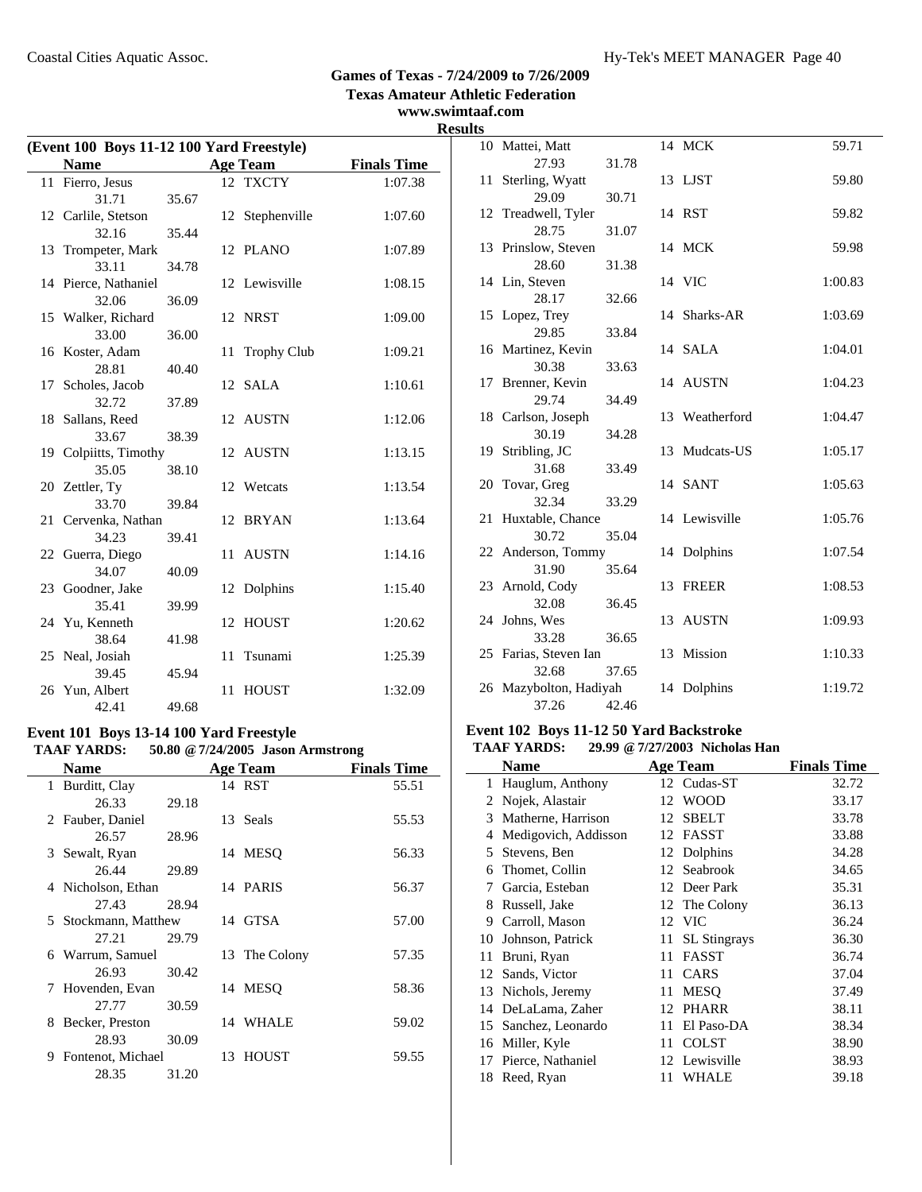## Games of Texas - 7/24/2009 to 7/26/2009
### Texas Amateur Athletic Federation
### www.swimtaaf.com
### Results

**(Event 100 Boys 11-12 100 Yard Freestyle)**

| | Name | | Age | Team | Finals Time |
|---|---|---|---|---|---|
| 11 | Fierro, Jesus | | 12 | TXCTY | 1:07.38 |
| | 31.71 | 35.67 | | | |
| 12 | Carlile, Stetson | | 12 | Stephenville | 1:07.60 |
| | 32.16 | 35.44 | | | |
| 13 | Trompeter, Mark | | 12 | PLANO | 1:07.89 |
| | 33.11 | 34.78 | | | |
| 14 | Pierce, Nathaniel | | 12 | Lewisville | 1:08.15 |
| | 32.06 | 36.09 | | | |
| 15 | Walker, Richard | | 12 | NRST | 1:09.00 |
| | 33.00 | 36.00 | | | |
| 16 | Koster, Adam | | 11 | Trophy Club | 1:09.21 |
| | 28.81 | 40.40 | | | |
| 17 | Scholes, Jacob | | 12 | SALA | 1:10.61 |
| | 32.72 | 37.89 | | | |
| 18 | Sallans, Reed | | 12 | AUSTN | 1:12.06 |
| | 33.67 | 38.39 | | | |
| 19 | Colpiitts, Timothy | | 12 | AUSTN | 1:13.15 |
| | 35.05 | 38.10 | | | |
| 20 | Zettler, Ty | | 12 | Wetcats | 1:13.54 |
| | 33.70 | 39.84 | | | |
| 21 | Cervenka, Nathan | | 12 | BRYAN | 1:13.64 |
| | 34.23 | 39.41 | | | |
| 22 | Guerra, Diego | | 11 | AUSTN | 1:14.16 |
| | 34.07 | 40.09 | | | |
| 23 | Goodner, Jake | | 12 | Dolphins | 1:15.40 |
| | 35.41 | 39.99 | | | |
| 24 | Yu, Kenneth | | 12 | HOUST | 1:20.62 |
| | 38.64 | 41.98 | | | |
| 25 | Neal, Josiah | | 11 | Tsunami | 1:25.39 |
| | 39.45 | 45.94 | | | |
| 26 | Yun, Albert | | 11 | HOUST | 1:32.09 |
| | 42.41 | 49.68 | | | |

### Event 101 Boys 13-14 100 Yard Freestyle

**TAAF YARDS: 50.80 @ 7/24/2005 Jason Armstrong**

| | Name | | Age | Team | Finals Time |
|---|---|---|---|---|---|
| 1 | Burditt, Clay | | 14 | RST | 55.51 |
| | 26.33 | 29.18 | | | |
| 2 | Fauber, Daniel | | 13 | Seals | 55.53 |
| | 26.57 | 28.96 | | | |
| 3 | Sewalt, Ryan | | 14 | MESQ | 56.33 |
| | 26.44 | 29.89 | | | |
| 4 | Nicholson, Ethan | | 14 | PARIS | 56.37 |
| | 27.43 | 28.94 | | | |
| 5 | Stockmann, Matthew | | 14 | GTSA | 57.00 |
| | 27.21 | 29.79 | | | |
| 6 | Warrum, Samuel | | 13 | The Colony | 57.35 |
| | 26.93 | 30.42 | | | |
| 7 | Hovenden, Evan | | 14 | MESQ | 58.36 |
| | 27.77 | 30.59 | | | |
| 8 | Becker, Preston | | 14 | WHALE | 59.02 |
| | 28.93 | 30.09 | | | |
| 9 | Fontenot, Michael | | 13 | HOUST | 59.55 |
| | 28.35 | 31.20 | | | |
| 10 | Mattei, Matt | | 14 | MCK | 59.71 |
| | 27.93 | 31.78 | | | |
| 11 | Sterling, Wyatt | | 13 | LJST | 59.80 |
| | 29.09 | 30.71 | | | |
| 12 | Treadwell, Tyler | | 14 | RST | 59.82 |
| | 28.75 | 31.07 | | | |
| 13 | Prinslow, Steven | | 14 | MCK | 59.98 |
| | 28.60 | 31.38 | | | |
| 14 | Lin, Steven | | 14 | VIC | 1:00.83 |
| | 28.17 | 32.66 | | | |
| 15 | Lopez, Trey | | 14 | Sharks-AR | 1:03.69 |
| | 29.85 | 33.84 | | | |
| 16 | Martinez, Kevin | | 14 | SALA | 1:04.01 |
| | 30.38 | 33.63 | | | |
| 17 | Brenner, Kevin | | 14 | AUSTN | 1:04.23 |
| | 29.74 | 34.49 | | | |
| 18 | Carlson, Joseph | | 13 | Weatherford | 1:04.47 |
| | 30.19 | 34.28 | | | |
| 19 | Stribling, JC | | 13 | Mudcats-US | 1:05.17 |
| | 31.68 | 33.49 | | | |
| 20 | Tovar, Greg | | 14 | SANT | 1:05.63 |
| | 32.34 | 33.29 | | | |
| 21 | Huxtable, Chance | | 14 | Lewisville | 1:05.76 |
| | 30.72 | 35.04 | | | |
| 22 | Anderson, Tommy | | 14 | Dolphins | 1:07.54 |
| | 31.90 | 35.64 | | | |
| 23 | Arnold, Cody | | 13 | FREER | 1:08.53 |
| | 32.08 | 36.45 | | | |
| 24 | Johns, Wes | | 13 | AUSTN | 1:09.93 |
| | 33.28 | 36.65 | | | |
| 25 | Farias, Steven Ian | | 13 | Mission | 1:10.33 |
| | 32.68 | 37.65 | | | |
| 26 | Mazybolton, Hadiyah | | 14 | Dolphins | 1:19.72 |
| | 37.26 | 42.46 | | | |

### Event 102 Boys 11-12 50 Yard Backstroke

**TAAF YARDS: 29.99 @ 7/27/2003 Nicholas Han**

| | Name | Age | Team | Finals Time |
|---|---|---|---|---|
| 1 | Hauglum, Anthony | 12 | Cudas-ST | 32.72 |
| 2 | Nojek, Alastair | 12 | WOOD | 33.17 |
| 3 | Matherne, Harrison | 12 | SBELT | 33.78 |
| 4 | Medigovich, Addisson | 12 | FASST | 33.88 |
| 5 | Stevens, Ben | 12 | Dolphins | 34.28 |
| 6 | Thomet, Collin | 12 | Seabrook | 34.65 |
| 7 | Garcia, Esteban | 12 | Deer Park | 35.31 |
| 8 | Russell, Jake | 12 | The Colony | 36.13 |
| 9 | Carroll, Mason | 12 | VIC | 36.24 |
| 10 | Johnson, Patrick | 11 | SL Stingrays | 36.30 |
| 11 | Bruni, Ryan | 11 | FASST | 36.74 |
| 12 | Sands, Victor | 11 | CARS | 37.04 |
| 13 | Nichols, Jeremy | 11 | MESQ | 37.49 |
| 14 | DeLaLama, Zaher | 12 | PHARR | 38.11 |
| 15 | Sanchez, Leonardo | 11 | El Paso-DA | 38.34 |
| 16 | Miller, Kyle | 11 | COLST | 38.90 |
| 17 | Pierce, Nathaniel | 12 | Lewisville | 38.93 |
| 18 | Reed, Ryan | 11 | WHALE | 39.18 |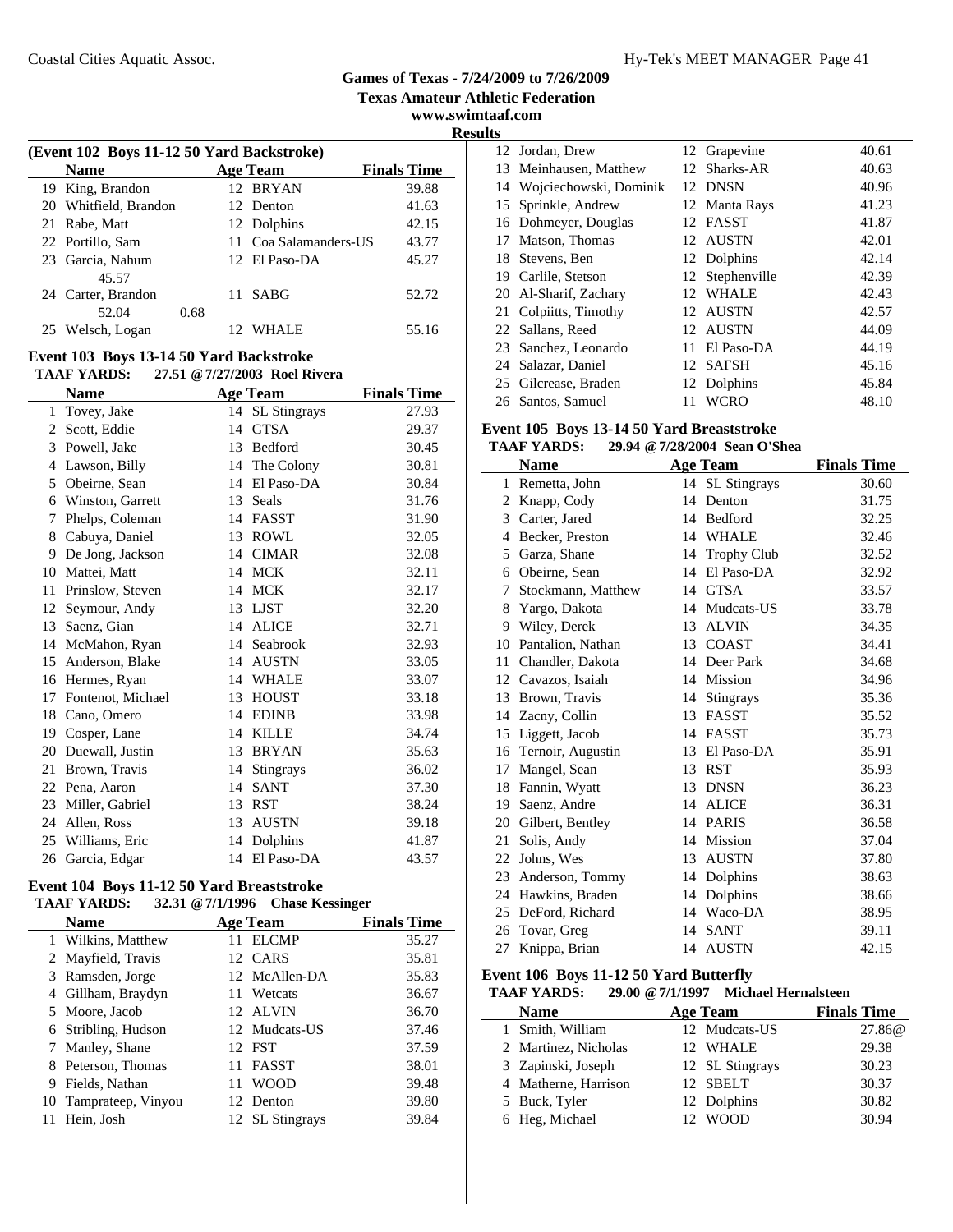## Games of Texas - 7/24/2009 to 7/26/2009

**Texas Amateur Athletic Federation**

**www.swimtaaf.com**

**Results**

### (Event 102 Boys 11-12 50 Yard Backstroke)

| | Name | Age | Team | Finals Time |
|---|---|---|---|---|
| 19 | King, Brandon | 12 | BRYAN | 39.88 |
| 20 | Whitfield, Brandon | 12 | Denton | 41.63 |
| 21 | Rabe, Matt | 12 | Dolphins | 42.15 |
| 22 | Portillo, Sam | 11 | Coa Salamanders-US | 43.77 |
| 23 | Garcia, Nahum | 12 | El Paso-DA | 45.27 |
| | 45.57 | | | |
| 24 | Carter, Brandon | 11 | SABG | 52.72 |
| | 52.04 0.68 | | | |
| 25 | Welsch, Logan | 12 | WHALE | 55.16 |

### Event 103 Boys 13-14 50 Yard Backstroke

**TAAF YARDS:** 27.51 @ 7/27/2003 Roel Rivera

| | Name | Age | Team | Finals Time |
|---|---|---|---|---|
| 1 | Tovey, Jake | 14 | SL Stingrays | 27.93 |
| 2 | Scott, Eddie | 14 | GTSA | 29.37 |
| 3 | Powell, Jake | 13 | Bedford | 30.45 |
| 4 | Lawson, Billy | 14 | The Colony | 30.81 |
| 5 | Obeirne, Sean | 14 | El Paso-DA | 30.84 |
| 6 | Winston, Garrett | 13 | Seals | 31.76 |
| 7 | Phelps, Coleman | 14 | FASST | 31.90 |
| 8 | Cabuya, Daniel | 13 | ROWL | 32.05 |
| 9 | De Jong, Jackson | 14 | CIMAR | 32.08 |
| 10 | Mattei, Matt | 14 | MCK | 32.11 |
| 11 | Prinslow, Steven | 14 | MCK | 32.17 |
| 12 | Seymour, Andy | 13 | LJST | 32.20 |
| 13 | Saenz, Gian | 14 | ALICE | 32.71 |
| 14 | McMahon, Ryan | 14 | Seabrook | 32.93 |
| 15 | Anderson, Blake | 14 | AUSTN | 33.05 |
| 16 | Hermes, Ryan | 14 | WHALE | 33.07 |
| 17 | Fontenot, Michael | 13 | HOUST | 33.18 |
| 18 | Cano, Omero | 14 | EDINB | 33.98 |
| 19 | Cosper, Lane | 14 | KILLE | 34.74 |
| 20 | Duewall, Justin | 13 | BRYAN | 35.63 |
| 21 | Brown, Travis | 14 | Stingrays | 36.02 |
| 22 | Pena, Aaron | 14 | SANT | 37.30 |
| 23 | Miller, Gabriel | 13 | RST | 38.24 |
| 24 | Allen, Ross | 13 | AUSTN | 39.18 |
| 25 | Williams, Eric | 14 | Dolphins | 41.87 |
| 26 | Garcia, Edgar | 14 | El Paso-DA | 43.57 |

### Event 104 Boys 11-12 50 Yard Breaststroke

**TAAF YARDS:** 32.31 @ 7/1/1996 Chase Kessinger

| | Name | Age | Team | Finals Time |
|---|---|---|---|---|
| 1 | Wilkins, Matthew | 11 | ELCMP | 35.27 |
| 2 | Mayfield, Travis | 12 | CARS | 35.81 |
| 3 | Ramsden, Jorge | 12 | McAllen-DA | 35.83 |
| 4 | Gillham, Braydyn | 11 | Wetcats | 36.67 |
| 5 | Moore, Jacob | 12 | ALVIN | 36.70 |
| 6 | Stribling, Hudson | 12 | Mudcats-US | 37.46 |
| 7 | Manley, Shane | 12 | FST | 37.59 |
| 8 | Peterson, Thomas | 11 | FASST | 38.01 |
| 9 | Fields, Nathan | 11 | WOOD | 39.48 |
| 10 | Tamprateep, Vinyou | 12 | Denton | 39.80 |
| 11 | Hein, Josh | 12 | SL Stingrays | 39.84 |
| 12 | Jordan, Drew | 12 | Grapevine | 40.61 |
| 13 | Meinhausen, Matthew | 12 | Sharks-AR | 40.63 |
| 14 | Wojciechowski, Dominik | 12 | DNSN | 40.96 |
| 15 | Sprinkle, Andrew | 12 | Manta Rays | 41.23 |
| 16 | Dohmeyer, Douglas | 12 | FASST | 41.87 |
| 17 | Matson, Thomas | 12 | AUSTN | 42.01 |
| 18 | Stevens, Ben | 12 | Dolphins | 42.14 |
| 19 | Carlile, Stetson | 12 | Stephenville | 42.39 |
| 20 | Al-Sharif, Zachary | 12 | WHALE | 42.43 |
| 21 | Colpiitts, Timothy | 12 | AUSTN | 42.57 |
| 22 | Sallans, Reed | 12 | AUSTN | 44.09 |
| 23 | Sanchez, Leonardo | 11 | El Paso-DA | 44.19 |
| 24 | Salazar, Daniel | 12 | SAFSH | 45.16 |
| 25 | Gilcrease, Braden | 12 | Dolphins | 45.84 |
| 26 | Santos, Samuel | 11 | WCRO | 48.10 |

### Event 105 Boys 13-14 50 Yard Breaststroke

**TAAF YARDS:** 29.94 @ 7/28/2004 Sean O'Shea

| | Name | Age | Team | Finals Time |
|---|---|---|---|---|
| 1 | Remetta, John | 14 | SL Stingrays | 30.60 |
| 2 | Knapp, Cody | 14 | Denton | 31.75 |
| 3 | Carter, Jared | 14 | Bedford | 32.25 |
| 4 | Becker, Preston | 14 | WHALE | 32.46 |
| 5 | Garza, Shane | 14 | Trophy Club | 32.52 |
| 6 | Obeirne, Sean | 14 | El Paso-DA | 32.92 |
| 7 | Stockmann, Matthew | 14 | GTSA | 33.57 |
| 8 | Yargo, Dakota | 14 | Mudcats-US | 33.78 |
| 9 | Wiley, Derek | 13 | ALVIN | 34.35 |
| 10 | Pantalion, Nathan | 13 | COAST | 34.41 |
| 11 | Chandler, Dakota | 14 | Deer Park | 34.68 |
| 12 | Cavazos, Isaiah | 14 | Mission | 34.96 |
| 13 | Brown, Travis | 14 | Stingrays | 35.36 |
| 14 | Zacny, Collin | 13 | FASST | 35.52 |
| 15 | Liggett, Jacob | 14 | FASST | 35.73 |
| 16 | Ternoir, Augustin | 13 | El Paso-DA | 35.91 |
| 17 | Mangel, Sean | 13 | RST | 35.93 |
| 18 | Fannin, Wyatt | 13 | DNSN | 36.23 |
| 19 | Saenz, Andre | 14 | ALICE | 36.31 |
| 20 | Gilbert, Bentley | 14 | PARIS | 36.58 |
| 21 | Solis, Andy | 14 | Mission | 37.04 |
| 22 | Johns, Wes | 13 | AUSTN | 37.80 |
| 23 | Anderson, Tommy | 14 | Dolphins | 38.63 |
| 24 | Hawkins, Braden | 14 | Dolphins | 38.66 |
| 25 | DeFord, Richard | 14 | Waco-DA | 38.95 |
| 26 | Tovar, Greg | 14 | SANT | 39.11 |
| 27 | Knippa, Brian | 14 | AUSTN | 42.15 |

### Event 106 Boys 11-12 50 Yard Butterfly

**TAAF YARDS:** 29.00 @ 7/1/1997 Michael Hernalsteen

| | Name | Age | Team | Finals Time |
|---|---|---|---|---|
| 1 | Smith, William | 12 | Mudcats-US | 27.86@ |
| 2 | Martinez, Nicholas | 12 | WHALE | 29.38 |
| 3 | Zapinski, Joseph | 12 | SL Stingrays | 30.23 |
| 4 | Matherne, Harrison | 12 | SBELT | 30.37 |
| 5 | Buck, Tyler | 12 | Dolphins | 30.82 |
| 6 | Heg, Michael | 12 | WOOD | 30.94 |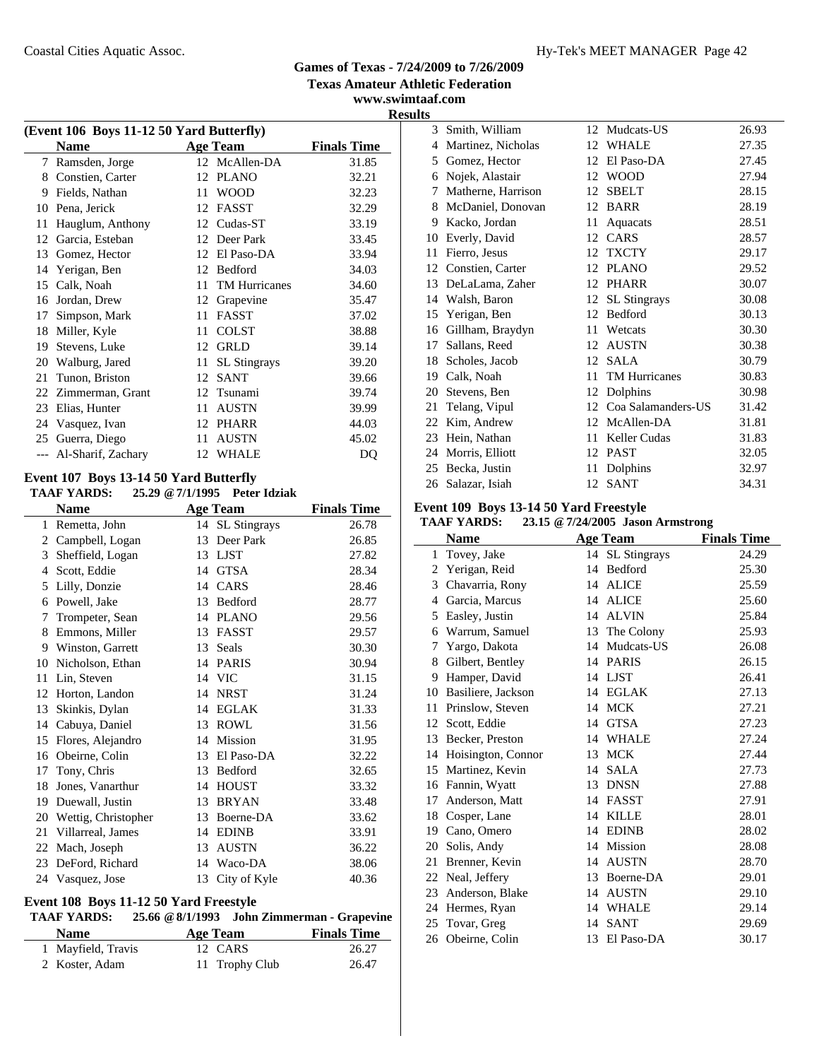## Games of Texas - 7/24/2009 to 7/26/2009

**Texas Amateur Athletic Federation**

**www.swimtaaf.com**

**Results**

### (Event 106 Boys 11-12 50 Yard Butterfly)

| | Name | Age | Team | Finals Time |
|---|---|---|---|---|
| 7 | Ramsden, Jorge | 12 | McAllen-DA | 31.85 |
| 8 | Constien, Carter | 12 | PLANO | 32.21 |
| 9 | Fields, Nathan | 11 | WOOD | 32.23 |
| 10 | Pena, Jerick | 12 | FASST | 32.29 |
| 11 | Hauglum, Anthony | 12 | Cudas-ST | 33.19 |
| 12 | Garcia, Esteban | 12 | Deer Park | 33.45 |
| 13 | Gomez, Hector | 12 | El Paso-DA | 33.94 |
| 14 | Yerigan, Ben | 12 | Bedford | 34.03 |
| 15 | Calk, Noah | 11 | TM Hurricanes | 34.60 |
| 16 | Jordan, Drew | 12 | Grapevine | 35.47 |
| 17 | Simpson, Mark | 11 | FASST | 37.02 |
| 18 | Miller, Kyle | 11 | COLST | 38.88 |
| 19 | Stevens, Luke | 12 | GRLD | 39.14 |
| 20 | Walburg, Jared | 11 | SL Stingrays | 39.20 |
| 21 | Tunon, Briston | 12 | SANT | 39.66 |
| 22 | Zimmerman, Grant | 12 | Tsunami | 39.74 |
| 23 | Elias, Hunter | 11 | AUSTN | 39.99 |
| 24 | Vasquez, Ivan | 12 | PHARR | 44.03 |
| 25 | Guerra, Diego | 11 | AUSTN | 45.02 |
| --- | Al-Sharif, Zachary | 12 | WHALE | DQ |

### Event 107 Boys 13-14 50 Yard Butterfly

**TAAF YARDS: 25.29 @ 7/1/1995 Peter Idziak**

| | Name | Age | Team | Finals Time |
|---|---|---|---|---|
| 1 | Remetta, John | 14 | SL Stingrays | 26.78 |
| 2 | Campbell, Logan | 13 | Deer Park | 26.85 |
| 3 | Sheffield, Logan | 13 | LJST | 27.82 |
| 4 | Scott, Eddie | 14 | GTSA | 28.34 |
| 5 | Lilly, Donzie | 14 | CARS | 28.46 |
| 6 | Powell, Jake | 13 | Bedford | 28.77 |
| 7 | Trompeter, Sean | 14 | PLANO | 29.56 |
| 8 | Emmons, Miller | 13 | FASST | 29.57 |
| 9 | Winston, Garrett | 13 | Seals | 30.30 |
| 10 | Nicholson, Ethan | 14 | PARIS | 30.94 |
| 11 | Lin, Steven | 14 | VIC | 31.15 |
| 12 | Horton, Landon | 14 | NRST | 31.24 |
| 13 | Skinkis, Dylan | 14 | EGLAK | 31.33 |
| 14 | Cabuya, Daniel | 13 | ROWL | 31.56 |
| 15 | Flores, Alejandro | 14 | Mission | 31.95 |
| 16 | Obeirne, Colin | 13 | El Paso-DA | 32.22 |
| 17 | Tony, Chris | 13 | Bedford | 32.65 |
| 18 | Jones, Vanarthur | 14 | HOUST | 33.32 |
| 19 | Duewall, Justin | 13 | BRYAN | 33.48 |
| 20 | Wettig, Christopher | 13 | Boerne-DA | 33.62 |
| 21 | Villarreal, James | 14 | EDINB | 33.91 |
| 22 | Mach, Joseph | 13 | AUSTN | 36.22 |
| 23 | DeFord, Richard | 14 | Waco-DA | 38.06 |
| 24 | Vasquez, Jose | 13 | City of Kyle | 40.36 |

### Event 108 Boys 11-12 50 Yard Freestyle

**TAAF YARDS: 25.66 @ 8/1/1993 John Zimmerman - Grapevine**

| | Name | Age | Team | Finals Time |
|---|---|---|---|---|
| 1 | Mayfield, Travis | 12 | CARS | 26.27 |
| 2 | Koster, Adam | 11 | Trophy Club | 26.47 |
| 3 | Smith, William | 12 | Mudcats-US | 26.93 |
| 4 | Martinez, Nicholas | 12 | WHALE | 27.35 |
| 5 | Gomez, Hector | 12 | El Paso-DA | 27.45 |
| 6 | Nojek, Alastair | 12 | WOOD | 27.94 |
| 7 | Matherne, Harrison | 12 | SBELT | 28.15 |
| 8 | McDaniel, Donovan | 12 | BARR | 28.19 |
| 9 | Kacko, Jordan | 11 | Aquacats | 28.51 |
| 10 | Everly, David | 12 | CARS | 28.57 |
| 11 | Fierro, Jesus | 12 | TXCTY | 29.17 |
| 12 | Constien, Carter | 12 | PLANO | 29.52 |
| 13 | DeLaLama, Zaher | 12 | PHARR | 30.07 |
| 14 | Walsh, Baron | 12 | SL Stingrays | 30.08 |
| 15 | Yerigan, Ben | 12 | Bedford | 30.13 |
| 16 | Gillham, Braydyn | 11 | Wetcats | 30.30 |
| 17 | Sallans, Reed | 12 | AUSTN | 30.38 |
| 18 | Scholes, Jacob | 12 | SALA | 30.79 |
| 19 | Calk, Noah | 11 | TM Hurricanes | 30.83 |
| 20 | Stevens, Ben | 12 | Dolphins | 30.98 |
| 21 | Telang, Vipul | 12 | Coa Salamanders-US | 31.42 |
| 22 | Kim, Andrew | 12 | McAllen-DA | 31.81 |
| 23 | Hein, Nathan | 11 | Keller Cudas | 31.83 |
| 24 | Morris, Elliott | 12 | PAST | 32.05 |
| 25 | Becka, Justin | 11 | Dolphins | 32.97 |
| 26 | Salazar, Isiah | 12 | SANT | 34.31 |

### Event 109 Boys 13-14 50 Yard Freestyle

**TAAF YARDS: 23.15 @ 7/24/2005 Jason Armstrong**

| | Name | Age | Team | Finals Time |
|---|---|---|---|---|
| 1 | Tovey, Jake | 14 | SL Stingrays | 24.29 |
| 2 | Yerigan, Reid | 14 | Bedford | 25.30 |
| 3 | Chavarria, Rony | 14 | ALICE | 25.59 |
| 4 | Garcia, Marcus | 14 | ALICE | 25.60 |
| 5 | Easley, Justin | 14 | ALVIN | 25.84 |
| 6 | Warrum, Samuel | 13 | The Colony | 25.93 |
| 7 | Yargo, Dakota | 14 | Mudcats-US | 26.08 |
| 8 | Gilbert, Bentley | 14 | PARIS | 26.15 |
| 9 | Hamper, David | 14 | LJST | 26.41 |
| 10 | Basiliere, Jackson | 14 | EGLAK | 27.13 |
| 11 | Prinslow, Steven | 14 | MCK | 27.21 |
| 12 | Scott, Eddie | 14 | GTSA | 27.23 |
| 13 | Becker, Preston | 14 | WHALE | 27.24 |
| 14 | Hoisington, Connor | 13 | MCK | 27.44 |
| 15 | Martinez, Kevin | 14 | SALA | 27.73 |
| 16 | Fannin, Wyatt | 13 | DNSN | 27.88 |
| 17 | Anderson, Matt | 14 | FASST | 27.91 |
| 18 | Cosper, Lane | 14 | KILLE | 28.01 |
| 19 | Cano, Omero | 14 | EDINB | 28.02 |
| 20 | Solis, Andy | 14 | Mission | 28.08 |
| 21 | Brenner, Kevin | 14 | AUSTN | 28.70 |
| 22 | Neal, Jeffery | 13 | Boerne-DA | 29.01 |
| 23 | Anderson, Blake | 14 | AUSTN | 29.10 |
| 24 | Hermes, Ryan | 14 | WHALE | 29.14 |
| 25 | Tovar, Greg | 14 | SANT | 29.69 |
| 26 | Obeirne, Colin | 13 | El Paso-DA | 30.17 |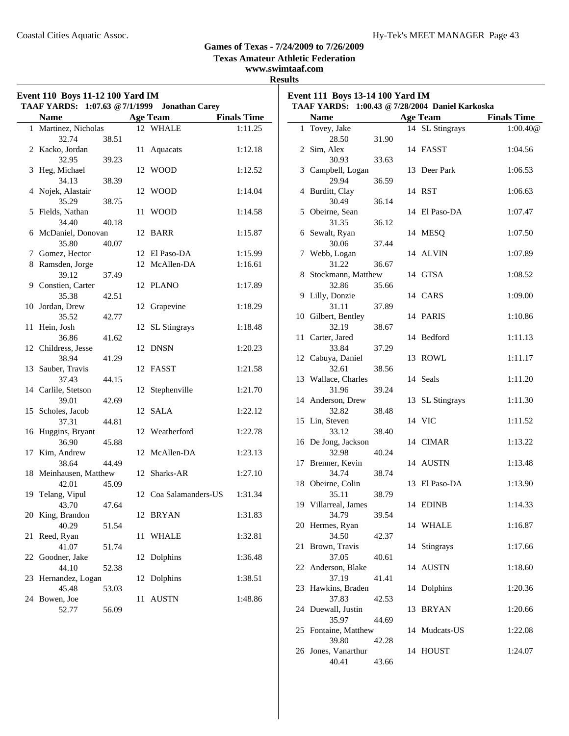**Games of Texas - 7/24/2009 to 7/26/2009**

**Texas Amateur Athletic Federation**

**www.swimtaaf.com**

**Results**

### Event 110 Boys 11-12 100 Yard IM

**TAAF YARDS: 1:07.63 @ 7/1/1999 Jonathan Carey**

| | Name | Age | Team | Finals Time |
|---|---|---|---|---|
| 1 | Martinez, Nicholas | 12 | WHALE | 1:11.25 |
| | 32.74 38.51 | | | |
| 2 | Kacko, Jordan | 11 | Aquacats | 1:12.18 |
| | 32.95 39.23 | | | |
| 3 | Heg, Michael | 12 | WOOD | 1:12.52 |
| | 34.13 38.39 | | | |
| 4 | Nojek, Alastair | 12 | WOOD | 1:14.04 |
| | 35.29 38.75 | | | |
| 5 | Fields, Nathan | 11 | WOOD | 1:14.58 |
| | 34.40 40.18 | | | |
| 6 | McDaniel, Donovan | 12 | BARR | 1:15.87 |
| | 35.80 40.07 | | | |
| 7 | Gomez, Hector | 12 | El Paso-DA | 1:15.99 |
| 8 | Ramsden, Jorge | 12 | McAllen-DA | 1:16.61 |
| | 39.12 37.49 | | | |
| 9 | Constien, Carter | 12 | PLANO | 1:17.89 |
| | 35.38 42.51 | | | |
| 10 | Jordan, Drew | 12 | Grapevine | 1:18.29 |
| | 35.52 42.77 | | | |
| 11 | Hein, Josh | 12 | SL Stingrays | 1:18.48 |
| | 36.86 41.62 | | | |
| 12 | Childress, Jesse | 12 | DNSN | 1:20.23 |
| | 38.94 41.29 | | | |
| 13 | Sauber, Travis | 12 | FASST | 1:21.58 |
| | 37.43 44.15 | | | |
| 14 | Carlile, Stetson | 12 | Stephenville | 1:21.70 |
| | 39.01 42.69 | | | |
| 15 | Scholes, Jacob | 12 | SALA | 1:22.12 |
| | 37.31 44.81 | | | |
| 16 | Huggins, Bryant | 12 | Weatherford | 1:22.78 |
| | 36.90 45.88 | | | |
| 17 | Kim, Andrew | 12 | McAllen-DA | 1:23.13 |
| | 38.64 44.49 | | | |
| 18 | Meinhausen, Matthew | 12 | Sharks-AR | 1:27.10 |
| | 42.01 45.09 | | | |
| 19 | Telang, Vipul | 12 | Coa Salamanders-US | 1:31.34 |
| | 43.70 47.64 | | | |
| 20 | King, Brandon | 12 | BRYAN | 1:31.83 |
| | 40.29 51.54 | | | |
| 21 | Reed, Ryan | 11 | WHALE | 1:32.81 |
| | 41.07 51.74 | | | |
| 22 | Goodner, Jake | 12 | Dolphins | 1:36.48 |
| | 44.10 52.38 | | | |
| 23 | Hernandez, Logan | 12 | Dolphins | 1:38.51 |
| | 45.48 53.03 | | | |
| 24 | Bowen, Joe | 11 | AUSTN | 1:48.86 |
| | 52.77 56.09 | | | |

### Event 111 Boys 13-14 100 Yard IM

**TAAF YARDS: 1:00.43 @ 7/28/2004 Daniel Karkoska**

| | Name | Age | Team | Finals Time |
|---|---|---|---|---|
| 1 | Tovey, Jake | 14 | SL Stingrays | 1:00.40@ |
| | 28.50 31.90 | | | |
| 2 | Sim, Alex | 14 | FASST | 1:04.56 |
| | 30.93 33.63 | | | |
| 3 | Campbell, Logan | 13 | Deer Park | 1:06.53 |
| | 29.94 36.59 | | | |
| 4 | Burditt, Clay | 14 | RST | 1:06.63 |
| | 30.49 36.14 | | | |
| 5 | Obeirne, Sean | 14 | El Paso-DA | 1:07.47 |
| | 31.35 36.12 | | | |
| 6 | Sewalt, Ryan | 14 | MESQ | 1:07.50 |
| | 30.06 37.44 | | | |
| 7 | Webb, Logan | 14 | ALVIN | 1:07.89 |
| | 31.22 36.67 | | | |
| 8 | Stockmann, Matthew | 14 | GTSA | 1:08.52 |
| | 32.86 35.66 | | | |
| 9 | Lilly, Donzie | 14 | CARS | 1:09.00 |
| | 31.11 37.89 | | | |
| 10 | Gilbert, Bentley | 14 | PARIS | 1:10.86 |
| | 32.19 38.67 | | | |
| 11 | Carter, Jared | 14 | Bedford | 1:11.13 |
| | 33.84 37.29 | | | |
| 12 | Cabuya, Daniel | 13 | ROWL | 1:11.17 |
| | 32.61 38.56 | | | |
| 13 | Wallace, Charles | 14 | Seals | 1:11.20 |
| | 31.96 39.24 | | | |
| 14 | Anderson, Drew | 13 | SL Stingrays | 1:11.30 |
| | 32.82 38.48 | | | |
| 15 | Lin, Steven | 14 | VIC | 1:11.52 |
| | 33.12 38.40 | | | |
| 16 | De Jong, Jackson | 14 | CIMAR | 1:13.22 |
| | 32.98 40.24 | | | |
| 17 | Brenner, Kevin | 14 | AUSTN | 1:13.48 |
| | 34.74 38.74 | | | |
| 18 | Obeirne, Colin | 13 | El Paso-DA | 1:13.90 |
| | 35.11 38.79 | | | |
| 19 | Villarreal, James | 14 | EDINB | 1:14.33 |
| | 34.79 39.54 | | | |
| 20 | Hermes, Ryan | 14 | WHALE | 1:16.87 |
| | 34.50 42.37 | | | |
| 21 | Brown, Travis | 14 | Stingrays | 1:17.66 |
| | 37.05 40.61 | | | |
| 22 | Anderson, Blake | 14 | AUSTN | 1:18.60 |
| | 37.19 41.41 | | | |
| 23 | Hawkins, Braden | 14 | Dolphins | 1:20.36 |
| | 37.83 42.53 | | | |
| 24 | Duewall, Justin | 13 | BRYAN | 1:20.66 |
| | 35.97 44.69 | | | |
| 25 | Fontaine, Matthew | 14 | Mudcats-US | 1:22.08 |
| | 39.80 42.28 | | | |
| 26 | Jones, Vanarthur | 14 | HOUST | 1:24.07 |
| | 40.41 43.66 | | | |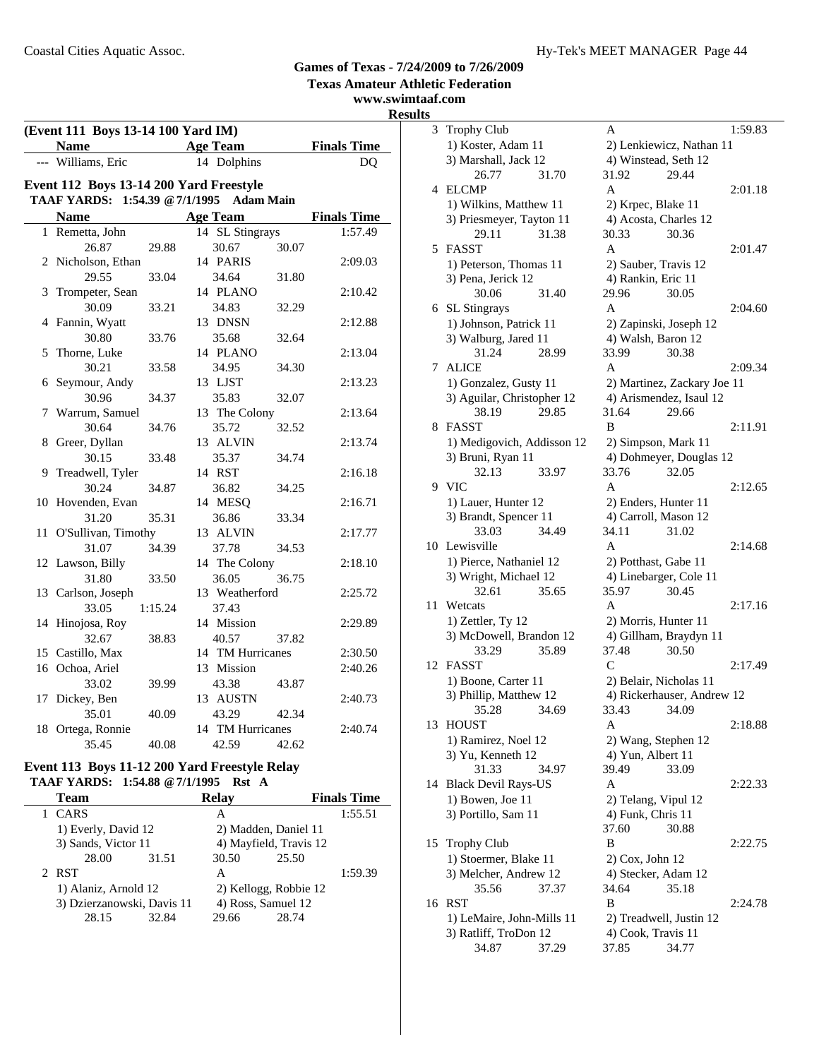**Games of Texas - 7/24/2009 to 7/26/2009**
**Texas Amateur Athletic Federation**
**www.swimtaaf.com**
**Results**

### (Event 111 Boys 13-14 100 Yard IM)

| | Name | Age | Team | Finals Time |
|---|---|---|---|---|
| --- | Williams, Eric | 14 | Dolphins | DQ |

### Event 112 Boys 13-14 200 Yard Freestyle

**TAAF YARDS: 1:54.39 @7/1/1995 Adam Main**

| | Name | Age | Team | Finals Time |
|---|---|---|---|---|
| 1 | Remetta, John | 14 | SL Stingrays | 1:57.49 |
| | 26.87 29.88 | | 30.67 30.07 | |
| 2 | Nicholson, Ethan | 14 | PARIS | 2:09.03 |
| | 29.55 33.04 | | 34.64 31.80 | |
| 3 | Trompeter, Sean | 14 | PLANO | 2:10.42 |
| | 30.09 33.21 | | 34.83 32.29 | |
| 4 | Fannin, Wyatt | 13 | DNSN | 2:12.88 |
| | 30.80 33.76 | | 35.68 32.64 | |
| 5 | Thorne, Luke | 14 | PLANO | 2:13.04 |
| | 30.21 33.58 | | 34.95 34.30 | |
| 6 | Seymour, Andy | 13 | LJST | 2:13.23 |
| | 30.96 34.37 | | 35.83 32.07 | |
| 7 | Warrum, Samuel | 13 | The Colony | 2:13.64 |
| | 30.64 34.76 | | 35.72 32.52 | |
| 8 | Greer, Dyllan | 13 | ALVIN | 2:13.74 |
| | 30.15 33.48 | | 35.37 34.74 | |
| 9 | Treadwell, Tyler | 14 | RST | 2:16.18 |
| | 30.24 34.87 | | 36.82 34.25 | |
| 10 | Hovenden, Evan | 14 | MESQ | 2:16.71 |
| | 31.20 35.31 | | 36.86 33.34 | |
| 11 | O'Sullivan, Timothy | 13 | ALVIN | 2:17.77 |
| | 31.07 34.39 | | 37.78 34.53 | |
| 12 | Lawson, Billy | 14 | The Colony | 2:18.10 |
| | 31.80 33.50 | | 36.05 36.75 | |
| 13 | Carlson, Joseph | 13 | Weatherford | 2:25.72 |
| | 33.05 1:15.24 | | 37.43 | |
| 14 | Hinojosa, Roy | 14 | Mission | 2:29.89 |
| | 32.67 38.83 | | 40.57 37.82 | |
| 15 | Castillo, Max | 14 | TM Hurricanes | 2:30.50 |
| 16 | Ochoa, Ariel | 13 | Mission | 2:40.26 |
| | 33.02 39.99 | | 43.38 43.87 | |
| 17 | Dickey, Ben | 13 | AUSTN | 2:40.73 |
| | 35.01 40.09 | | 43.29 42.34 | |
| 18 | Ortega, Ronnie | 14 | TM Hurricanes | 2:40.74 |
| | 35.45 40.08 | | 42.59 42.62 | |

### Event 113 Boys 11-12 200 Yard Freestyle Relay

**TAAF YARDS: 1:54.88 @7/1/1995 Rst A**

| | Team | Relay | Finals Time |
|---|---|---|---|
| 1 | CARS | A | 1:55.51 |
| | 1) Everly, David 12 | 2) Madden, Daniel 11 | |
| | 3) Sands, Victor 11 | 4) Mayfield, Travis 12 | |
| | 28.00 31.51 | 30.50 25.50 | |
| 2 | RST | A | 1:59.39 |
| | 1) Alaniz, Arnold 12 | 2) Kellogg, Robbie 12 | |
| | 3) Dzierzanowski, Davis 11 | 4) Ross, Samuel 12 | |
| | 28.15 32.84 | 29.66 28.74 | |
| 3 | Trophy Club | A | 1:59.83 |
| | 1) Koster, Adam 11 | 2) Lenkiewicz, Nathan 11 | |
| | 3) Marshall, Jack 12 | 4) Winstead, Seth 12 | |
| | 26.77 31.70 | 31.92 29.44 | |
| 4 | ELCMP | A | 2:01.18 |
| | 1) Wilkins, Matthew 11 | 2) Krpec, Blake 11 | |
| | 3) Priesmeyer, Tayton 11 | 4) Acosta, Charles 12 | |
| | 29.11 31.38 | 30.33 30.36 | |
| 5 | FASST | A | 2:01.47 |
| | 1) Peterson, Thomas 11 | 2) Sauber, Travis 12 | |
| | 3) Pena, Jerick 12 | 4) Rankin, Eric 11 | |
| | 30.06 31.40 | 29.96 30.05 | |
| 6 | SL Stingrays | A | 2:04.60 |
| | 1) Johnson, Patrick 11 | 2) Zapinski, Joseph 12 | |
| | 3) Walburg, Jared 11 | 4) Walsh, Baron 12 | |
| | 31.24 28.99 | 33.99 30.38 | |
| 7 | ALICE | A | 2:09.34 |
| | 1) Gonzalez, Gusty 11 | 2) Martinez, Zackary Joe 11 | |
| | 3) Aguilar, Christopher 12 | 4) Arismendez, Isaul 12 | |
| | 38.19 29.85 | 31.64 29.66 | |
| 8 | FASST | B | 2:11.91 |
| | 1) Medigovich, Addisson 12 | 2) Simpson, Mark 11 | |
| | 3) Bruni, Ryan 11 | 4) Dohmeyer, Douglas 12 | |
| | 32.13 33.97 | 33.76 32.05 | |
| 9 | VIC | A | 2:12.65 |
| | 1) Lauer, Hunter 12 | 2) Enders, Hunter 11 | |
| | 3) Brandt, Spencer 11 | 4) Carroll, Mason 12 | |
| | 33.03 34.49 | 34.11 31.02 | |
| 10 | Lewisville | A | 2:14.68 |
| | 1) Pierce, Nathaniel 12 | 2) Potthast, Gabe 11 | |
| | 3) Wright, Michael 12 | 4) Linebarger, Cole 11 | |
| | 32.61 35.65 | 35.97 30.45 | |
| 11 | Wetcats | A | 2:17.16 |
| | 1) Zettler, Ty 12 | 2) Morris, Hunter 11 | |
| | 3) McDowell, Brandon 12 | 4) Gillham, Braydyn 11 | |
| | 33.29 35.89 | 37.48 30.50 | |
| 12 | FASST | C | 2:17.49 |
| | 1) Boone, Carter 11 | 2) Belair, Nicholas 11 | |
| | 3) Phillip, Matthew 12 | 4) Rickerhauser, Andrew 12 | |
| | 35.28 34.69 | 33.43 34.09 | |
| 13 | HOUST | A | 2:18.88 |
| | 1) Ramirez, Noel 12 | 2) Wang, Stephen 12 | |
| | 3) Yu, Kenneth 12 | 4) Yun, Albert 11 | |
| | 31.33 34.97 | 39.49 33.09 | |
| 14 | Black Devil Rays-US | A | 2:22.33 |
| | 1) Bowen, Joe 11 | 2) Telang, Vipul 12 | |
| | 3) Portillo, Sam 11 | 4) Funk, Chris 11 | |
| | | 37.60 30.88 | |
| 15 | Trophy Club | B | 2:22.75 |
| | 1) Stoermer, Blake 11 | 2) Cox, John 12 | |
| | 3) Melcher, Andrew 12 | 4) Stecker, Adam 12 | |
| | 35.56 37.37 | 34.64 35.18 | |
| 16 | RST | B | 2:24.78 |
| | 1) LeMaire, John-Mills 11 | 2) Treadwell, Justin 12 | |
| | 3) Ratliff, TroDon 12 | 4) Cook, Travis 11 | |
| | 34.87 37.29 | 37.85 34.77 | |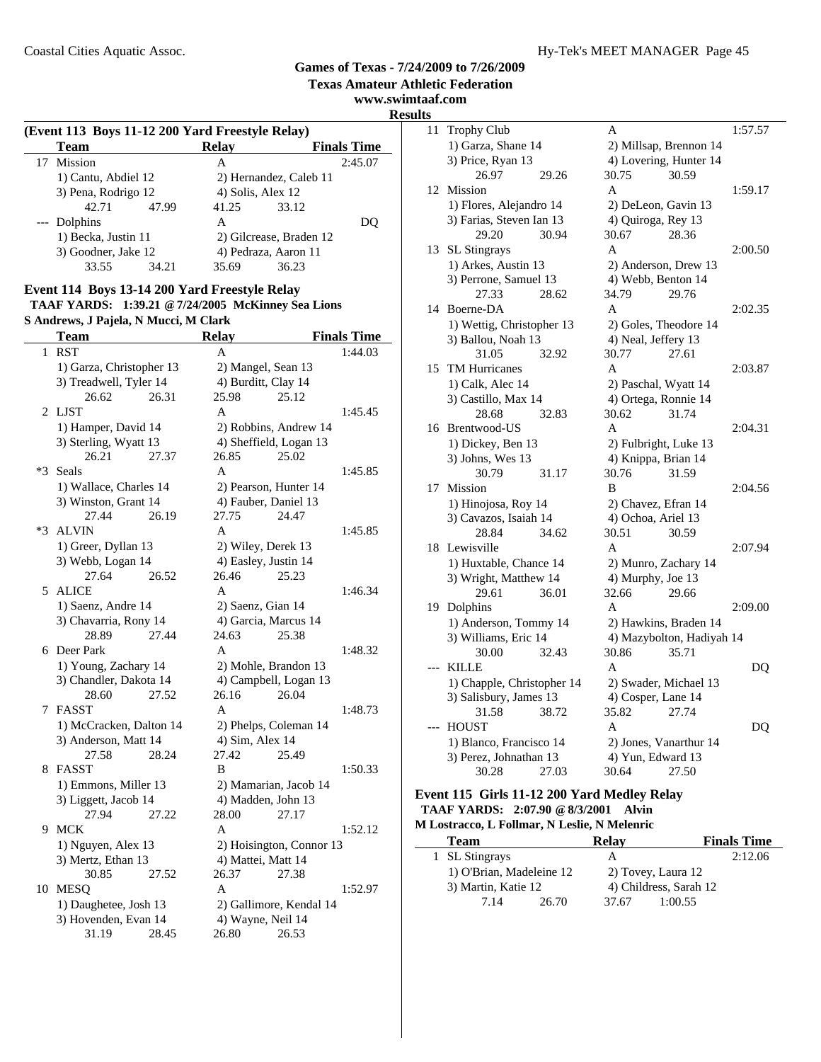**Games of Texas - 7/24/2009 to 7/26/2009**
**Texas Amateur Athletic Federation**
**www.swimtaaf.com**
**Results**

### (Event 113 Boys 11-12 200 Yard Freestyle Relay)

| | Team | Relay | Finals Time |
|---|---|---|---|
| 17 | Mission | A | 2:45.07 |
| | 1) Cantu, Abdiel 12 | 2) Hernandez, Caleb 11 | |
| | 3) Pena, Rodrigo 12 | 4) Solis, Alex 12 | |
| | 42.71  47.99 | 41.25  33.12 | |
| --- | Dolphins | A | DQ |
| | 1) Becka, Justin 11 | 2) Gilcrease, Braden 12 | |
| | 3) Goodner, Jake 12 | 4) Pedraza, Aaron 11 | |
| | 33.55  34.21 | 35.69  36.23 | |

### Event 114 Boys 13-14 200 Yard Freestyle Relay

**TAAF YARDS: 1:39.21 @ 7/24/2005 McKinney Sea Lions**
**S Andrews, J Pajela, N Mucci, M Clark**

| | Team | Relay | Finals Time |
|---|---|---|---|
| 1 | RST | A | 1:44.03 |
| | 1) Garza, Christopher 13 | 2) Mangel, Sean 13 | |
| | 3) Treadwell, Tyler 14 | 4) Burditt, Clay 14 | |
| | 26.62  26.31 | 25.98  25.12 | |
| 2 | LJST | A | 1:45.45 |
| | 1) Hamper, David 14 | 2) Robbins, Andrew 14 | |
| | 3) Sterling, Wyatt 13 | 4) Sheffield, Logan 13 | |
| | 26.21  27.37 | 26.85  25.02 | |
| *3 | Seals | A | 1:45.85 |
| | 1) Wallace, Charles 14 | 2) Pearson, Hunter 14 | |
| | 3) Winston, Grant 14 | 4) Fauber, Daniel 13 | |
| | 27.44  26.19 | 27.75  24.47 | |
| *3 | ALVIN | A | 1:45.85 |
| | 1) Greer, Dyllan 13 | 2) Wiley, Derek 13 | |
| | 3) Webb, Logan 14 | 4) Easley, Justin 14 | |
| | 27.64  26.52 | 26.46  25.23 | |
| 5 | ALICE | A | 1:46.34 |
| | 1) Saenz, Andre 14 | 2) Saenz, Gian 14 | |
| | 3) Chavarria, Rony 14 | 4) Garcia, Marcus 14 | |
| | 28.89  27.44 | 24.63  25.38 | |
| 6 | Deer Park | A | 1:48.32 |
| | 1) Young, Zachary 14 | 2) Mohle, Brandon 13 | |
| | 3) Chandler, Dakota 14 | 4) Campbell, Logan 13 | |
| | 28.60  27.52 | 26.16  26.04 | |
| 7 | FASST | A | 1:48.73 |
| | 1) McCracken, Dalton 14 | 2) Phelps, Coleman 14 | |
| | 3) Anderson, Matt 14 | 4) Sim, Alex 14 | |
| | 27.58  28.24 | 27.42  25.49 | |
| 8 | FASST | B | 1:50.33 |
| | 1) Emmons, Miller 13 | 2) Mamarian, Jacob 14 | |
| | 3) Liggett, Jacob 14 | 4) Madden, John 13 | |
| | 27.94  27.22 | 28.00  27.17 | |
| 9 | MCK | A | 1:52.12 |
| | 1) Nguyen, Alex 13 | 2) Hoisington, Connor 13 | |
| | 3) Mertz, Ethan 13 | 4) Mattei, Matt 14 | |
| | 30.85  27.52 | 26.37  27.38 | |
| 10 | MESQ | A | 1:52.97 |
| | 1) Daughetee, Josh 13 | 2) Gallimore, Kendal 14 | |
| | 3) Hovenden, Evan 14 | 4) Wayne, Neil 14 | |
| | 31.19  28.45 | 26.80  26.53 | |
| 11 | Trophy Club | A | 1:57.57 |
| | 1) Garza, Shane 14 | 2) Millsap, Brennon 14 | |
| | 3) Price, Ryan 13 | 4) Lovering, Hunter 14 | |
| | 26.97  29.26 | 30.75  30.59 | |
| 12 | Mission | A | 1:59.17 |
| | 1) Flores, Alejandro 14 | 2) DeLeon, Gavin 13 | |
| | 3) Farias, Steven Ian 13 | 4) Quiroga, Rey 13 | |
| | 29.20  30.94 | 30.67  28.36 | |
| 13 | SL Stingrays | A | 2:00.50 |
| | 1) Arkes, Austin 13 | 2) Anderson, Drew 13 | |
| | 3) Perrone, Samuel 13 | 4) Webb, Benton 14 | |
| | 27.33  28.62 | 34.79  29.76 | |
| 14 | Boerne-DA | A | 2:02.35 |
| | 1) Wettig, Christopher 13 | 2) Goles, Theodore 14 | |
| | 3) Ballou, Noah 13 | 4) Neal, Jeffery 13 | |
| | 31.05  32.92 | 30.77  27.61 | |
| 15 | TM Hurricanes | A | 2:03.87 |
| | 1) Calk, Alec 14 | 2) Paschal, Wyatt 14 | |
| | 3) Castillo, Max 14 | 4) Ortega, Ronnie 14 | |
| | 28.68  32.83 | 30.62  31.74 | |
| 16 | Brentwood-US | A | 2:04.31 |
| | 1) Dickey, Ben 13 | 2) Fulbright, Luke 13 | |
| | 3) Johns, Wes 13 | 4) Knippa, Brian 14 | |
| | 30.79  31.17 | 30.76  31.59 | |
| 17 | Mission | B | 2:04.56 |
| | 1) Hinojosa, Roy 14 | 2) Chavez, Efran 14 | |
| | 3) Cavazos, Isaiah 14 | 4) Ochoa, Ariel 13 | |
| | 28.84  34.62 | 30.51  30.59 | |
| 18 | Lewisville | A | 2:07.94 |
| | 1) Huxtable, Chance 14 | 2) Munro, Zachary 14 | |
| | 3) Wright, Matthew 14 | 4) Murphy, Joe 13 | |
| | 29.61  36.01 | 32.66  29.66 | |
| 19 | Dolphins | A | 2:09.00 |
| | 1) Anderson, Tommy 14 | 2) Hawkins, Braden 14 | |
| | 3) Williams, Eric 14 | 4) Mazybolton, Hadiyah 14 | |
| | 30.00  32.43 | 30.86  35.71 | |
| --- | KILLE | A | DQ |
| | 1) Chapple, Christopher 14 | 2) Swader, Michael 13 | |
| | 3) Salisbury, James 13 | 4) Cosper, Lane 14 | |
| | 31.58  38.72 | 35.82  27.74 | |
| --- | HOUST | A | DQ |
| | 1) Blanco, Francisco 14 | 2) Jones, Vanarthur 14 | |
| | 3) Perez, Johnathan 13 | 4) Yun, Edward 13 | |
| | 30.28  27.03 | 30.64  27.50 | |

### Event 115 Girls 11-12 200 Yard Medley Relay

**TAAF YARDS: 2:07.90 @ 8/3/2001 Alvin**
**M Lostracco, L Follmar, N Leslie, N Melenric**

| | Team | Relay | Finals Time |
|---|---|---|---|
| 1 | SL Stingrays | A | 2:12.06 |
| | 1) O'Brian, Madeleine 12 | 2) Tovey, Laura 12 | |
| | 3) Martin, Katie 12 | 4) Childress, Sarah 12 | |
| | 7.14  26.70 | 37.67  1:00.55 | |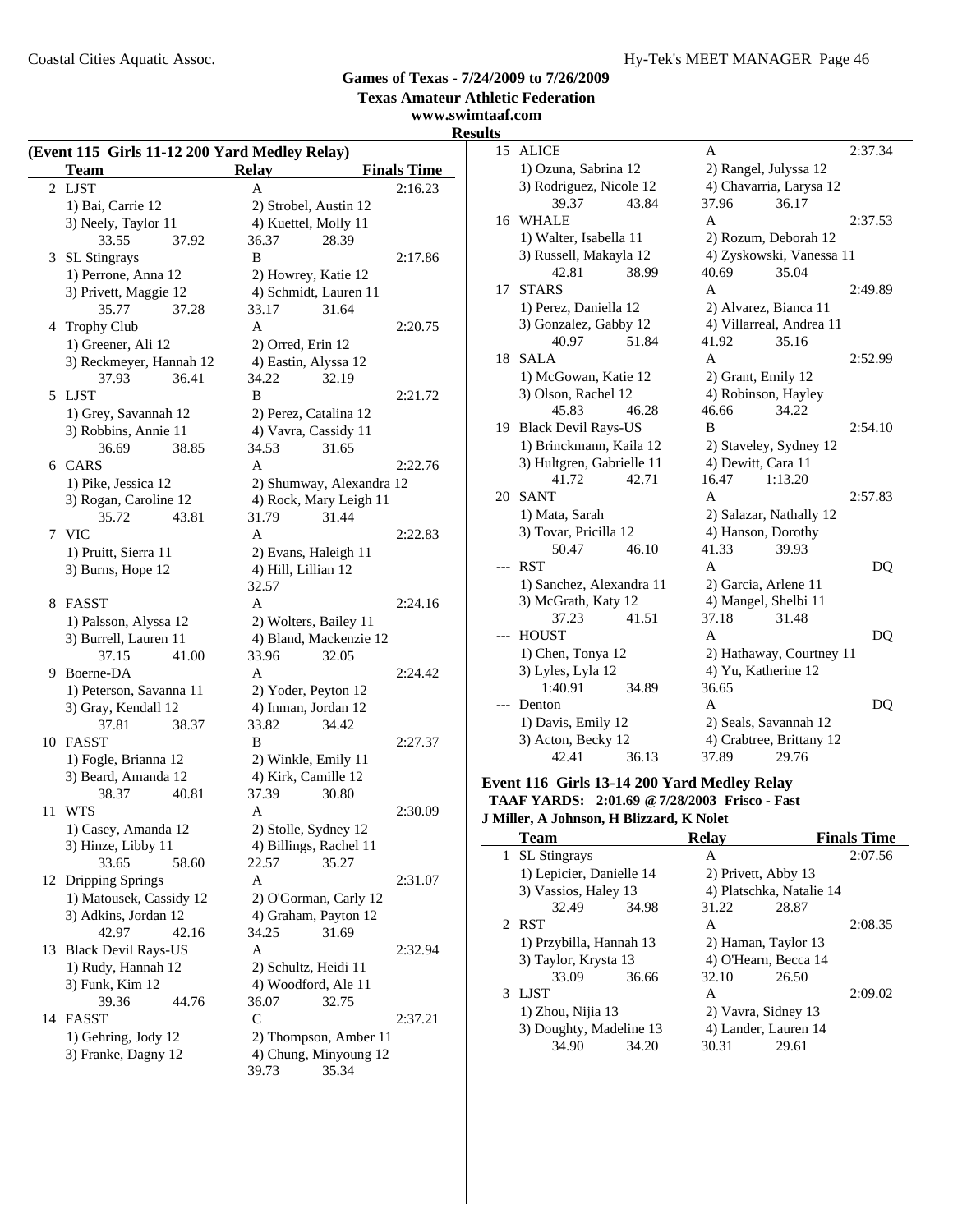**Games of Texas - 7/24/2009 to 7/26/2009**

**Texas Amateur Athletic Federation**

**www.swimtaaf.com**

**Results**

**(Event 115 Girls 11-12 200 Yard Medley Relay)**

| | Team | Relay | Finals Time |
|---|---|---|---|
| 2 | LJST | A | 2:16.23 |
| | 1) Bai, Carrie 12 | 2) Strobel, Austin 12 | |
| | 3) Neely, Taylor 11 | 4) Kuettel, Molly 11 | |
| | 33.55 37.92 | 36.37 28.39 | |
| 3 | SL Stingrays | B | 2:17.86 |
| | 1) Perrone, Anna 12 | 2) Howrey, Katie 12 | |
| | 3) Privett, Maggie 12 | 4) Schmidt, Lauren 11 | |
| | 35.77 37.28 | 33.17 31.64 | |
| 4 | Trophy Club | A | 2:20.75 |
| | 1) Greener, Ali 12 | 2) Orred, Erin 12 | |
| | 3) Reckmeyer, Hannah 12 | 4) Eastin, Alyssa 12 | |
| | 37.93 36.41 | 34.22 32.19 | |
| 5 | LJST | B | 2:21.72 |
| | 1) Grey, Savannah 12 | 2) Perez, Catalina 12 | |
| | 3) Robbins, Annie 11 | 4) Vavra, Cassidy 11 | |
| | 36.69 38.85 | 34.53 31.65 | |
| 6 | CARS | A | 2:22.76 |
| | 1) Pike, Jessica 12 | 2) Shumway, Alexandra 12 | |
| | 3) Rogan, Caroline 12 | 4) Rock, Mary Leigh 11 | |
| | 35.72 43.81 | 31.79 31.44 | |
| 7 | VIC | A | 2:22.83 |
| | 1) Pruitt, Sierra 11 | 2) Evans, Haleigh 11 | |
| | 3) Burns, Hope 12 | 4) Hill, Lillian 12 | |
| | | 32.57 | |
| 8 | FASST | A | 2:24.16 |
| | 1) Palsson, Alyssa 12 | 2) Wolters, Bailey 11 | |
| | 3) Burrell, Lauren 11 | 4) Bland, Mackenzie 12 | |
| | 37.15 41.00 | 33.96 32.05 | |
| 9 | Boerne-DA | A | 2:24.42 |
| | 1) Peterson, Savanna 11 | 2) Yoder, Peyton 12 | |
| | 3) Gray, Kendall 12 | 4) Inman, Jordan 12 | |
| | 37.81 38.37 | 33.82 34.42 | |
| 10 | FASST | B | 2:27.37 |
| | 1) Fogle, Brianna 12 | 2) Winkle, Emily 11 | |
| | 3) Beard, Amanda 12 | 4) Kirk, Camille 12 | |
| | 38.37 40.81 | 37.39 30.80 | |
| 11 | WTS | A | 2:30.09 |
| | 1) Casey, Amanda 12 | 2) Stolle, Sydney 12 | |
| | 3) Hinze, Libby 11 | 4) Billings, Rachel 11 | |
| | 33.65 58.60 | 22.57 35.27 | |
| 12 | Dripping Springs | A | 2:31.07 |
| | 1) Matousek, Cassidy 12 | 2) O'Gorman, Carly 12 | |
| | 3) Adkins, Jordan 12 | 4) Graham, Payton 12 | |
| | 42.97 42.16 | 34.25 31.69 | |
| 13 | Black Devil Rays-US | A | 2:32.94 |
| | 1) Rudy, Hannah 12 | 2) Schultz, Heidi 11 | |
| | 3) Funk, Kim 12 | 4) Woodford, Ale 11 | |
| | 39.36 44.76 | 36.07 32.75 | |
| 14 | FASST | C | 2:37.21 |
| | 1) Gehring, Jody 12 | 2) Thompson, Amber 11 | |
| | 3) Franke, Dagny 12 | 4) Chung, Minyoung 12 | |
| | | 39.73 35.34 | |
| 15 | ALICE | A | 2:37.34 |
| | 1) Ozuna, Sabrina 12 | 2) Rangel, Julyssa 12 | |
| | 3) Rodriguez, Nicole 12 | 4) Chavarria, Larysa 12 | |
| | 39.37 43.84 | 37.96 36.17 | |
| 16 | WHALE | A | 2:37.53 |
| | 1) Walter, Isabella 11 | 2) Rozum, Deborah 12 | |
| | 3) Russell, Makayla 12 | 4) Zyskowski, Vanessa 11 | |
| | 42.81 38.99 | 40.69 35.04 | |
| 17 | STARS | A | 2:49.89 |
| | 1) Perez, Daniella 12 | 2) Alvarez, Bianca 11 | |
| | 3) Gonzalez, Gabby 12 | 4) Villarreal, Andrea 11 | |
| | 40.97 51.84 | 41.92 35.16 | |
| 18 | SALA | A | 2:52.99 |
| | 1) McGowan, Katie 12 | 2) Grant, Emily 12 | |
| | 3) Olson, Rachel 12 | 4) Robinson, Hayley | |
| | 45.83 46.28 | 46.66 34.22 | |
| 19 | Black Devil Rays-US | B | 2:54.10 |
| | 1) Brinckmann, Kaila 12 | 2) Staveley, Sydney 12 | |
| | 3) Hultgren, Gabrielle 11 | 4) Dewitt, Cara 11 | |
| | 41.72 42.71 | 16.47 1:13.20 | |
| 20 | SANT | A | 2:57.83 |
| | 1) Mata, Sarah | 2) Salazar, Nathally 12 | |
| | 3) Tovar, Pricilla 12 | 4) Hanson, Dorothy | |
| | 50.47 46.10 | 41.33 39.93 | |
| --- | RST | A | DQ |
| | 1) Sanchez, Alexandra 11 | 2) Garcia, Arlene 11 | |
| | 3) McGrath, Katy 12 | 4) Mangel, Shelbi 11 | |
| | 37.23 41.51 | 37.18 31.48 | |
| --- | HOUST | A | DQ |
| | 1) Chen, Tonya 12 | 2) Hathaway, Courtney 11 | |
| | 3) Lyles, Lyla 12 | 4) Yu, Katherine 12 | |
| | 1:40.91 34.89 | 36.65 | |
| --- | Denton | A | DQ |
| | 1) Davis, Emily 12 | 2) Seals, Savannah 12 | |
| | 3) Acton, Becky 12 | 4) Crabtree, Brittany 12 | |
| | 42.41 36.13 | 37.89 29.76 | |

**Event 116 Girls 13-14 200 Yard Medley Relay**

**TAAF YARDS: 2:01.69 @ 7/28/2003 Frisco - Fast**

**J Miller, A Johnson, H Blizzard, K Nolet**

| | Team | Relay | Finals Time |
|---|---|---|---|
| 1 | SL Stingrays | A | 2:07.56 |
| | 1) Lepicier, Danielle 14 | 2) Privett, Abby 13 | |
| | 3) Vassios, Haley 13 | 4) Platschka, Natalie 14 | |
| | 32.49 34.98 | 31.22 28.87 | |
| 2 | RST | A | 2:08.35 |
| | 1) Przybilla, Hannah 13 | 2) Haman, Taylor 13 | |
| | 3) Taylor, Krysta 13 | 4) O'Hearn, Becca 14 | |
| | 33.09 36.66 | 32.10 26.50 | |
| 3 | LJST | A | 2:09.02 |
| | 1) Zhou, Nijia 13 | 2) Vavra, Sidney 13 | |
| | 3) Doughty, Madeline 13 | 4) Lander, Lauren 14 | |
| | 34.90 34.20 | 30.31 29.61 | |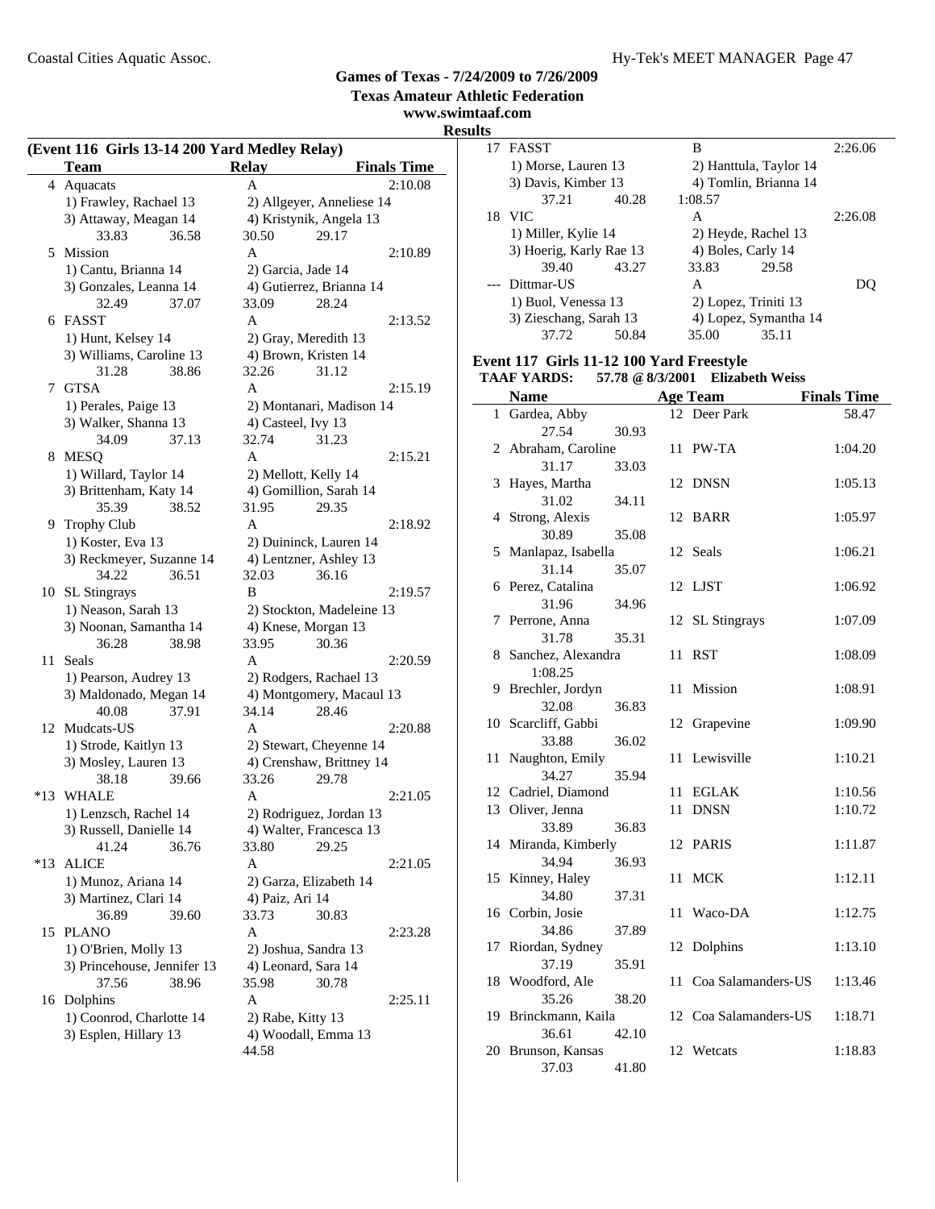**Games of Texas - 7/24/2009 to 7/26/2009**
**Texas Amateur Athletic Federation**
**www.swimtaaf.com**
**Results**

### (Event 116 Girls 13-14 200 Yard Medley Relay)

| | Team | Relay | Finals Time |
|---|---|---|---|
| 4 | Aquacats | A | 2:10.08 |
| | 1) Frawley, Rachael 13 | 2) Allgeyer, Anneliese 14 | |
| | 3) Attaway, Meagan 14 | 4) Kristynik, Angela 13 | |
| | 33.83 36.58 | 30.50 29.17 | |
| 5 | Mission | A | 2:10.89 |
| | 1) Cantu, Brianna 14 | 2) Garcia, Jade 14 | |
| | 3) Gonzales, Leanna 14 | 4) Gutierrez, Brianna 14 | |
| | 32.49 37.07 | 33.09 28.24 | |
| 6 | FASST | A | 2:13.52 |
| | 1) Hunt, Kelsey 14 | 2) Gray, Meredith 13 | |
| | 3) Williams, Caroline 13 | 4) Brown, Kristen 14 | |
| | 31.28 38.86 | 32.26 31.12 | |
| 7 | GTSA | A | 2:15.19 |
| | 1) Perales, Paige 13 | 2) Montanari, Madison 14 | |
| | 3) Walker, Shanna 13 | 4) Casteel, Ivy 13 | |
| | 34.09 37.13 | 32.74 31.23 | |
| 8 | MESQ | A | 2:15.21 |
| | 1) Willard, Taylor 14 | 2) Mellott, Kelly 14 | |
| | 3) Brittenham, Katy 14 | 4) Gomillion, Sarah 14 | |
| | 35.39 38.52 | 31.95 29.35 | |
| 9 | Trophy Club | A | 2:18.92 |
| | 1) Koster, Eva 13 | 2) Duininck, Lauren 14 | |
| | 3) Reckmeyer, Suzanne 14 | 4) Lentzner, Ashley 13 | |
| | 34.22 36.51 | 32.03 36.16 | |
| 10 | SL Stingrays | B | 2:19.57 |
| | 1) Neason, Sarah 13 | 2) Stockton, Madeleine 13 | |
| | 3) Noonan, Samantha 14 | 4) Knese, Morgan 13 | |
| | 36.28 38.98 | 33.95 30.36 | |
| 11 | Seals | A | 2:20.59 |
| | 1) Pearson, Audrey 13 | 2) Rodgers, Rachael 13 | |
| | 3) Maldonado, Megan 14 | 4) Montgomery, Macaul 13 | |
| | 40.08 37.91 | 34.14 28.46 | |
| 12 | Mudcats-US | A | 2:20.88 |
| | 1) Strode, Kaitlyn 13 | 2) Stewart, Cheyenne 14 | |
| | 3) Mosley, Lauren 13 | 4) Crenshaw, Brittney 14 | |
| | 38.18 39.66 | 33.26 29.78 | |
| *13 | WHALE | A | 2:21.05 |
| | 1) Lenzsch, Rachel 14 | 2) Rodriguez, Jordan 13 | |
| | 3) Russell, Danielle 14 | 4) Walter, Francesca 13 | |
| | 41.24 36.76 | 33.80 29.25 | |
| *13 | ALICE | A | 2:21.05 |
| | 1) Munoz, Ariana 14 | 2) Garza, Elizabeth 14 | |
| | 3) Martinez, Clari 14 | 4) Paiz, Ari 14 | |
| | 36.89 39.60 | 33.73 30.83 | |
| 15 | PLANO | A | 2:23.28 |
| | 1) O'Brien, Molly 13 | 2) Joshua, Sandra 13 | |
| | 3) Princehouse, Jennifer 13 | 4) Leonard, Sara 14 | |
| | 37.56 38.96 | 35.98 30.78 | |
| 16 | Dolphins | A | 2:25.11 |
| | 1) Coonrod, Charlotte 14 | 2) Rabe, Kitty 13 | |
| | 3) Esplen, Hillary 13 | 4) Woodall, Emma 13 | |
| | | 44.58 | |
| 17 | FASST | B | 2:26.06 |
| | 1) Morse, Lauren 13 | 2) Hanttula, Taylor 14 | |
| | 3) Davis, Kimber 13 | 4) Tomlin, Brianna 14 | |
| | 37.21 40.28 | 1:08.57 | |
| 18 | VIC | A | 2:26.08 |
| | 1) Miller, Kylie 14 | 2) Heyde, Rachel 13 | |
| | 3) Hoerig, Karly Rae 13 | 4) Boles, Carly 14 | |
| | 39.40 43.27 | 33.83 29.58 | |
| --- | Dittmar-US | A | DQ |
| | 1) Buol, Venessa 13 | 2) Lopez, Triniti 13 | |
| | 3) Zieschang, Sarah 13 | 4) Lopez, Symantha 14 | |
| | 37.72 50.84 | 35.00 35.11 | |

### Event 117 Girls 11-12 100 Yard Freestyle

**TAAF YARDS: 57.78 @ 8/3/2001 Elizabeth Weiss**

| | Name | Age | Team | Finals Time |
|---|---|---|---|---|
| 1 | Gardea, Abby | 12 | Deer Park | 58.47 |
| | 27.54 30.93 | | | |
| 2 | Abraham, Caroline | 11 | PW-TA | 1:04.20 |
| | 31.17 33.03 | | | |
| 3 | Hayes, Martha | 12 | DNSN | 1:05.13 |
| | 31.02 34.11 | | | |
| 4 | Strong, Alexis | 12 | BARR | 1:05.97 |
| | 30.89 35.08 | | | |
| 5 | Manlapaz, Isabella | 12 | Seals | 1:06.21 |
| | 31.14 35.07 | | | |
| 6 | Perez, Catalina | 12 | LJST | 1:06.92 |
| | 31.96 34.96 | | | |
| 7 | Perrone, Anna | 12 | SL Stingrays | 1:07.09 |
| | 31.78 35.31 | | | |
| 8 | Sanchez, Alexandra | 11 | RST | 1:08.09 |
| | 1:08.25 | | | |
| 9 | Brechler, Jordyn | 11 | Mission | 1:08.91 |
| | 32.08 36.83 | | | |
| 10 | Scarcliff, Gabbi | 12 | Grapevine | 1:09.90 |
| | 33.88 36.02 | | | |
| 11 | Naughton, Emily | 11 | Lewisville | 1:10.21 |
| | 34.27 35.94 | | | |
| 12 | Cadriel, Diamond | 11 | EGLAK | 1:10.56 |
| 13 | Oliver, Jenna | 11 | DNSN | 1:10.72 |
| | 33.89 36.83 | | | |
| 14 | Miranda, Kimberly | 12 | PARIS | 1:11.87 |
| | 34.94 36.93 | | | |
| 15 | Kinney, Haley | 11 | MCK | 1:12.11 |
| | 34.80 37.31 | | | |
| 16 | Corbin, Josie | 11 | Waco-DA | 1:12.75 |
| | 34.86 37.89 | | | |
| 17 | Riordan, Sydney | 12 | Dolphins | 1:13.10 |
| | 37.19 35.91 | | | |
| 18 | Woodford, Ale | 11 | Coa Salamanders-US | 1:13.46 |
| | 35.26 38.20 | | | |
| 19 | Brinckmann, Kaila | 12 | Coa Salamanders-US | 1:18.71 |
| | 36.61 42.10 | | | |
| 20 | Brunson, Kansas | 12 | Wetcats | 1:18.83 |
| | 37.03 41.80 | | | |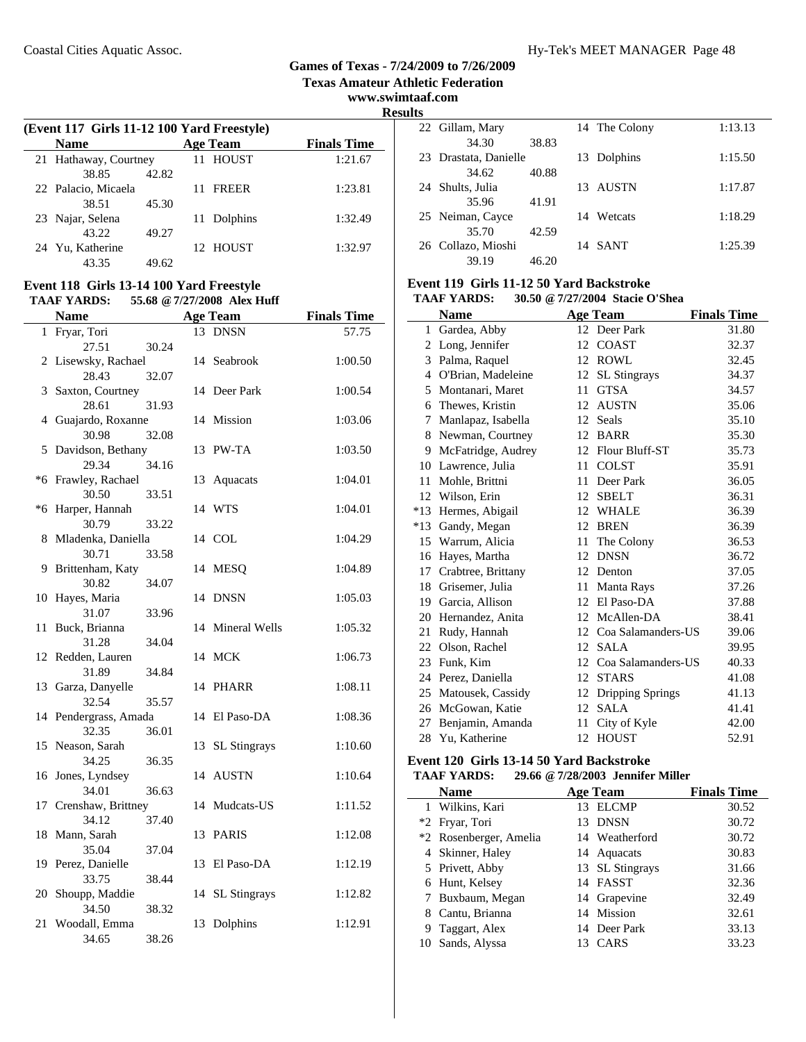## Games of Texas - 7/24/2009 to 7/26/2009
## Texas Amateur Athletic Federation
## www.swimtaaf.com
## Results

### (Event 117 Girls 11-12 100 Yard Freestyle)

| | Name | | Age | Team | Finals Time |
|---|---|---|---|---|---|
| 21 | Hathaway, Courtney | | 11 | HOUST | 1:21.67 |
| | 38.85 | 42.82 | | | |
| 22 | Palacio, Micaela | | 11 | FREER | 1:23.81 |
| | 38.51 | 45.30 | | | |
| 23 | Najar, Selena | | 11 | Dolphins | 1:32.49 |
| | 43.22 | 49.27 | | | |
| 24 | Yu, Katherine | | 12 | HOUST | 1:32.97 |
| | 43.35 | 49.62 | | | |

### Event 118 Girls 13-14 100 Yard Freestyle

**TAAF YARDS: 55.68 @ 7/27/2008 Alex Huff**

| | Name | | Age | Team | Finals Time |
|---|---|---|---|---|---|
| 1 | Fryar, Tori | | 13 | DNSN | 57.75 |
| | 27.51 | 30.24 | | | |
| 2 | Lisewsky, Rachael | | 14 | Seabrook | 1:00.50 |
| | 28.43 | 32.07 | | | |
| 3 | Saxton, Courtney | | 14 | Deer Park | 1:00.54 |
| | 28.61 | 31.93 | | | |
| 4 | Guajardo, Roxanne | | 14 | Mission | 1:03.06 |
| | 30.98 | 32.08 | | | |
| 5 | Davidson, Bethany | | 13 | PW-TA | 1:03.50 |
| | 29.34 | 34.16 | | | |
| *6 | Frawley, Rachael | | 13 | Aquacats | 1:04.01 |
| | 30.50 | 33.51 | | | |
| *6 | Harper, Hannah | | 14 | WTS | 1:04.01 |
| | 30.79 | 33.22 | | | |
| 8 | Mladenka, Daniella | | 14 | COL | 1:04.29 |
| | 30.71 | 33.58 | | | |
| 9 | Brittenham, Katy | | 14 | MESQ | 1:04.89 |
| | 30.82 | 34.07 | | | |
| 10 | Hayes, Maria | | 14 | DNSN | 1:05.03 |
| | 31.07 | 33.96 | | | |
| 11 | Buck, Brianna | | 14 | Mineral Wells | 1:05.32 |
| | 31.28 | 34.04 | | | |
| 12 | Redden, Lauren | | 14 | MCK | 1:06.73 |
| | 31.89 | 34.84 | | | |
| 13 | Garza, Danyelle | | 14 | PHARR | 1:08.11 |
| | 32.54 | 35.57 | | | |
| 14 | Pendergrass, Amada | | 14 | El Paso-DA | 1:08.36 |
| | 32.35 | 36.01 | | | |
| 15 | Neason, Sarah | | 13 | SL Stingrays | 1:10.60 |
| | 34.25 | 36.35 | | | |
| 16 | Jones, Lyndsey | | 14 | AUSTN | 1:10.64 |
| | 34.01 | 36.63 | | | |
| 17 | Crenshaw, Brittney | | 14 | Mudcats-US | 1:11.52 |
| | 34.12 | 37.40 | | | |
| 18 | Mann, Sarah | | 13 | PARIS | 1:12.08 |
| | 35.04 | 37.04 | | | |
| 19 | Perez, Danielle | | 13 | El Paso-DA | 1:12.19 |
| | 33.75 | 38.44 | | | |
| 20 | Shoupp, Maddie | | 14 | SL Stingrays | 1:12.82 |
| | 34.50 | 38.32 | | | |
| 21 | Woodall, Emma | | 13 | Dolphins | 1:12.91 |
| | 34.65 | 38.26 | | | |
| 22 | Gillam, Mary | | 14 | The Colony | 1:13.13 |
| | 34.30 | 38.83 | | | |
| 23 | Drastata, Danielle | | 13 | Dolphins | 1:15.50 |
| | 34.62 | 40.88 | | | |
| 24 | Shults, Julia | | 13 | AUSTN | 1:17.87 |
| | 35.96 | 41.91 | | | |
| 25 | Neiman, Cayce | | 14 | Wetcats | 1:18.29 |
| | 35.70 | 42.59 | | | |
| 26 | Collazo, Mioshi | | 14 | SANT | 1:25.39 |
| | 39.19 | 46.20 | | | |

### Event 119 Girls 11-12 50 Yard Backstroke

**TAAF YARDS: 30.50 @ 7/27/2004 Stacie O'Shea**

| | Name | Age | Team | Finals Time |
|---|---|---|---|---|
| 1 | Gardea, Abby | 12 | Deer Park | 31.80 |
| 2 | Long, Jennifer | 12 | COAST | 32.37 |
| 3 | Palma, Raquel | 12 | ROWL | 32.45 |
| 4 | O'Brian, Madeleine | 12 | SL Stingrays | 34.37 |
| 5 | Montanari, Maret | 11 | GTSA | 34.57 |
| 6 | Thewes, Kristin | 12 | AUSTN | 35.06 |
| 7 | Manlapaz, Isabella | 12 | Seals | 35.10 |
| 8 | Newman, Courtney | 12 | BARR | 35.30 |
| 9 | McFatridge, Audrey | 12 | Flour Bluff-ST | 35.73 |
| 10 | Lawrence, Julia | 11 | COLST | 35.91 |
| 11 | Mohle, Brittni | 11 | Deer Park | 36.05 |
| 12 | Wilson, Erin | 12 | SBELT | 36.31 |
| *13 | Hermes, Abigail | 12 | WHALE | 36.39 |
| *13 | Gandy, Megan | 12 | BREN | 36.39 |
| 15 | Warrum, Alicia | 11 | The Colony | 36.53 |
| 16 | Hayes, Martha | 12 | DNSN | 36.72 |
| 17 | Crabtree, Brittany | 12 | Denton | 37.05 |
| 18 | Grisemer, Julia | 11 | Manta Rays | 37.26 |
| 19 | Garcia, Allison | 12 | El Paso-DA | 37.88 |
| 20 | Hernandez, Anita | 12 | McAllen-DA | 38.41 |
| 21 | Rudy, Hannah | 12 | Coa Salamanders-US | 39.06 |
| 22 | Olson, Rachel | 12 | SALA | 39.95 |
| 23 | Funk, Kim | 12 | Coa Salamanders-US | 40.33 |
| 24 | Perez, Daniella | 12 | STARS | 41.08 |
| 25 | Matousek, Cassidy | 12 | Dripping Springs | 41.13 |
| 26 | McGowan, Katie | 12 | SALA | 41.41 |
| 27 | Benjamin, Amanda | 11 | City of Kyle | 42.00 |
| 28 | Yu, Katherine | 12 | HOUST | 52.91 |

### Event 120 Girls 13-14 50 Yard Backstroke

**TAAF YARDS: 29.66 @ 7/28/2003 Jennifer Miller**

| | Name | Age | Team | Finals Time |
|---|---|---|---|---|
| 1 | Wilkins, Kari | 13 | ELCMP | 30.52 |
| *2 | Fryar, Tori | 13 | DNSN | 30.72 |
| *2 | Rosenberger, Amelia | 14 | Weatherford | 30.72 |
| 4 | Skinner, Haley | 14 | Aquacats | 30.83 |
| 5 | Privett, Abby | 13 | SL Stingrays | 31.66 |
| 6 | Hunt, Kelsey | 14 | FASST | 32.36 |
| 7 | Buxbaum, Megan | 14 | Grapevine | 32.49 |
| 8 | Cantu, Brianna | 14 | Mission | 32.61 |
| 9 | Taggart, Alex | 14 | Deer Park | 33.13 |
| 10 | Sands, Alyssa | 13 | CARS | 33.23 |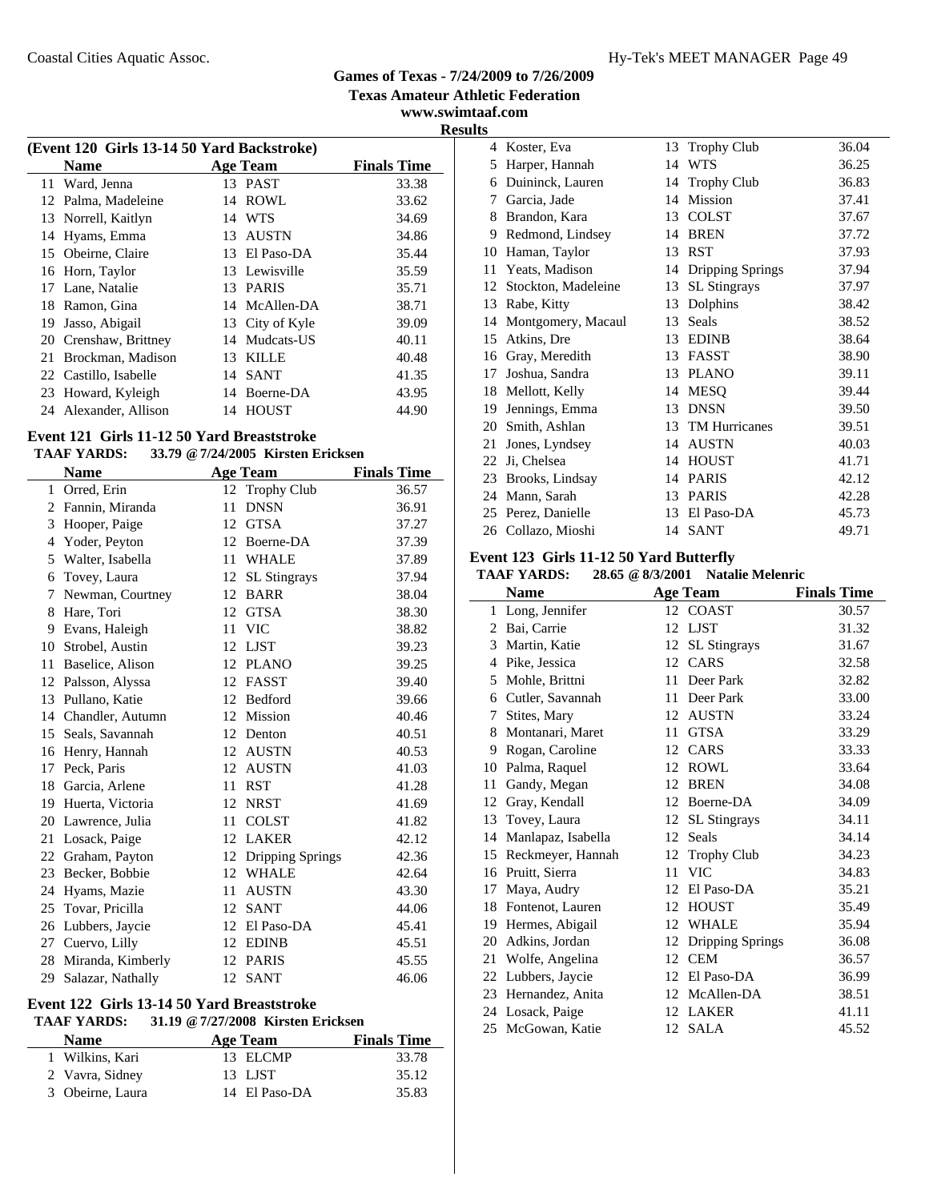**Games of Texas - 7/24/2009 to 7/26/2009**
**Texas Amateur Athletic Federation**
**www.swimtaaf.com**
**Results**

### (Event 120 Girls 13-14 50 Yard Backstroke)

| | Name | Age | Team | Finals Time |
|---|---|---|---|---|
| 11 | Ward, Jenna | 13 | PAST | 33.38 |
| 12 | Palma, Madeleine | 14 | ROWL | 33.62 |
| 13 | Norrell, Kaitlyn | 14 | WTS | 34.69 |
| 14 | Hyams, Emma | 13 | AUSTN | 34.86 |
| 15 | Obeirne, Claire | 13 | El Paso-DA | 35.44 |
| 16 | Horn, Taylor | 13 | Lewisville | 35.59 |
| 17 | Lane, Natalie | 13 | PARIS | 35.71 |
| 18 | Ramon, Gina | 14 | McAllen-DA | 38.71 |
| 19 | Jasso, Abigail | 13 | City of Kyle | 39.09 |
| 20 | Crenshaw, Brittney | 14 | Mudcats-US | 40.11 |
| 21 | Brockman, Madison | 13 | KILLE | 40.48 |
| 22 | Castillo, Isabelle | 14 | SANT | 41.35 |
| 23 | Howard, Kyleigh | 14 | Boerne-DA | 43.95 |
| 24 | Alexander, Allison | 14 | HOUST | 44.90 |

### Event 121 Girls 11-12 50 Yard Breaststroke

**TAAF YARDS:** 33.79 @ 7/24/2005 Kirsten Ericksen

| | Name | Age | Team | Finals Time |
|---|---|---|---|---|
| 1 | Orred, Erin | 12 | Trophy Club | 36.57 |
| 2 | Fannin, Miranda | 11 | DNSN | 36.91 |
| 3 | Hooper, Paige | 12 | GTSA | 37.27 |
| 4 | Yoder, Peyton | 12 | Boerne-DA | 37.39 |
| 5 | Walter, Isabella | 11 | WHALE | 37.89 |
| 6 | Tovey, Laura | 12 | SL Stingrays | 37.94 |
| 7 | Newman, Courtney | 12 | BARR | 38.04 |
| 8 | Hare, Tori | 12 | GTSA | 38.30 |
| 9 | Evans, Haleigh | 11 | VIC | 38.82 |
| 10 | Strobel, Austin | 12 | LJST | 39.23 |
| 11 | Baselice, Alison | 12 | PLANO | 39.25 |
| 12 | Palsson, Alyssa | 12 | FASST | 39.40 |
| 13 | Pullano, Katie | 12 | Bedford | 39.66 |
| 14 | Chandler, Autumn | 12 | Mission | 40.46 |
| 15 | Seals, Savannah | 12 | Denton | 40.51 |
| 16 | Henry, Hannah | 12 | AUSTN | 40.53 |
| 17 | Peck, Paris | 12 | AUSTN | 41.03 |
| 18 | Garcia, Arlene | 11 | RST | 41.28 |
| 19 | Huerta, Victoria | 12 | NRST | 41.69 |
| 20 | Lawrence, Julia | 11 | COLST | 41.82 |
| 21 | Losack, Paige | 12 | LAKER | 42.12 |
| 22 | Graham, Payton | 12 | Dripping Springs | 42.36 |
| 23 | Becker, Bobbie | 12 | WHALE | 42.64 |
| 24 | Hyams, Mazie | 11 | AUSTN | 43.30 |
| 25 | Tovar, Pricilla | 12 | SANT | 44.06 |
| 26 | Lubbers, Jaycie | 12 | El Paso-DA | 45.41 |
| 27 | Cuervo, Lilly | 12 | EDINB | 45.51 |
| 28 | Miranda, Kimberly | 12 | PARIS | 45.55 |
| 29 | Salazar, Nathally | 12 | SANT | 46.06 |

### Event 122 Girls 13-14 50 Yard Breaststroke

**TAAF YARDS:** 31.19 @ 7/27/2008 Kirsten Ericksen

| | Name | Age | Team | Finals Time |
|---|---|---|---|---|
| 1 | Wilkins, Kari | 13 | ELCMP | 33.78 |
| 2 | Vavra, Sidney | 13 | LJST | 35.12 |
| 3 | Obeirne, Laura | 14 | El Paso-DA | 35.83 |
| 4 | Koster, Eva | 13 | Trophy Club | 36.04 |
| 5 | Harper, Hannah | 14 | WTS | 36.25 |
| 6 | Duininck, Lauren | 14 | Trophy Club | 36.83 |
| 7 | Garcia, Jade | 14 | Mission | 37.41 |
| 8 | Brandon, Kara | 13 | COLST | 37.67 |
| 9 | Redmond, Lindsey | 14 | BREN | 37.72 |
| 10 | Haman, Taylor | 13 | RST | 37.93 |
| 11 | Yeats, Madison | 14 | Dripping Springs | 37.94 |
| 12 | Stockton, Madeleine | 13 | SL Stingrays | 37.97 |
| 13 | Rabe, Kitty | 13 | Dolphins | 38.42 |
| 14 | Montgomery, Macaul | 13 | Seals | 38.52 |
| 15 | Atkins, Dre | 13 | EDINB | 38.64 |
| 16 | Gray, Meredith | 13 | FASST | 38.90 |
| 17 | Joshua, Sandra | 13 | PLANO | 39.11 |
| 18 | Mellott, Kelly | 14 | MESQ | 39.44 |
| 19 | Jennings, Emma | 13 | DNSN | 39.50 |
| 20 | Smith, Ashlan | 13 | TM Hurricanes | 39.51 |
| 21 | Jones, Lyndsey | 14 | AUSTN | 40.03 |
| 22 | Ji, Chelsea | 14 | HOUST | 41.71 |
| 23 | Brooks, Lindsay | 14 | PARIS | 42.12 |
| 24 | Mann, Sarah | 13 | PARIS | 42.28 |
| 25 | Perez, Danielle | 13 | El Paso-DA | 45.73 |
| 26 | Collazo, Mioshi | 14 | SANT | 49.71 |

### Event 123 Girls 11-12 50 Yard Butterfly

**TAAF YARDS:** 28.65 @ 8/3/2001 Natalie Melenric

| | Name | Age | Team | Finals Time |
|---|---|---|---|---|
| 1 | Long, Jennifer | 12 | COAST | 30.57 |
| 2 | Bai, Carrie | 12 | LJST | 31.32 |
| 3 | Martin, Katie | 12 | SL Stingrays | 31.67 |
| 4 | Pike, Jessica | 12 | CARS | 32.58 |
| 5 | Mohle, Brittni | 11 | Deer Park | 32.82 |
| 6 | Cutler, Savannah | 11 | Deer Park | 33.00 |
| 7 | Stites, Mary | 12 | AUSTN | 33.24 |
| 8 | Montanari, Maret | 11 | GTSA | 33.29 |
| 9 | Rogan, Caroline | 12 | CARS | 33.33 |
| 10 | Palma, Raquel | 12 | ROWL | 33.64 |
| 11 | Gandy, Megan | 12 | BREN | 34.08 |
| 12 | Gray, Kendall | 12 | Boerne-DA | 34.09 |
| 13 | Tovey, Laura | 12 | SL Stingrays | 34.11 |
| 14 | Manlapaz, Isabella | 12 | Seals | 34.14 |
| 15 | Reckmeyer, Hannah | 12 | Trophy Club | 34.23 |
| 16 | Pruitt, Sierra | 11 | VIC | 34.83 |
| 17 | Maya, Audry | 12 | El Paso-DA | 35.21 |
| 18 | Fontenot, Lauren | 12 | HOUST | 35.49 |
| 19 | Hermes, Abigail | 12 | WHALE | 35.94 |
| 20 | Adkins, Jordan | 12 | Dripping Springs | 36.08 |
| 21 | Wolfe, Angelina | 12 | CEM | 36.57 |
| 22 | Lubbers, Jaycie | 12 | El Paso-DA | 36.99 |
| 23 | Hernandez, Anita | 12 | McAllen-DA | 38.51 |
| 24 | Losack, Paige | 12 | LAKER | 41.11 |
| 25 | McGowan, Katie | 12 | SALA | 45.52 |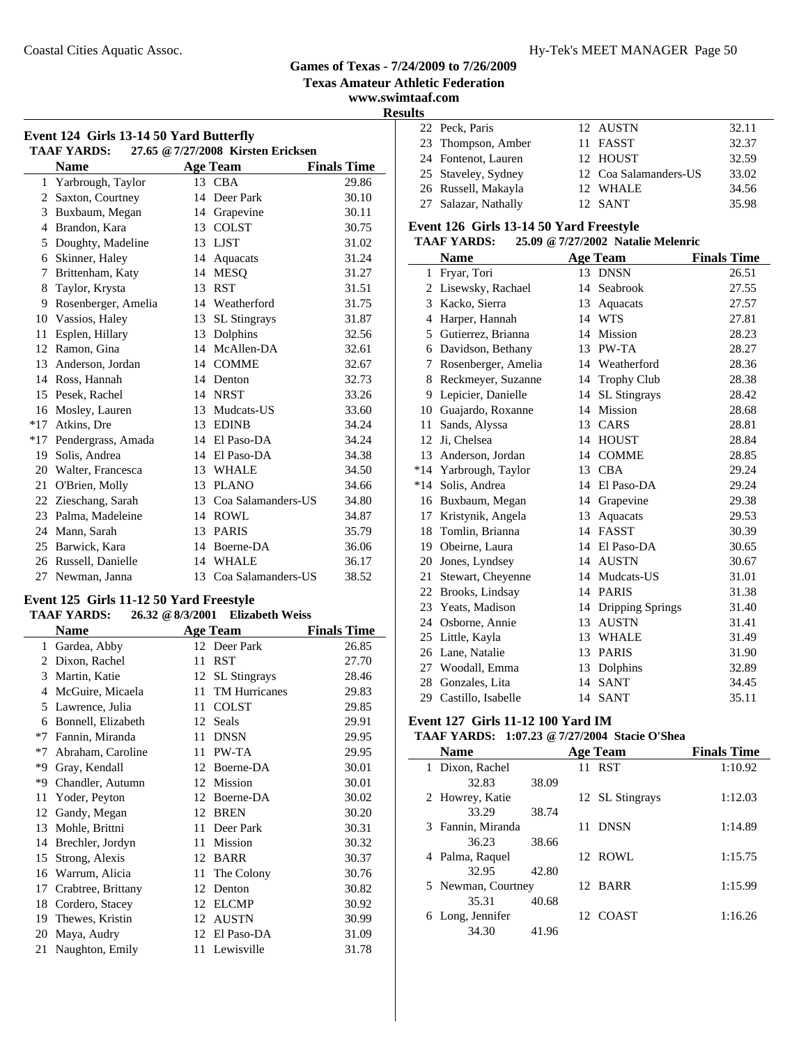**Games of Texas - 7/24/2009 to 7/26/2009**
**Texas Amateur Athletic Federation**
**www.swimtaaf.com**
**Results**

### Event 124 Girls 13-14 50 Yard Butterfly

**TAAF YARDS: 27.65 @ 7/27/2008 Kirsten Ericksen**

| | Name | Age | Team | Finals Time |
|---|---|---|---|---|
| 1 | Yarbrough, Taylor | 13 | CBA | 29.86 |
| 2 | Saxton, Courtney | 14 | Deer Park | 30.10 |
| 3 | Buxbaum, Megan | 14 | Grapevine | 30.11 |
| 4 | Brandon, Kara | 13 | COLST | 30.75 |
| 5 | Doughty, Madeline | 13 | LJST | 31.02 |
| 6 | Skinner, Haley | 14 | Aquacats | 31.24 |
| 7 | Brittenham, Katy | 14 | MESQ | 31.27 |
| 8 | Taylor, Krysta | 13 | RST | 31.51 |
| 9 | Rosenberger, Amelia | 14 | Weatherford | 31.75 |
| 10 | Vassios, Haley | 13 | SL Stingrays | 31.87 |
| 11 | Esplen, Hillary | 13 | Dolphins | 32.56 |
| 12 | Ramon, Gina | 14 | McAllen-DA | 32.61 |
| 13 | Anderson, Jordan | 14 | COMME | 32.67 |
| 14 | Ross, Hannah | 14 | Denton | 32.73 |
| 15 | Pesek, Rachel | 14 | NRST | 33.26 |
| 16 | Mosley, Lauren | 13 | Mudcats-US | 33.60 |
| *17 | Atkins, Dre | 13 | EDINB | 34.24 |
| *17 | Pendergrass, Amada | 14 | El Paso-DA | 34.24 |
| 19 | Solis, Andrea | 14 | El Paso-DA | 34.38 |
| 20 | Walter, Francesca | 13 | WHALE | 34.50 |
| 21 | O'Brien, Molly | 13 | PLANO | 34.66 |
| 22 | Zieschang, Sarah | 13 | Coa Salamanders-US | 34.80 |
| 23 | Palma, Madeleine | 14 | ROWL | 34.87 |
| 24 | Mann, Sarah | 13 | PARIS | 35.79 |
| 25 | Barwick, Kara | 14 | Boerne-DA | 36.06 |
| 26 | Russell, Danielle | 14 | WHALE | 36.17 |
| 27 | Newman, Janna | 13 | Coa Salamanders-US | 38.52 |

### Event 125 Girls 11-12 50 Yard Freestyle

**TAAF YARDS: 26.32 @ 8/3/2001 Elizabeth Weiss**

| | Name | Age | Team | Finals Time |
|---|---|---|---|---|
| 1 | Gardea, Abby | 12 | Deer Park | 26.85 |
| 2 | Dixon, Rachel | 11 | RST | 27.70 |
| 3 | Martin, Katie | 12 | SL Stingrays | 28.46 |
| 4 | McGuire, Micaela | 11 | TM Hurricanes | 29.83 |
| 5 | Lawrence, Julia | 11 | COLST | 29.85 |
| 6 | Bonnell, Elizabeth | 12 | Seals | 29.91 |
| *7 | Fannin, Miranda | 11 | DNSN | 29.95 |
| *7 | Abraham, Caroline | 11 | PW-TA | 29.95 |
| *9 | Gray, Kendall | 12 | Boerne-DA | 30.01 |
| *9 | Chandler, Autumn | 12 | Mission | 30.01 |
| 11 | Yoder, Peyton | 12 | Boerne-DA | 30.02 |
| 12 | Gandy, Megan | 12 | BREN | 30.20 |
| 13 | Mohle, Brittni | 11 | Deer Park | 30.31 |
| 14 | Brechler, Jordyn | 11 | Mission | 30.32 |
| 15 | Strong, Alexis | 12 | BARR | 30.37 |
| 16 | Warrum, Alicia | 11 | The Colony | 30.76 |
| 17 | Crabtree, Brittany | 12 | Denton | 30.82 |
| 18 | Cordero, Stacey | 12 | ELCMP | 30.92 |
| 19 | Thewes, Kristin | 12 | AUSTN | 30.99 |
| 20 | Maya, Audry | 12 | El Paso-DA | 31.09 |
| 21 | Naughton, Emily | 11 | Lewisville | 31.78 |
| 22 | Peck, Paris | 12 | AUSTN | 32.11 |
| 23 | Thompson, Amber | 11 | FASST | 32.37 |
| 24 | Fontenot, Lauren | 12 | HOUST | 32.59 |
| 25 | Staveley, Sydney | 12 | Coa Salamanders-US | 33.02 |
| 26 | Russell, Makayla | 12 | WHALE | 34.56 |
| 27 | Salazar, Nathally | 12 | SANT | 35.98 |

### Event 126 Girls 13-14 50 Yard Freestyle

**TAAF YARDS: 25.09 @ 7/27/2002 Natalie Melenric**

| | Name | Age | Team | Finals Time |
|---|---|---|---|---|
| 1 | Fryar, Tori | 13 | DNSN | 26.51 |
| 2 | Lisewsky, Rachael | 14 | Seabrook | 27.55 |
| 3 | Kacko, Sierra | 13 | Aquacats | 27.57 |
| 4 | Harper, Hannah | 14 | WTS | 27.81 |
| 5 | Gutierrez, Brianna | 14 | Mission | 28.23 |
| 6 | Davidson, Bethany | 13 | PW-TA | 28.27 |
| 7 | Rosenberger, Amelia | 14 | Weatherford | 28.36 |
| 8 | Reckmeyer, Suzanne | 14 | Trophy Club | 28.38 |
| 9 | Lepicier, Danielle | 14 | SL Stingrays | 28.42 |
| 10 | Guajardo, Roxanne | 14 | Mission | 28.68 |
| 11 | Sands, Alyssa | 13 | CARS | 28.81 |
| 12 | Ji, Chelsea | 14 | HOUST | 28.84 |
| 13 | Anderson, Jordan | 14 | COMME | 28.85 |
| *14 | Yarbrough, Taylor | 13 | CBA | 29.24 |
| *14 | Solis, Andrea | 14 | El Paso-DA | 29.24 |
| 16 | Buxbaum, Megan | 14 | Grapevine | 29.38 |
| 17 | Kristynik, Angela | 13 | Aquacats | 29.53 |
| 18 | Tomlin, Brianna | 14 | FASST | 30.39 |
| 19 | Obeirne, Laura | 14 | El Paso-DA | 30.65 |
| 20 | Jones, Lyndsey | 14 | AUSTN | 30.67 |
| 21 | Stewart, Cheyenne | 14 | Mudcats-US | 31.01 |
| 22 | Brooks, Lindsay | 14 | PARIS | 31.38 |
| 23 | Yeats, Madison | 14 | Dripping Springs | 31.40 |
| 24 | Osborne, Annie | 13 | AUSTN | 31.41 |
| 25 | Little, Kayla | 13 | WHALE | 31.49 |
| 26 | Lane, Natalie | 13 | PARIS | 31.90 |
| 27 | Woodall, Emma | 13 | Dolphins | 32.89 |
| 28 | Gonzales, Lita | 14 | SANT | 34.45 |
| 29 | Castillo, Isabelle | 14 | SANT | 35.11 |

### Event 127 Girls 11-12 100 Yard IM

**TAAF YARDS: 1:07.23 @ 7/27/2004 Stacie O'Shea**

| | Name | Age | Team | Finals Time |
|---|---|---|---|---|
| 1 | Dixon, Rachel | 11 | RST | 1:10.92 |
| | 32.83 38.09 | | | |
| 2 | Howrey, Katie | 12 | SL Stingrays | 1:12.03 |
| | 33.29 38.74 | | | |
| 3 | Fannin, Miranda | 11 | DNSN | 1:14.89 |
| | 36.23 38.66 | | | |
| 4 | Palma, Raquel | 12 | ROWL | 1:15.75 |
| | 32.95 42.80 | | | |
| 5 | Newman, Courtney | 12 | BARR | 1:15.99 |
| | 35.31 40.68 | | | |
| 6 | Long, Jennifer | 12 | COAST | 1:16.26 |
| | 34.30 41.96 | | | |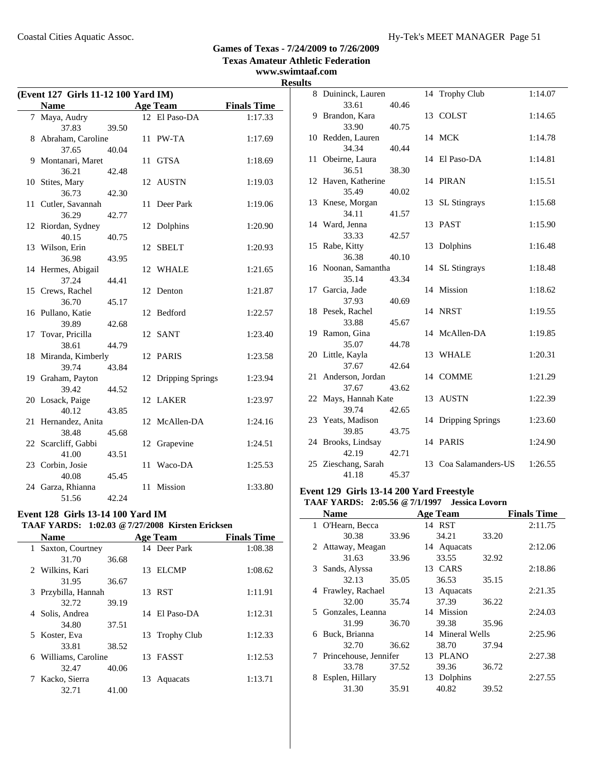## Games of Texas - 7/24/2009 to 7/26/2009
**Texas Amateur Athletic Federation**
**www.swimtaaf.com**
**Results**

### (Event 127 Girls 11-12 100 Yard IM)

| | Name | | Age | Team | Finals Time |
|---|---|---|---|---|---|
| 7 | Maya, Audry | | 12 | El Paso-DA | 1:17.33 |
| | 37.83 | 39.50 | | | |
| 8 | Abraham, Caroline | | 11 | PW-TA | 1:17.69 |
| | 37.65 | 40.04 | | | |
| 9 | Montanari, Maret | | 11 | GTSA | 1:18.69 |
| | 36.21 | 42.48 | | | |
| 10 | Stites, Mary | | 12 | AUSTN | 1:19.03 |
| | 36.73 | 42.30 | | | |
| 11 | Cutler, Savannah | | 11 | Deer Park | 1:19.06 |
| | 36.29 | 42.77 | | | |
| 12 | Riordan, Sydney | | 12 | Dolphins | 1:20.90 |
| | 40.15 | 40.75 | | | |
| 13 | Wilson, Erin | | 12 | SBELT | 1:20.93 |
| | 36.98 | 43.95 | | | |
| 14 | Hermes, Abigail | | 12 | WHALE | 1:21.65 |
| | 37.24 | 44.41 | | | |
| 15 | Crews, Rachel | | 12 | Denton | 1:21.87 |
| | 36.70 | 45.17 | | | |
| 16 | Pullano, Katie | | 12 | Bedford | 1:22.57 |
| | 39.89 | 42.68 | | | |
| 17 | Tovar, Pricilla | | 12 | SANT | 1:23.40 |
| | 38.61 | 44.79 | | | |
| 18 | Miranda, Kimberly | | 12 | PARIS | 1:23.58 |
| | 39.74 | 43.84 | | | |
| 19 | Graham, Payton | | 12 | Dripping Springs | 1:23.94 |
| | 39.42 | 44.52 | | | |
| 20 | Losack, Paige | | 12 | LAKER | 1:23.97 |
| | 40.12 | 43.85 | | | |
| 21 | Hernandez, Anita | | 12 | McAllen-DA | 1:24.16 |
| | 38.48 | 45.68 | | | |
| 22 | Scarcliff, Gabbi | | 12 | Grapevine | 1:24.51 |
| | 41.00 | 43.51 | | | |
| 23 | Corbin, Josie | | 11 | Waco-DA | 1:25.53 |
| | 40.08 | 45.45 | | | |
| 24 | Garza, Rhianna | | 11 | Mission | 1:33.80 |
| | 51.56 | 42.24 | | | |

### Event 128 Girls 13-14 100 Yard IM
**TAAF YARDS: 1:02.03 @ 7/27/2008 Kirsten Ericksen**

| | Name | | Age | Team | Finals Time |
|---|---|---|---|---|---|
| 1 | Saxton, Courtney | | 14 | Deer Park | 1:08.38 |
| | 31.70 | 36.68 | | | |
| 2 | Wilkins, Kari | | 13 | ELCMP | 1:08.62 |
| | 31.95 | 36.67 | | | |
| 3 | Przybilla, Hannah | | 13 | RST | 1:11.91 |
| | 32.72 | 39.19 | | | |
| 4 | Solis, Andrea | | 14 | El Paso-DA | 1:12.31 |
| | 34.80 | 37.51 | | | |
| 5 | Koster, Eva | | 13 | Trophy Club | 1:12.33 |
| | 33.81 | 38.52 | | | |
| 6 | Williams, Caroline | | 13 | FASST | 1:12.53 |
| | 32.47 | 40.06 | | | |
| 7 | Kacko, Sierra | | 13 | Aquacats | 1:13.71 |
| | 32.71 | 41.00 | | | |
| 8 | Duininck, Lauren | | 14 | Trophy Club | 1:14.07 |
| | 33.61 | 40.46 | | | |
| 9 | Brandon, Kara | | 13 | COLST | 1:14.65 |
| | 33.90 | 40.75 | | | |
| 10 | Redden, Lauren | | 14 | MCK | 1:14.78 |
| | 34.34 | 40.44 | | | |
| 11 | Obeirne, Laura | | 14 | El Paso-DA | 1:14.81 |
| | 36.51 | 38.30 | | | |
| 12 | Haven, Katherine | | 14 | PIRAN | 1:15.51 |
| | 35.49 | 40.02 | | | |
| 13 | Knese, Morgan | | 13 | SL Stingrays | 1:15.68 |
| | 34.11 | 41.57 | | | |
| 14 | Ward, Jenna | | 13 | PAST | 1:15.90 |
| | 33.33 | 42.57 | | | |
| 15 | Rabe, Kitty | | 13 | Dolphins | 1:16.48 |
| | 36.38 | 40.10 | | | |
| 16 | Noonan, Samantha | | 14 | SL Stingrays | 1:18.48 |
| | 35.14 | 43.34 | | | |
| 17 | Garcia, Jade | | 14 | Mission | 1:18.62 |
| | 37.93 | 40.69 | | | |
| 18 | Pesek, Rachel | | 14 | NRST | 1:19.55 |
| | 33.88 | 45.67 | | | |
| 19 | Ramon, Gina | | 14 | McAllen-DA | 1:19.85 |
| | 35.07 | 44.78 | | | |
| 20 | Little, Kayla | | 13 | WHALE | 1:20.31 |
| | 37.67 | 42.64 | | | |
| 21 | Anderson, Jordan | | 14 | COMME | 1:21.29 |
| | 37.67 | 43.62 | | | |
| 22 | Mays, Hannah Kate | | 13 | AUSTN | 1:22.39 |
| | 39.74 | 42.65 | | | |
| 23 | Yeats, Madison | | 14 | Dripping Springs | 1:23.60 |
| | 39.85 | 43.75 | | | |
| 24 | Brooks, Lindsay | | 14 | PARIS | 1:24.90 |
| | 42.19 | 42.71 | | | |
| 25 | Zieschang, Sarah | | 13 | Coa Salamanders-US | 1:26.55 |
| | 41.18 | 45.37 | | | |

### Event 129 Girls 13-14 200 Yard Freestyle
**TAAF YARDS: 2:05.56 @ 7/1/1997 Jessica Lovorn**

| | Name | | Age | Team | | Finals Time |
|---|---|---|---|---|---|---|
| 1 | O'Hearn, Becca | | 14 | RST | | 2:11.75 |
| | 30.38 | 33.96 | | 34.21 | 33.20 | |
| 2 | Attaway, Meagan | | 14 | Aquacats | | 2:12.06 |
| | 31.63 | 33.96 | | 33.55 | 32.92 | |
| 3 | Sands, Alyssa | | 13 | CARS | | 2:18.86 |
| | 32.13 | 35.05 | | 36.53 | 35.15 | |
| 4 | Frawley, Rachael | | 13 | Aquacats | | 2:21.35 |
| | 32.00 | 35.74 | | 37.39 | 36.22 | |
| 5 | Gonzales, Leanna | | 14 | Mission | | 2:24.03 |
| | 31.99 | 36.70 | | 39.38 | 35.96 | |
| 6 | Buck, Brianna | | 14 | Mineral Wells | | 2:25.96 |
| | 32.70 | 36.62 | | 38.70 | 37.94 | |
| 7 | Princehouse, Jennifer | | 13 | PLANO | | 2:27.38 |
| | 33.78 | 37.52 | | 39.36 | 36.72 | |
| 8 | Esplen, Hillary | | 13 | Dolphins | | 2:27.55 |
| | 31.30 | 35.91 | | 40.82 | 39.52 | |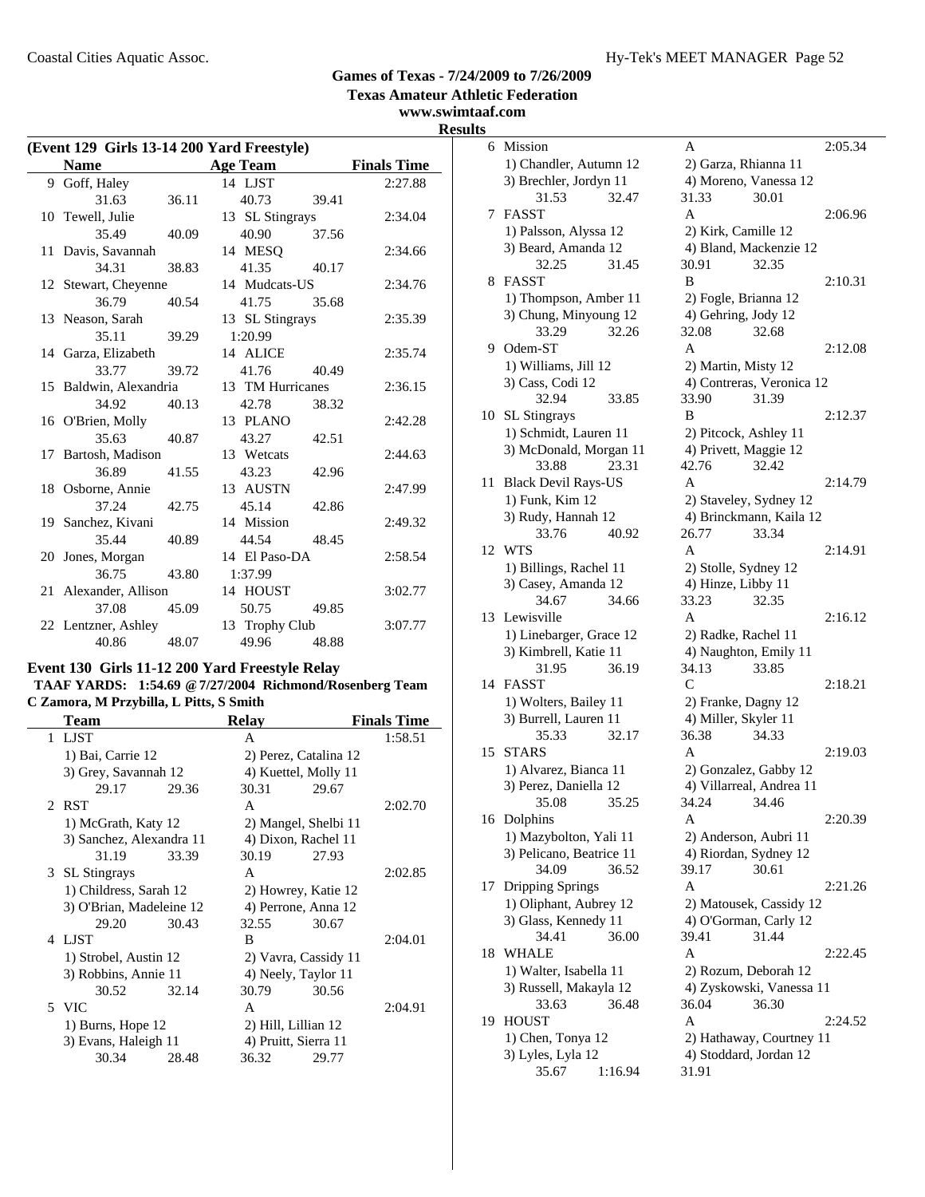## Games of Texas - 7/24/2009 to 7/26/2009

**Texas Amateur Athletic Federation**

**www.swimtaaf.com**

**Results**

### (Event 129 Girls 13-14 200 Yard Freestyle)

| | Name | | Age Team | | Finals Time |
|---|---|---|---|---|---|
| 9 | Goff, Haley | | 14 LJST | | 2:27.88 |
| | 31.63 | 36.11 | 40.73 | 39.41 | |
| 10 | Tewell, Julie | | 13 SL Stingrays | | 2:34.04 |
| | 35.49 | 40.09 | 40.90 | 37.56 | |
| 11 | Davis, Savannah | | 14 MESQ | | 2:34.66 |
| | 34.31 | 38.83 | 41.35 | 40.17 | |
| 12 | Stewart, Cheyenne | | 14 Mudcats-US | | 2:34.76 |
| | 36.79 | 40.54 | 41.75 | 35.68 | |
| 13 | Neason, Sarah | | 13 SL Stingrays | | 2:35.39 |
| | 35.11 | 39.29 | 1:20.99 | | |
| 14 | Garza, Elizabeth | | 14 ALICE | | 2:35.74 |
| | 33.77 | 39.72 | 41.76 | 40.49 | |
| 15 | Baldwin, Alexandria | | 13 TM Hurricanes | | 2:36.15 |
| | 34.92 | 40.13 | 42.78 | 38.32 | |
| 16 | O'Brien, Molly | | 13 PLANO | | 2:42.28 |
| | 35.63 | 40.87 | 43.27 | 42.51 | |
| 17 | Bartosh, Madison | | 13 Wetcats | | 2:44.63 |
| | 36.89 | 41.55 | 43.23 | 42.96 | |
| 18 | Osborne, Annie | | 13 AUSTN | | 2:47.99 |
| | 37.24 | 42.75 | 45.14 | 42.86 | |
| 19 | Sanchez, Kivani | | 14 Mission | | 2:49.32 |
| | 35.44 | 40.89 | 44.54 | 48.45 | |
| 20 | Jones, Morgan | | 14 El Paso-DA | | 2:58.54 |
| | 36.75 | 43.80 | 1:37.99 | | |
| 21 | Alexander, Allison | | 14 HOUST | | 3:02.77 |
| | 37.08 | 45.09 | 50.75 | 49.85 | |
| 22 | Lentzner, Ashley | | 13 Trophy Club | | 3:07.77 |
| | 40.86 | 48.07 | 49.96 | 48.88 | |

### Event 130 Girls 11-12 200 Yard Freestyle Relay

**TAAF YARDS: 1:54.69 @ 7/27/2004 Richmond/Rosenberg Team**
**C Zamora, M Przybilla, L Pitts, S Smith**

| | Team | | Relay | | Finals Time |
|---|---|---|---|---|---|
| 1 | LJST | | A | | 1:58.51 |
| | 1) Bai, Carrie 12 | | 2) Perez, Catalina 12 | | |
| | 3) Grey, Savannah 12 | | 4) Kuettel, Molly 11 | | |
| | 29.17 | 29.36 | 30.31 | 29.67 | |
| 2 | RST | | A | | 2:02.70 |
| | 1) McGrath, Katy 12 | | 2) Mangel, Shelbi 11 | | |
| | 3) Sanchez, Alexandra 11 | | 4) Dixon, Rachel 11 | | |
| | 31.19 | 33.39 | 30.19 | 27.93 | |
| 3 | SL Stingrays | | A | | 2:02.85 |
| | 1) Childress, Sarah 12 | | 2) Howrey, Katie 12 | | |
| | 3) O'Brian, Madeleine 12 | | 4) Perrone, Anna 12 | | |
| | 29.20 | 30.43 | 32.55 | 30.67 | |
| 4 | LJST | | B | | 2:04.01 |
| | 1) Strobel, Austin 12 | | 2) Vavra, Cassidy 11 | | |
| | 3) Robbins, Annie 11 | | 4) Neely, Taylor 11 | | |
| | 30.52 | 32.14 | 30.79 | 30.56 | |
| 5 | VIC | | A | | 2:04.91 |
| | 1) Burns, Hope 12 | | 2) Hill, Lillian 12 | | |
| | 3) Evans, Haleigh 11 | | 4) Pruitt, Sierra 11 | | |
| | 30.34 | 28.48 | 36.32 | 29.77 | |
| 6 | Mission | | A | | 2:05.34 |
| | 1) Chandler, Autumn 12 | | 2) Garza, Rhianna 11 | | |
| | 3) Brechler, Jordyn 11 | | 4) Moreno, Vanessa 12 | | |
| | 31.53 | 32.47 | 31.33 | 30.01 | |
| 7 | FASST | | A | | 2:06.96 |
| | 1) Palsson, Alyssa 12 | | 2) Kirk, Camille 12 | | |
| | 3) Beard, Amanda 12 | | 4) Bland, Mackenzie 12 | | |
| | 32.25 | 31.45 | 30.91 | 32.35 | |
| 8 | FASST | | B | | 2:10.31 |
| | 1) Thompson, Amber 11 | | 2) Fogle, Brianna 12 | | |
| | 3) Chung, Minyoung 12 | | 4) Gehring, Jody 12 | | |
| | 33.29 | 32.26 | 32.08 | 32.68 | |
| 9 | Odem-ST | | A | | 2:12.08 |
| | 1) Williams, Jill 12 | | 2) Martin, Misty 12 | | |
| | 3) Cass, Codi 12 | | 4) Contreras, Veronica 12 | | |
| | 32.94 | 33.85 | 33.90 | 31.39 | |
| 10 | SL Stingrays | | B | | 2:12.37 |
| | 1) Schmidt, Lauren 11 | | 2) Pitcock, Ashley 11 | | |
| | 3) McDonald, Morgan 11 | | 4) Privett, Maggie 12 | | |
| | 33.88 | 23.31 | 42.76 | 32.42 | |
| 11 | Black Devil Rays-US | | A | | 2:14.79 |
| | 1) Funk, Kim 12 | | 2) Staveley, Sydney 12 | | |
| | 3) Rudy, Hannah 12 | | 4) Brinckmann, Kaila 12 | | |
| | 33.76 | 40.92 | 26.77 | 33.34 | |
| 12 | WTS | | A | | 2:14.91 |
| | 1) Billings, Rachel 11 | | 2) Stolle, Sydney 12 | | |
| | 3) Casey, Amanda 12 | | 4) Hinze, Libby 11 | | |
| | 34.67 | 34.66 | 33.23 | 32.35 | |
| 13 | Lewisville | | A | | 2:16.12 |
| | 1) Linebarger, Grace 12 | | 2) Radke, Rachel 11 | | |
| | 3) Kimbrell, Katie 11 | | 4) Naughton, Emily 11 | | |
| | 31.95 | 36.19 | 34.13 | 33.85 | |
| 14 | FASST | | C | | 2:18.21 |
| | 1) Wolters, Bailey 11 | | 2) Franke, Dagny 12 | | |
| | 3) Burrell, Lauren 11 | | 4) Miller, Skyler 11 | | |
| | 35.33 | 32.17 | 36.38 | 34.33 | |
| 15 | STARS | | A | | 2:19.03 |
| | 1) Alvarez, Bianca 11 | | 2) Gonzalez, Gabby 12 | | |
| | 3) Perez, Daniella 12 | | 4) Villarreal, Andrea 11 | | |
| | 35.08 | 35.25 | 34.24 | 34.46 | |
| 16 | Dolphins | | A | | 2:20.39 |
| | 1) Mazybolton, Yali 11 | | 2) Anderson, Aubri 11 | | |
| | 3) Pelicano, Beatrice 11 | | 4) Riordan, Sydney 12 | | |
| | 34.09 | 36.52 | 39.17 | 30.61 | |
| 17 | Dripping Springs | | A | | 2:21.26 |
| | 1) Oliphant, Aubrey 12 | | 2) Matousek, Cassidy 12 | | |
| | 3) Glass, Kennedy 11 | | 4) O'Gorman, Carly 12 | | |
| | 34.41 | 36.00 | 39.41 | 31.44 | |
| 18 | WHALE | | A | | 2:22.45 |
| | 1) Walter, Isabella 11 | | 2) Rozum, Deborah 12 | | |
| | 3) Russell, Makayla 12 | | 4) Zyskowski, Vanessa 11 | | |
| | 33.63 | 36.48 | 36.04 | 36.30 | |
| 19 | HOUST | | A | | 2:24.52 |
| | 1) Chen, Tonya 12 | | 2) Hathaway, Courtney 11 | | |
| | 3) Lyles, Lyla 12 | | 4) Stoddard, Jordan 12 | | |
| | 35.67 | 1:16.94 | 31.91 | | |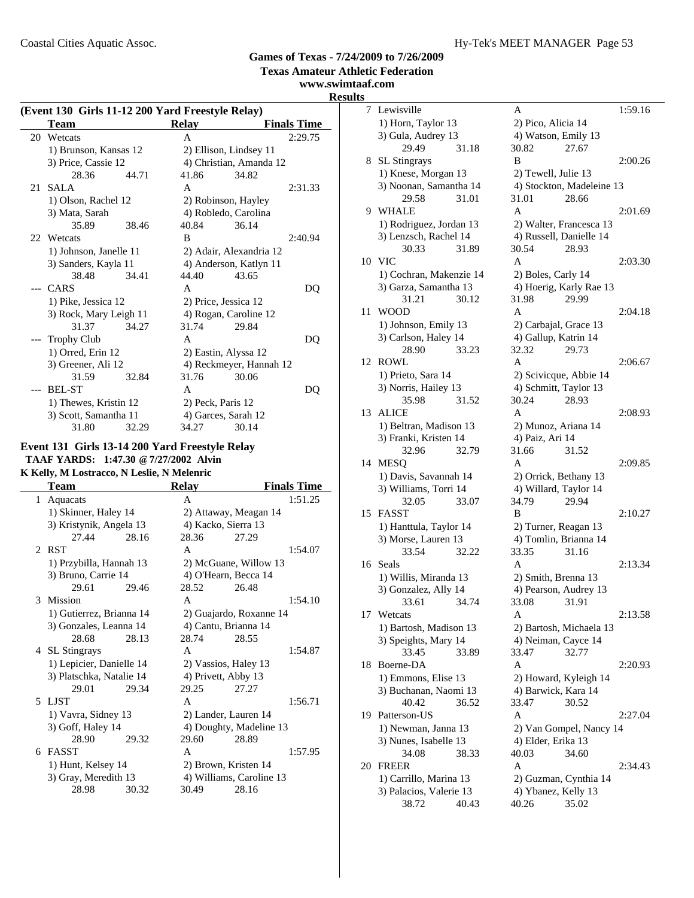## Games of Texas - 7/24/2009 to 7/26/2009
## Texas Amateur Athletic Federation
## www.swimtaaf.com
## Results

### (Event 130 Girls 11-12 200 Yard Freestyle Relay)

| | Team | Relay | Finals Time |
|---|---|---|---|
| 20 | Wetcats | A | 2:29.75 |
| | 1) Brunson, Kansas 12 | 2) Ellison, Lindsey 11 | |
| | 3) Price, Cassie 12 | 4) Christian, Amanda 12 | |
| | 28.36 44.71 | 41.86 34.82 | |
| 21 | SALA | A | 2:31.33 |
| | 1) Olson, Rachel 12 | 2) Robinson, Hayley | |
| | 3) Mata, Sarah | 4) Robledo, Carolina | |
| | 35.89 38.46 | 40.84 36.14 | |
| 22 | Wetcats | B | 2:40.94 |
| | 1) Johnson, Janelle 11 | 2) Adair, Alexandria 12 | |
| | 3) Sanders, Kayla 11 | 4) Anderson, Katlyn 11 | |
| | 38.48 34.41 | 44.40 43.65 | |
| --- | CARS | A | DQ |
| | 1) Pike, Jessica 12 | 2) Price, Jessica 12 | |
| | 3) Rock, Mary Leigh 11 | 4) Rogan, Caroline 12 | |
| | 31.37 34.27 | 31.74 29.84 | |
| --- | Trophy Club | A | DQ |
| | 1) Orred, Erin 12 | 2) Eastin, Alyssa 12 | |
| | 3) Greener, Ali 12 | 4) Reckmeyer, Hannah 12 | |
| | 31.59 32.84 | 31.76 30.06 | |
| --- | BEL-ST | A | DQ |
| | 1) Thewes, Kristin 12 | 2) Peck, Paris 12 | |
| | 3) Scott, Samantha 11 | 4) Garces, Sarah 12 | |
| | 31.80 32.29 | 34.27 30.14 | |

### Event 131 Girls 13-14 200 Yard Freestyle Relay
**TAAF YARDS: 1:47.30 @ 7/27/2002 Alvin**
**K Kelly, M Lostracco, N Leslie, N Melenric**

| | Team | Relay | Finals Time |
|---|---|---|---|
| 1 | Aquacats | A | 1:51.25 |
| | 1) Skinner, Haley 14 | 2) Attaway, Meagan 14 | |
| | 3) Kristynik, Angela 13 | 4) Kacko, Sierra 13 | |
| | 27.44 28.16 | 28.36 27.29 | |
| 2 | RST | A | 1:54.07 |
| | 1) Przybilla, Hannah 13 | 2) McGuane, Willow 13 | |
| | 3) Bruno, Carrie 14 | 4) O'Hearn, Becca 14 | |
| | 29.61 29.46 | 28.52 26.48 | |
| 3 | Mission | A | 1:54.10 |
| | 1) Gutierrez, Brianna 14 | 2) Guajardo, Roxanne 14 | |
| | 3) Gonzales, Leanna 14 | 4) Cantu, Brianna 14 | |
| | 28.68 28.13 | 28.74 28.55 | |
| 4 | SL Stingrays | A | 1:54.87 |
| | 1) Lepicier, Danielle 14 | 2) Vassios, Haley 13 | |
| | 3) Platschka, Natalie 14 | 4) Privett, Abby 13 | |
| | 29.01 29.34 | 29.25 27.27 | |
| 5 | LJST | A | 1:56.71 |
| | 1) Vavra, Sidney 13 | 2) Lander, Lauren 14 | |
| | 3) Goff, Haley 14 | 4) Doughty, Madeline 13 | |
| | 28.90 29.32 | 29.60 28.89 | |
| 6 | FASST | A | 1:57.95 |
| | 1) Hunt, Kelsey 14 | 2) Brown, Kristen 14 | |
| | 3) Gray, Meredith 13 | 4) Williams, Caroline 13 | |
| | 28.98 30.32 | 30.49 28.16 | |
| 7 | Lewisville | A | 1:59.16 |
| | 1) Horn, Taylor 13 | 2) Pico, Alicia 14 | |
| | 3) Gula, Audrey 13 | 4) Watson, Emily 13 | |
| | 29.49 31.18 | 30.82 27.67 | |
| 8 | SL Stingrays | B | 2:00.26 |
| | 1) Knese, Morgan 13 | 2) Tewell, Julie 13 | |
| | 3) Noonan, Samantha 14 | 4) Stockton, Madeleine 13 | |
| | 29.58 31.01 | 31.01 28.66 | |
| 9 | WHALE | A | 2:01.69 |
| | 1) Rodriguez, Jordan 13 | 2) Walter, Francesca 13 | |
| | 3) Lenzsch, Rachel 14 | 4) Russell, Danielle 14 | |
| | 30.33 31.89 | 30.54 28.93 | |
| 10 | VIC | A | 2:03.30 |
| | 1) Cochran, Makenzie 14 | 2) Boles, Carly 14 | |
| | 3) Garza, Samantha 13 | 4) Hoerig, Karly Rae 13 | |
| | 31.21 30.12 | 31.98 29.99 | |
| 11 | WOOD | A | 2:04.18 |
| | 1) Johnson, Emily 13 | 2) Carbajal, Grace 13 | |
| | 3) Carlson, Haley 14 | 4) Gallup, Katrin 14 | |
| | 28.90 33.23 | 32.32 29.73 | |
| 12 | ROWL | A | 2:06.67 |
| | 1) Prieto, Sara 14 | 2) Scivicque, Abbie 14 | |
| | 3) Norris, Hailey 13 | 4) Schmitt, Taylor 13 | |
| | 35.98 31.52 | 30.24 28.93 | |
| 13 | ALICE | A | 2:08.93 |
| | 1) Beltran, Madison 13 | 2) Munoz, Ariana 14 | |
| | 3) Franki, Kristen 14 | 4) Paiz, Ari 14 | |
| | 32.96 32.79 | 31.66 31.52 | |
| 14 | MESQ | A | 2:09.85 |
| | 1) Davis, Savannah 14 | 2) Orrick, Bethany 13 | |
| | 3) Williams, Torri 14 | 4) Willard, Taylor 14 | |
| | 32.05 33.07 | 34.79 29.94 | |
| 15 | FASST | B | 2:10.27 |
| | 1) Hanttula, Taylor 14 | 2) Turner, Reagan 13 | |
| | 3) Morse, Lauren 13 | 4) Tomlin, Brianna 14 | |
| | 33.54 32.22 | 33.35 31.16 | |
| 16 | Seals | A | 2:13.34 |
| | 1) Willis, Miranda 13 | 2) Smith, Brenna 13 | |
| | 3) Gonzalez, Ally 14 | 4) Pearson, Audrey 13 | |
| | 33.61 34.74 | 33.08 31.91 | |
| 17 | Wetcats | A | 2:13.58 |
| | 1) Bartosh, Madison 13 | 2) Bartosh, Michaela 13 | |
| | 3) Speights, Mary 14 | 4) Neiman, Cayce 14 | |
| | 33.45 33.89 | 33.47 32.77 | |
| 18 | Boerne-DA | A | 2:20.93 |
| | 1) Emmons, Elise 13 | 2) Howard, Kyleigh 14 | |
| | 3) Buchanan, Naomi 13 | 4) Barwick, Kara 14 | |
| | 40.42 36.52 | 33.47 30.52 | |
| 19 | Patterson-US | A | 2:27.04 |
| | 1) Newman, Janna 13 | 2) Van Gompel, Nancy 14 | |
| | 3) Nunes, Isabelle 13 | 4) Elder, Erika 13 | |
| | 34.08 38.33 | 40.03 34.60 | |
| 20 | FREER | A | 2:34.43 |
| | 1) Carrillo, Marina 13 | 2) Guzman, Cynthia 14 | |
| | 3) Palacios, Valerie 13 | 4) Ybanez, Kelly 13 | |
| | 38.72 40.43 | 40.26 35.02 | |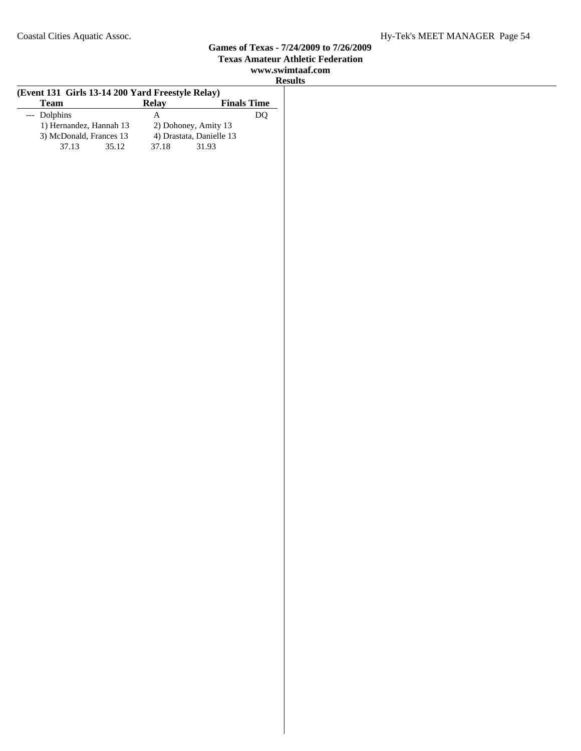**Games of Texas - 7/24/2009 to 7/26/2009**
**Texas Amateur Athletic Federation**
**www.swimtaaf.com**
**Results**

**(Event 131 Girls 13-14 200 Yard Freestyle Relay)**

| | Team | Relay | Finals Time |
|---|---|---|---|
| --- | Dolphins | A | DQ |

1) Hernandez, Hannah 13 2) Dohoney, Amity 13
3) McDonald, Frances 13 4) Drastata, Danielle 13
37.13 35.12 37.18 31.93